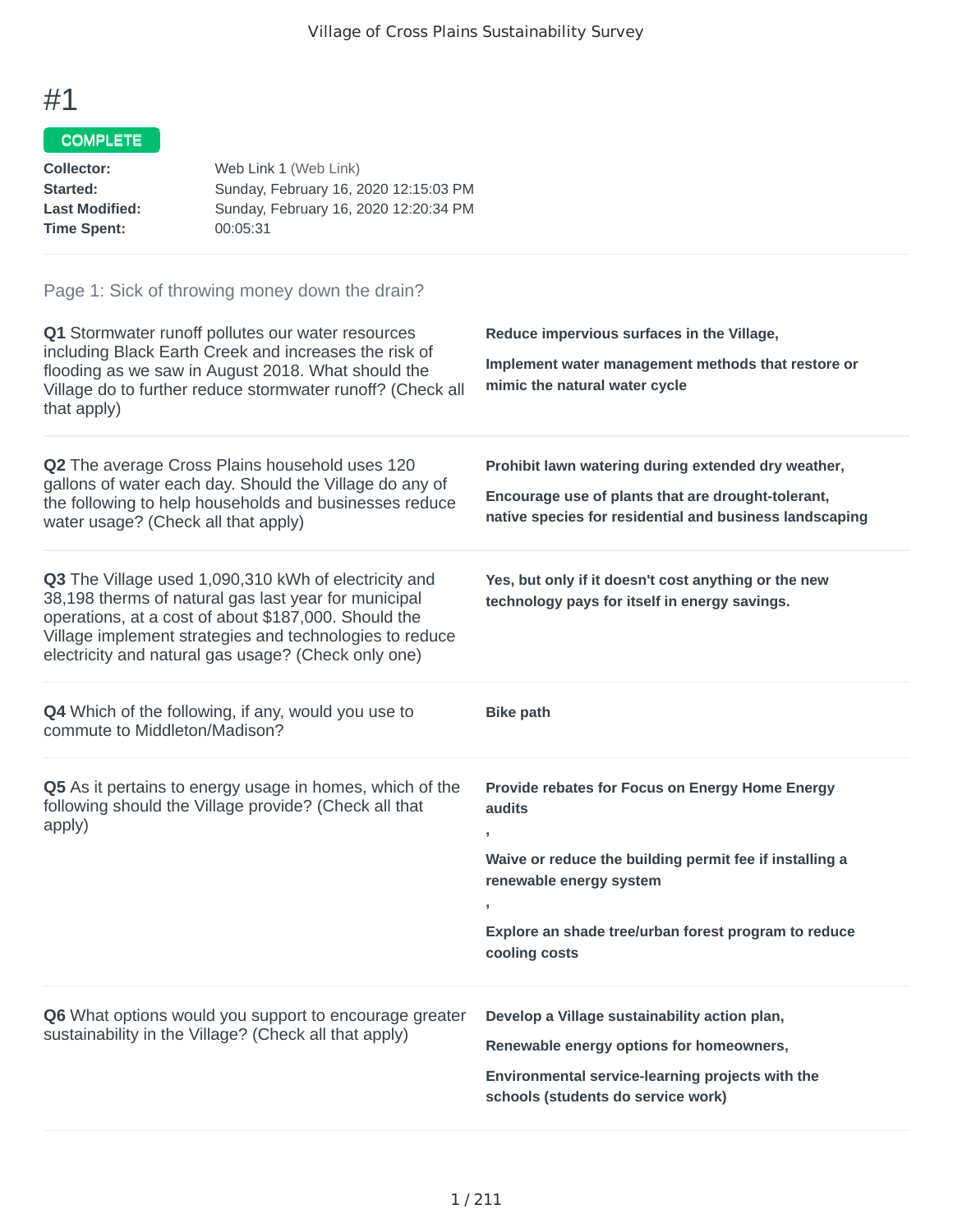# #1

**COMPLETE**

**Collector:** Web Link 1 (Web Link)
**Started:** Sunday, February 16, 2020 12:15:03 PM
**Last Modified:** Sunday, February 16, 2020 12:20:34 PM
**Time Spent:** 00:05:31

## Page 1: Sick of throwing money down the drain?

**Q1** Stormwater runoff pollutes our water resources including Black Earth Creek and increases the risk of flooding as we saw in August 2018. What should the Village do to further reduce stormwater runoff? (Check all that apply)

**Reduce impervious surfaces in the Village,**

**Implement water management methods that restore or mimic the natural water cycle**

**Q2** The average Cross Plains household uses 120 gallons of water each day. Should the Village do any of the following to help households and businesses reduce water usage? (Check all that apply)

**Prohibit lawn watering during extended dry weather,**

**Encourage use of plants that are drought-tolerant, native species for residential and business landscaping**

**Q3** The Village used 1,090,310 kWh of electricity and 38,198 therms of natural gas last year for municipal operations, at a cost of about $187,000. Should the Village implement strategies and technologies to reduce electricity and natural gas usage? (Check only one)

**Yes, but only if it doesn't cost anything or the new technology pays for itself in energy savings.**

**Q4** Which of the following, if any, would you use to commute to Middleton/Madison?

**Bike path**

**Q5** As it pertains to energy usage in homes, which of the following should the Village provide? (Check all that apply)

**Provide rebates for Focus on Energy Home Energy audits**

**,**

**Waive or reduce the building permit fee if installing a renewable energy system**

**,**

**Explore an shade tree/urban forest program to reduce cooling costs**

**Q6** What options would you support to encourage greater sustainability in the Village? (Check all that apply)

**Develop a Village sustainability action plan,**

**Renewable energy options for homeowners,**

**Environmental service-learning projects with the schools (students do service work)**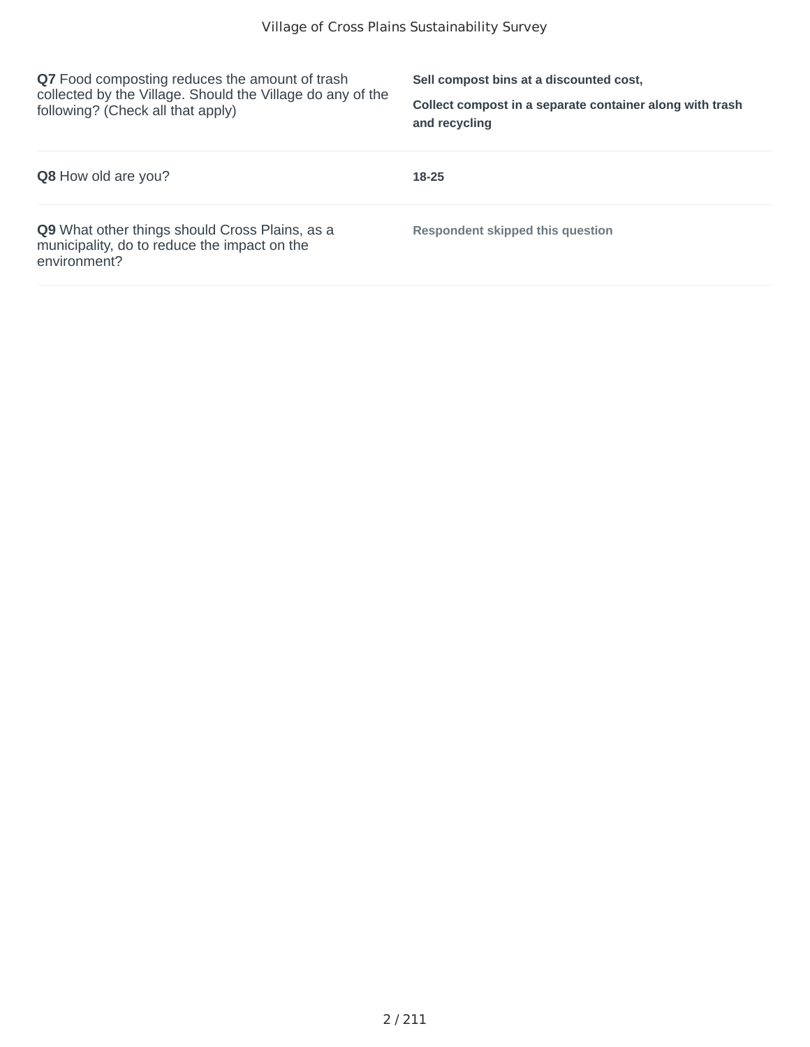| | |
|---|---|
| **Q7** Food composting reduces the amount of trash collected by the Village. Should the Village do any of the following? (Check all that apply) | **Sell compost bins at a discounted cost,**<br>**Collect compost in a separate container along with trash and recycling** |
| **Q8** How old are you? | **18-25** |
| **Q9** What other things should Cross Plains, as a municipality, do to reduce the impact on the environment? | **Respondent skipped this question** |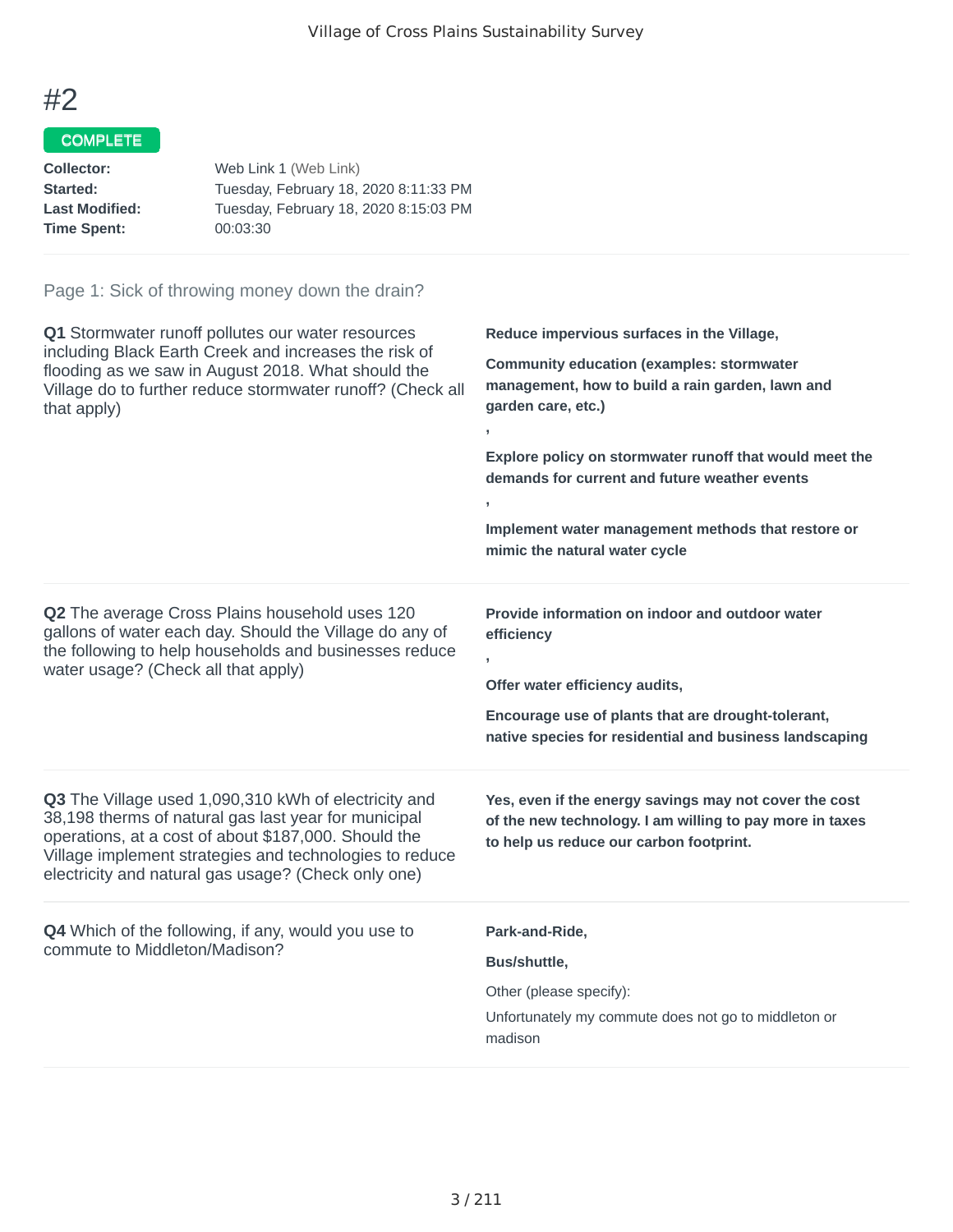# #2

**COMPLETE**

**Collector:** Web Link 1 (Web Link)
**Started:** Tuesday, February 18, 2020 8:11:33 PM
**Last Modified:** Tuesday, February 18, 2020 8:15:03 PM
**Time Spent:** 00:03:30

## Page 1: Sick of throwing money down the drain?

**Q1** Stormwater runoff pollutes our water resources including Black Earth Creek and increases the risk of flooding as we saw in August 2018. What should the Village do to further reduce stormwater runoff? (Check all that apply)

**Reduce impervious surfaces in the Village,**

**Community education (examples: stormwater management, how to build a rain garden, lawn and garden care, etc.)**

**,**

**Explore policy on stormwater runoff that would meet the demands for current and future weather events**

**,**

**Implement water management methods that restore or mimic the natural water cycle**

**Q2** The average Cross Plains household uses 120 gallons of water each day. Should the Village do any of the following to help households and businesses reduce water usage? (Check all that apply)

**Provide information on indoor and outdoor water efficiency**

**,**

**Offer water efficiency audits,**

**Encourage use of plants that are drought-tolerant, native species for residential and business landscaping**

**Q3** The Village used 1,090,310 kWh of electricity and 38,198 therms of natural gas last year for municipal operations, at a cost of about $187,000. Should the Village implement strategies and technologies to reduce electricity and natural gas usage? (Check only one)

**Yes, even if the energy savings may not cover the cost of the new technology. I am willing to pay more in taxes to help us reduce our carbon footprint.**

**Q4** Which of the following, if any, would you use to commute to Middleton/Madison?

**Park-and-Ride,**

**Bus/shuttle,**

Other (please specify):

Unfortunately my commute does not go to middleton or madison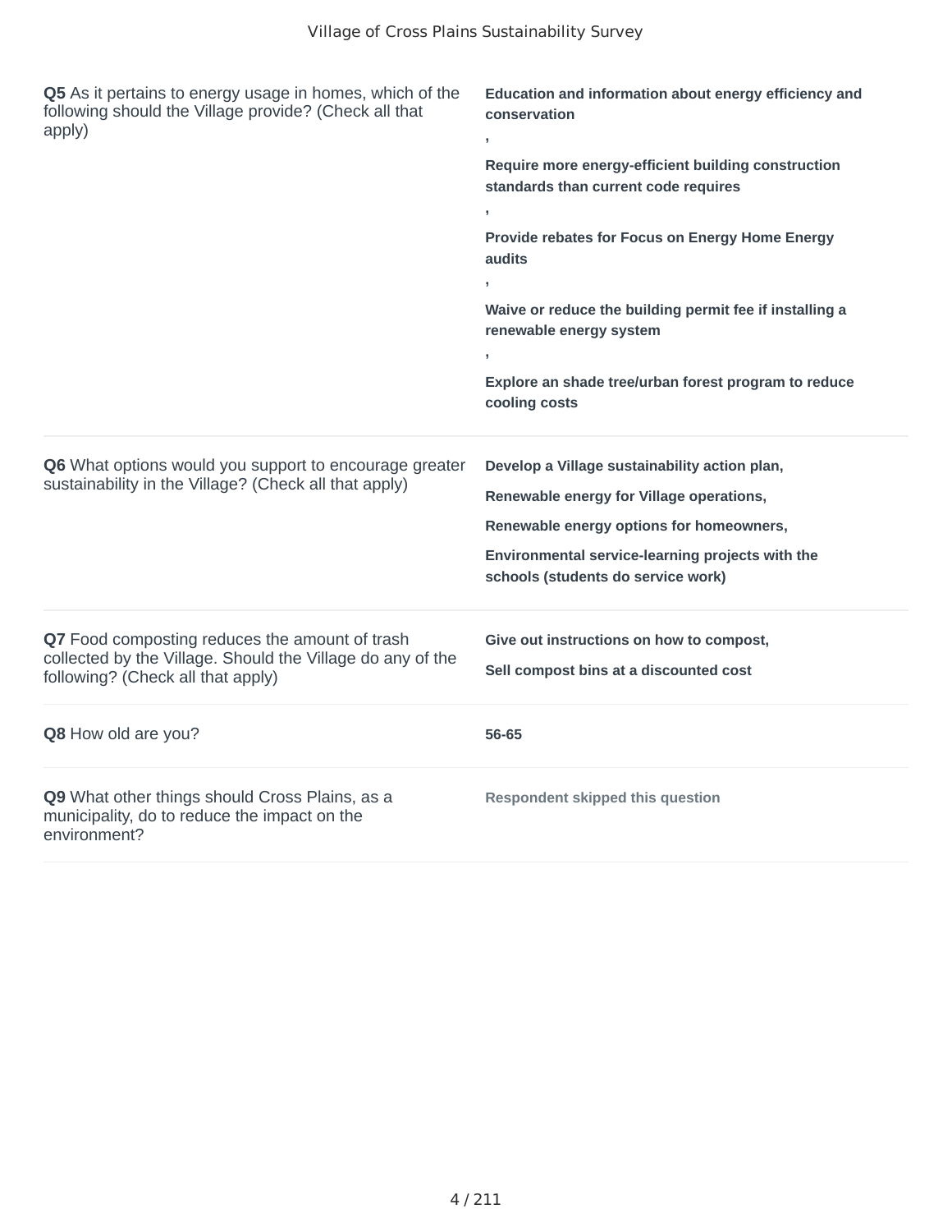**Q5** As it pertains to energy usage in homes, which of the following should the Village provide? (Check all that apply)

**Education and information about energy efficiency and conservation**
**,**
**Require more energy-efficient building construction standards than current code requires**
**,**
**Provide rebates for Focus on Energy Home Energy audits**
**,**
**Waive or reduce the building permit fee if installing a renewable energy system**
**,**
**Explore an shade tree/urban forest program to reduce cooling costs**

**Q6** What options would you support to encourage greater sustainability in the Village? (Check all that apply)

**Develop a Village sustainability action plan,**
**Renewable energy for Village operations,**
**Renewable energy options for homeowners,**
**Environmental service-learning projects with the schools (students do service work)**

**Q7** Food composting reduces the amount of trash collected by the Village. Should the Village do any of the following? (Check all that apply)

**Give out instructions on how to compost,**
**Sell compost bins at a discounted cost**

**Q8** How old are you?

**56-65**

**Q9** What other things should Cross Plains, as a municipality, do to reduce the impact on the environment?

**Respondent skipped this question**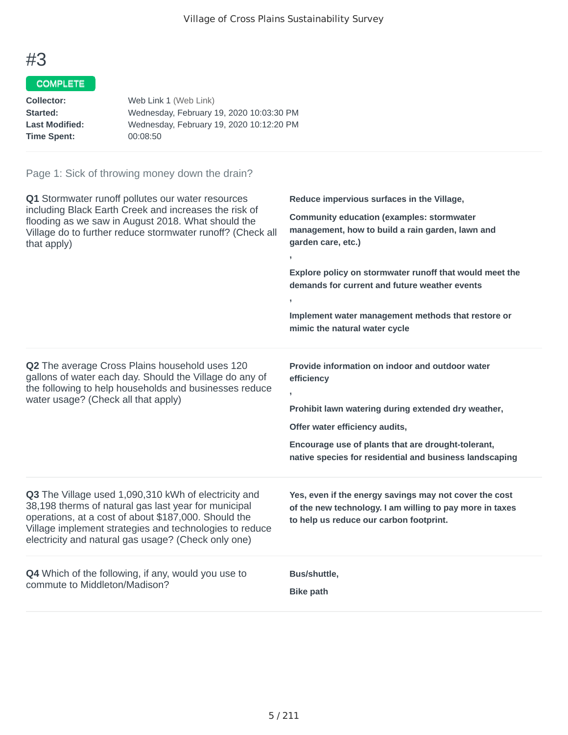# #3

COMPLETE

**Collector:** Web Link 1 (Web Link)
**Started:** Wednesday, February 19, 2020 10:03:30 PM
**Last Modified:** Wednesday, February 19, 2020 10:12:20 PM
**Time Spent:** 00:08:50

Page 1: Sick of throwing money down the drain?

**Q1** Stormwater runoff pollutes our water resources including Black Earth Creek and increases the risk of flooding as we saw in August 2018. What should the Village do to further reduce stormwater runoff? (Check all that apply)

**Reduce impervious surfaces in the Village,**

**Community education (examples: stormwater management, how to build a rain garden, lawn and garden care, etc.)**

**,**

**Explore policy on stormwater runoff that would meet the demands for current and future weather events**

**,**

**Implement water management methods that restore or mimic the natural water cycle**

**Q2** The average Cross Plains household uses 120 gallons of water each day. Should the Village do any of the following to help households and businesses reduce water usage? (Check all that apply)

**Provide information on indoor and outdoor water efficiency**

**,**

**Prohibit lawn watering during extended dry weather,**

**Offer water efficiency audits,**

**Encourage use of plants that are drought-tolerant, native species for residential and business landscaping**

**Q3** The Village used 1,090,310 kWh of electricity and 38,198 therms of natural gas last year for municipal operations, at a cost of about $187,000. Should the Village implement strategies and technologies to reduce electricity and natural gas usage? (Check only one)

**Yes, even if the energy savings may not cover the cost of the new technology. I am willing to pay more in taxes to help us reduce our carbon footprint.**

**Q4** Which of the following, if any, would you use to commute to Middleton/Madison?

**Bus/shuttle,**

**Bike path**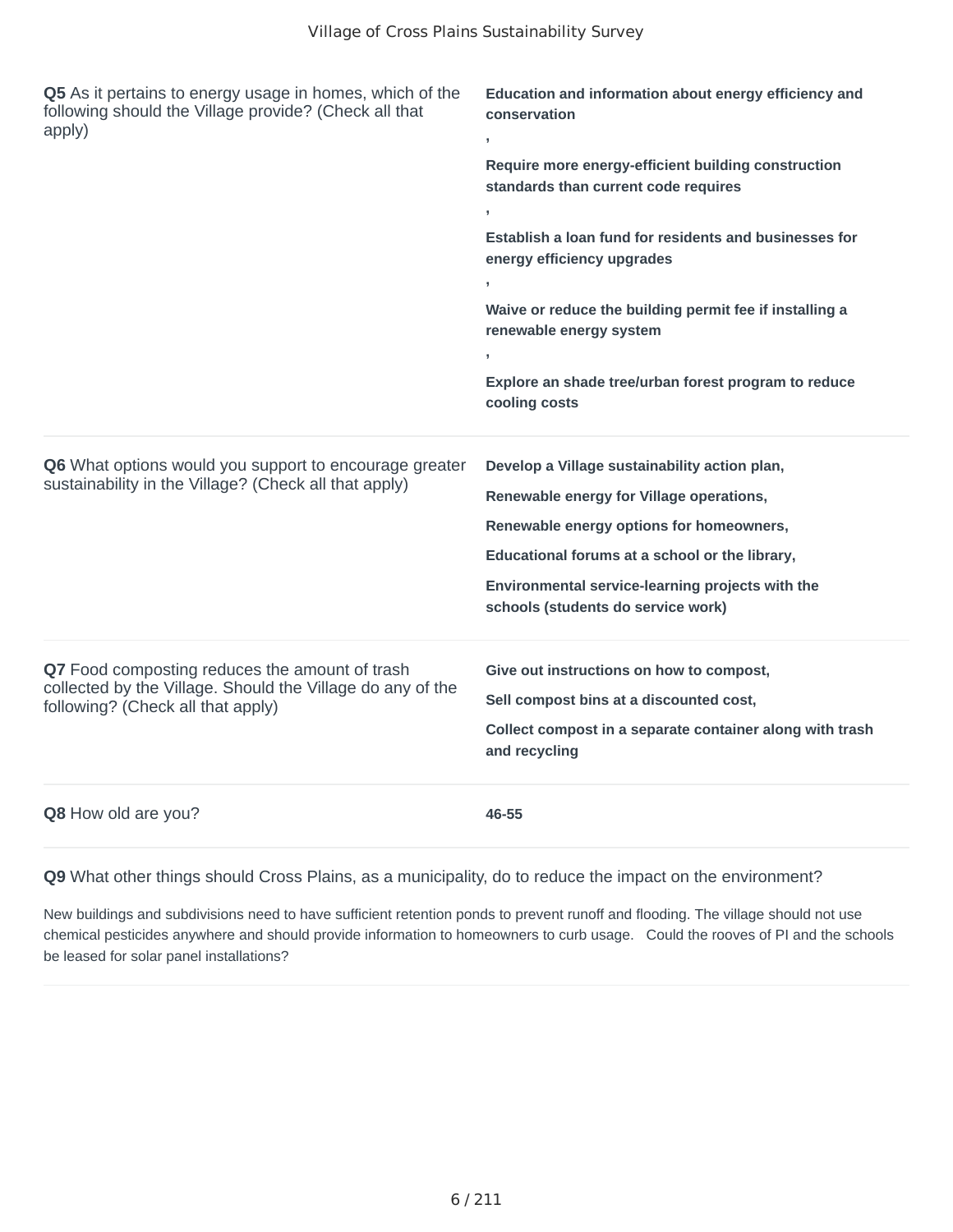| Question | Response |
| --- | --- |
| **Q5** As it pertains to energy usage in homes, which of the following should the Village provide? (Check all that apply) | **Education and information about energy efficiency and conservation , Require more energy-efficient building construction standards than current code requires , Establish a loan fund for residents and businesses for energy efficiency upgrades , Waive or reduce the building permit fee if installing a renewable energy system , Explore an shade tree/urban forest program to reduce cooling costs** |
| **Q6** What options would you support to encourage greater sustainability in the Village? (Check all that apply) | **Develop a Village sustainability action plan, Renewable energy for Village operations, Renewable energy options for homeowners, Educational forums at a school or the library, Environmental service-learning projects with the schools (students do service work)** |
| **Q7** Food composting reduces the amount of trash collected by the Village. Should the Village do any of the following? (Check all that apply) | **Give out instructions on how to compost, Sell compost bins at a discounted cost, Collect compost in a separate container along with trash and recycling** |
| **Q8** How old are you? | **46-55** |

**Q9** What other things should Cross Plains, as a municipality, do to reduce the impact on the environment?

New buildings and subdivisions need to have sufficient retention ponds to prevent runoff and flooding. The village should not use chemical pesticides anywhere and should provide information to homeowners to curb usage. Could the rooves of PI and the schools be leased for solar panel installations?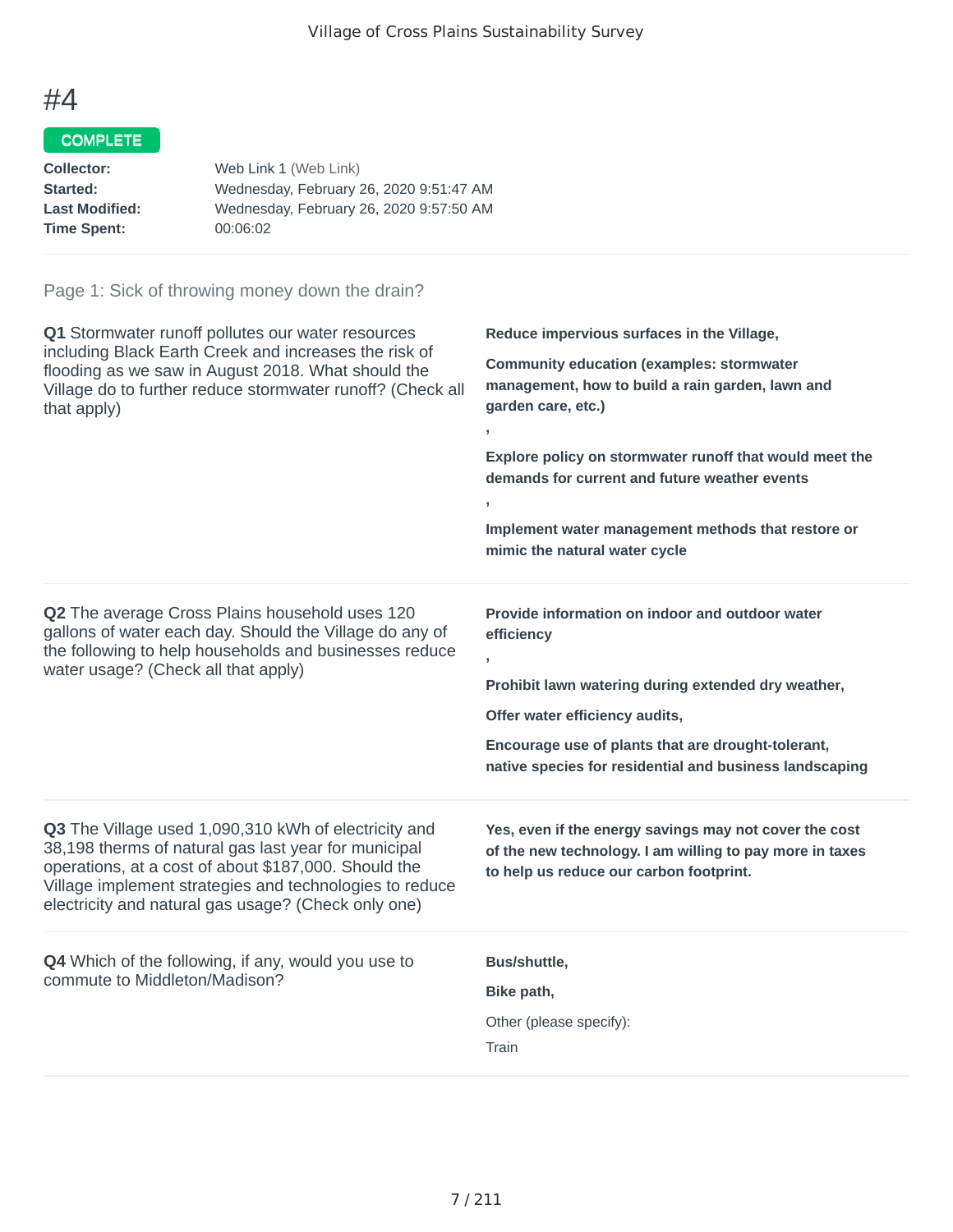# #4

COMPLETE

**Collector:** Web Link 1 (Web Link)
**Started:** Wednesday, February 26, 2020 9:51:47 AM
**Last Modified:** Wednesday, February 26, 2020 9:57:50 AM
**Time Spent:** 00:06:02

## Page 1: Sick of throwing money down the drain?

**Q1** Stormwater runoff pollutes our water resources including Black Earth Creek and increases the risk of flooding as we saw in August 2018. What should the Village do to further reduce stormwater runoff? (Check all that apply)

**Reduce impervious surfaces in the Village,**

**Community education (examples: stormwater management, how to build a rain garden, lawn and garden care, etc.)**

**,**

**Explore policy on stormwater runoff that would meet the demands for current and future weather events**

**,**

**Implement water management methods that restore or mimic the natural water cycle**

**Q2** The average Cross Plains household uses 120 gallons of water each day. Should the Village do any of the following to help households and businesses reduce water usage? (Check all that apply)

**Provide information on indoor and outdoor water efficiency**

**,**

**Prohibit lawn watering during extended dry weather,**

**Offer water efficiency audits,**

**Encourage use of plants that are drought-tolerant, native species for residential and business landscaping**

**Q3** The Village used 1,090,310 kWh of electricity and 38,198 therms of natural gas last year for municipal operations, at a cost of about $187,000. Should the Village implement strategies and technologies to reduce electricity and natural gas usage? (Check only one)

**Yes, even if the energy savings may not cover the cost of the new technology. I am willing to pay more in taxes to help us reduce our carbon footprint.**

**Q4** Which of the following, if any, would you use to commute to Middleton/Madison?

**Bus/shuttle,**

**Bike path,**

Other (please specify):

Train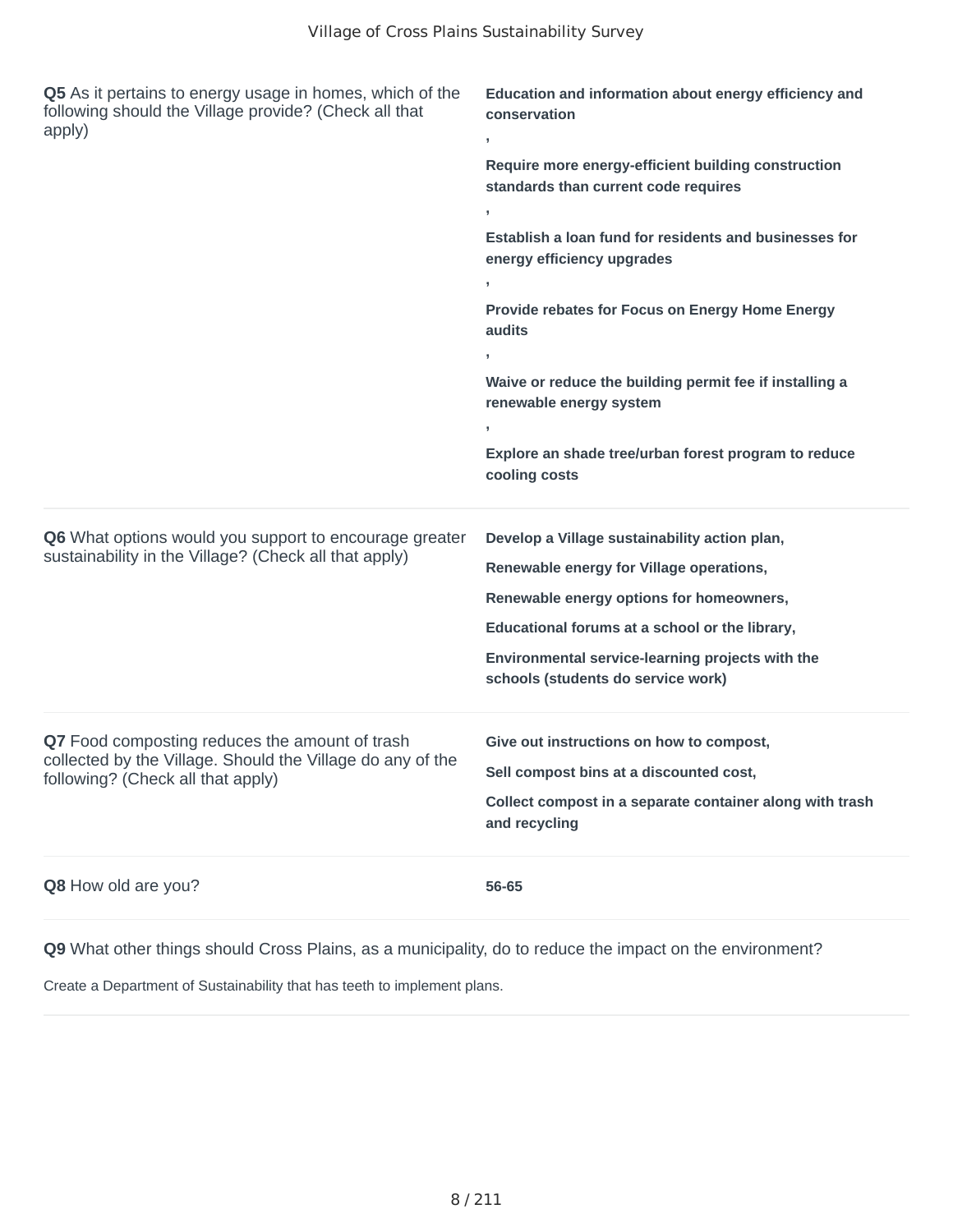**Q5** As it pertains to energy usage in homes, which of the following should the Village provide? (Check all that apply)

**Education and information about energy efficiency and conservation**
**,**
**Require more energy-efficient building construction standards than current code requires**
**,**
**Establish a loan fund for residents and businesses for energy efficiency upgrades**
**,**
**Provide rebates for Focus on Energy Home Energy audits**
**,**
**Waive or reduce the building permit fee if installing a renewable energy system**
**,**
**Explore an shade tree/urban forest program to reduce cooling costs**

---

**Q6** What options would you support to encourage greater sustainability in the Village? (Check all that apply)

**Develop a Village sustainability action plan,**
**Renewable energy for Village operations,**
**Renewable energy options for homeowners,**
**Educational forums at a school or the library,**
**Environmental service-learning projects with the schools (students do service work)**

---

**Q7** Food composting reduces the amount of trash collected by the Village. Should the Village do any of the following? (Check all that apply)

**Give out instructions on how to compost,**
**Sell compost bins at a discounted cost,**
**Collect compost in a separate container along with trash and recycling**

---

**Q8** How old are you?

**56-65**

---

**Q9** What other things should Cross Plains, as a municipality, do to reduce the impact on the environment?

Create a Department of Sustainability that has teeth to implement plans.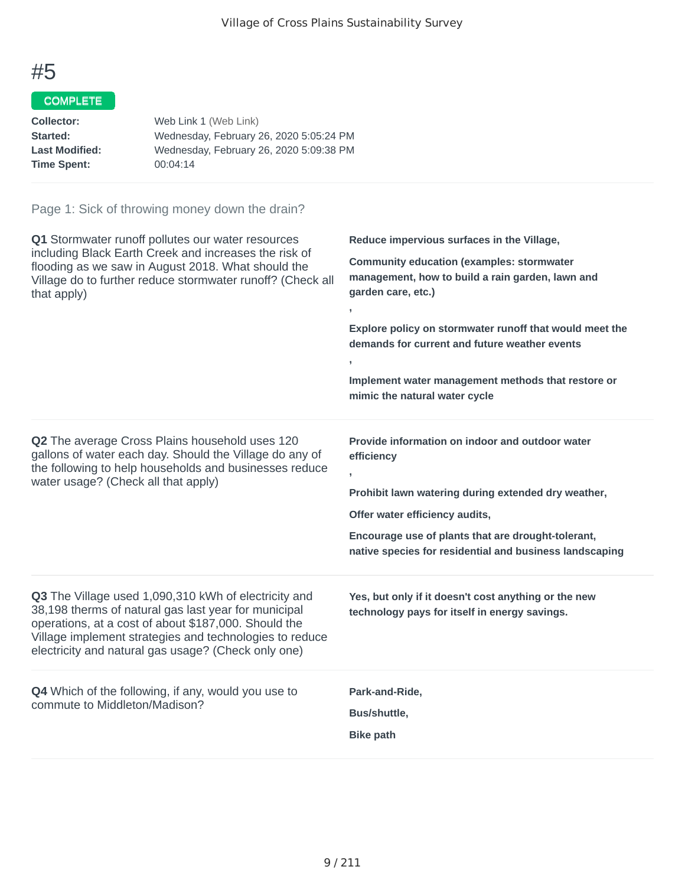Village of Cross Plains Sustainability Survey

# #5

COMPLETE

| | |
|---|---|
| **Collector:** | Web Link 1 (Web Link) |
| **Started:** | Wednesday, February 26, 2020 5:05:24 PM |
| **Last Modified:** | Wednesday, February 26, 2020 5:09:38 PM |
| **Time Spent:** | 00:04:14 |

Page 1: Sick of throwing money down the drain?

**Q1** Stormwater runoff pollutes our water resources including Black Earth Creek and increases the risk of flooding as we saw in August 2018. What should the Village do to further reduce stormwater runoff? (Check all that apply)

**Reduce impervious surfaces in the Village,**

**Community education (examples: stormwater management, how to build a rain garden, lawn and garden care, etc.)**

**,**

**Explore policy on stormwater runoff that would meet the demands for current and future weather events**

**,**

**Implement water management methods that restore or mimic the natural water cycle**

**Q2** The average Cross Plains household uses 120 gallons of water each day. Should the Village do any of the following to help households and businesses reduce water usage? (Check all that apply)

**Provide information on indoor and outdoor water efficiency**

**,**

**Prohibit lawn watering during extended dry weather,**

**Offer water efficiency audits,**

**Encourage use of plants that are drought-tolerant, native species for residential and business landscaping**

**Q3** The Village used 1,090,310 kWh of electricity and 38,198 therms of natural gas last year for municipal operations, at a cost of about $187,000. Should the Village implement strategies and technologies to reduce electricity and natural gas usage? (Check only one)

**Yes, but only if it doesn't cost anything or the new technology pays for itself in energy savings.**

**Q4** Which of the following, if any, would you use to commute to Middleton/Madison?

**Park-and-Ride,**

**Bus/shuttle,**

**Bike path**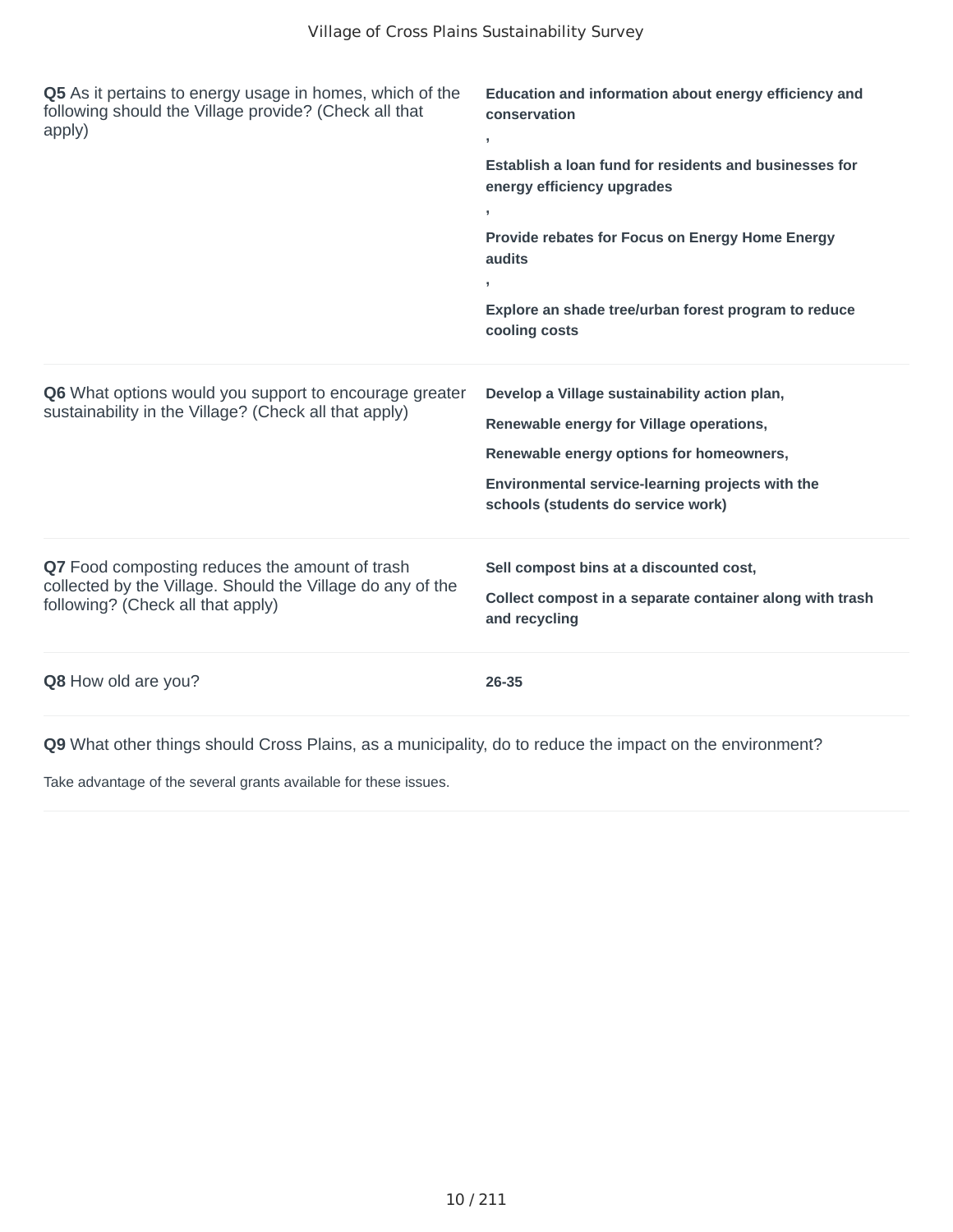**Q5** As it pertains to energy usage in homes, which of the following should the Village provide? (Check all that apply)

**Education and information about energy efficiency and conservation**

**,**

**Establish a loan fund for residents and businesses for energy efficiency upgrades**

**,**

**Provide rebates for Focus on Energy Home Energy audits**

**,**

**Explore an shade tree/urban forest program to reduce cooling costs**

---

**Q6** What options would you support to encourage greater sustainability in the Village? (Check all that apply)

**Develop a Village sustainability action plan,**

**Renewable energy for Village operations,**

**Renewable energy options for homeowners,**

**Environmental service-learning projects with the schools (students do service work)**

---

**Q7** Food composting reduces the amount of trash collected by the Village. Should the Village do any of the following? (Check all that apply)

**Sell compost bins at a discounted cost,**

**Collect compost in a separate container along with trash and recycling**

---

**Q8** How old are you?

**26-35**

---

**Q9** What other things should Cross Plains, as a municipality, do to reduce the impact on the environment?

Take advantage of the several grants available for these issues.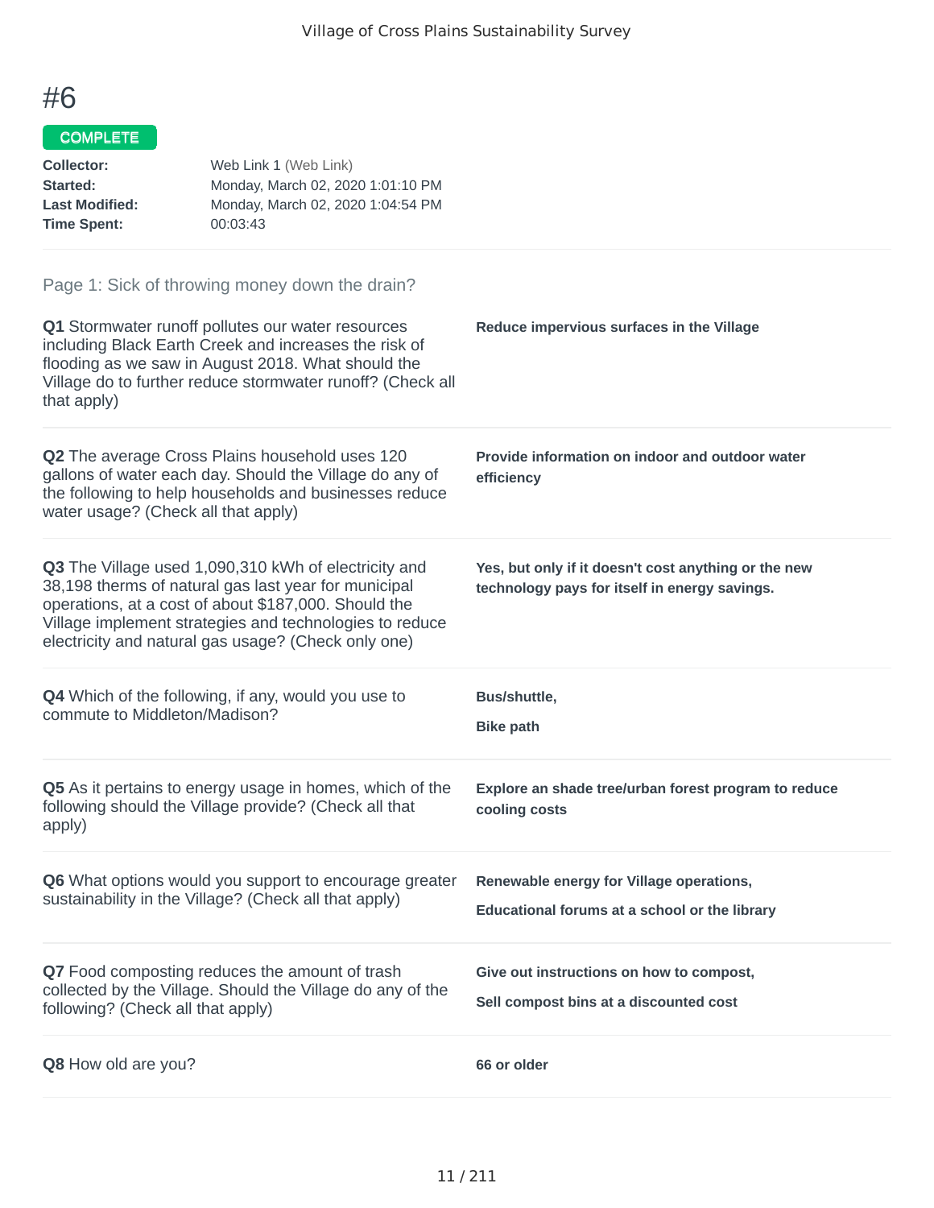# #6

**COMPLETE**

| | |
|---|---|
| **Collector:** | Web Link 1 (Web Link) |
| **Started:** | Monday, March 02, 2020 1:01:10 PM |
| **Last Modified:** | Monday, March 02, 2020 1:04:54 PM |
| **Time Spent:** | 00:03:43 |

Page 1: Sick of throwing money down the drain?

**Q1** Stormwater runoff pollutes our water resources including Black Earth Creek and increases the risk of flooding as we saw in August 2018. What should the Village do to further reduce stormwater runoff? (Check all that apply)

**Reduce impervious surfaces in the Village**

**Q2** The average Cross Plains household uses 120 gallons of water each day. Should the Village do any of the following to help households and businesses reduce water usage? (Check all that apply)

**Provide information on indoor and outdoor water efficiency**

**Q3** The Village used 1,090,310 kWh of electricity and 38,198 therms of natural gas last year for municipal operations, at a cost of about $187,000. Should the Village implement strategies and technologies to reduce electricity and natural gas usage? (Check only one)

**Yes, but only if it doesn't cost anything or the new technology pays for itself in energy savings.**

**Q4** Which of the following, if any, would you use to commute to Middleton/Madison?

**Bus/shuttle,**

**Bike path**

**Q5** As it pertains to energy usage in homes, which of the following should the Village provide? (Check all that apply)

**Explore an shade tree/urban forest program to reduce cooling costs**

**Q6** What options would you support to encourage greater sustainability in the Village? (Check all that apply)

**Renewable energy for Village operations,**

**Educational forums at a school or the library**

**Q7** Food composting reduces the amount of trash collected by the Village. Should the Village do any of the following? (Check all that apply)

**Give out instructions on how to compost,**

**Sell compost bins at a discounted cost**

**Q8** How old are you?

**66 or older**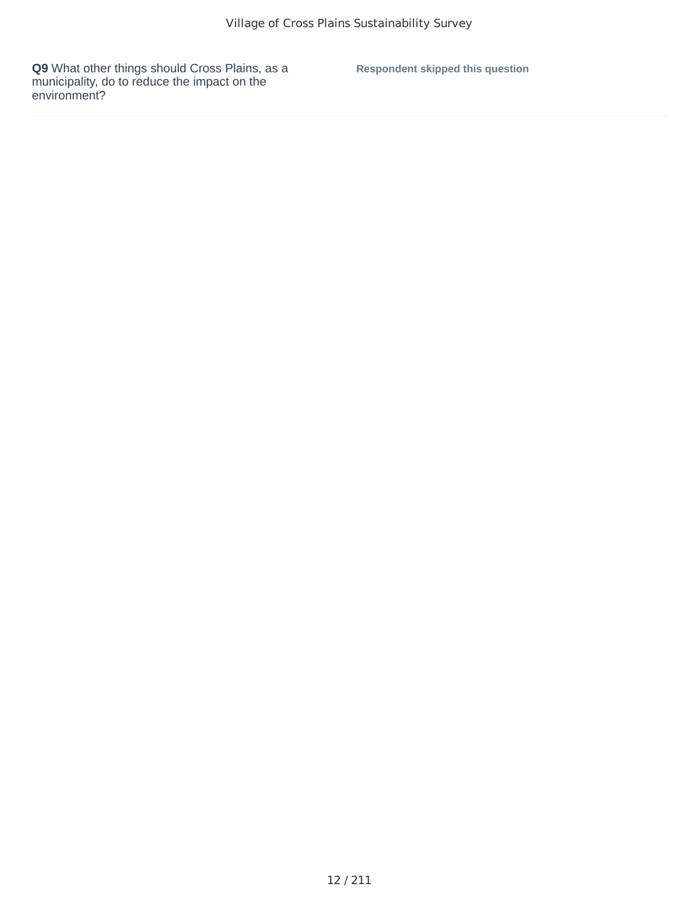**Q9** What other things should Cross Plains, as a municipality, do to reduce the impact on the environment?

**Respondent skipped this question**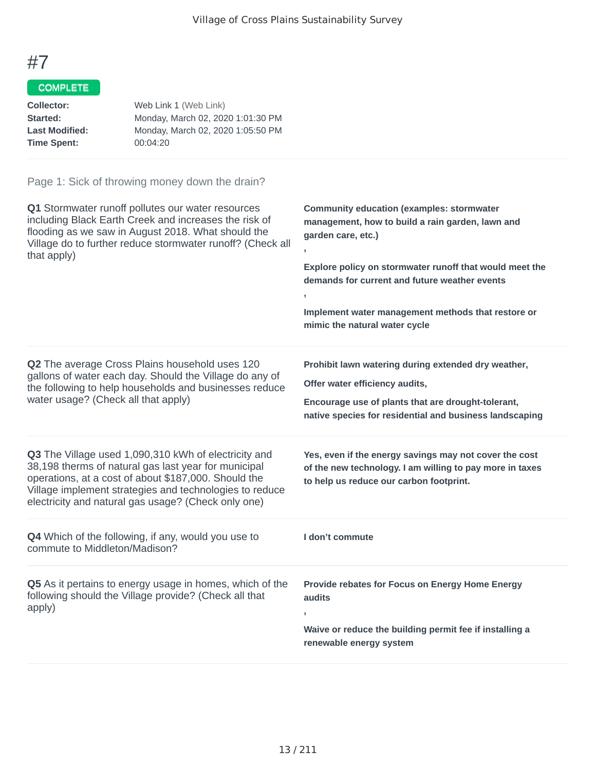# #7

COMPLETE

**Collector:** Web Link 1 (Web Link)
**Started:** Monday, March 02, 2020 1:01:30 PM
**Last Modified:** Monday, March 02, 2020 1:05:50 PM
**Time Spent:** 00:04:20

Page 1: Sick of throwing money down the drain?

**Q1** Stormwater runoff pollutes our water resources including Black Earth Creek and increases the risk of flooding as we saw in August 2018. What should the Village do to further reduce stormwater runoff? (Check all that apply)

**Community education (examples: stormwater management, how to build a rain garden, lawn and garden care, etc.)**

**,**

**Explore policy on stormwater runoff that would meet the demands for current and future weather events**

**,**

**Implement water management methods that restore or mimic the natural water cycle**

**Q2** The average Cross Plains household uses 120 gallons of water each day. Should the Village do any of the following to help households and businesses reduce water usage? (Check all that apply)

**Prohibit lawn watering during extended dry weather,**

**Offer water efficiency audits,**

**Encourage use of plants that are drought-tolerant, native species for residential and business landscaping**

**Q3** The Village used 1,090,310 kWh of electricity and 38,198 therms of natural gas last year for municipal operations, at a cost of about $187,000. Should the Village implement strategies and technologies to reduce electricity and natural gas usage? (Check only one)

**Yes, even if the energy savings may not cover the cost of the new technology. I am willing to pay more in taxes to help us reduce our carbon footprint.**

**Q4** Which of the following, if any, would you use to commute to Middleton/Madison?

**I don't commute**

**Q5** As it pertains to energy usage in homes, which of the following should the Village provide? (Check all that apply)

**Provide rebates for Focus on Energy Home Energy audits**

**,**

**Waive or reduce the building permit fee if installing a renewable energy system**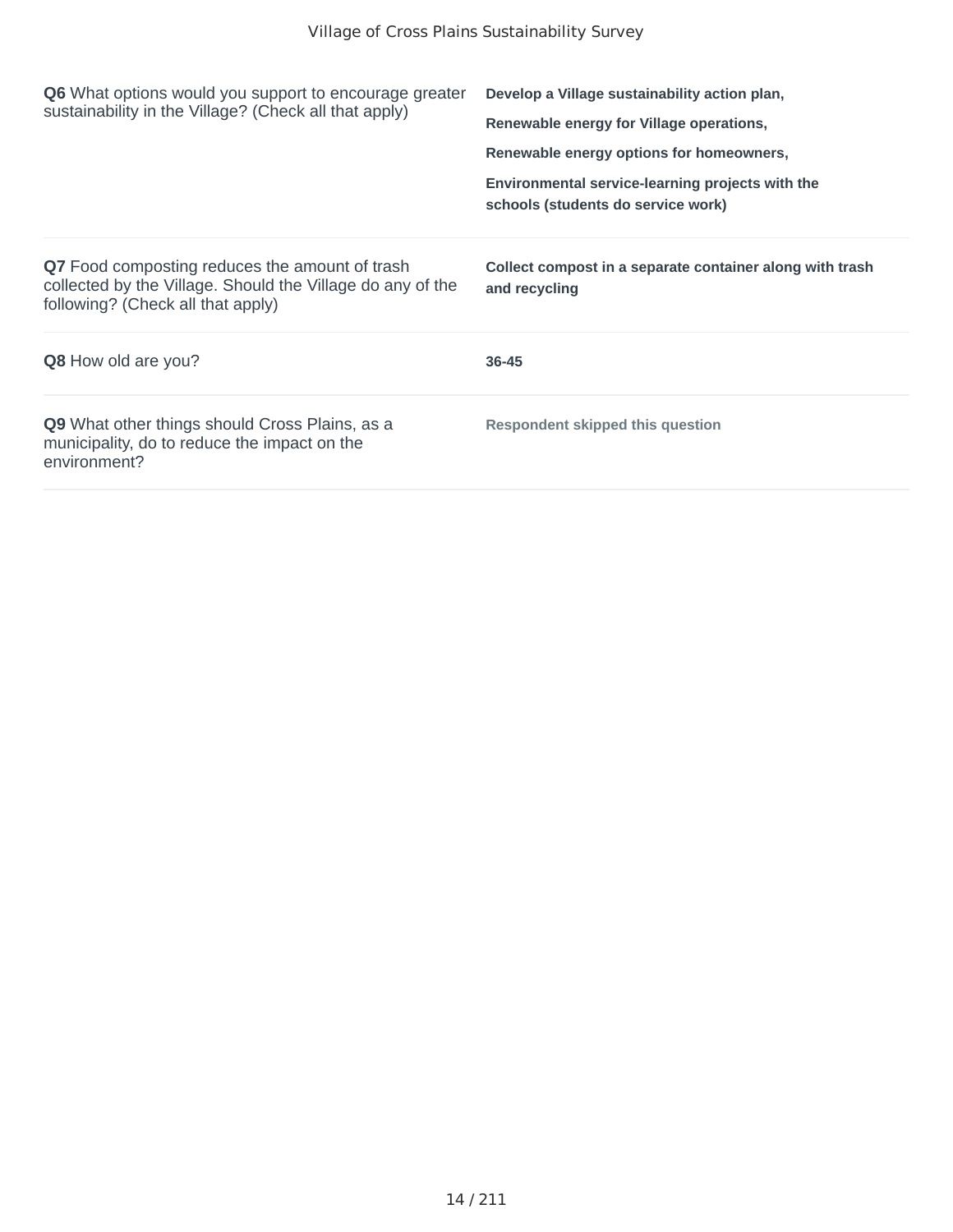**Q6** What options would you support to encourage greater sustainability in the Village? (Check all that apply)

**Develop a Village sustainability action plan,**

**Renewable energy for Village operations,**

**Renewable energy options for homeowners,**

**Environmental service-learning projects with the schools (students do service work)**

**Q7** Food composting reduces the amount of trash collected by the Village. Should the Village do any of the following? (Check all that apply)

**Collect compost in a separate container along with trash and recycling**

**Q8** How old are you?

**36-45**

**Q9** What other things should Cross Plains, as a municipality, do to reduce the impact on the environment?

**Respondent skipped this question**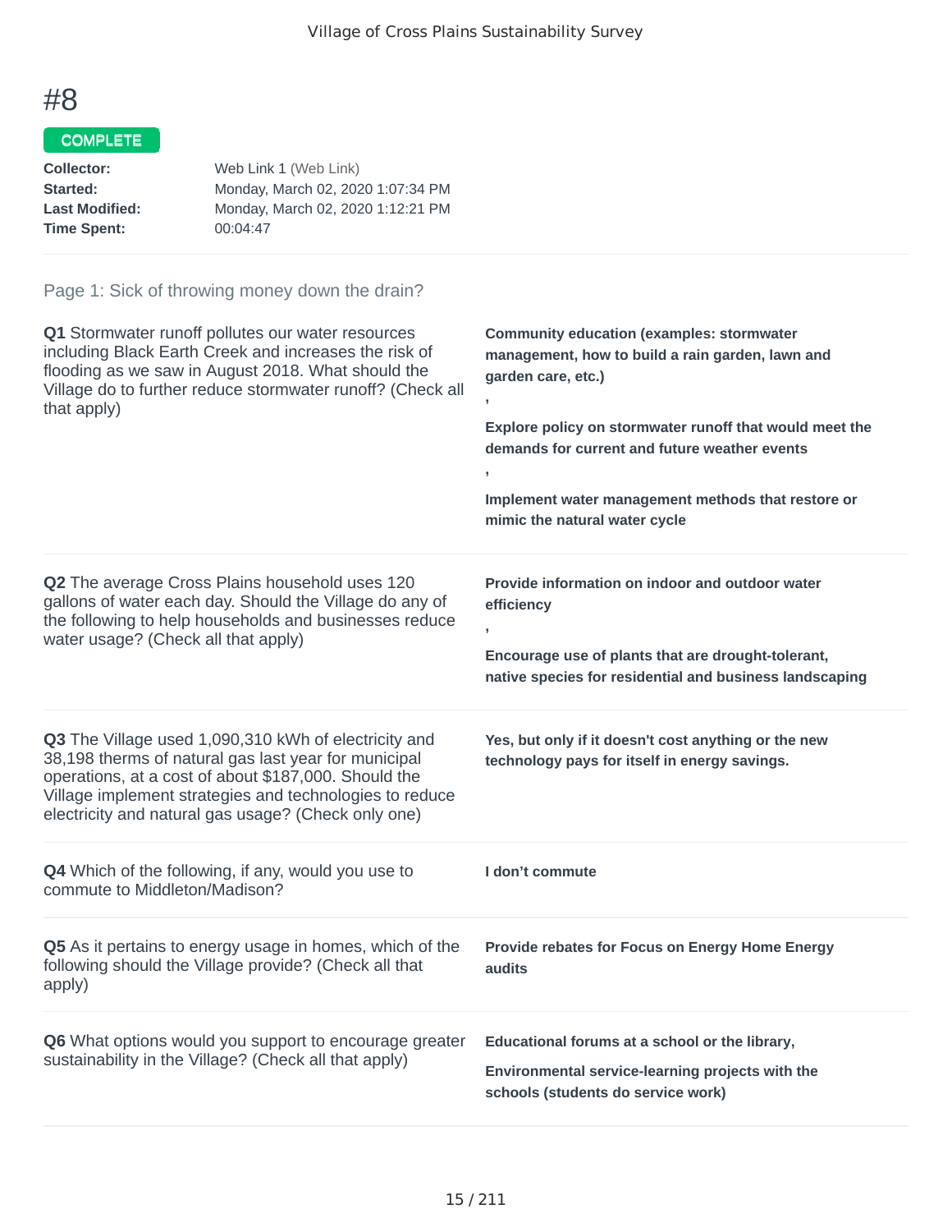# #8

COMPLETE

**Collector:** Web Link 1 (Web Link)
**Started:** Monday, March 02, 2020 1:07:34 PM
**Last Modified:** Monday, March 02, 2020 1:12:21 PM
**Time Spent:** 00:04:47

Page 1: Sick of throwing money down the drain?

**Q1** Stormwater runoff pollutes our water resources including Black Earth Creek and increases the risk of flooding as we saw in August 2018. What should the Village do to further reduce stormwater runoff? (Check all that apply)

**Community education (examples: stormwater management, how to build a rain garden, lawn and garden care, etc.)**

**,**

**Explore policy on stormwater runoff that would meet the demands for current and future weather events**

**,**

**Implement water management methods that restore or mimic the natural water cycle**

**Q2** The average Cross Plains household uses 120 gallons of water each day. Should the Village do any of the following to help households and businesses reduce water usage? (Check all that apply)

**Provide information on indoor and outdoor water efficiency**

**,**

**Encourage use of plants that are drought-tolerant, native species for residential and business landscaping**

**Q3** The Village used 1,090,310 kWh of electricity and 38,198 therms of natural gas last year for municipal operations, at a cost of about $187,000. Should the Village implement strategies and technologies to reduce electricity and natural gas usage? (Check only one)

**Yes, but only if it doesn't cost anything or the new technology pays for itself in energy savings.**

**Q4** Which of the following, if any, would you use to commute to Middleton/Madison?

**I don't commute**

**Q5** As it pertains to energy usage in homes, which of the following should the Village provide? (Check all that apply)

**Provide rebates for Focus on Energy Home Energy audits**

**Q6** What options would you support to encourage greater sustainability in the Village? (Check all that apply)

**Educational forums at a school or the library,**

**Environmental service-learning projects with the schools (students do service work)**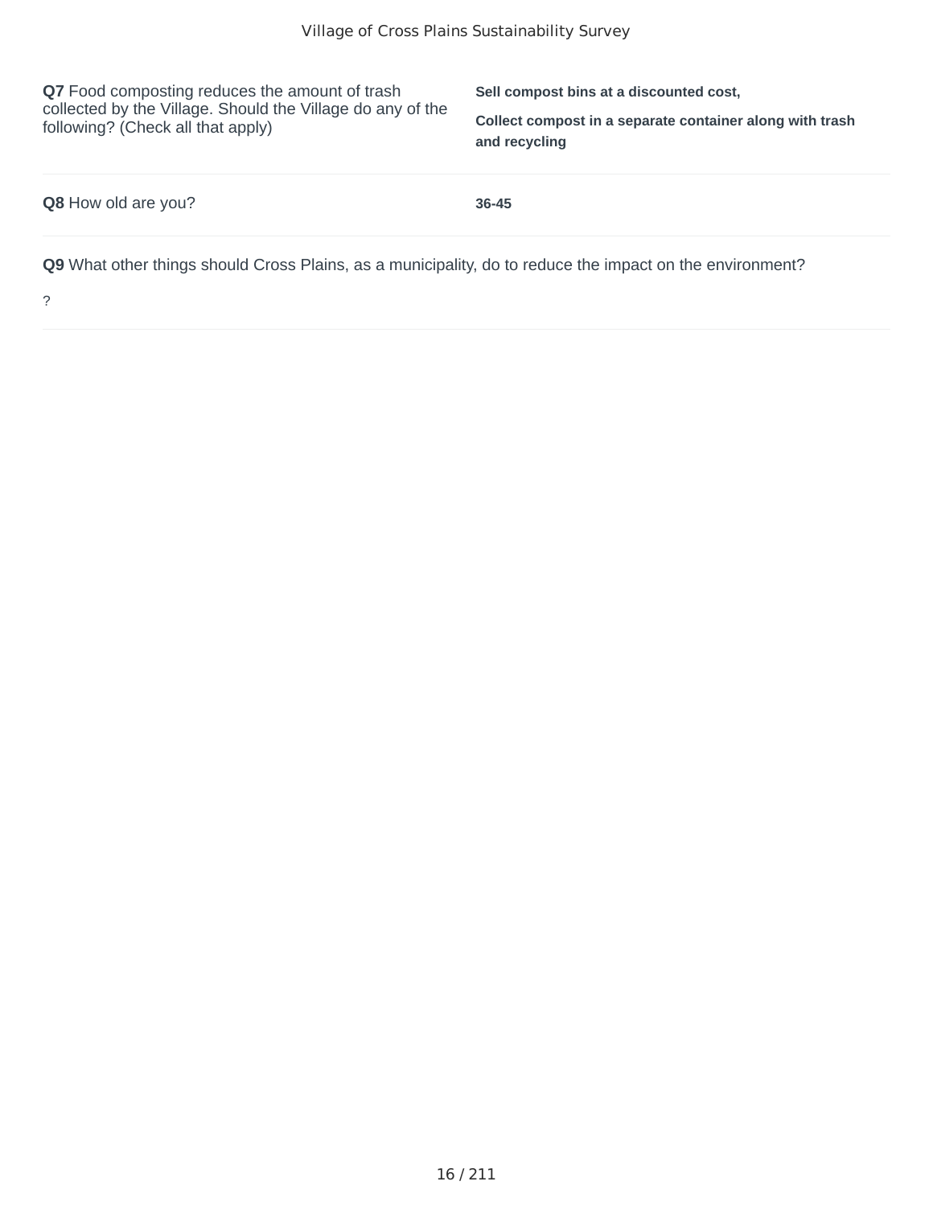**Q7** Food composting reduces the amount of trash collected by the Village. Should the Village do any of the following? (Check all that apply)

**Sell compost bins at a discounted cost,**

**Collect compost in a separate container along with trash and recycling**

**Q8** How old are you?

**36-45**

**Q9** What other things should Cross Plains, as a municipality, do to reduce the impact on the environment?

?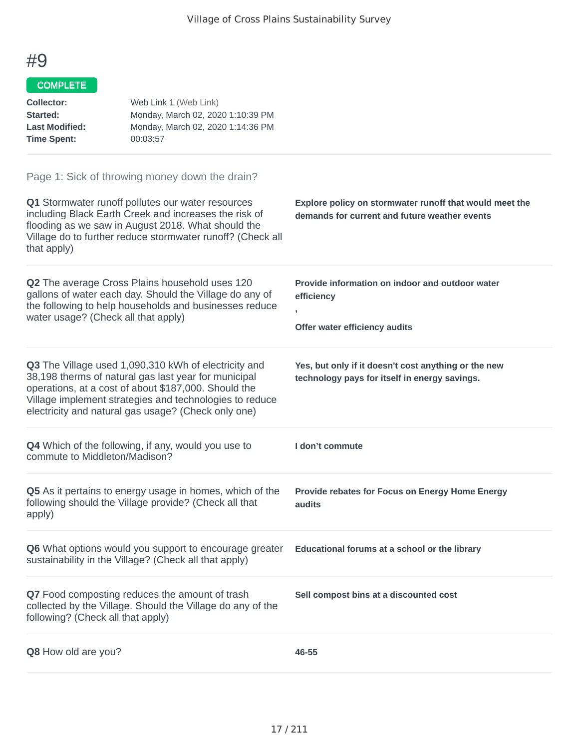# #9

**COMPLETE**

| | |
|---|---|
| **Collector:** | Web Link 1 (Web Link) |
| **Started:** | Monday, March 02, 2020 1:10:39 PM |
| **Last Modified:** | Monday, March 02, 2020 1:14:36 PM |
| **Time Spent:** | 00:03:57 |

## Page 1: Sick of throwing money down the drain?

**Q1** Stormwater runoff pollutes our water resources including Black Earth Creek and increases the risk of flooding as we saw in August 2018. What should the Village do to further reduce stormwater runoff? (Check all that apply)

**Explore policy on stormwater runoff that would meet the demands for current and future weather events**

**Q2** The average Cross Plains household uses 120 gallons of water each day. Should the Village do any of the following to help households and businesses reduce water usage? (Check all that apply)

**Provide information on indoor and outdoor water efficiency**

**,**

**Offer water efficiency audits**

**Q3** The Village used 1,090,310 kWh of electricity and 38,198 therms of natural gas last year for municipal operations, at a cost of about $187,000. Should the Village implement strategies and technologies to reduce electricity and natural gas usage? (Check only one)

**Yes, but only if it doesn't cost anything or the new technology pays for itself in energy savings.**

**Q4** Which of the following, if any, would you use to commute to Middleton/Madison?

**I don't commute**

**Q5** As it pertains to energy usage in homes, which of the following should the Village provide? (Check all that apply)

**Provide rebates for Focus on Energy Home Energy audits**

**Q6** What options would you support to encourage greater sustainability in the Village? (Check all that apply)

**Educational forums at a school or the library**

**Q7** Food composting reduces the amount of trash collected by the Village. Should the Village do any of the following? (Check all that apply)

**Sell compost bins at a discounted cost**

**Q8** How old are you?

**46-55**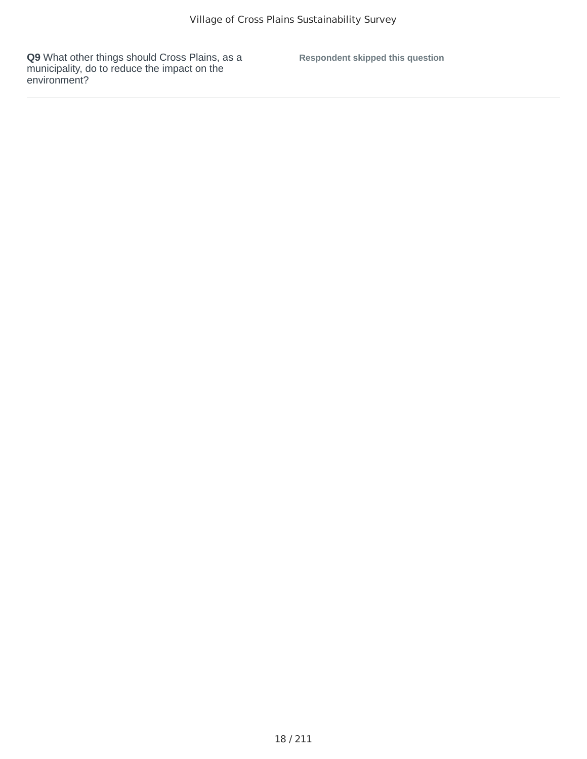**Q9** What other things should Cross Plains, as a municipality, do to reduce the impact on the environment?

**Respondent skipped this question**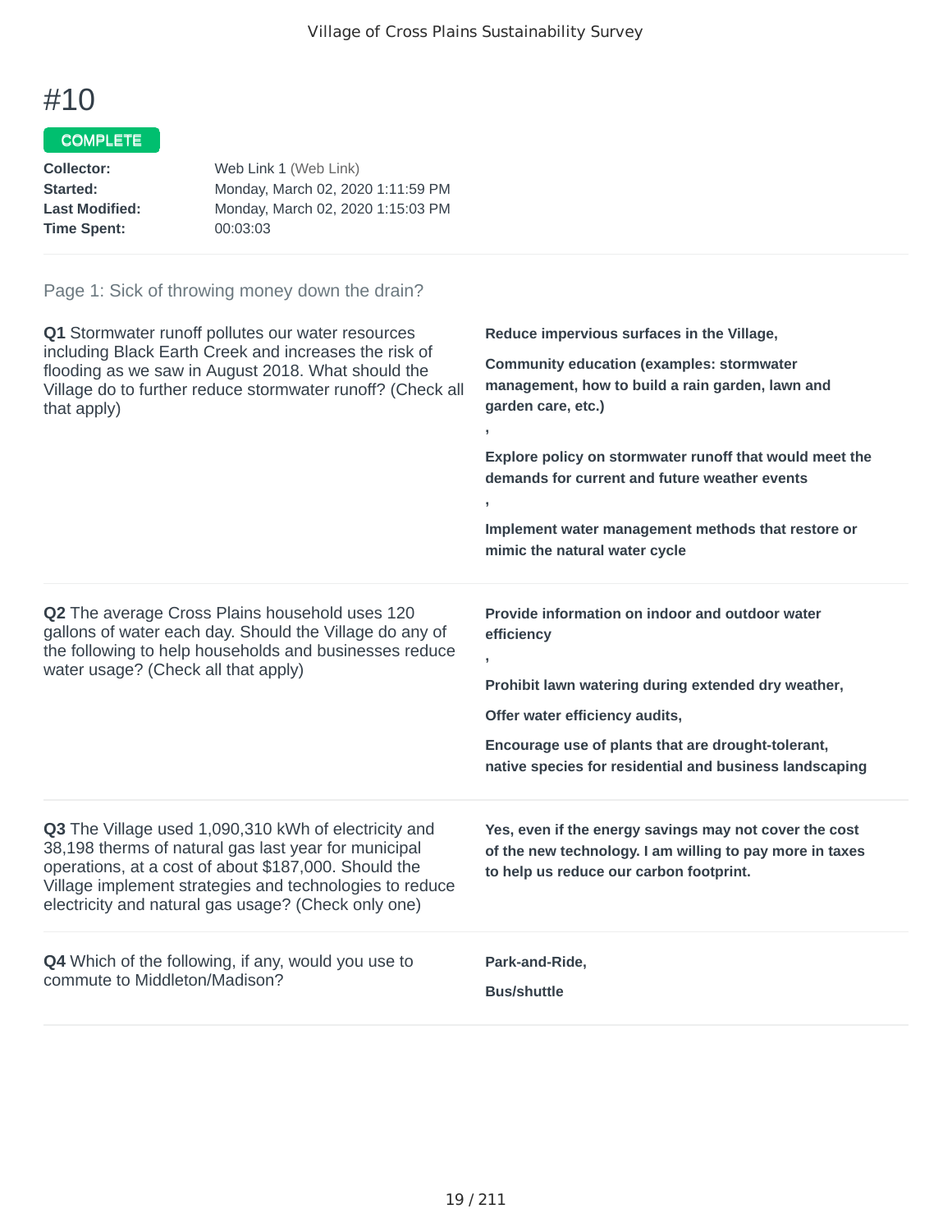# #10

COMPLETE

**Collector:** Web Link 1 (Web Link)
**Started:** Monday, March 02, 2020 1:11:59 PM
**Last Modified:** Monday, March 02, 2020 1:15:03 PM
**Time Spent:** 00:03:03

## Page 1: Sick of throwing money down the drain?

**Q1** Stormwater runoff pollutes our water resources including Black Earth Creek and increases the risk of flooding as we saw in August 2018. What should the Village do to further reduce stormwater runoff? (Check all that apply)

**Reduce impervious surfaces in the Village,**

**Community education (examples: stormwater management, how to build a rain garden, lawn and garden care, etc.)**

**,**

**Explore policy on stormwater runoff that would meet the demands for current and future weather events**

**,**

**Implement water management methods that restore or mimic the natural water cycle**

**Q2** The average Cross Plains household uses 120 gallons of water each day. Should the Village do any of the following to help households and businesses reduce water usage? (Check all that apply)

**Provide information on indoor and outdoor water efficiency**

**,**

**Prohibit lawn watering during extended dry weather,**

**Offer water efficiency audits,**

**Encourage use of plants that are drought-tolerant, native species for residential and business landscaping**

**Q3** The Village used 1,090,310 kWh of electricity and 38,198 therms of natural gas last year for municipal operations, at a cost of about $187,000. Should the Village implement strategies and technologies to reduce electricity and natural gas usage? (Check only one)

**Yes, even if the energy savings may not cover the cost of the new technology. I am willing to pay more in taxes to help us reduce our carbon footprint.**

**Q4** Which of the following, if any, would you use to commute to Middleton/Madison?

**Park-and-Ride,**

**Bus/shuttle**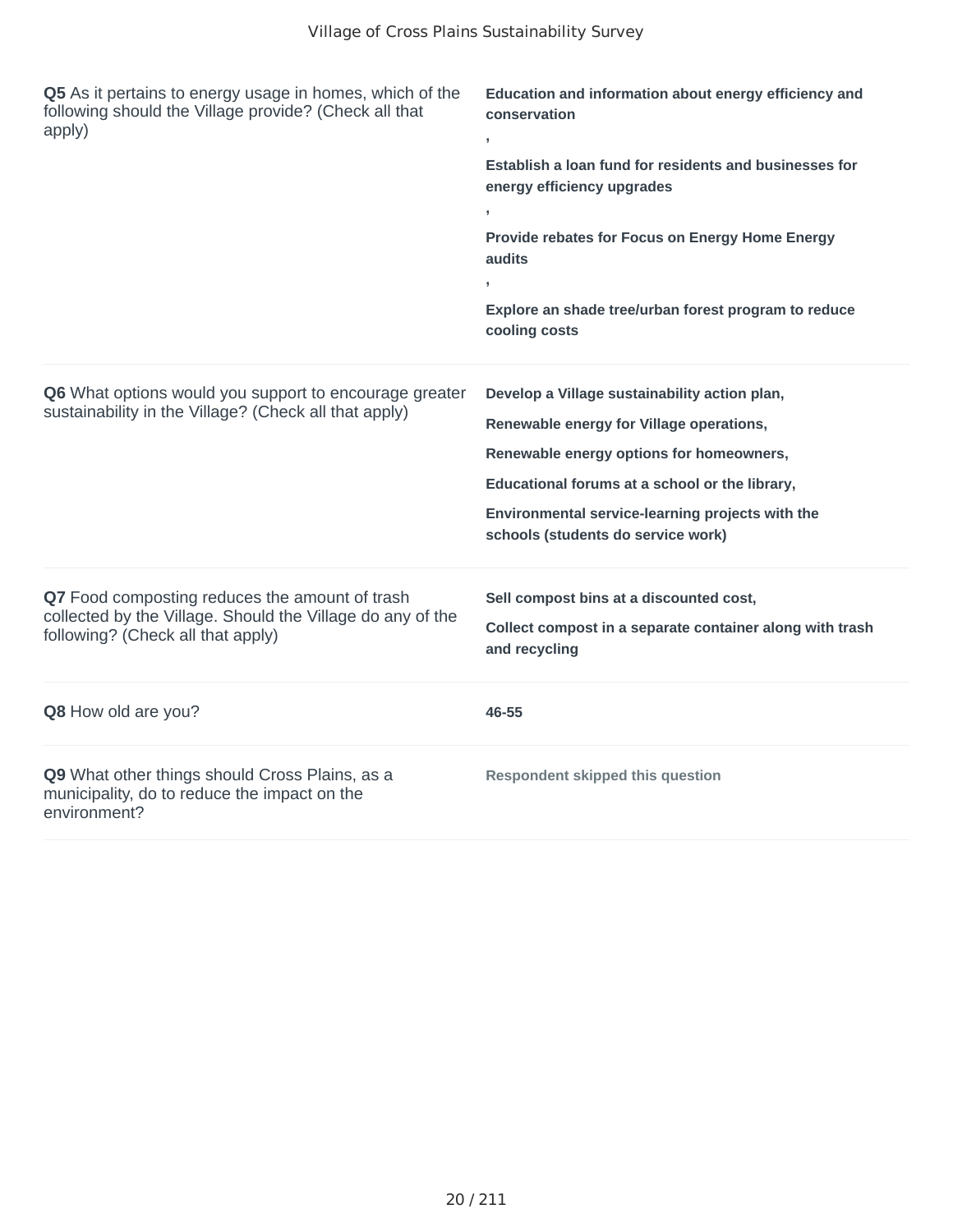| | |
|---|---|
| **Q5** As it pertains to energy usage in homes, which of the following should the Village provide? (Check all that apply) | **Education and information about energy efficiency and conservation** **,** **Establish a loan fund for residents and businesses for energy efficiency upgrades** **,** **Provide rebates for Focus on Energy Home Energy audits** **,** **Explore an shade tree/urban forest program to reduce cooling costs** |
| **Q6** What options would you support to encourage greater sustainability in the Village? (Check all that apply) | **Develop a Village sustainability action plan,** **Renewable energy for Village operations,** **Renewable energy options for homeowners,** **Educational forums at a school or the library,** **Environmental service-learning projects with the schools (students do service work)** |
| **Q7** Food composting reduces the amount of trash collected by the Village. Should the Village do any of the following? (Check all that apply) | **Sell compost bins at a discounted cost,** **Collect compost in a separate container along with trash and recycling** |
| **Q8** How old are you? | **46-55** |
| **Q9** What other things should Cross Plains, as a municipality, do to reduce the impact on the environment? | **Respondent skipped this question** |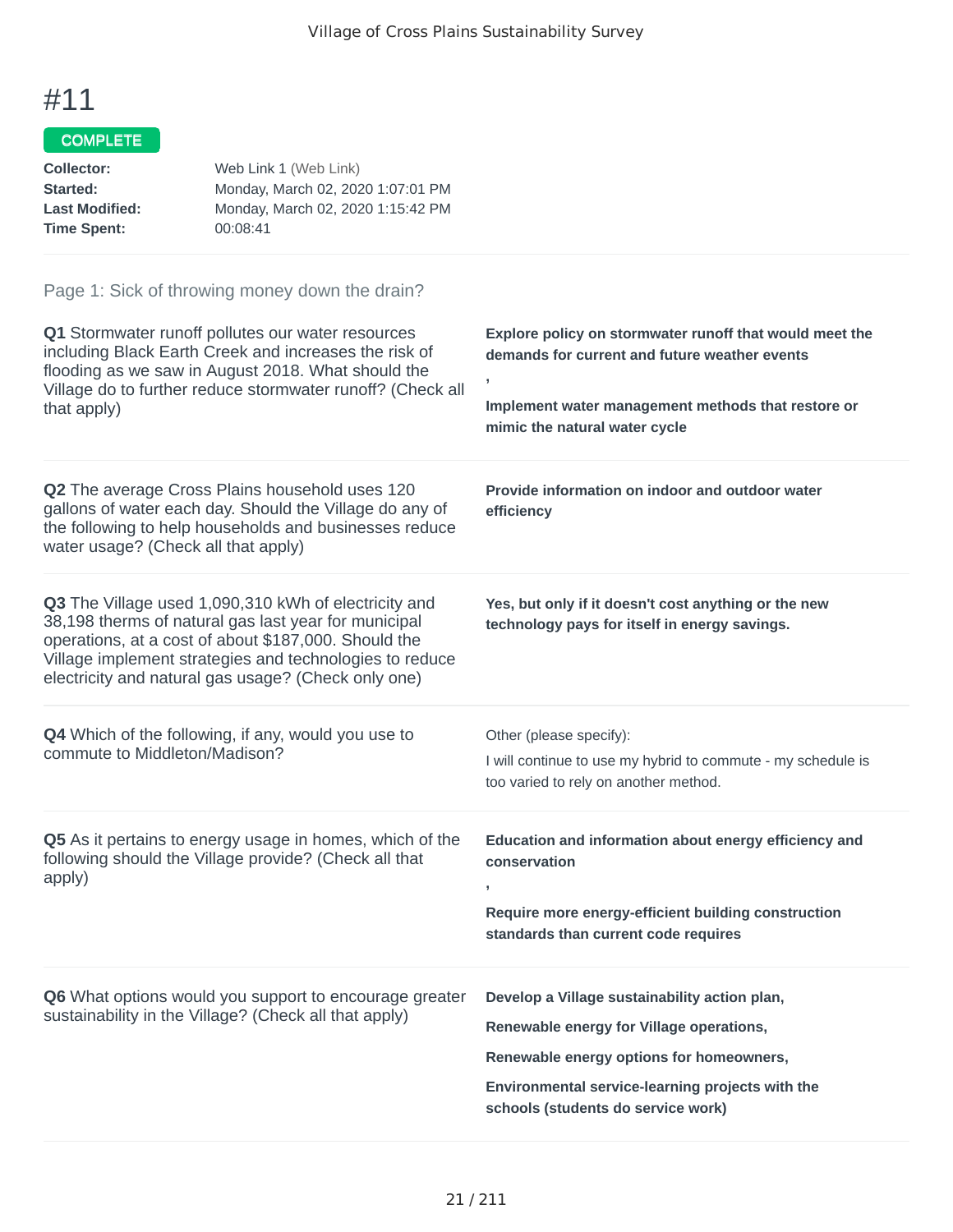# #11

COMPLETE

**Collector:** Web Link 1 (Web Link)
**Started:** Monday, March 02, 2020 1:07:01 PM
**Last Modified:** Monday, March 02, 2020 1:15:42 PM
**Time Spent:** 00:08:41

Page 1: Sick of throwing money down the drain?

**Q1** Stormwater runoff pollutes our water resources including Black Earth Creek and increases the risk of flooding as we saw in August 2018. What should the Village do to further reduce stormwater runoff? (Check all that apply)

**Explore policy on stormwater runoff that would meet the demands for current and future weather events**

,

**Implement water management methods that restore or mimic the natural water cycle**

**Q2** The average Cross Plains household uses 120 gallons of water each day. Should the Village do any of the following to help households and businesses reduce water usage? (Check all that apply)

**Provide information on indoor and outdoor water efficiency**

**Q3** The Village used 1,090,310 kWh of electricity and 38,198 therms of natural gas last year for municipal operations, at a cost of about $187,000. Should the Village implement strategies and technologies to reduce electricity and natural gas usage? (Check only one)

**Yes, but only if it doesn't cost anything or the new technology pays for itself in energy savings.**

**Q4** Which of the following, if any, would you use to commute to Middleton/Madison?

Other (please specify):
I will continue to use my hybrid to commute - my schedule is too varied to rely on another method.

**Q5** As it pertains to energy usage in homes, which of the following should the Village provide? (Check all that apply)

**Education and information about energy efficiency and conservation**

,

**Require more energy-efficient building construction standards than current code requires**

**Q6** What options would you support to encourage greater sustainability in the Village? (Check all that apply)

**Develop a Village sustainability action plan,**

**Renewable energy for Village operations,**

**Renewable energy options for homeowners,**

**Environmental service-learning projects with the schools (students do service work)**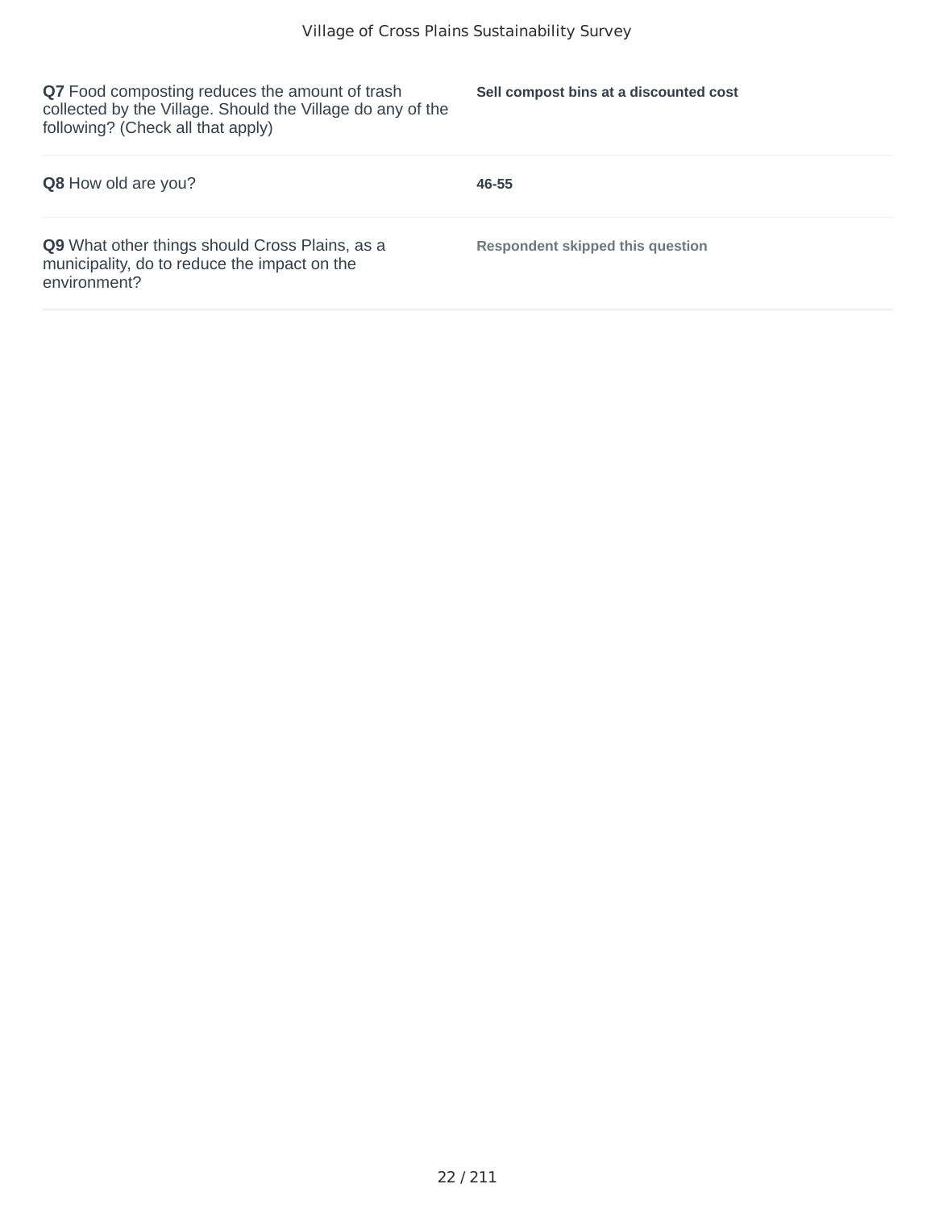| | |
|---|---|
| **Q7** Food composting reduces the amount of trash collected by the Village. Should the Village do any of the following? (Check all that apply) | **Sell compost bins at a discounted cost** |
| **Q8** How old are you? | **46-55** |
| **Q9** What other things should Cross Plains, as a municipality, do to reduce the impact on the environment? | **Respondent skipped this question** |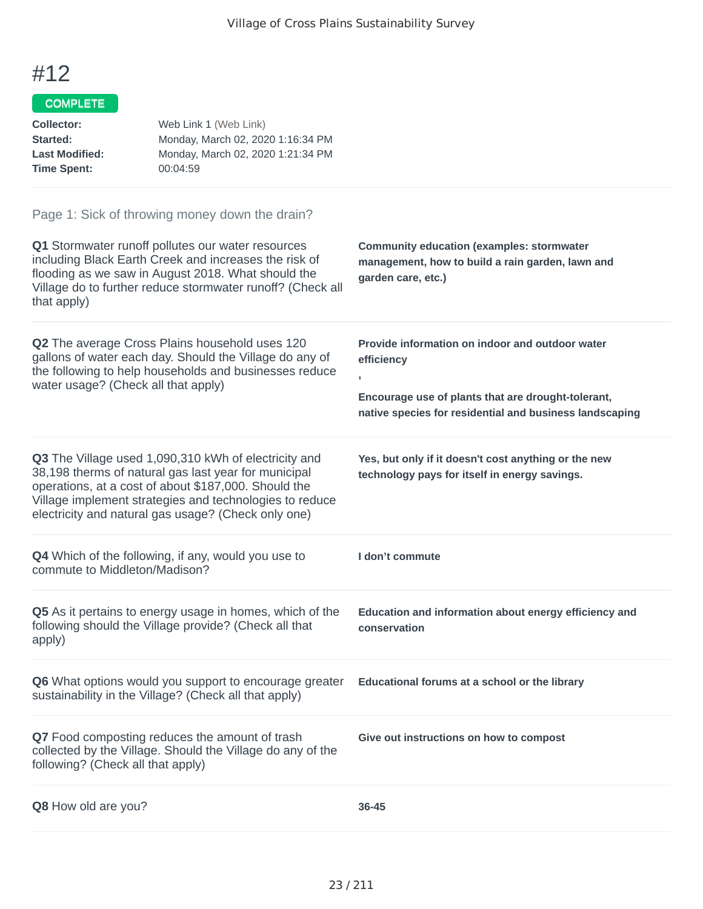# #12

**COMPLETE**

| | |
|---|---|
| **Collector:** | Web Link 1 (Web Link) |
| **Started:** | Monday, March 02, 2020 1:16:34 PM |
| **Last Modified:** | Monday, March 02, 2020 1:21:34 PM |
| **Time Spent:** | 00:04:59 |

## Page 1: Sick of throwing money down the drain?

**Q1** Stormwater runoff pollutes our water resources including Black Earth Creek and increases the risk of flooding as we saw in August 2018. What should the Village do to further reduce stormwater runoff? (Check all that apply)

**Community education (examples: stormwater management, how to build a rain garden, lawn and garden care, etc.)**

**Q2** The average Cross Plains household uses 120 gallons of water each day. Should the Village do any of the following to help households and businesses reduce water usage? (Check all that apply)

**Provide information on indoor and outdoor water efficiency**

**,**

**Encourage use of plants that are drought-tolerant, native species for residential and business landscaping**

**Q3** The Village used 1,090,310 kWh of electricity and 38,198 therms of natural gas last year for municipal operations, at a cost of about $187,000. Should the Village implement strategies and technologies to reduce electricity and natural gas usage? (Check only one)

**Yes, but only if it doesn't cost anything or the new technology pays for itself in energy savings.**

**Q4** Which of the following, if any, would you use to commute to Middleton/Madison?

**I don't commute**

**Q5** As it pertains to energy usage in homes, which of the following should the Village provide? (Check all that apply)

**Education and information about energy efficiency and conservation**

**Q6** What options would you support to encourage greater sustainability in the Village? (Check all that apply)

**Educational forums at a school or the library**

**Q7** Food composting reduces the amount of trash collected by the Village. Should the Village do any of the following? (Check all that apply)

**Give out instructions on how to compost**

**Q8** How old are you?

**36-45**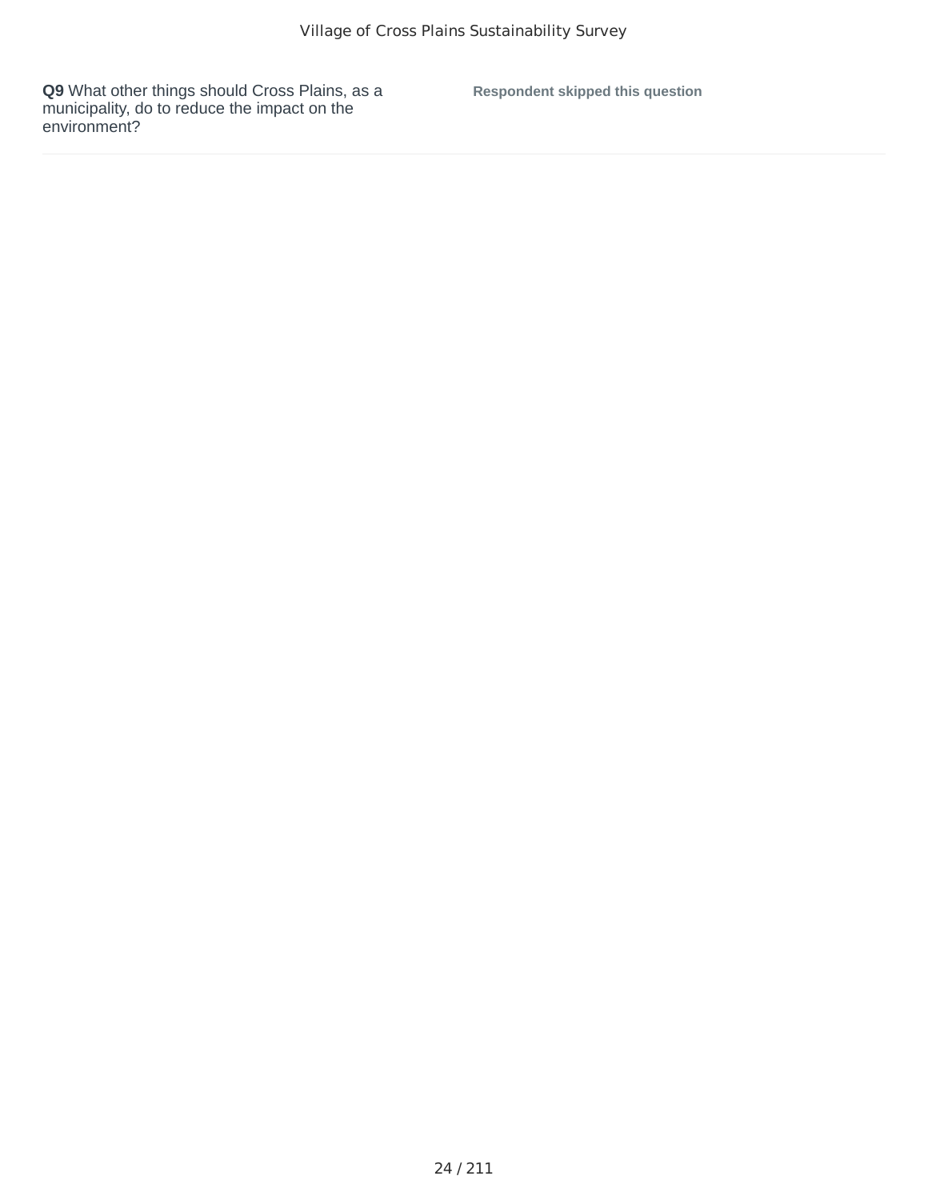**Q9** What other things should Cross Plains, as a municipality, do to reduce the impact on the environment?

**Respondent skipped this question**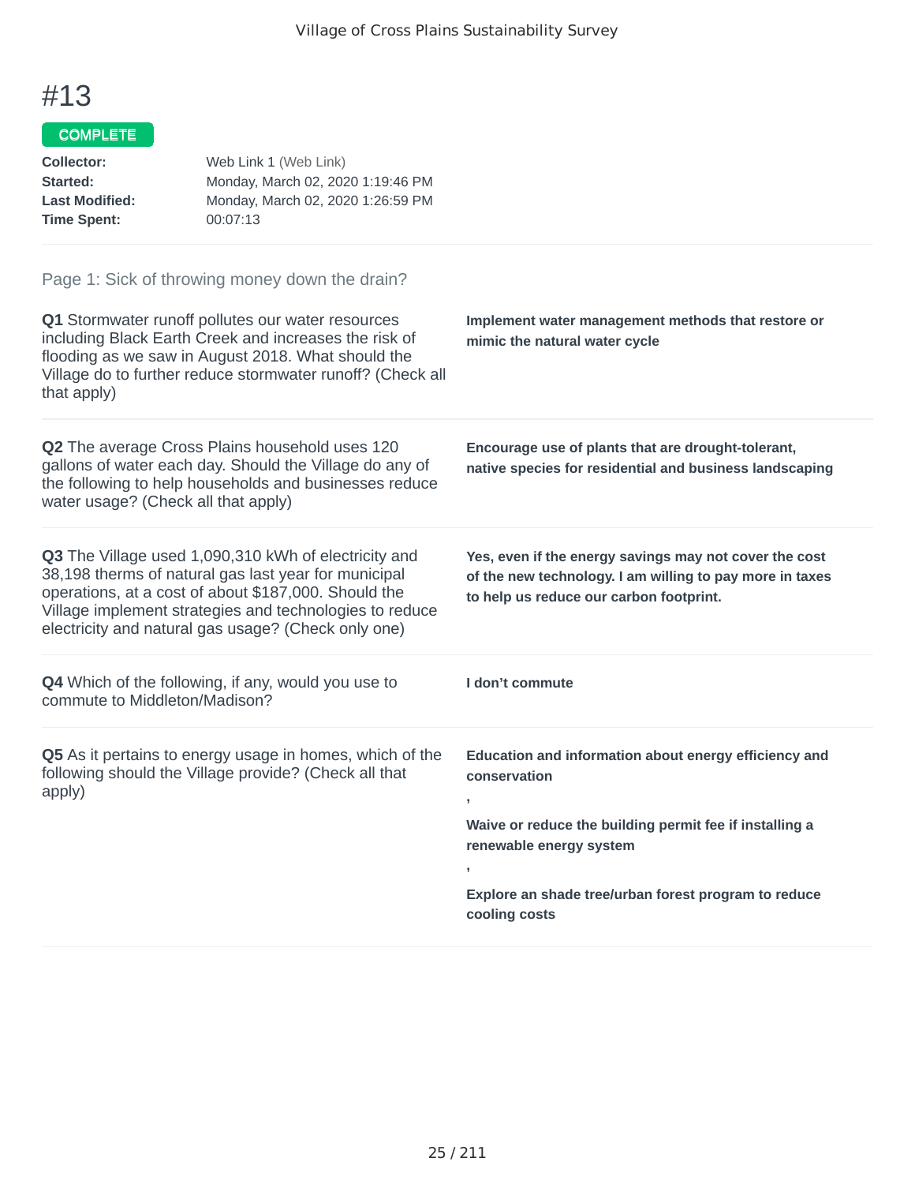# #13

**COMPLETE**

| | |
|---|---|
| **Collector:** | Web Link 1 (Web Link) |
| **Started:** | Monday, March 02, 2020 1:19:46 PM |
| **Last Modified:** | Monday, March 02, 2020 1:26:59 PM |
| **Time Spent:** | 00:07:13 |

## Page 1: Sick of throwing money down the drain?

**Q1** Stormwater runoff pollutes our water resources including Black Earth Creek and increases the risk of flooding as we saw in August 2018. What should the Village do to further reduce stormwater runoff? (Check all that apply)

**Implement water management methods that restore or mimic the natural water cycle**

**Q2** The average Cross Plains household uses 120 gallons of water each day. Should the Village do any of the following to help households and businesses reduce water usage? (Check all that apply)

**Encourage use of plants that are drought-tolerant, native species for residential and business landscaping**

**Q3** The Village used 1,090,310 kWh of electricity and 38,198 therms of natural gas last year for municipal operations, at a cost of about $187,000. Should the Village implement strategies and technologies to reduce electricity and natural gas usage? (Check only one)

**Yes, even if the energy savings may not cover the cost of the new technology. I am willing to pay more in taxes to help us reduce our carbon footprint.**

**Q4** Which of the following, if any, would you use to commute to Middleton/Madison?

**I don't commute**

**Q5** As it pertains to energy usage in homes, which of the following should the Village provide? (Check all that apply)

**Education and information about energy efficiency and conservation**

**,**

**Waive or reduce the building permit fee if installing a renewable energy system**

**,**

**Explore an shade tree/urban forest program to reduce cooling costs**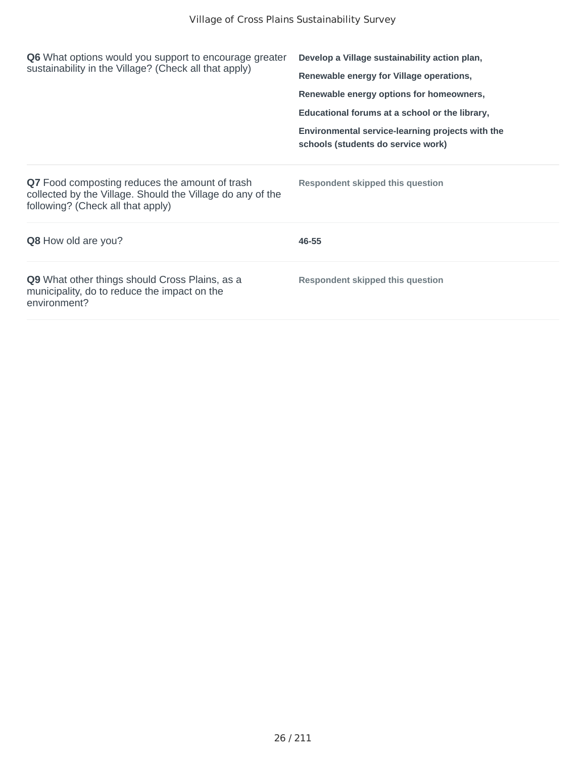| | |
|---|---|
| **Q6** What options would you support to encourage greater sustainability in the Village? (Check all that apply) | **Develop a Village sustainability action plan,**<br>**Renewable energy for Village operations,**<br>**Renewable energy options for homeowners,**<br>**Educational forums at a school or the library,**<br>**Environmental service-learning projects with the schools (students do service work)** |
| **Q7** Food composting reduces the amount of trash collected by the Village. Should the Village do any of the following? (Check all that apply) | **Respondent skipped this question** |
| **Q8** How old are you? | **46-55** |
| **Q9** What other things should Cross Plains, as a municipality, do to reduce the impact on the environment? | **Respondent skipped this question** |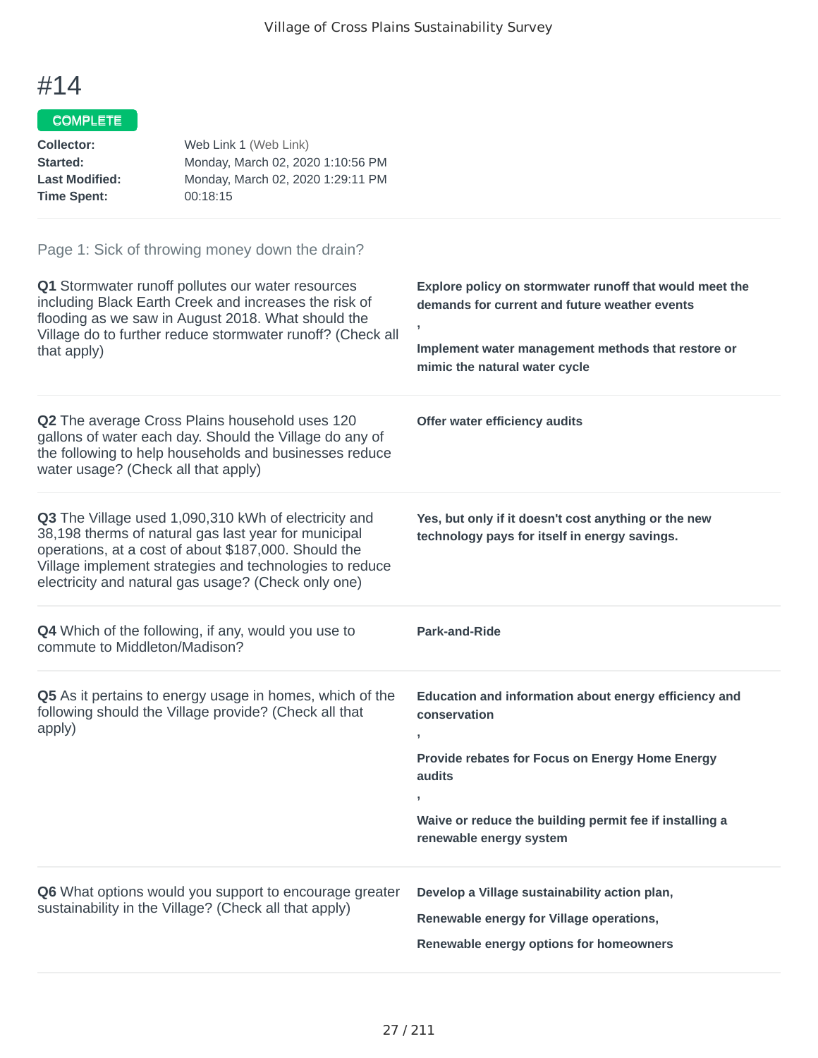# #14

COMPLETE

|  |  |
|---|---|
| **Collector:** | Web Link 1 (Web Link) |
| **Started:** | Monday, March 02, 2020 1:10:56 PM |
| **Last Modified:** | Monday, March 02, 2020 1:29:11 PM |
| **Time Spent:** | 00:18:15 |

## Page 1: Sick of throwing money down the drain?

**Q1** Stormwater runoff pollutes our water resources including Black Earth Creek and increases the risk of flooding as we saw in August 2018. What should the Village do to further reduce stormwater runoff? (Check all that apply)

**Explore policy on stormwater runoff that would meet the demands for current and future weather events**

,

**Implement water management methods that restore or mimic the natural water cycle**

**Q2** The average Cross Plains household uses 120 gallons of water each day. Should the Village do any of the following to help households and businesses reduce water usage? (Check all that apply)

**Offer water efficiency audits**

**Q3** The Village used 1,090,310 kWh of electricity and 38,198 therms of natural gas last year for municipal operations, at a cost of about $187,000. Should the Village implement strategies and technologies to reduce electricity and natural gas usage? (Check only one)

**Yes, but only if it doesn't cost anything or the new technology pays for itself in energy savings.**

**Q4** Which of the following, if any, would you use to commute to Middleton/Madison?

**Park-and-Ride**

**Q5** As it pertains to energy usage in homes, which of the following should the Village provide? (Check all that apply)

**Education and information about energy efficiency and conservation**

,

**Provide rebates for Focus on Energy Home Energy audits**

,

**Waive or reduce the building permit fee if installing a renewable energy system**

**Q6** What options would you support to encourage greater sustainability in the Village? (Check all that apply)

**Develop a Village sustainability action plan,**

**Renewable energy for Village operations,**

**Renewable energy options for homeowners**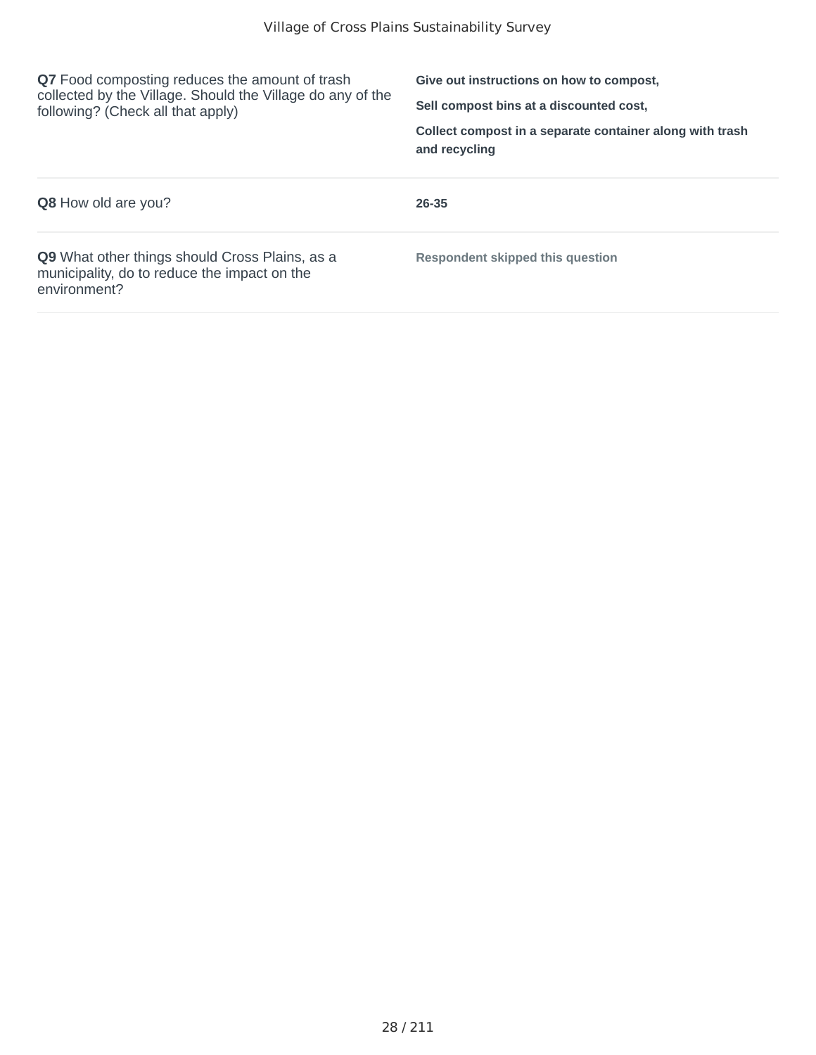| | |
|---|---|
| **Q7** Food composting reduces the amount of trash collected by the Village. Should the Village do any of the following? (Check all that apply) | **Give out instructions on how to compost,**<br>**Sell compost bins at a discounted cost,**<br>**Collect compost in a separate container along with trash and recycling** |
| **Q8** How old are you? | **26-35** |
| **Q9** What other things should Cross Plains, as a municipality, do to reduce the impact on the environment? | **Respondent skipped this question** |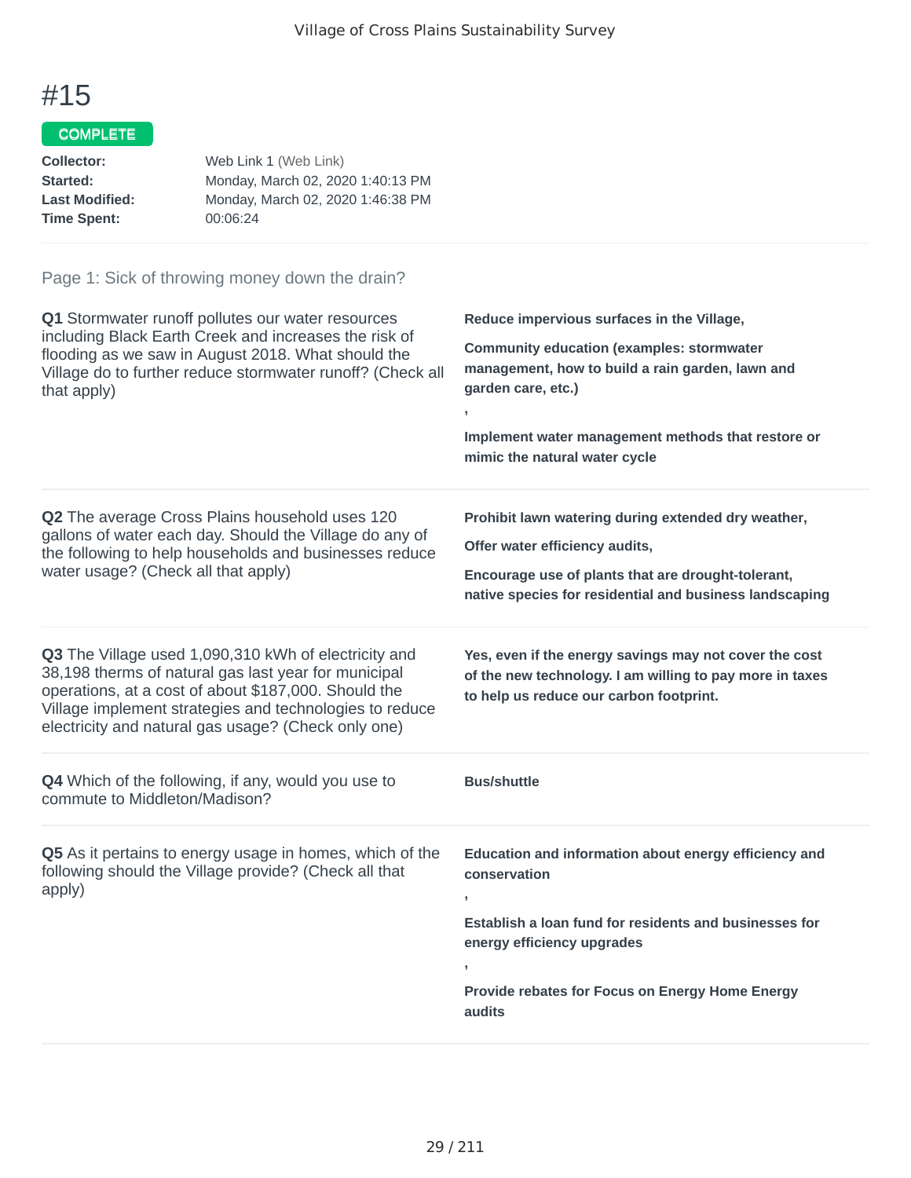# #15

COMPLETE

**Collector:** Web Link 1 (Web Link)
**Started:** Monday, March 02, 2020 1:40:13 PM
**Last Modified:** Monday, March 02, 2020 1:46:38 PM
**Time Spent:** 00:06:24

Page 1: Sick of throwing money down the drain?

**Q1** Stormwater runoff pollutes our water resources including Black Earth Creek and increases the risk of flooding as we saw in August 2018. What should the Village do to further reduce stormwater runoff? (Check all that apply)

**Reduce impervious surfaces in the Village,**

**Community education (examples: stormwater management, how to build a rain garden, lawn and garden care, etc.)**

**,**

**Implement water management methods that restore or mimic the natural water cycle**

**Q2** The average Cross Plains household uses 120 gallons of water each day. Should the Village do any of the following to help households and businesses reduce water usage? (Check all that apply)

**Prohibit lawn watering during extended dry weather,**

**Offer water efficiency audits,**

**Encourage use of plants that are drought-tolerant, native species for residential and business landscaping**

**Q3** The Village used 1,090,310 kWh of electricity and 38,198 therms of natural gas last year for municipal operations, at a cost of about $187,000. Should the Village implement strategies and technologies to reduce electricity and natural gas usage? (Check only one)

**Yes, even if the energy savings may not cover the cost of the new technology. I am willing to pay more in taxes to help us reduce our carbon footprint.**

**Q4** Which of the following, if any, would you use to commute to Middleton/Madison?

**Bus/shuttle**

**Q5** As it pertains to energy usage in homes, which of the following should the Village provide? (Check all that apply)

**Education and information about energy efficiency and conservation**

**,**

**Establish a loan fund for residents and businesses for energy efficiency upgrades**

**,**

**Provide rebates for Focus on Energy Home Energy audits**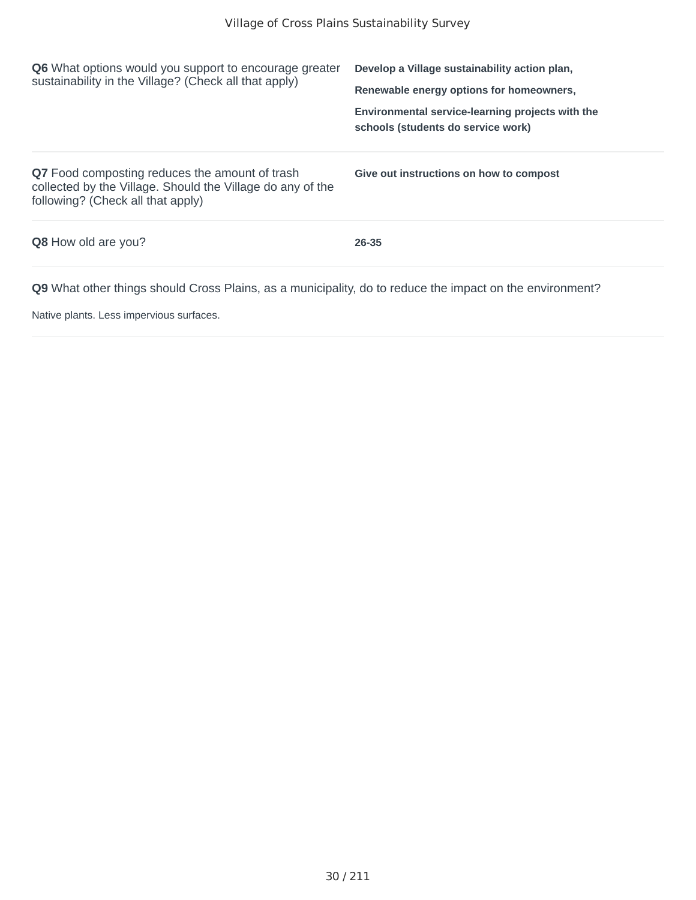**Q6** What options would you support to encourage greater sustainability in the Village? (Check all that apply)

**Develop a Village sustainability action plan,**

**Renewable energy options for homeowners,**

**Environmental service-learning projects with the schools (students do service work)**

**Q7** Food composting reduces the amount of trash collected by the Village. Should the Village do any of the following? (Check all that apply)

**Give out instructions on how to compost**

**Q8** How old are you?

**26-35**

**Q9** What other things should Cross Plains, as a municipality, do to reduce the impact on the environment?

Native plants. Less impervious surfaces.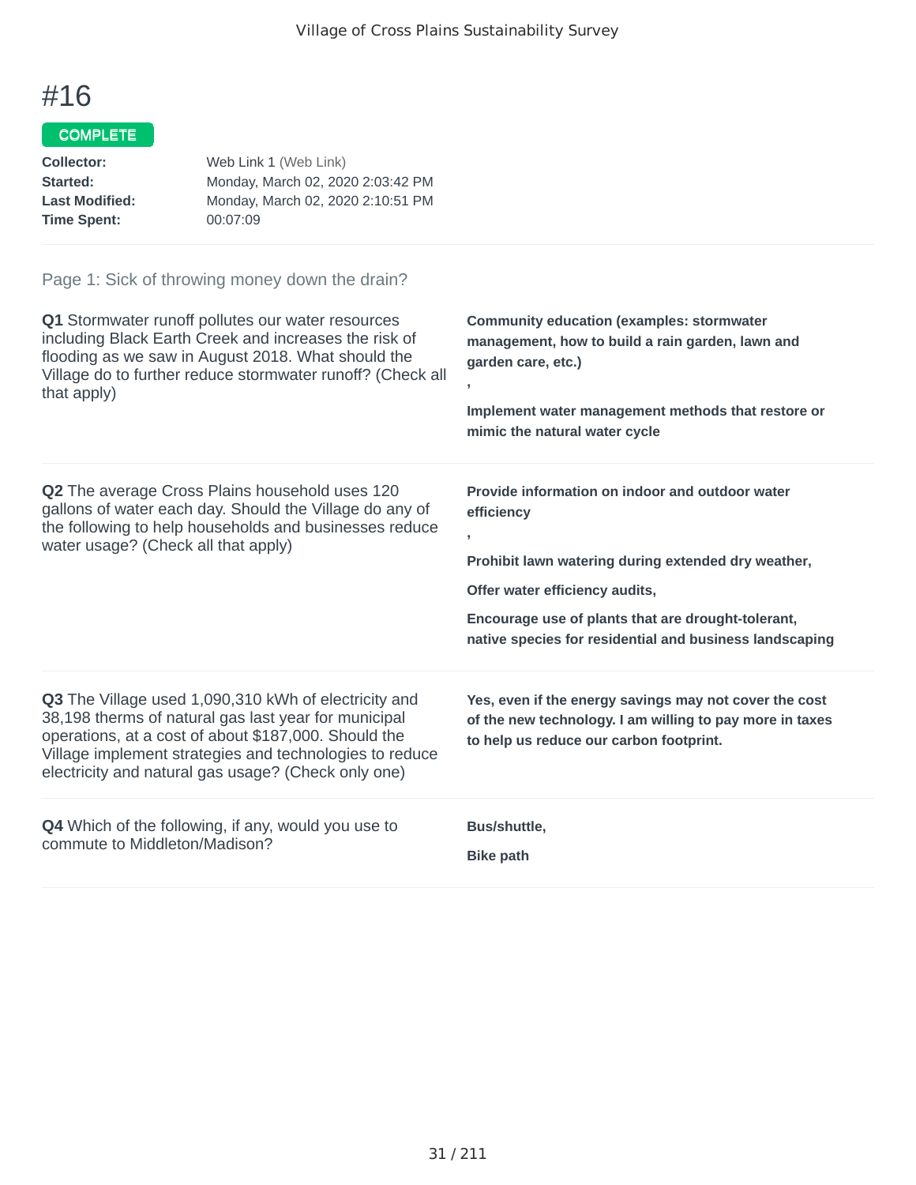# #16

COMPLETE

**Collector:** Web Link 1 (Web Link)
**Started:** Monday, March 02, 2020 2:03:42 PM
**Last Modified:** Monday, March 02, 2020 2:10:51 PM
**Time Spent:** 00:07:09

## Page 1: Sick of throwing money down the drain?

**Q1** Stormwater runoff pollutes our water resources including Black Earth Creek and increases the risk of flooding as we saw in August 2018. What should the Village do to further reduce stormwater runoff? (Check all that apply)

**Community education (examples: stormwater management, how to build a rain garden, lawn and garden care, etc.)**

**,**

**Implement water management methods that restore or mimic the natural water cycle**

**Q2** The average Cross Plains household uses 120 gallons of water each day. Should the Village do any of the following to help households and businesses reduce water usage? (Check all that apply)

**Provide information on indoor and outdoor water efficiency**

**,**

**Prohibit lawn watering during extended dry weather,**

**Offer water efficiency audits,**

**Encourage use of plants that are drought-tolerant, native species for residential and business landscaping**

**Q3** The Village used 1,090,310 kWh of electricity and 38,198 therms of natural gas last year for municipal operations, at a cost of about $187,000. Should the Village implement strategies and technologies to reduce electricity and natural gas usage? (Check only one)

**Yes, even if the energy savings may not cover the cost of the new technology. I am willing to pay more in taxes to help us reduce our carbon footprint.**

**Q4** Which of the following, if any, would you use to commute to Middleton/Madison?

**Bus/shuttle,**

**Bike path**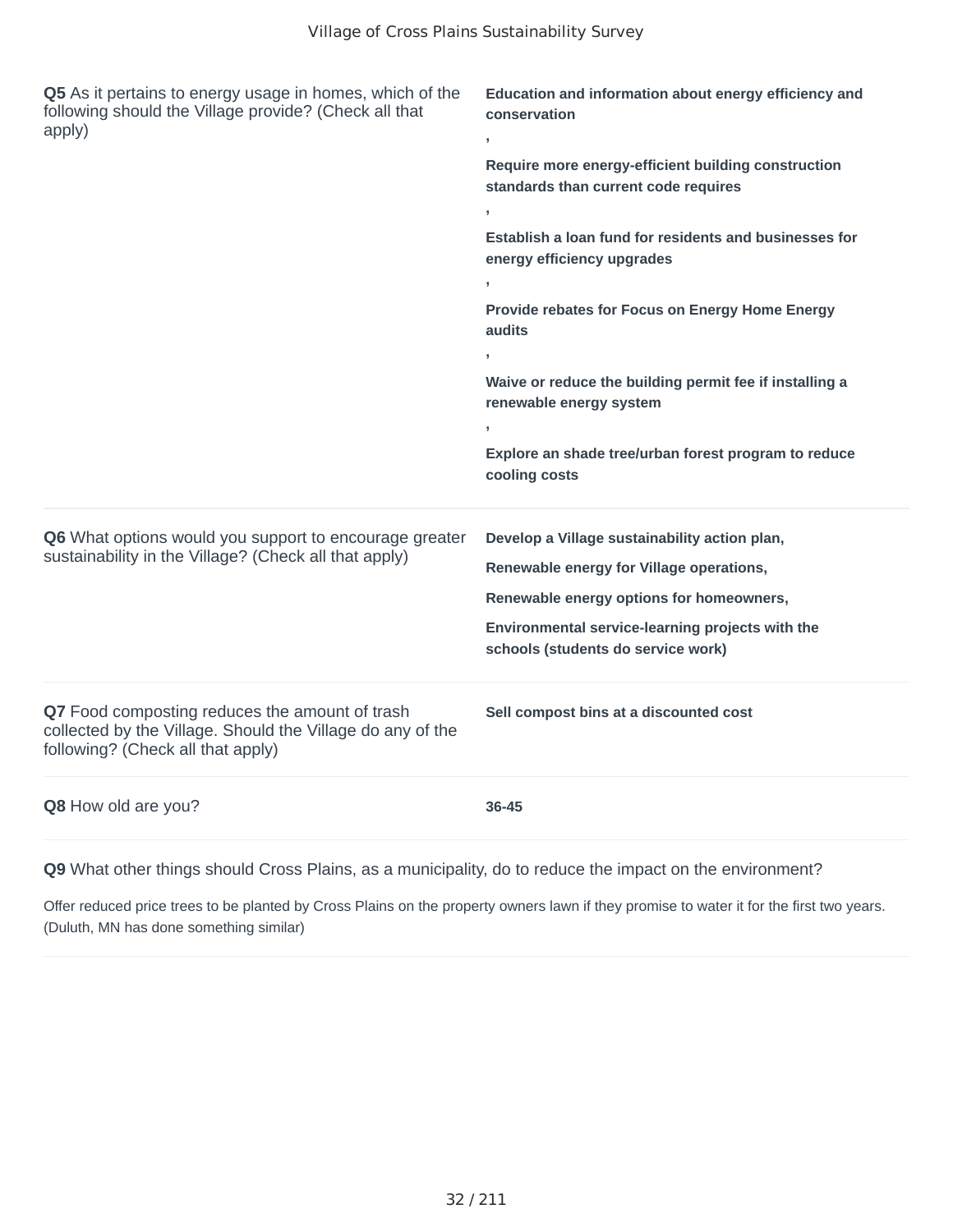**Q5** As it pertains to energy usage in homes, which of the following should the Village provide? (Check all that apply)

**Education and information about energy efficiency and conservation**

**,**

**Require more energy-efficient building construction standards than current code requires**

**,**

**Establish a loan fund for residents and businesses for energy efficiency upgrades**

**,**

**Provide rebates for Focus on Energy Home Energy audits**

**,**

**Waive or reduce the building permit fee if installing a renewable energy system**

**,**

**Explore an shade tree/urban forest program to reduce cooling costs**

**Q6** What options would you support to encourage greater sustainability in the Village? (Check all that apply)

**Develop a Village sustainability action plan,**

**Renewable energy for Village operations,**

**Renewable energy options for homeowners,**

**Environmental service-learning projects with the schools (students do service work)**

**Q7** Food composting reduces the amount of trash collected by the Village. Should the Village do any of the following? (Check all that apply)

**Sell compost bins at a discounted cost**

**Q8** How old are you?

**36-45**

**Q9** What other things should Cross Plains, as a municipality, do to reduce the impact on the environment?

Offer reduced price trees to be planted by Cross Plains on the property owners lawn if they promise to water it for the first two years. (Duluth, MN has done something similar)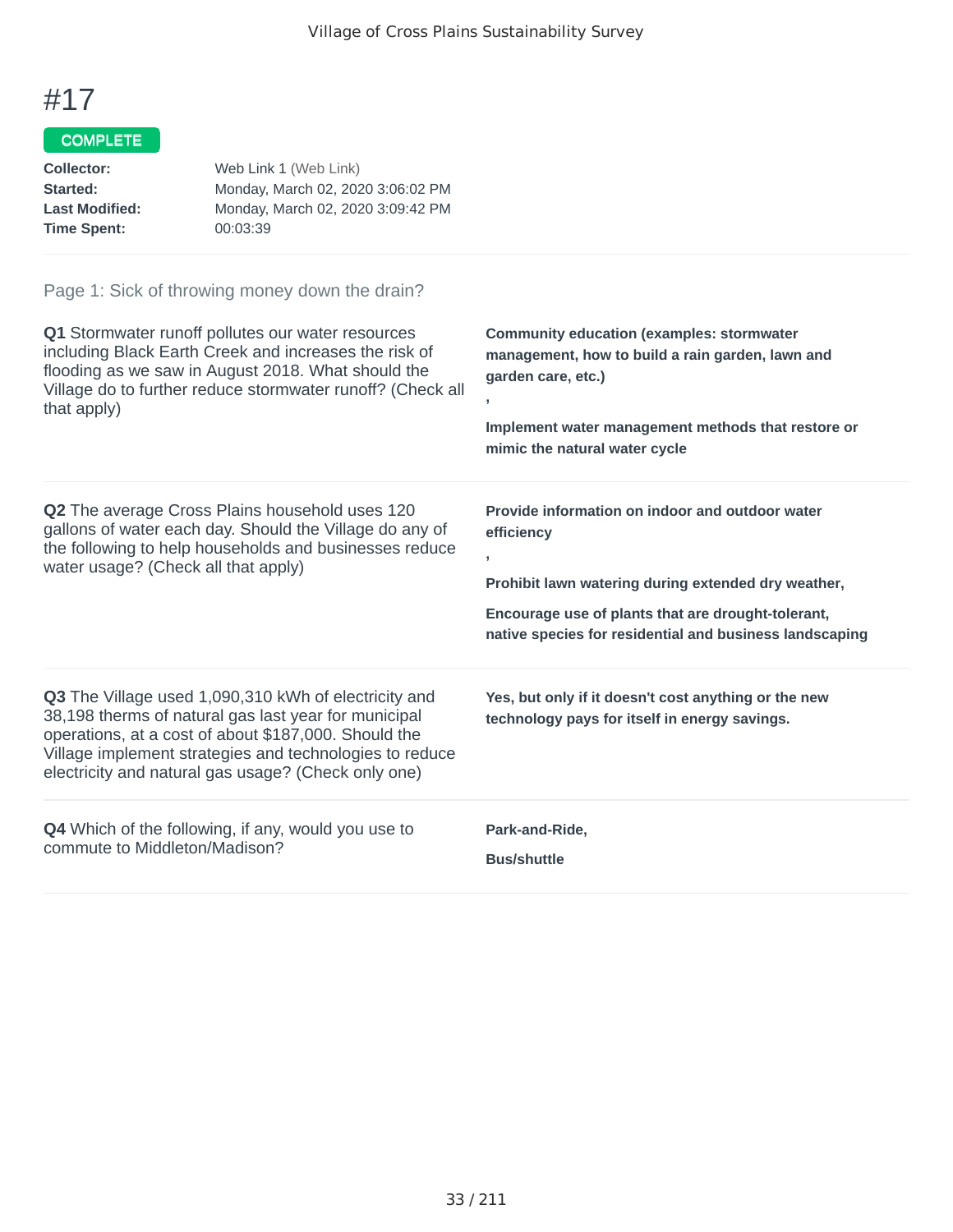# #17

**COMPLETE**

**Collector:** Web Link 1 (Web Link)
**Started:** Monday, March 02, 2020 3:06:02 PM
**Last Modified:** Monday, March 02, 2020 3:09:42 PM
**Time Spent:** 00:03:39

Page 1: Sick of throwing money down the drain?

**Q1** Stormwater runoff pollutes our water resources including Black Earth Creek and increases the risk of flooding as we saw in August 2018. What should the Village do to further reduce stormwater runoff? (Check all that apply)

**Community education (examples: stormwater management, how to build a rain garden, lawn and garden care, etc.)**

**,**

**Implement water management methods that restore or mimic the natural water cycle**

**Q2** The average Cross Plains household uses 120 gallons of water each day. Should the Village do any of the following to help households and businesses reduce water usage? (Check all that apply)

**Provide information on indoor and outdoor water efficiency**

**,**

**Prohibit lawn watering during extended dry weather,**

**Encourage use of plants that are drought-tolerant, native species for residential and business landscaping**

**Q3** The Village used 1,090,310 kWh of electricity and 38,198 therms of natural gas last year for municipal operations, at a cost of about $187,000. Should the Village implement strategies and technologies to reduce electricity and natural gas usage? (Check only one)

**Yes, but only if it doesn't cost anything or the new technology pays for itself in energy savings.**

**Q4** Which of the following, if any, would you use to commute to Middleton/Madison?

**Park-and-Ride,**

**Bus/shuttle**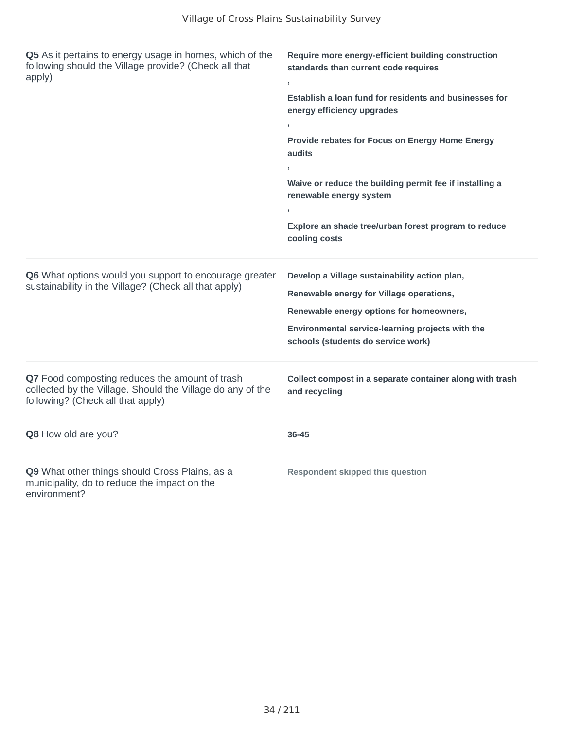**Q5** As it pertains to energy usage in homes, which of the following should the Village provide? (Check all that apply)

**Require more energy-efficient building construction standards than current code requires**
**,**
**Establish a loan fund for residents and businesses for energy efficiency upgrades**
**,**
**Provide rebates for Focus on Energy Home Energy audits**
**,**
**Waive or reduce the building permit fee if installing a renewable energy system**
**,**
**Explore an shade tree/urban forest program to reduce cooling costs**

---

**Q6** What options would you support to encourage greater sustainability in the Village? (Check all that apply)

**Develop a Village sustainability action plan,**
**Renewable energy for Village operations,**
**Renewable energy options for homeowners,**
**Environmental service-learning projects with the schools (students do service work)**

---

**Q7** Food composting reduces the amount of trash collected by the Village. Should the Village do any of the following? (Check all that apply)

**Collect compost in a separate container along with trash and recycling**

---

**Q8** How old are you?

**36-45**

---

**Q9** What other things should Cross Plains, as a municipality, do to reduce the impact on the environment?

**Respondent skipped this question**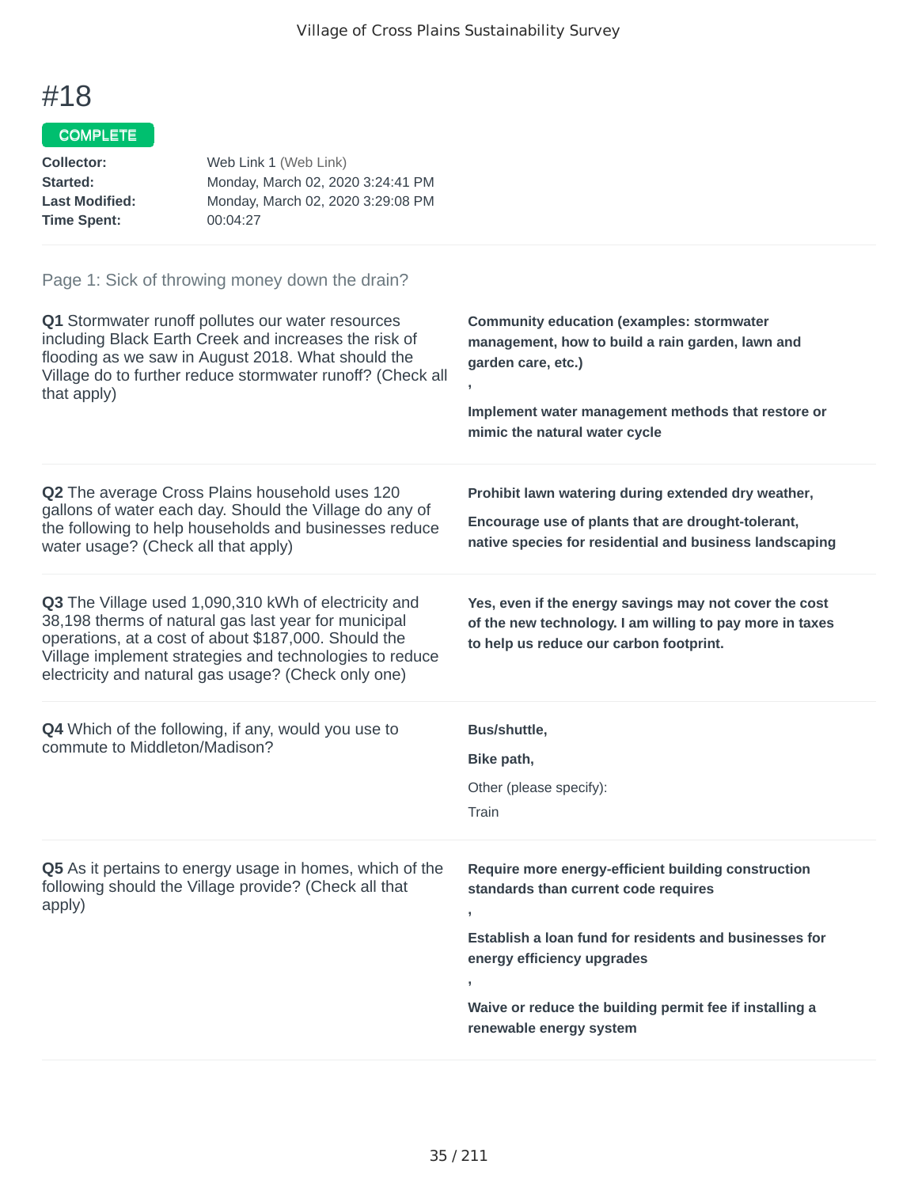# #18

COMPLETE

**Collector:** Web Link 1 (Web Link)
**Started:** Monday, March 02, 2020 3:24:41 PM
**Last Modified:** Monday, March 02, 2020 3:29:08 PM
**Time Spent:** 00:04:27

Page 1: Sick of throwing money down the drain?

**Q1** Stormwater runoff pollutes our water resources including Black Earth Creek and increases the risk of flooding as we saw in August 2018. What should the Village do to further reduce stormwater runoff? (Check all that apply)

**Community education (examples: stormwater management, how to build a rain garden, lawn and garden care, etc.)**

,

**Implement water management methods that restore or mimic the natural water cycle**

**Q2** The average Cross Plains household uses 120 gallons of water each day. Should the Village do any of the following to help households and businesses reduce water usage? (Check all that apply)

**Prohibit lawn watering during extended dry weather,**

**Encourage use of plants that are drought-tolerant, native species for residential and business landscaping**

**Q3** The Village used 1,090,310 kWh of electricity and 38,198 therms of natural gas last year for municipal operations, at a cost of about $187,000. Should the Village implement strategies and technologies to reduce electricity and natural gas usage? (Check only one)

**Yes, even if the energy savings may not cover the cost of the new technology. I am willing to pay more in taxes to help us reduce our carbon footprint.**

**Q4** Which of the following, if any, would you use to commute to Middleton/Madison?

**Bus/shuttle,**

**Bike path,**

Other (please specify):

Train

**Q5** As it pertains to energy usage in homes, which of the following should the Village provide? (Check all that apply)

**Require more energy-efficient building construction standards than current code requires**

,

**Establish a loan fund for residents and businesses for energy efficiency upgrades**

,

**Waive or reduce the building permit fee if installing a renewable energy system**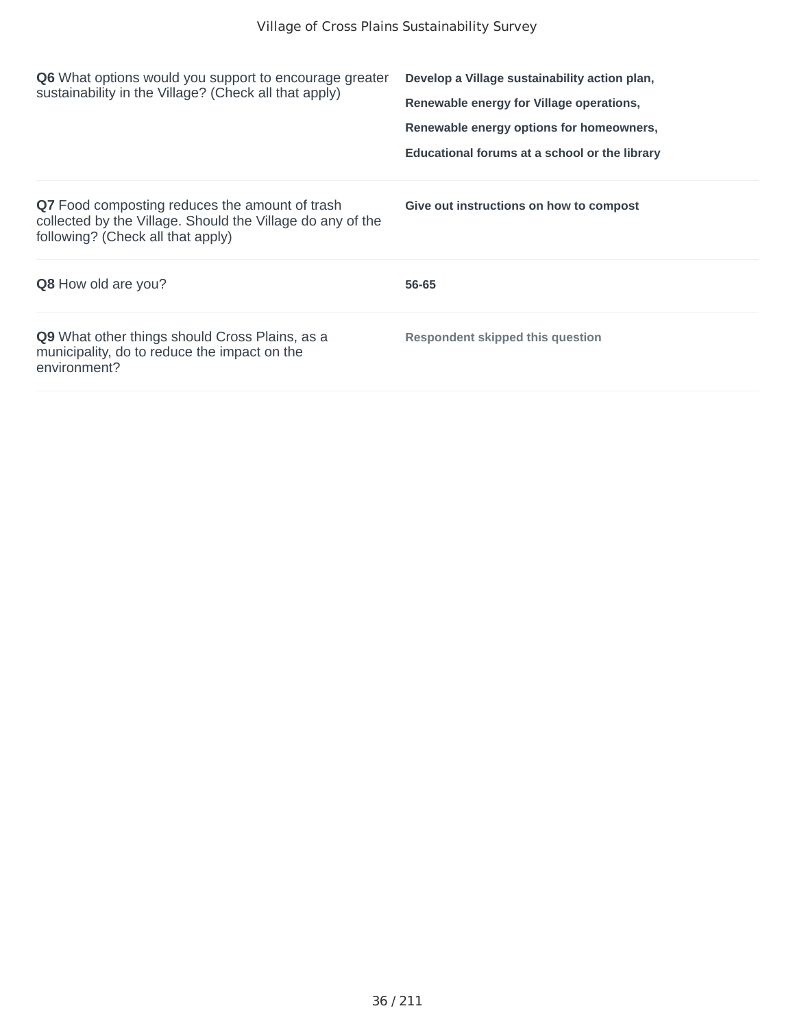**Q6** What options would you support to encourage greater sustainability in the Village? (Check all that apply)

**Develop a Village sustainability action plan,**

**Renewable energy for Village operations,**

**Renewable energy options for homeowners,**

**Educational forums at a school or the library**

**Q7** Food composting reduces the amount of trash collected by the Village. Should the Village do any of the following? (Check all that apply)

**Give out instructions on how to compost**

**Q8** How old are you?

**56-65**

**Q9** What other things should Cross Plains, as a municipality, do to reduce the impact on the environment?

**Respondent skipped this question**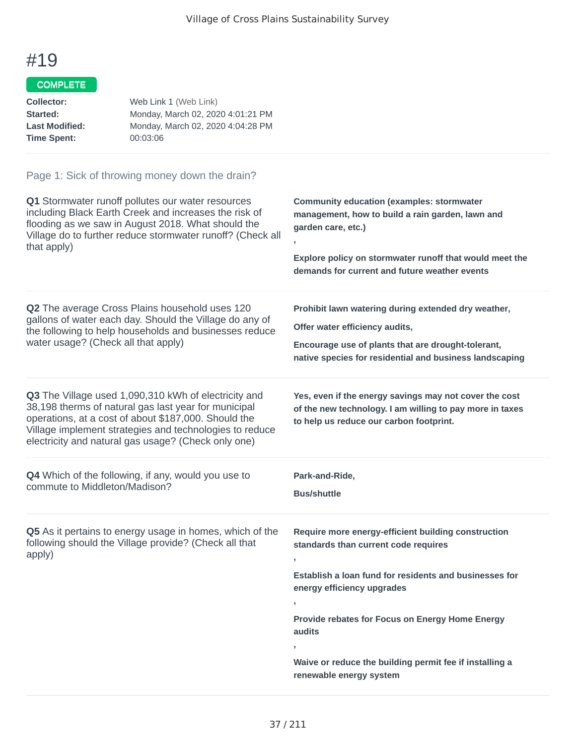# #19

COMPLETE

**Collector:** Web Link 1 (Web Link)
**Started:** Monday, March 02, 2020 4:01:21 PM
**Last Modified:** Monday, March 02, 2020 4:04:28 PM
**Time Spent:** 00:03:06

Page 1: Sick of throwing money down the drain?

**Q1** Stormwater runoff pollutes our water resources including Black Earth Creek and increases the risk of flooding as we saw in August 2018. What should the Village do to further reduce stormwater runoff? (Check all that apply)

**Community education (examples: stormwater management, how to build a rain garden, lawn and garden care, etc.)**

**,**

**Explore policy on stormwater runoff that would meet the demands for current and future weather events**

**Q2** The average Cross Plains household uses 120 gallons of water each day. Should the Village do any of the following to help households and businesses reduce water usage? (Check all that apply)

**Prohibit lawn watering during extended dry weather,**

**Offer water efficiency audits,**

**Encourage use of plants that are drought-tolerant, native species for residential and business landscaping**

**Q3** The Village used 1,090,310 kWh of electricity and 38,198 therms of natural gas last year for municipal operations, at a cost of about $187,000. Should the Village implement strategies and technologies to reduce electricity and natural gas usage? (Check only one)

**Yes, even if the energy savings may not cover the cost of the new technology. I am willing to pay more in taxes to help us reduce our carbon footprint.**

**Q4** Which of the following, if any, would you use to commute to Middleton/Madison?

**Park-and-Ride,**

**Bus/shuttle**

**Q5** As it pertains to energy usage in homes, which of the following should the Village provide? (Check all that apply)

**Require more energy-efficient building construction standards than current code requires**

**,**

**Establish a loan fund for residents and businesses for energy efficiency upgrades**

**,**

**Provide rebates for Focus on Energy Home Energy audits**

**,**

**Waive or reduce the building permit fee if installing a renewable energy system**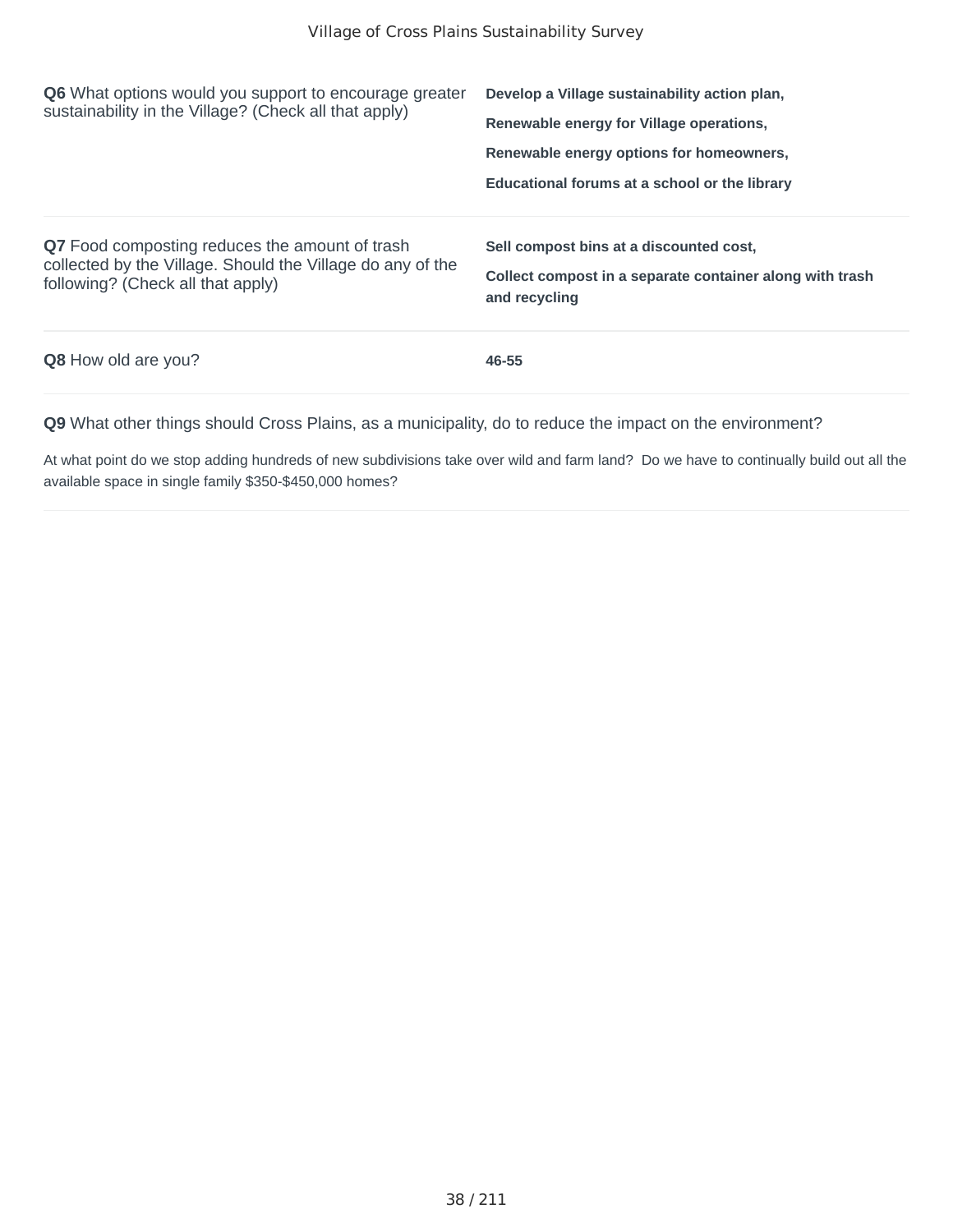**Q6** What options would you support to encourage greater sustainability in the Village? (Check all that apply)

**Develop a Village sustainability action plan,**

**Renewable energy for Village operations,**

**Renewable energy options for homeowners,**

**Educational forums at a school or the library**

**Q7** Food composting reduces the amount of trash collected by the Village. Should the Village do any of the following? (Check all that apply)

**Sell compost bins at a discounted cost,**

**Collect compost in a separate container along with trash and recycling**

**Q8** How old are you?

**46-55**

**Q9** What other things should Cross Plains, as a municipality, do to reduce the impact on the environment?

At what point do we stop adding hundreds of new subdivisions take over wild and farm land? Do we have to continually build out all the available space in single family $350-$450,000 homes?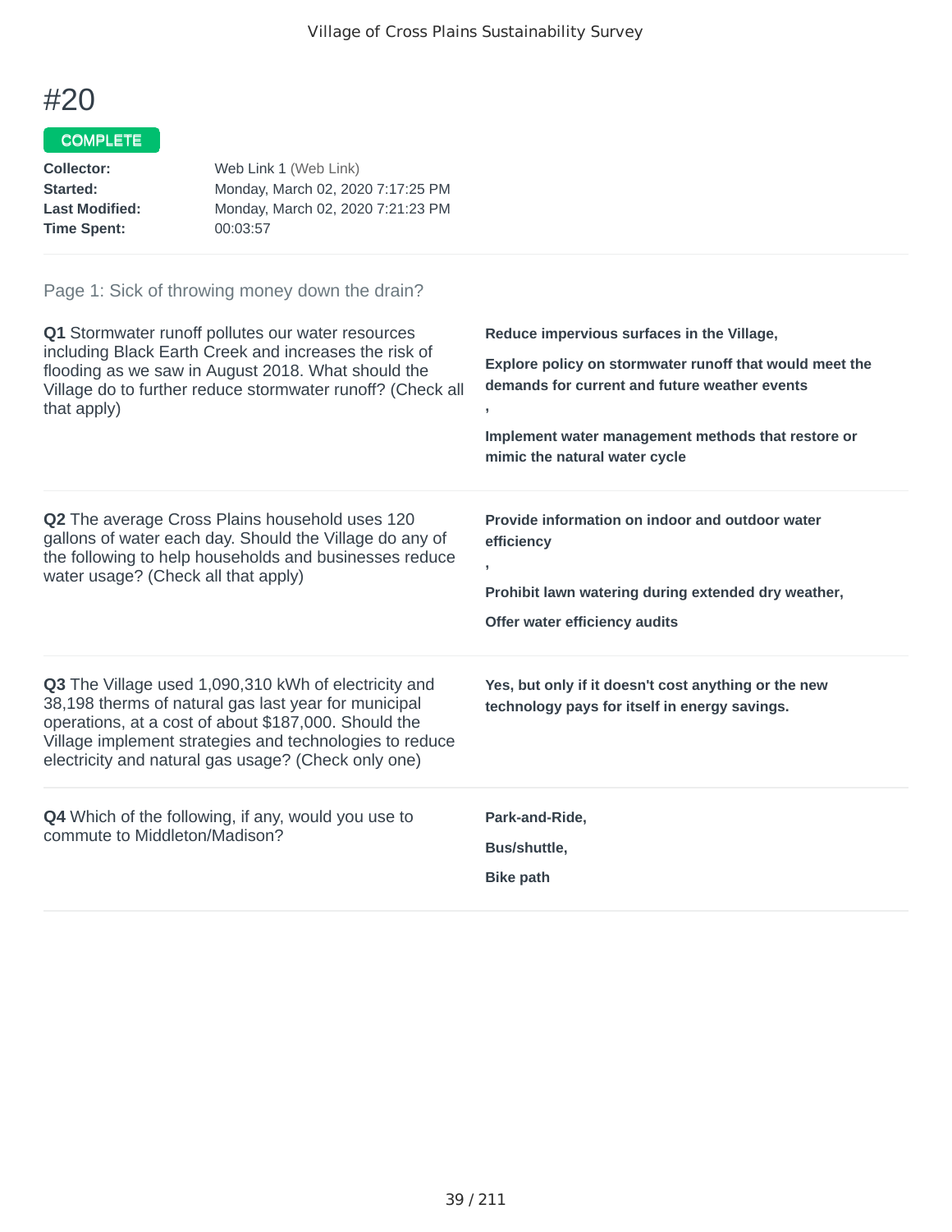# #20

COMPLETE

**Collector:** Web Link 1 (Web Link)
**Started:** Monday, March 02, 2020 7:17:25 PM
**Last Modified:** Monday, March 02, 2020 7:21:23 PM
**Time Spent:** 00:03:57

Page 1: Sick of throwing money down the drain?

**Q1** Stormwater runoff pollutes our water resources including Black Earth Creek and increases the risk of flooding as we saw in August 2018. What should the Village do to further reduce stormwater runoff? (Check all that apply)

**Reduce impervious surfaces in the Village,**

**Explore policy on stormwater runoff that would meet the demands for current and future weather events**

**,**

**Implement water management methods that restore or mimic the natural water cycle**

**Q2** The average Cross Plains household uses 120 gallons of water each day. Should the Village do any of the following to help households and businesses reduce water usage? (Check all that apply)

**Provide information on indoor and outdoor water efficiency**

**,**

**Prohibit lawn watering during extended dry weather,**

**Offer water efficiency audits**

**Q3** The Village used 1,090,310 kWh of electricity and 38,198 therms of natural gas last year for municipal operations, at a cost of about $187,000. Should the Village implement strategies and technologies to reduce electricity and natural gas usage? (Check only one)

**Yes, but only if it doesn't cost anything or the new technology pays for itself in energy savings.**

**Q4** Which of the following, if any, would you use to commute to Middleton/Madison?

**Park-and-Ride,**

**Bus/shuttle,**

**Bike path**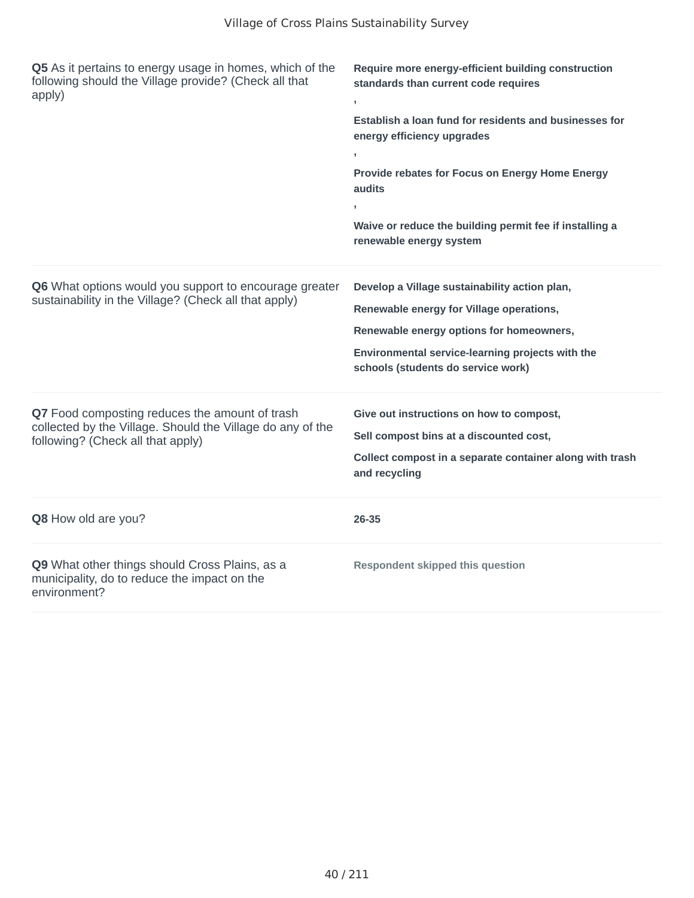| Question | Response |
| --- | --- |
| **Q5** As it pertains to energy usage in homes, which of the following should the Village provide? (Check all that apply) | **Require more energy-efficient building construction standards than current code requires** , **Establish a loan fund for residents and businesses for energy efficiency upgrades** , **Provide rebates for Focus on Energy Home Energy audits** , **Waive or reduce the building permit fee if installing a renewable energy system** |
| **Q6** What options would you support to encourage greater sustainability in the Village? (Check all that apply) | **Develop a Village sustainability action plan,** **Renewable energy for Village operations,** **Renewable energy options for homeowners,** **Environmental service-learning projects with the schools (students do service work)** |
| **Q7** Food composting reduces the amount of trash collected by the Village. Should the Village do any of the following? (Check all that apply) | **Give out instructions on how to compost,** **Sell compost bins at a discounted cost,** **Collect compost in a separate container along with trash and recycling** |
| **Q8** How old are you? | **26-35** |
| **Q9** What other things should Cross Plains, as a municipality, do to reduce the impact on the environment? | **Respondent skipped this question** |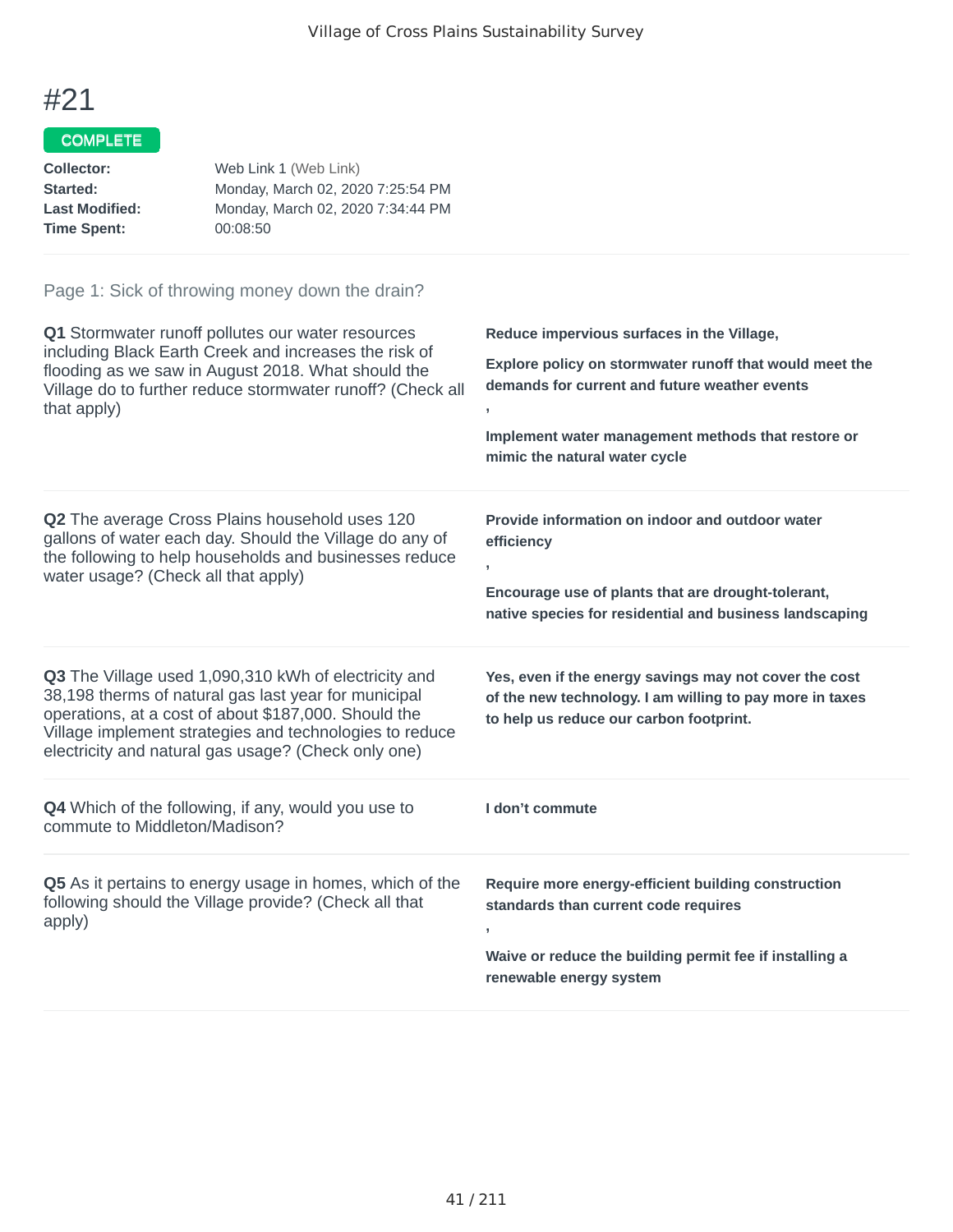# #21

**COMPLETE**

**Collector:** Web Link 1 (Web Link)
**Started:** Monday, March 02, 2020 7:25:54 PM
**Last Modified:** Monday, March 02, 2020 7:34:44 PM
**Time Spent:** 00:08:50

## Page 1: Sick of throwing money down the drain?

**Q1** Stormwater runoff pollutes our water resources including Black Earth Creek and increases the risk of flooding as we saw in August 2018. What should the Village do to further reduce stormwater runoff? (Check all that apply)

**Reduce impervious surfaces in the Village,**

**Explore policy on stormwater runoff that would meet the demands for current and future weather events**

**,**

**Implement water management methods that restore or mimic the natural water cycle**

**Q2** The average Cross Plains household uses 120 gallons of water each day. Should the Village do any of the following to help households and businesses reduce water usage? (Check all that apply)

**Provide information on indoor and outdoor water efficiency**

**,**

**Encourage use of plants that are drought-tolerant, native species for residential and business landscaping**

**Q3** The Village used 1,090,310 kWh of electricity and 38,198 therms of natural gas last year for municipal operations, at a cost of about $187,000. Should the Village implement strategies and technologies to reduce electricity and natural gas usage? (Check only one)

**Yes, even if the energy savings may not cover the cost of the new technology. I am willing to pay more in taxes to help us reduce our carbon footprint.**

**Q4** Which of the following, if any, would you use to commute to Middleton/Madison?

**I don't commute**

**Q5** As it pertains to energy usage in homes, which of the following should the Village provide? (Check all that apply)

**Require more energy-efficient building construction standards than current code requires**

**,**

**Waive or reduce the building permit fee if installing a renewable energy system**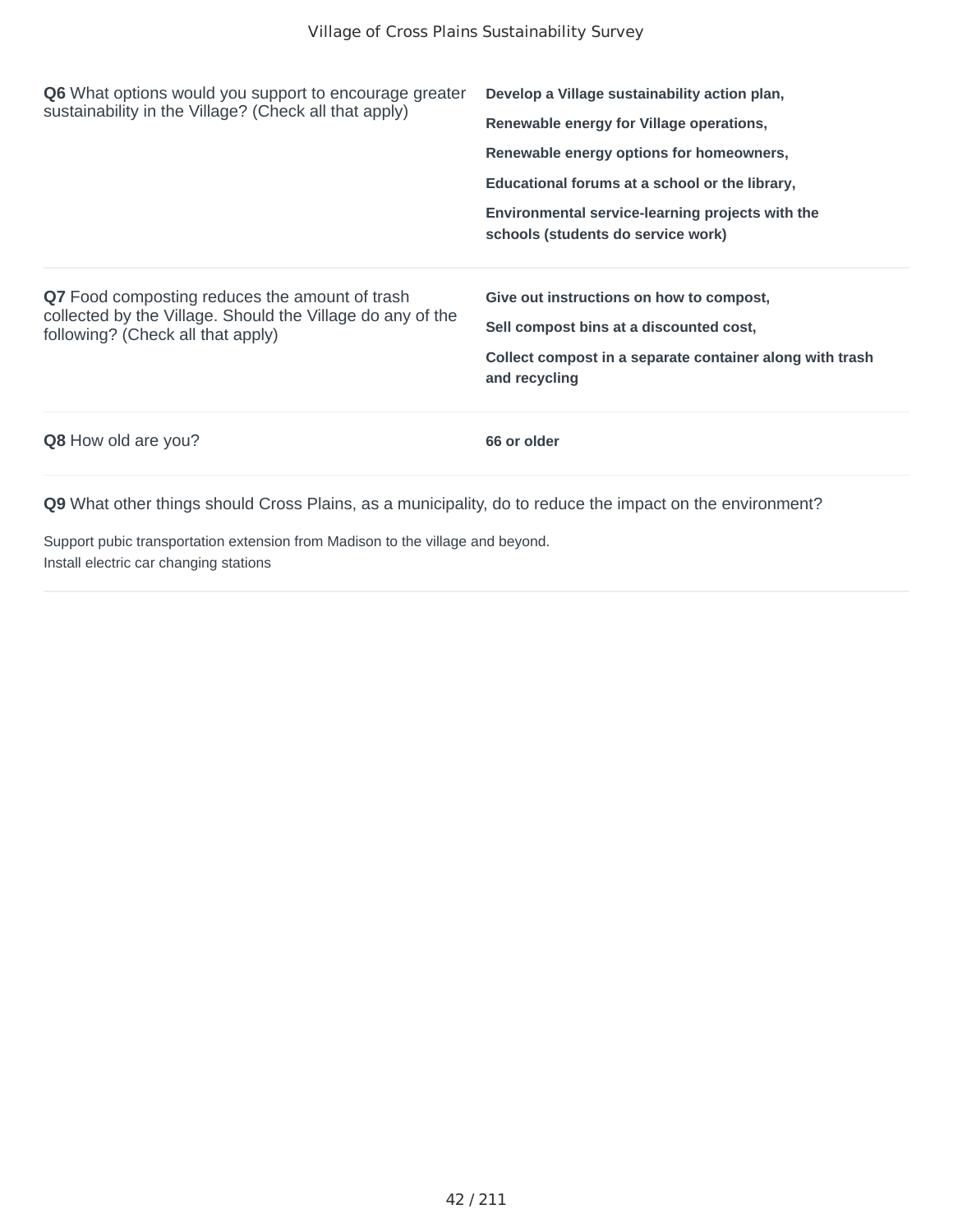**Q6** What options would you support to encourage greater sustainability in the Village? (Check all that apply)

**Develop a Village sustainability action plan,**

**Renewable energy for Village operations,**

**Renewable energy options for homeowners,**

**Educational forums at a school or the library,**

**Environmental service-learning projects with the schools (students do service work)**

**Q7** Food composting reduces the amount of trash collected by the Village. Should the Village do any of the following? (Check all that apply)

**Give out instructions on how to compost,**

**Sell compost bins at a discounted cost,**

**Collect compost in a separate container along with trash and recycling**

**Q8** How old are you?

**66 or older**

**Q9** What other things should Cross Plains, as a municipality, do to reduce the impact on the environment?

Support pubic transportation extension from Madison to the village and beyond.
Install electric car changing stations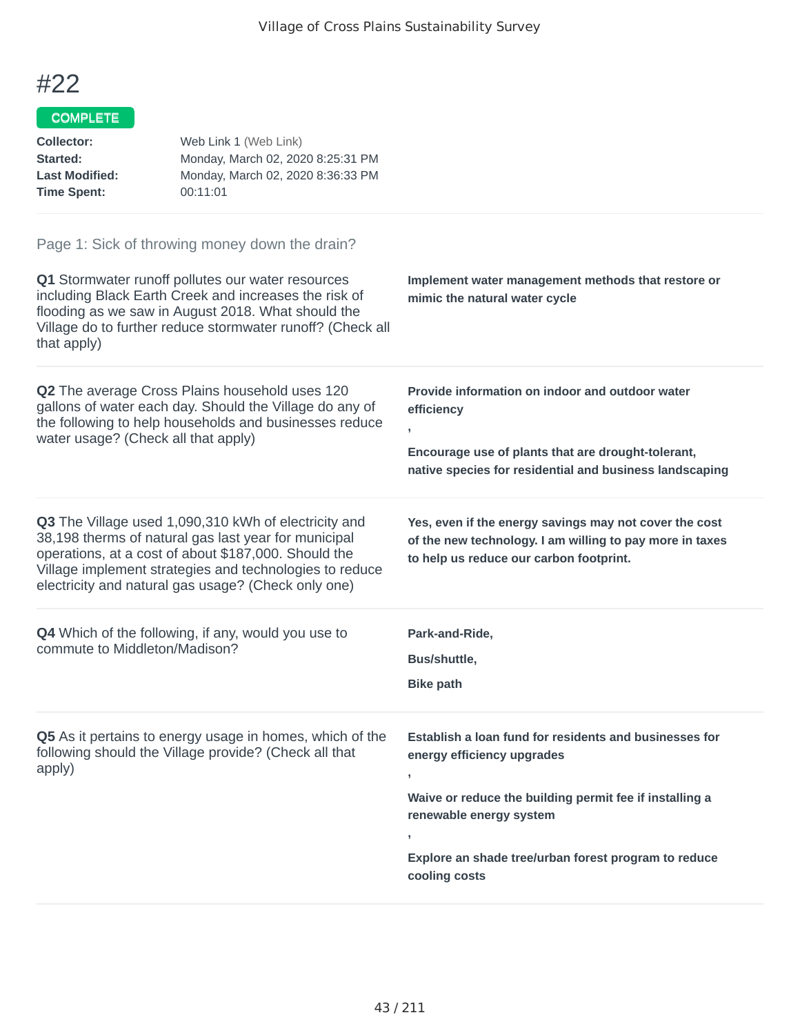# #22

**COMPLETE**

**Collector:** Web Link 1 (Web Link)
**Started:** Monday, March 02, 2020 8:25:31 PM
**Last Modified:** Monday, March 02, 2020 8:36:33 PM
**Time Spent:** 00:11:01

Page 1: Sick of throwing money down the drain?

**Q1** Stormwater runoff pollutes our water resources including Black Earth Creek and increases the risk of flooding as we saw in August 2018. What should the Village do to further reduce stormwater runoff? (Check all that apply)

**Implement water management methods that restore or mimic the natural water cycle**

**Q2** The average Cross Plains household uses 120 gallons of water each day. Should the Village do any of the following to help households and businesses reduce water usage? (Check all that apply)

**Provide information on indoor and outdoor water efficiency**

**,**

**Encourage use of plants that are drought-tolerant, native species for residential and business landscaping**

**Q3** The Village used 1,090,310 kWh of electricity and 38,198 therms of natural gas last year for municipal operations, at a cost of about $187,000. Should the Village implement strategies and technologies to reduce electricity and natural gas usage? (Check only one)

**Yes, even if the energy savings may not cover the cost of the new technology. I am willing to pay more in taxes to help us reduce our carbon footprint.**

**Q4** Which of the following, if any, would you use to commute to Middleton/Madison?

**Park-and-Ride,**

**Bus/shuttle,**

**Bike path**

**Q5** As it pertains to energy usage in homes, which of the following should the Village provide? (Check all that apply)

**Establish a loan fund for residents and businesses for energy efficiency upgrades**

**,**

**Waive or reduce the building permit fee if installing a renewable energy system**

**,**

**Explore an shade tree/urban forest program to reduce cooling costs**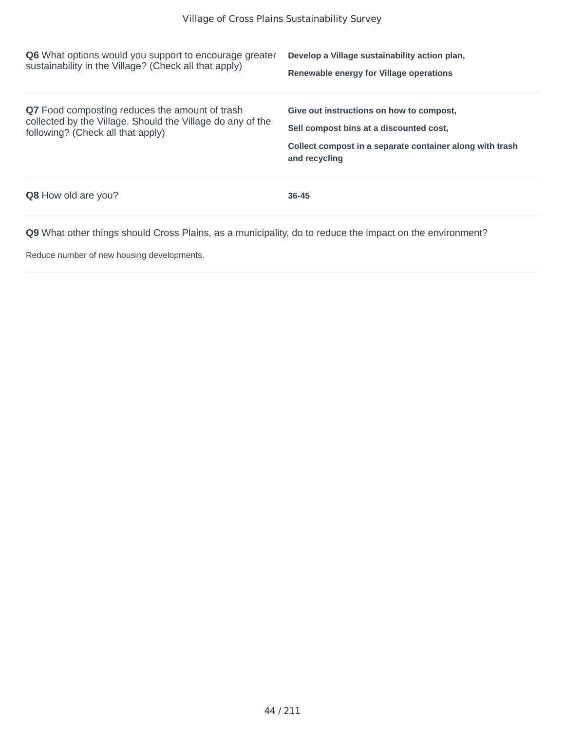**Q6** What options would you support to encourage greater sustainability in the Village? (Check all that apply)

**Develop a Village sustainability action plan,**

**Renewable energy for Village operations**

**Q7** Food composting reduces the amount of trash collected by the Village. Should the Village do any of the following? (Check all that apply)

**Give out instructions on how to compost,**

**Sell compost bins at a discounted cost,**

**Collect compost in a separate container along with trash and recycling**

**Q8** How old are you?

**36-45**

**Q9** What other things should Cross Plains, as a municipality, do to reduce the impact on the environment?

Reduce number of new housing developments.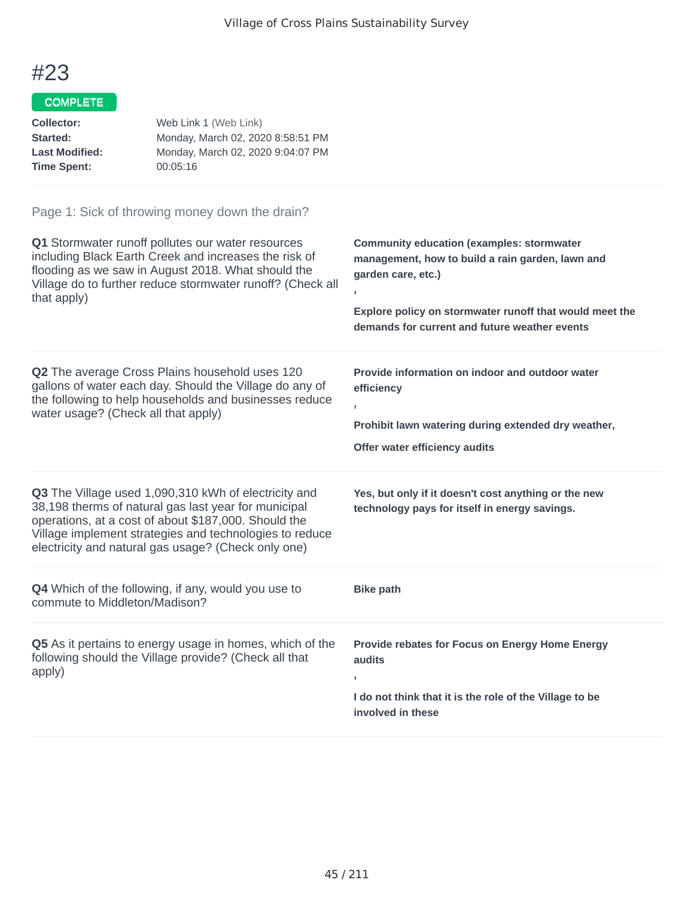# #23

COMPLETE

**Collector:** Web Link 1 (Web Link)
**Started:** Monday, March 02, 2020 8:58:51 PM
**Last Modified:** Monday, March 02, 2020 9:04:07 PM
**Time Spent:** 00:05:16

Page 1: Sick of throwing money down the drain?

**Q1** Stormwater runoff pollutes our water resources including Black Earth Creek and increases the risk of flooding as we saw in August 2018. What should the Village do to further reduce stormwater runoff? (Check all that apply)

**Community education (examples: stormwater management, how to build a rain garden, lawn and garden care, etc.)**

**,**

**Explore policy on stormwater runoff that would meet the demands for current and future weather events**

**Q2** The average Cross Plains household uses 120 gallons of water each day. Should the Village do any of the following to help households and businesses reduce water usage? (Check all that apply)

**Provide information on indoor and outdoor water efficiency**

**,**

**Prohibit lawn watering during extended dry weather,**

**Offer water efficiency audits**

**Q3** The Village used 1,090,310 kWh of electricity and 38,198 therms of natural gas last year for municipal operations, at a cost of about $187,000. Should the Village implement strategies and technologies to reduce electricity and natural gas usage? (Check only one)

**Yes, but only if it doesn't cost anything or the new technology pays for itself in energy savings.**

**Q4** Which of the following, if any, would you use to commute to Middleton/Madison?

**Bike path**

**Q5** As it pertains to energy usage in homes, which of the following should the Village provide? (Check all that apply)

**Provide rebates for Focus on Energy Home Energy audits**

**,**

**I do not think that it is the role of the Village to be involved in these**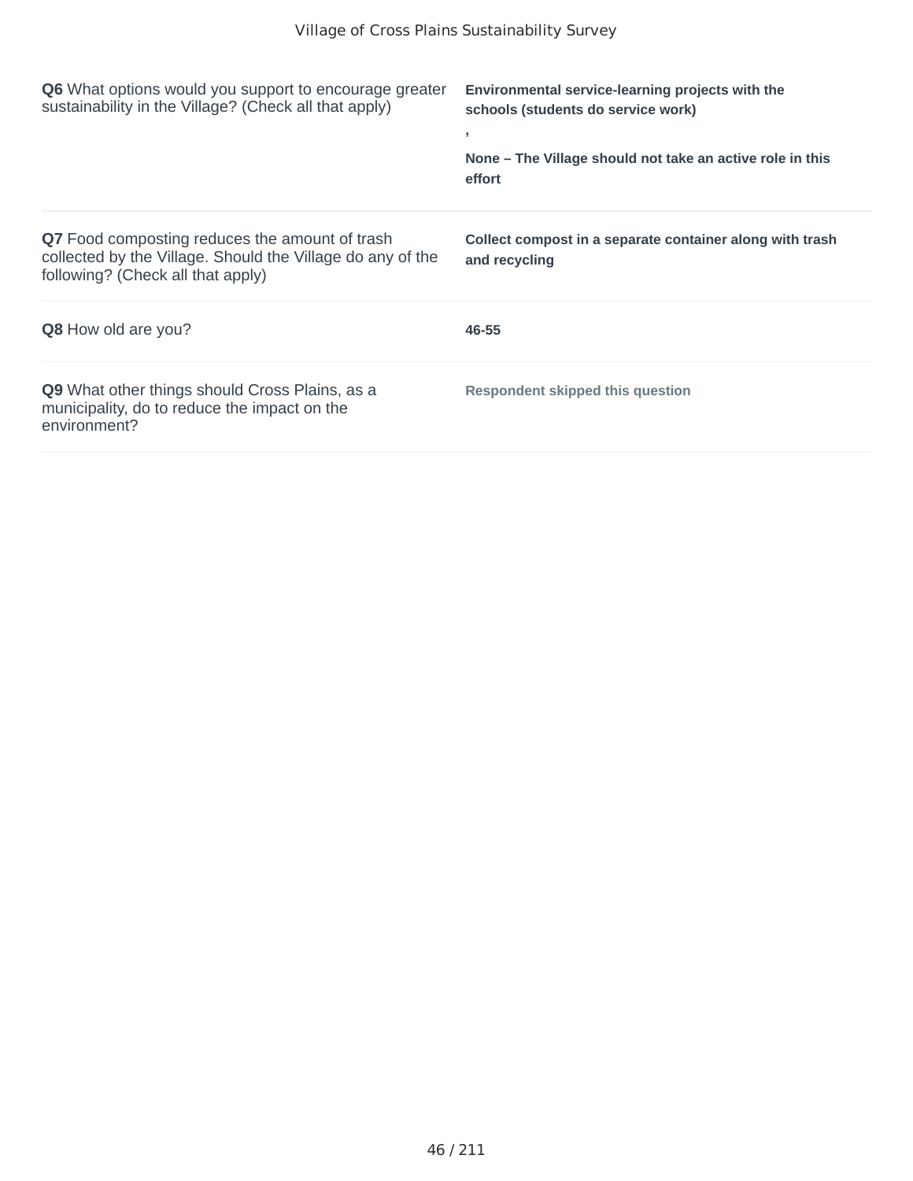| | |
|---|---|
| **Q6** What options would you support to encourage greater sustainability in the Village? (Check all that apply) | **Environmental service-learning projects with the schools (students do service work)**<br>**,**<br>**None – The Village should not take an active role in this effort** |
| **Q7** Food composting reduces the amount of trash collected by the Village. Should the Village do any of the following? (Check all that apply) | **Collect compost in a separate container along with trash and recycling** |
| **Q8** How old are you? | **46-55** |
| **Q9** What other things should Cross Plains, as a municipality, do to reduce the impact on the environment? | **Respondent skipped this question** |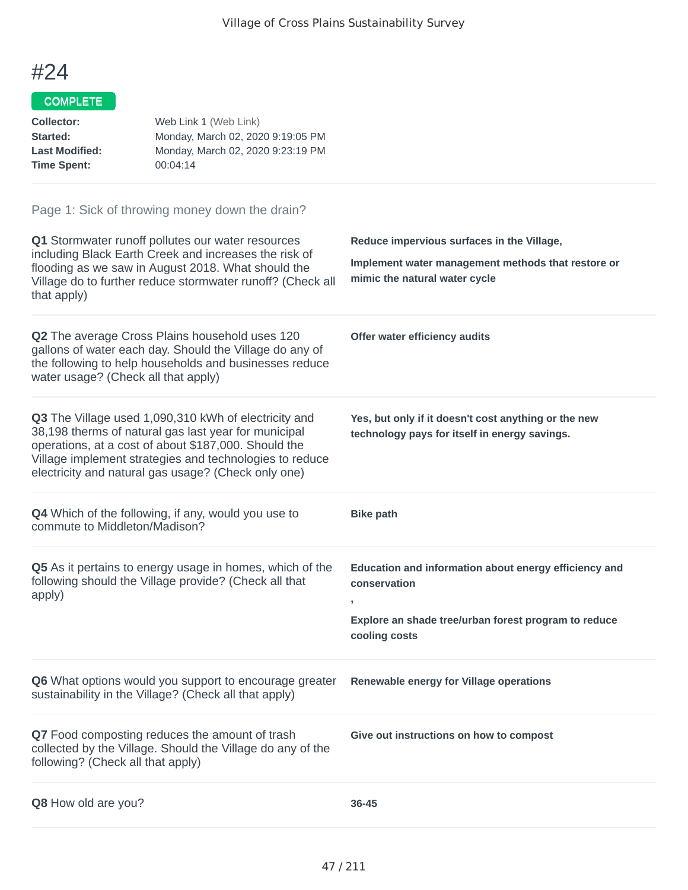# #24

**COMPLETE**

**Collector:** Web Link 1 (Web Link)
**Started:** Monday, March 02, 2020 9:19:05 PM
**Last Modified:** Monday, March 02, 2020 9:23:19 PM
**Time Spent:** 00:04:14

## Page 1: Sick of throwing money down the drain?

**Q1** Stormwater runoff pollutes our water resources including Black Earth Creek and increases the risk of flooding as we saw in August 2018. What should the Village do to further reduce stormwater runoff? (Check all that apply)

**Reduce impervious surfaces in the Village,**

**Implement water management methods that restore or mimic the natural water cycle**

**Q2** The average Cross Plains household uses 120 gallons of water each day. Should the Village do any of the following to help households and businesses reduce water usage? (Check all that apply)

**Offer water efficiency audits**

**Q3** The Village used 1,090,310 kWh of electricity and 38,198 therms of natural gas last year for municipal operations, at a cost of about $187,000. Should the Village implement strategies and technologies to reduce electricity and natural gas usage? (Check only one)

**Yes, but only if it doesn't cost anything or the new technology pays for itself in energy savings.**

**Q4** Which of the following, if any, would you use to commute to Middleton/Madison?

**Bike path**

**Q5** As it pertains to energy usage in homes, which of the following should the Village provide? (Check all that apply)

**Education and information about energy efficiency and conservation**

**,**

**Explore an shade tree/urban forest program to reduce cooling costs**

**Q6** What options would you support to encourage greater sustainability in the Village? (Check all that apply)

**Renewable energy for Village operations**

**Q7** Food composting reduces the amount of trash collected by the Village. Should the Village do any of the following? (Check all that apply)

**Give out instructions on how to compost**

**Q8** How old are you?

**36-45**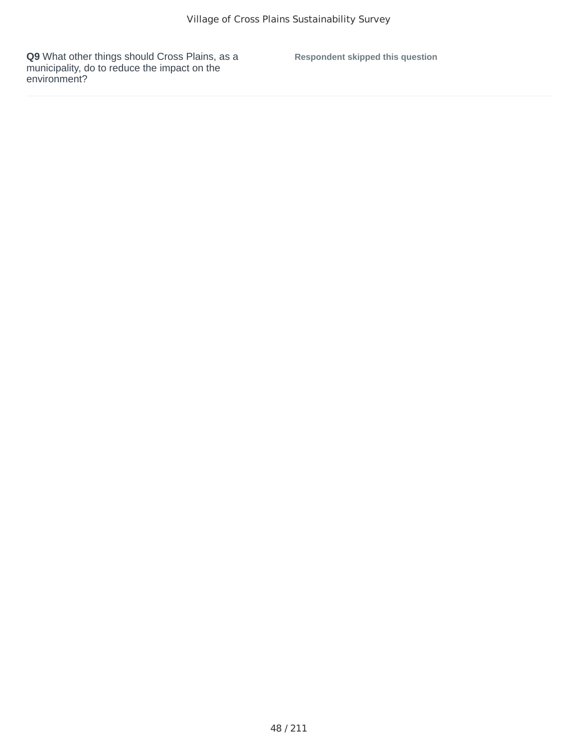**Q9** What other things should Cross Plains, as a municipality, do to reduce the impact on the environment?

**Respondent skipped this question**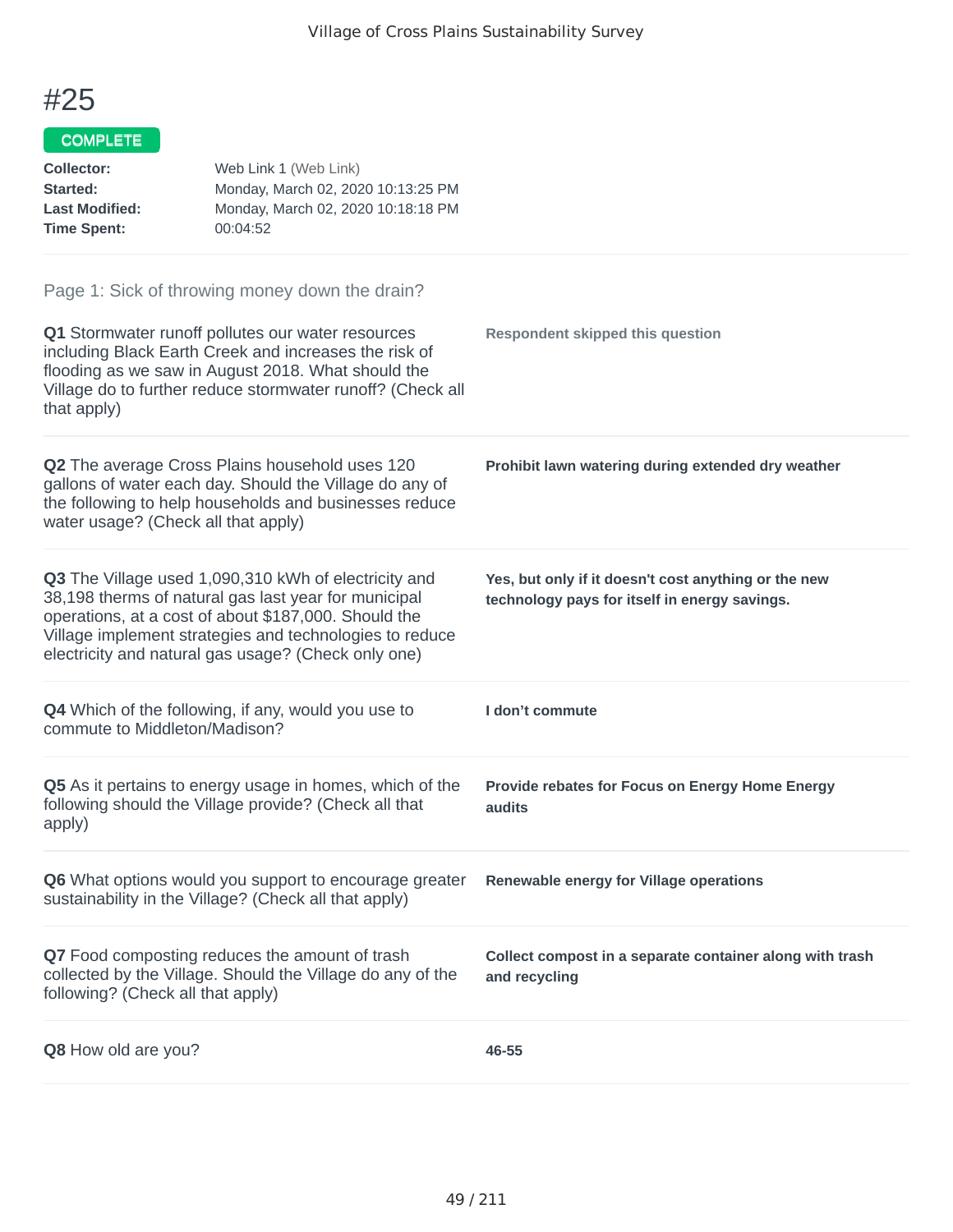# #25

**COMPLETE**

| | |
|---|---|
| **Collector:** | Web Link 1 (Web Link) |
| **Started:** | Monday, March 02, 2020 10:13:25 PM |
| **Last Modified:** | Monday, March 02, 2020 10:18:18 PM |
| **Time Spent:** | 00:04:52 |

## Page 1: Sick of throwing money down the drain?

**Q1** Stormwater runoff pollutes our water resources including Black Earth Creek and increases the risk of flooding as we saw in August 2018. What should the Village do to further reduce stormwater runoff? (Check all that apply)

**Respondent skipped this question**

**Q2** The average Cross Plains household uses 120 gallons of water each day. Should the Village do any of the following to help households and businesses reduce water usage? (Check all that apply)

**Prohibit lawn watering during extended dry weather**

**Q3** The Village used 1,090,310 kWh of electricity and 38,198 therms of natural gas last year for municipal operations, at a cost of about $187,000. Should the Village implement strategies and technologies to reduce electricity and natural gas usage? (Check only one)

**Yes, but only if it doesn't cost anything or the new technology pays for itself in energy savings.**

**Q4** Which of the following, if any, would you use to commute to Middleton/Madison?

**I don't commute**

**Q5** As it pertains to energy usage in homes, which of the following should the Village provide? (Check all that apply)

**Provide rebates for Focus on Energy Home Energy audits**

**Q6** What options would you support to encourage greater sustainability in the Village? (Check all that apply)

**Renewable energy for Village operations**

**Q7** Food composting reduces the amount of trash collected by the Village. Should the Village do any of the following? (Check all that apply)

**Collect compost in a separate container along with trash and recycling**

**Q8** How old are you?

**46-55**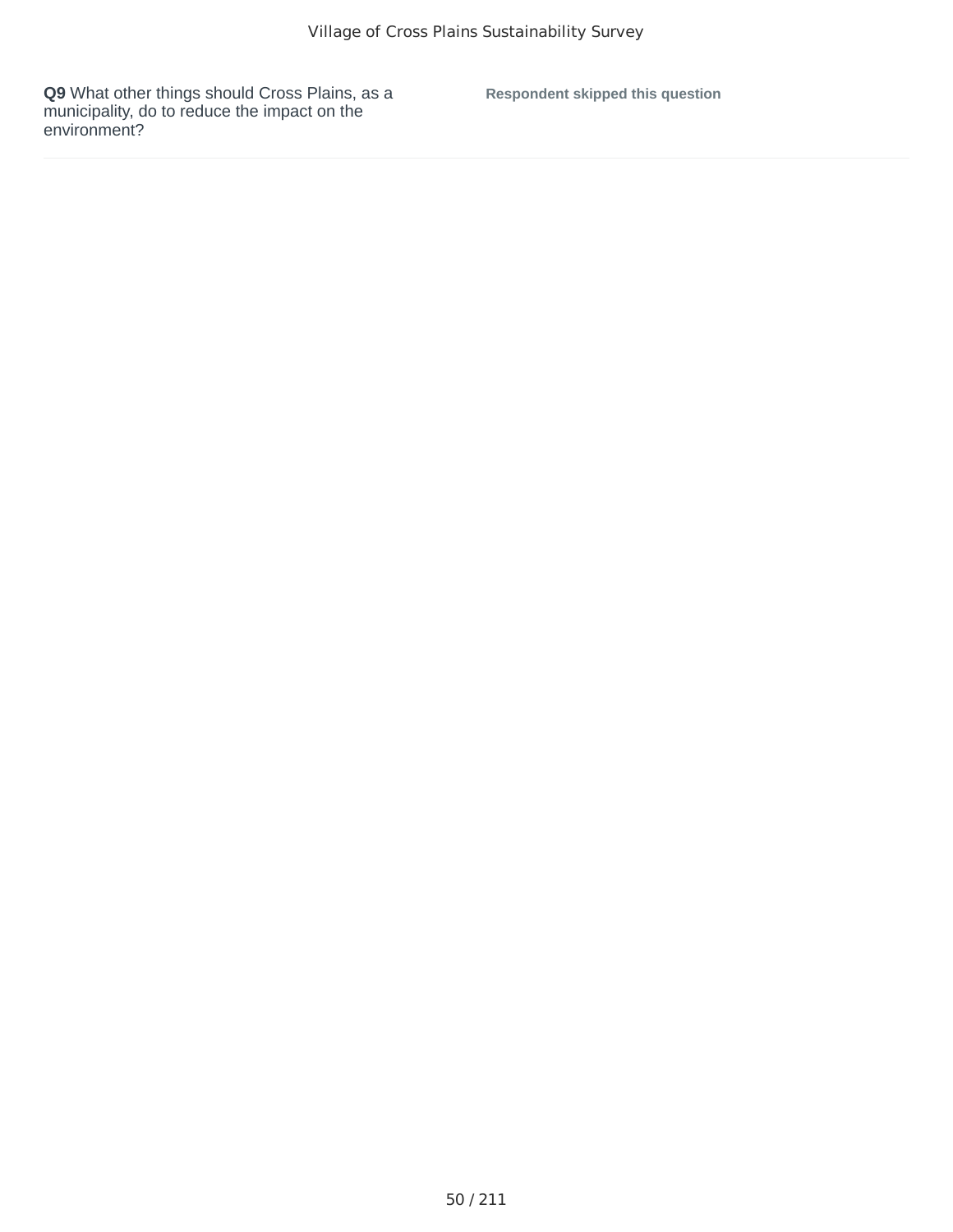**Q9** What other things should Cross Plains, as a municipality, do to reduce the impact on the environment?

**Respondent skipped this question**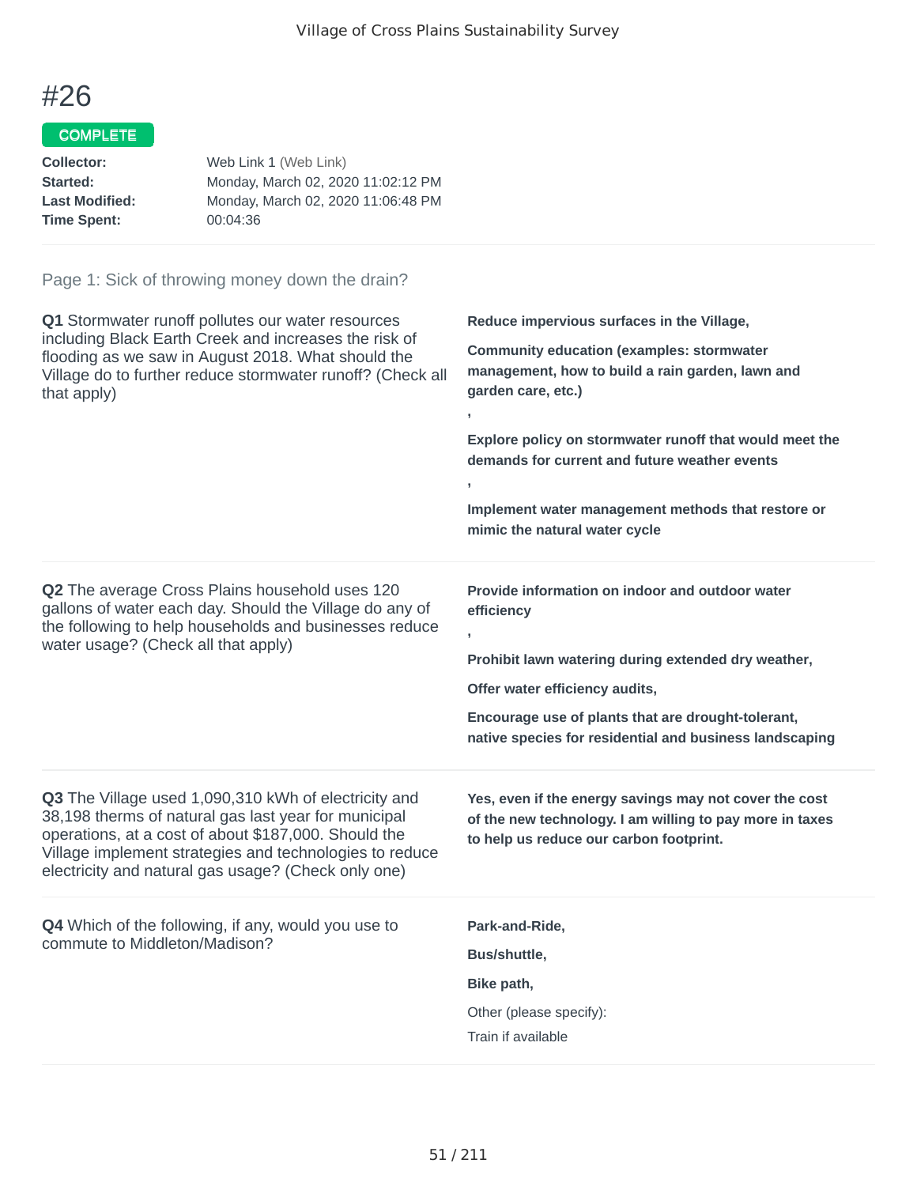# #26

COMPLETE

**Collector:** Web Link 1 (Web Link)
**Started:** Monday, March 02, 2020 11:02:12 PM
**Last Modified:** Monday, March 02, 2020 11:06:48 PM
**Time Spent:** 00:04:36

Page 1: Sick of throwing money down the drain?

**Q1** Stormwater runoff pollutes our water resources including Black Earth Creek and increases the risk of flooding as we saw in August 2018. What should the Village do to further reduce stormwater runoff? (Check all that apply)

**Reduce impervious surfaces in the Village,**

**Community education (examples: stormwater management, how to build a rain garden, lawn and garden care, etc.)**

**,**

**Explore policy on stormwater runoff that would meet the demands for current and future weather events**

**,**

**Implement water management methods that restore or mimic the natural water cycle**

**Q2** The average Cross Plains household uses 120 gallons of water each day. Should the Village do any of the following to help households and businesses reduce water usage? (Check all that apply)

**Provide information on indoor and outdoor water efficiency**

**,**

**Prohibit lawn watering during extended dry weather,**

**Offer water efficiency audits,**

**Encourage use of plants that are drought-tolerant, native species for residential and business landscaping**

**Q3** The Village used 1,090,310 kWh of electricity and 38,198 therms of natural gas last year for municipal operations, at a cost of about $187,000. Should the Village implement strategies and technologies to reduce electricity and natural gas usage? (Check only one)

**Yes, even if the energy savings may not cover the cost of the new technology. I am willing to pay more in taxes to help us reduce our carbon footprint.**

**Q4** Which of the following, if any, would you use to commute to Middleton/Madison?

**Park-and-Ride,**

**Bus/shuttle,**

**Bike path,**

Other (please specify):

Train if available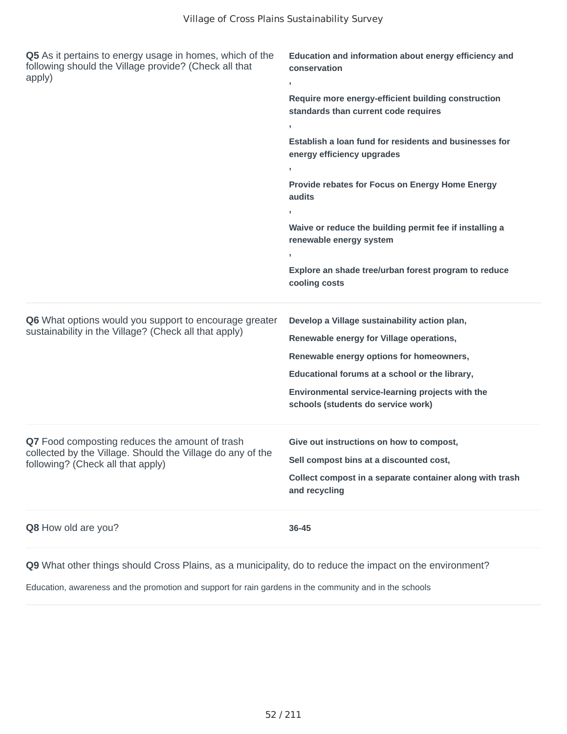**Q5** As it pertains to energy usage in homes, which of the following should the Village provide? (Check all that apply)

**Education and information about energy efficiency and conservation**
**,**
**Require more energy-efficient building construction standards than current code requires**
**,**
**Establish a loan fund for residents and businesses for energy efficiency upgrades**
**,**
**Provide rebates for Focus on Energy Home Energy audits**
**,**
**Waive or reduce the building permit fee if installing a renewable energy system**
**,**
**Explore an shade tree/urban forest program to reduce cooling costs**

---

**Q6** What options would you support to encourage greater sustainability in the Village? (Check all that apply)

**Develop a Village sustainability action plan,**
**Renewable energy for Village operations,**
**Renewable energy options for homeowners,**
**Educational forums at a school or the library,**
**Environmental service-learning projects with the schools (students do service work)**

---

**Q7** Food composting reduces the amount of trash collected by the Village. Should the Village do any of the following? (Check all that apply)

**Give out instructions on how to compost,**
**Sell compost bins at a discounted cost,**
**Collect compost in a separate container along with trash and recycling**

---

**Q8** How old are you?

**36-45**

---

**Q9** What other things should Cross Plains, as a municipality, do to reduce the impact on the environment?

Education, awareness and the promotion and support for rain gardens in the community and in the schools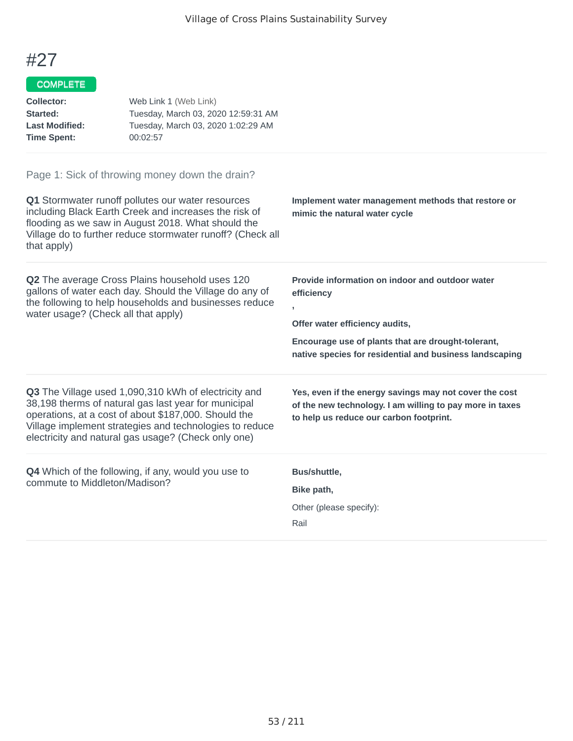# #27

COMPLETE

**Collector:** Web Link 1 (Web Link)
**Started:** Tuesday, March 03, 2020 12:59:31 AM
**Last Modified:** Tuesday, March 03, 2020 1:02:29 AM
**Time Spent:** 00:02:57

Page 1: Sick of throwing money down the drain?

**Q1** Stormwater runoff pollutes our water resources including Black Earth Creek and increases the risk of flooding as we saw in August 2018. What should the Village do to further reduce stormwater runoff? (Check all that apply)

**Implement water management methods that restore or mimic the natural water cycle**

**Q2** The average Cross Plains household uses 120 gallons of water each day. Should the Village do any of the following to help households and businesses reduce water usage? (Check all that apply)

**Provide information on indoor and outdoor water efficiency**

**,**

**Offer water efficiency audits,**

**Encourage use of plants that are drought-tolerant, native species for residential and business landscaping**

**Q3** The Village used 1,090,310 kWh of electricity and 38,198 therms of natural gas last year for municipal operations, at a cost of about $187,000. Should the Village implement strategies and technologies to reduce electricity and natural gas usage? (Check only one)

**Yes, even if the energy savings may not cover the cost of the new technology. I am willing to pay more in taxes to help us reduce our carbon footprint.**

**Q4** Which of the following, if any, would you use to commute to Middleton/Madison?

**Bus/shuttle,**

**Bike path,**

Other (please specify):

Rail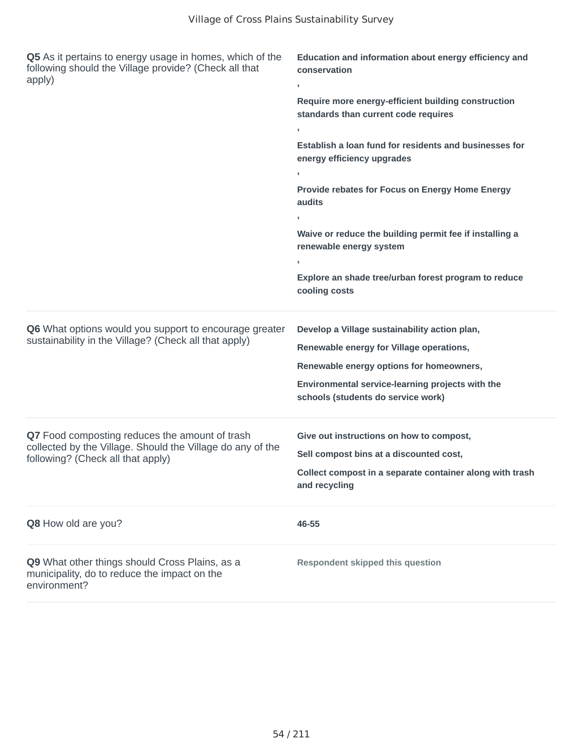| Question | Response |
|---|---|
| **Q5** As it pertains to energy usage in homes, which of the following should the Village provide? (Check all that apply) | **Education and information about energy efficiency and conservation** , **Require more energy-efficient building construction standards than current code requires** , **Establish a loan fund for residents and businesses for energy efficiency upgrades** , **Provide rebates for Focus on Energy Home Energy audits** , **Waive or reduce the building permit fee if installing a renewable energy system** , **Explore an shade tree/urban forest program to reduce cooling costs** |
| **Q6** What options would you support to encourage greater sustainability in the Village? (Check all that apply) | **Develop a Village sustainability action plan,** **Renewable energy for Village operations,** **Renewable energy options for homeowners,** **Environmental service-learning projects with the schools (students do service work)** |
| **Q7** Food composting reduces the amount of trash collected by the Village. Should the Village do any of the following? (Check all that apply) | **Give out instructions on how to compost,** **Sell compost bins at a discounted cost,** **Collect compost in a separate container along with trash and recycling** |
| **Q8** How old are you? | **46-55** |
| **Q9** What other things should Cross Plains, as a municipality, do to reduce the impact on the environment? | Respondent skipped this question |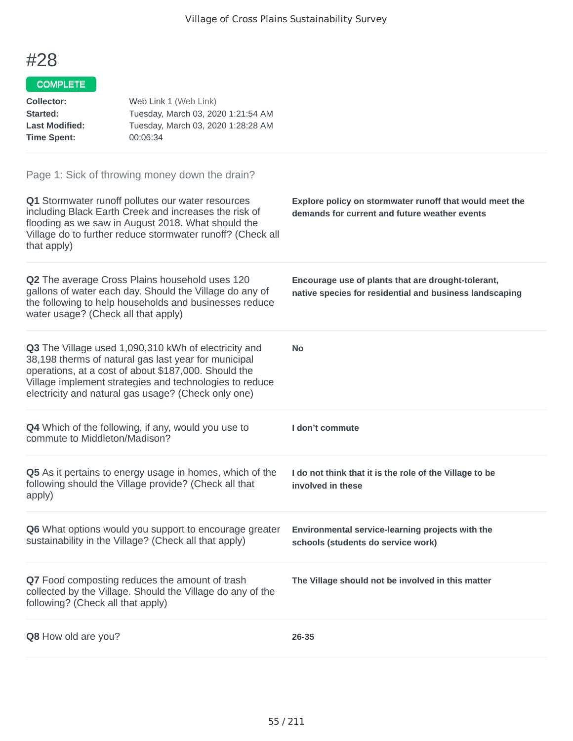# #28

**COMPLETE**

**Collector:** Web Link 1 (Web Link)
**Started:** Tuesday, March 03, 2020 1:21:54 AM
**Last Modified:** Tuesday, March 03, 2020 1:28:28 AM
**Time Spent:** 00:06:34

Page 1: Sick of throwing money down the drain?

**Q1** Stormwater runoff pollutes our water resources including Black Earth Creek and increases the risk of flooding as we saw in August 2018. What should the Village do to further reduce stormwater runoff? (Check all that apply)

**Explore policy on stormwater runoff that would meet the demands for current and future weather events**

**Q2** The average Cross Plains household uses 120 gallons of water each day. Should the Village do any of the following to help households and businesses reduce water usage? (Check all that apply)

**Encourage use of plants that are drought-tolerant, native species for residential and business landscaping**

**Q3** The Village used 1,090,310 kWh of electricity and 38,198 therms of natural gas last year for municipal operations, at a cost of about $187,000. Should the Village implement strategies and technologies to reduce electricity and natural gas usage? (Check only one)

**No**

**Q4** Which of the following, if any, would you use to commute to Middleton/Madison?

**I don’t commute**

**Q5** As it pertains to energy usage in homes, which of the following should the Village provide? (Check all that apply)

**I do not think that it is the role of the Village to be involved in these**

**Q6** What options would you support to encourage greater sustainability in the Village? (Check all that apply)

**Environmental service-learning projects with the schools (students do service work)**

**Q7** Food composting reduces the amount of trash collected by the Village. Should the Village do any of the following? (Check all that apply)

**The Village should not be involved in this matter**

**Q8** How old are you?

**26-35**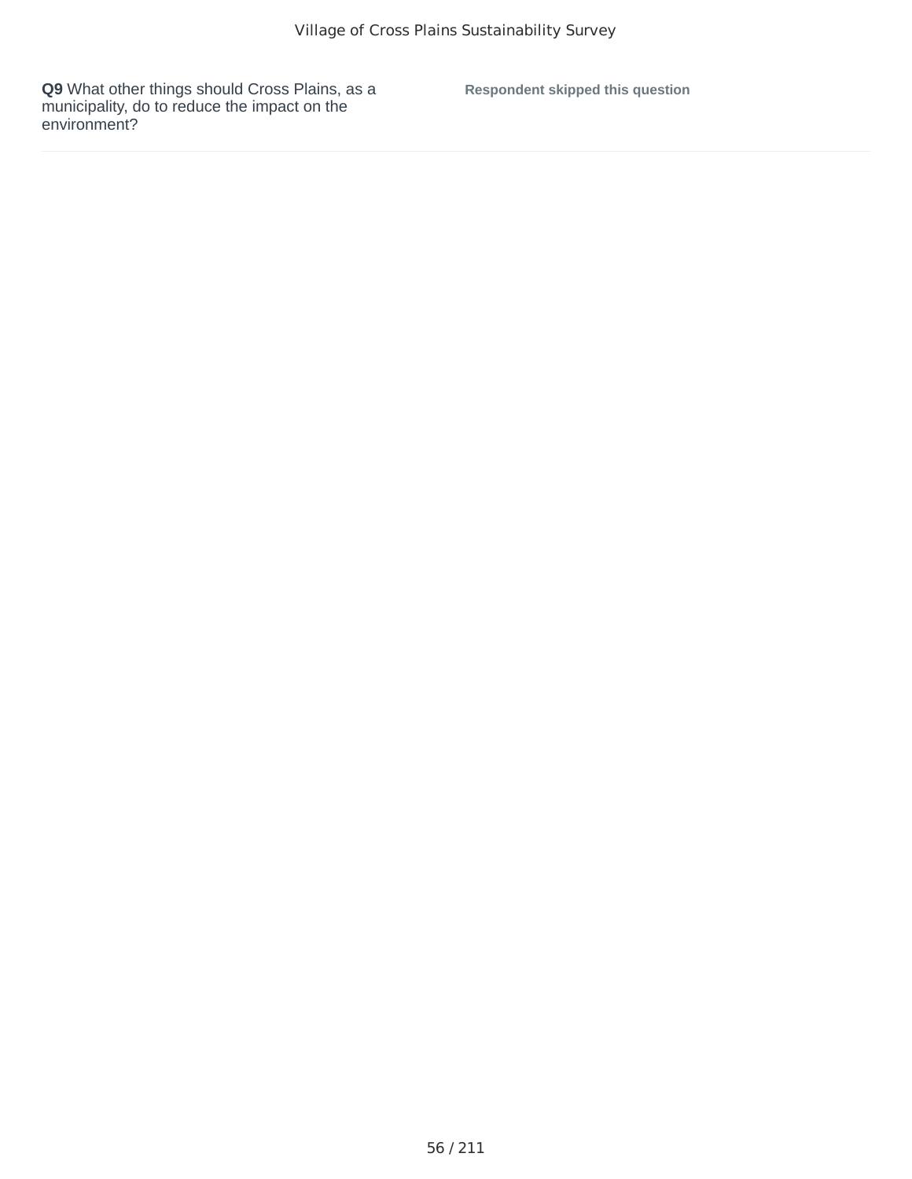**Q9** What other things should Cross Plains, as a municipality, do to reduce the impact on the environment?

**Respondent skipped this question**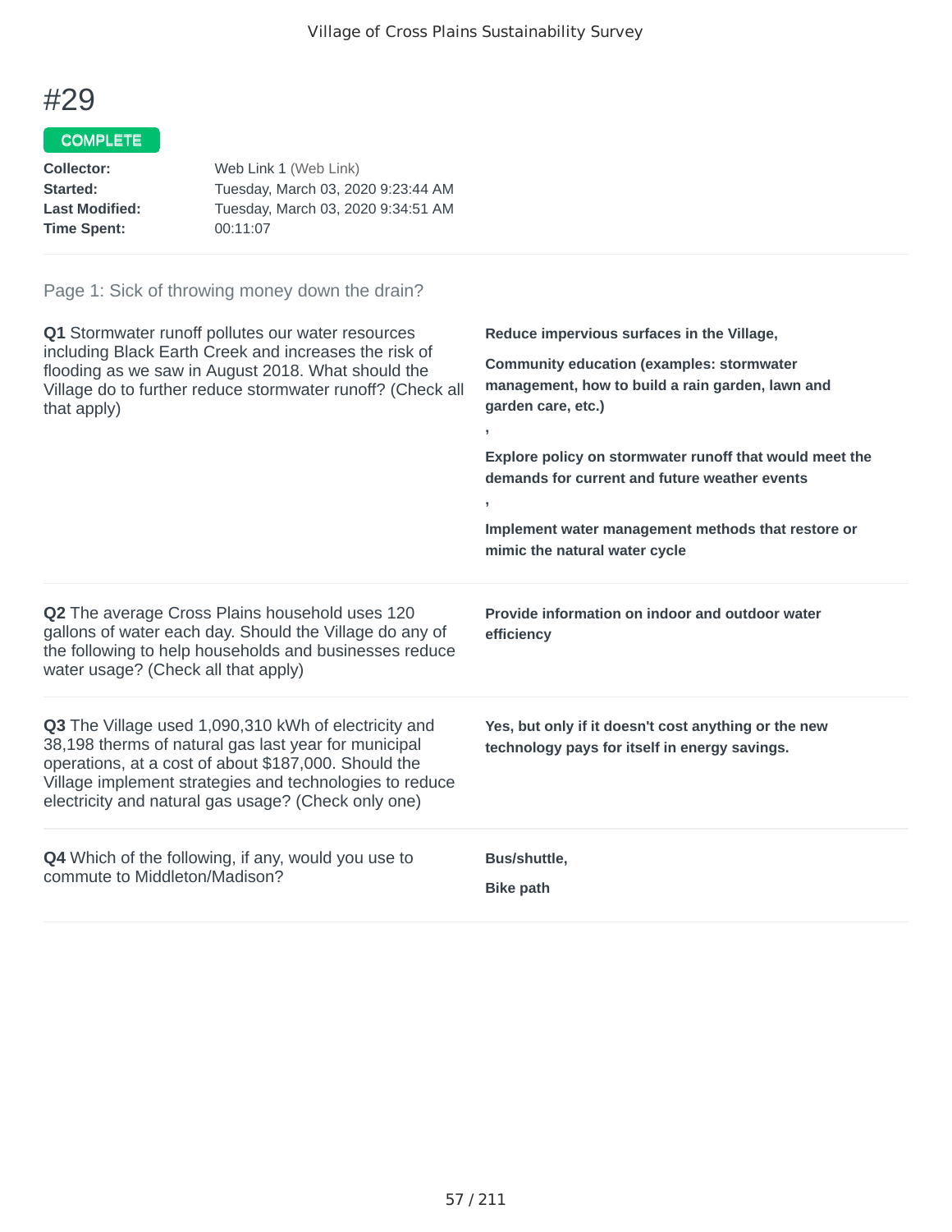# #29

COMPLETE

| | |
|---|---|
| **Collector:** | Web Link 1 (Web Link) |
| **Started:** | Tuesday, March 03, 2020 9:23:44 AM |
| **Last Modified:** | Tuesday, March 03, 2020 9:34:51 AM |
| **Time Spent:** | 00:11:07 |

## Page 1: Sick of throwing money down the drain?

**Q1** Stormwater runoff pollutes our water resources including Black Earth Creek and increases the risk of flooding as we saw in August 2018. What should the Village do to further reduce stormwater runoff? (Check all that apply)

**Reduce impervious surfaces in the Village,**

**Community education (examples: stormwater management, how to build a rain garden, lawn and garden care, etc.)**

**,**

**Explore policy on stormwater runoff that would meet the demands for current and future weather events**

**,**

**Implement water management methods that restore or mimic the natural water cycle**

**Q2** The average Cross Plains household uses 120 gallons of water each day. Should the Village do any of the following to help households and businesses reduce water usage? (Check all that apply)

**Provide information on indoor and outdoor water efficiency**

**Q3** The Village used 1,090,310 kWh of electricity and 38,198 therms of natural gas last year for municipal operations, at a cost of about $187,000. Should the Village implement strategies and technologies to reduce electricity and natural gas usage? (Check only one)

**Yes, but only if it doesn't cost anything or the new technology pays for itself in energy savings.**

**Q4** Which of the following, if any, would you use to commute to Middleton/Madison?

**Bus/shuttle,**

**Bike path**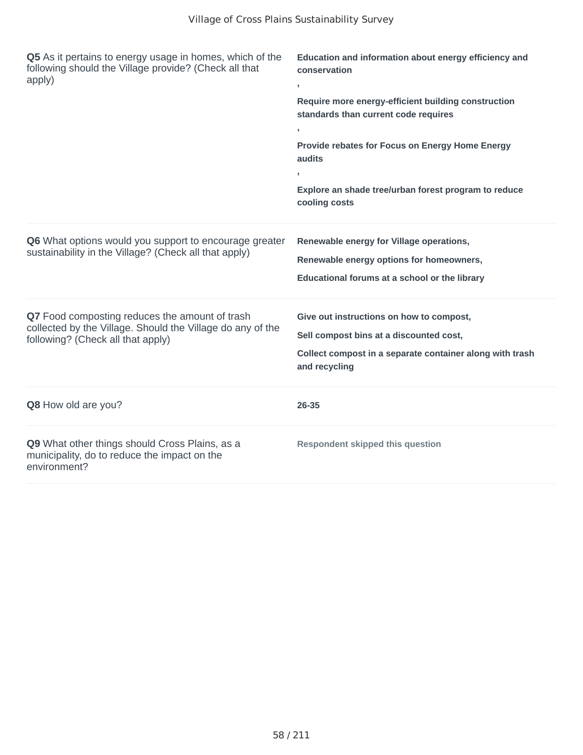| | |
|---|---|
| **Q5** As it pertains to energy usage in homes, which of the following should the Village provide? (Check all that apply) | **Education and information about energy efficiency and conservation** , **Require more energy-efficient building construction standards than current code requires** , **Provide rebates for Focus on Energy Home Energy audits** , **Explore an shade tree/urban forest program to reduce cooling costs** |
| **Q6** What options would you support to encourage greater sustainability in the Village? (Check all that apply) | **Renewable energy for Village operations,** **Renewable energy options for homeowners,** **Educational forums at a school or the library** |
| **Q7** Food composting reduces the amount of trash collected by the Village. Should the Village do any of the following? (Check all that apply) | **Give out instructions on how to compost,** **Sell compost bins at a discounted cost,** **Collect compost in a separate container along with trash and recycling** |
| **Q8** How old are you? | **26-35** |
| **Q9** What other things should Cross Plains, as a municipality, do to reduce the impact on the environment? | **Respondent skipped this question** |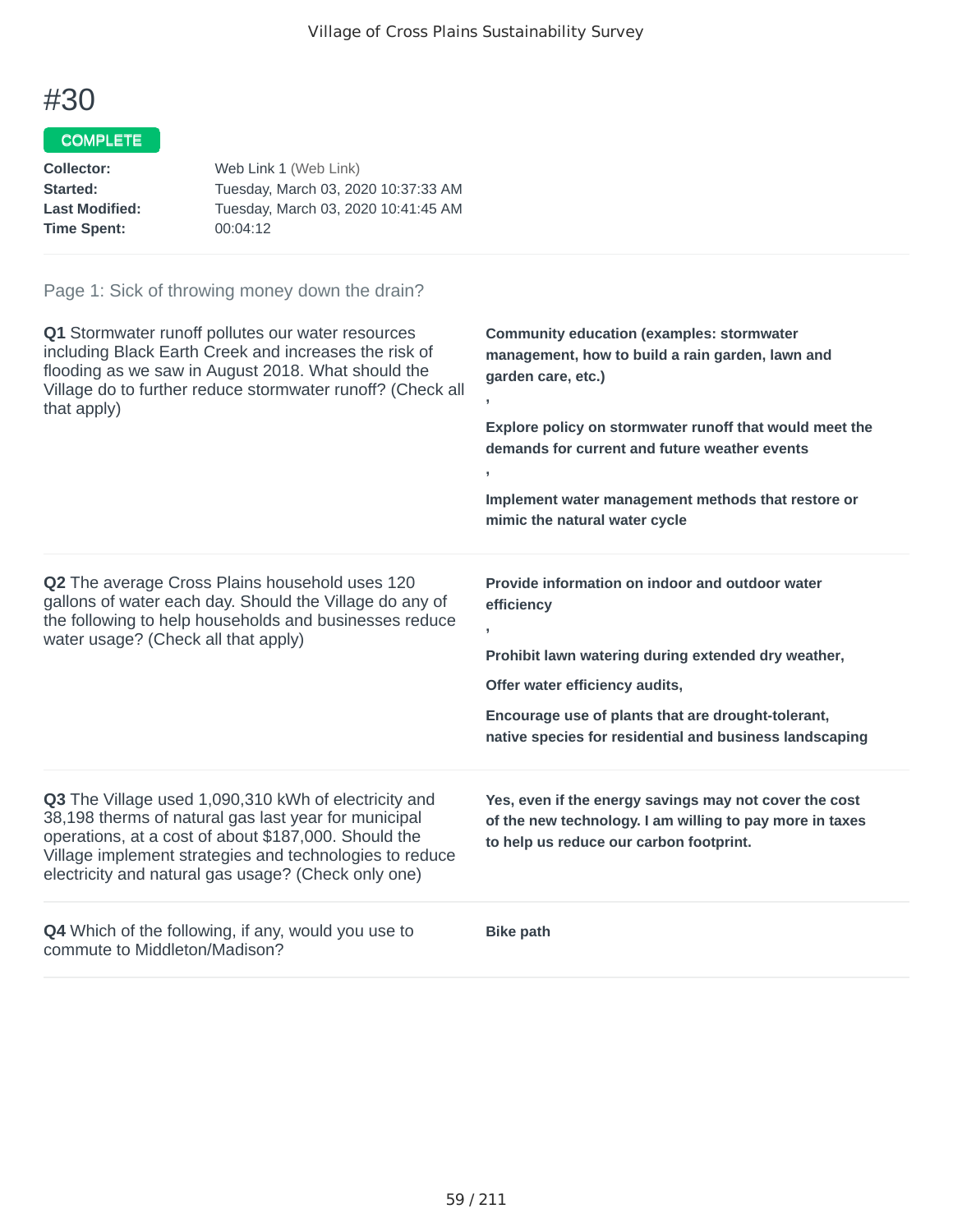# #30

**COMPLETE**

**Collector:** Web Link 1 (Web Link)
**Started:** Tuesday, March 03, 2020 10:37:33 AM
**Last Modified:** Tuesday, March 03, 2020 10:41:45 AM
**Time Spent:** 00:04:12

Page 1: Sick of throwing money down the drain?

**Q1** Stormwater runoff pollutes our water resources including Black Earth Creek and increases the risk of flooding as we saw in August 2018. What should the Village do to further reduce stormwater runoff? (Check all that apply)

**Community education (examples: stormwater management, how to build a rain garden, lawn and garden care, etc.)**

**,**

**Explore policy on stormwater runoff that would meet the demands for current and future weather events**

**,**

**Implement water management methods that restore or mimic the natural water cycle**

**Q2** The average Cross Plains household uses 120 gallons of water each day. Should the Village do any of the following to help households and businesses reduce water usage? (Check all that apply)

**Provide information on indoor and outdoor water efficiency**

**,**

**Prohibit lawn watering during extended dry weather,**

**Offer water efficiency audits,**

**Encourage use of plants that are drought-tolerant, native species for residential and business landscaping**

**Q3** The Village used 1,090,310 kWh of electricity and 38,198 therms of natural gas last year for municipal operations, at a cost of about $187,000. Should the Village implement strategies and technologies to reduce electricity and natural gas usage? (Check only one)

**Yes, even if the energy savings may not cover the cost of the new technology. I am willing to pay more in taxes to help us reduce our carbon footprint.**

**Q4** Which of the following, if any, would you use to commute to Middleton/Madison?

**Bike path**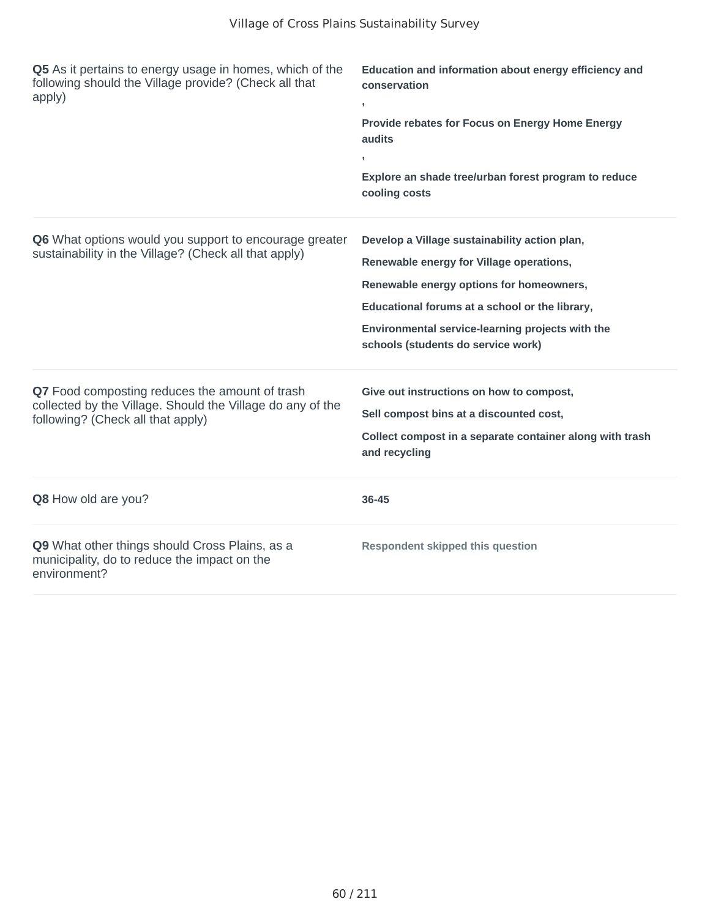**Q5** As it pertains to energy usage in homes, which of the following should the Village provide? (Check all that apply)

**Education and information about energy efficiency and conservation**

**,**

**Provide rebates for Focus on Energy Home Energy audits**

**,**

**Explore an shade tree/urban forest program to reduce cooling costs**

---

**Q6** What options would you support to encourage greater sustainability in the Village? (Check all that apply)

**Develop a Village sustainability action plan,**

**Renewable energy for Village operations,**

**Renewable energy options for homeowners,**

**Educational forums at a school or the library,**

**Environmental service-learning projects with the schools (students do service work)**

---

**Q7** Food composting reduces the amount of trash collected by the Village. Should the Village do any of the following? (Check all that apply)

**Give out instructions on how to compost,**

**Sell compost bins at a discounted cost,**

**Collect compost in a separate container along with trash and recycling**

---

**Q8** How old are you?

**36-45**

---

**Q9** What other things should Cross Plains, as a municipality, do to reduce the impact on the environment?

**Respondent skipped this question**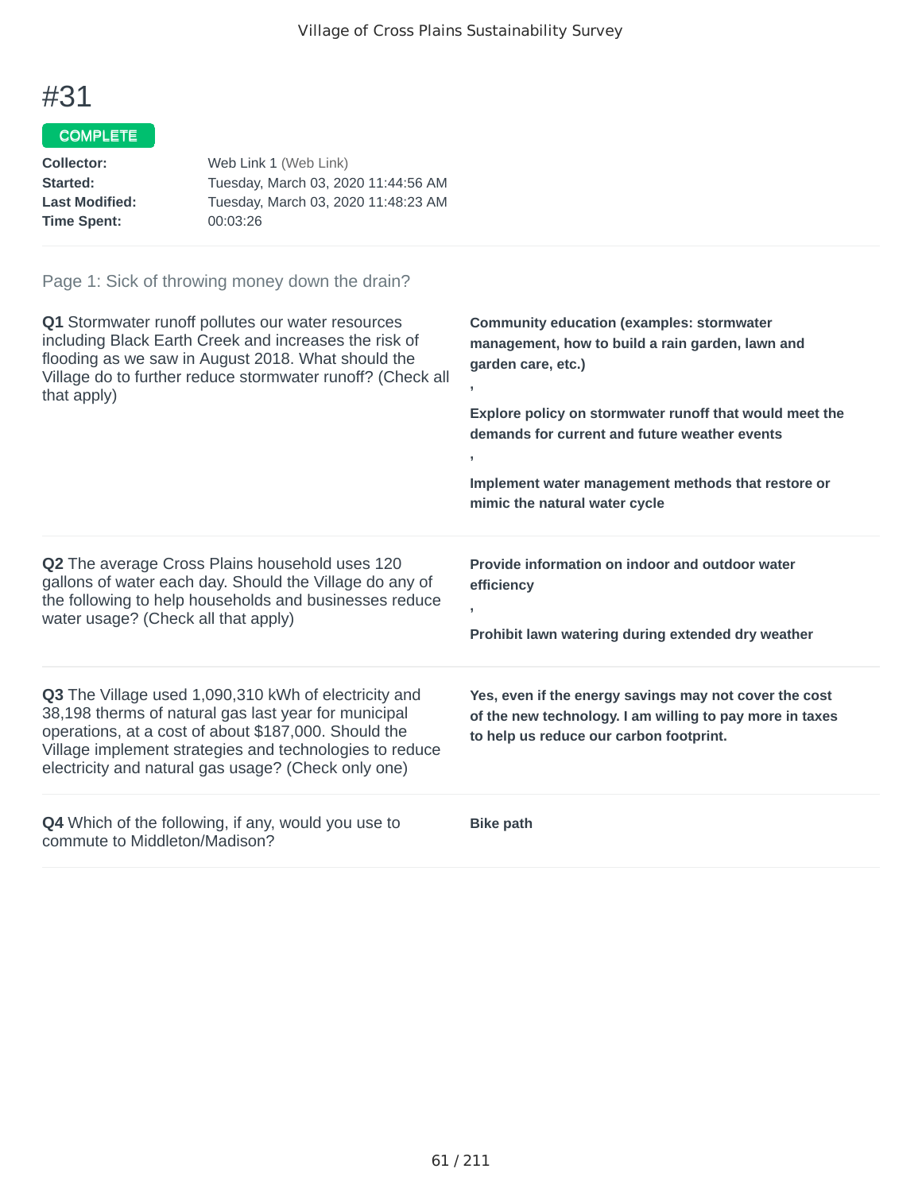# #31

COMPLETE

**Collector:** Web Link 1 (Web Link)
**Started:** Tuesday, March 03, 2020 11:44:56 AM
**Last Modified:** Tuesday, March 03, 2020 11:48:23 AM
**Time Spent:** 00:03:26

## Page 1: Sick of throwing money down the drain?

**Q1** Stormwater runoff pollutes our water resources including Black Earth Creek and increases the risk of flooding as we saw in August 2018. What should the Village do to further reduce stormwater runoff? (Check all that apply)

**Community education (examples: stormwater management, how to build a rain garden, lawn and garden care, etc.)**

**,**

**Explore policy on stormwater runoff that would meet the demands for current and future weather events**

**,**

**Implement water management methods that restore or mimic the natural water cycle**

**Q2** The average Cross Plains household uses 120 gallons of water each day. Should the Village do any of the following to help households and businesses reduce water usage? (Check all that apply)

**Provide information on indoor and outdoor water efficiency**

**,**

**Prohibit lawn watering during extended dry weather**

**Q3** The Village used 1,090,310 kWh of electricity and 38,198 therms of natural gas last year for municipal operations, at a cost of about $187,000. Should the Village implement strategies and technologies to reduce electricity and natural gas usage? (Check only one)

**Yes, even if the energy savings may not cover the cost of the new technology. I am willing to pay more in taxes to help us reduce our carbon footprint.**

**Q4** Which of the following, if any, would you use to commute to Middleton/Madison?

**Bike path**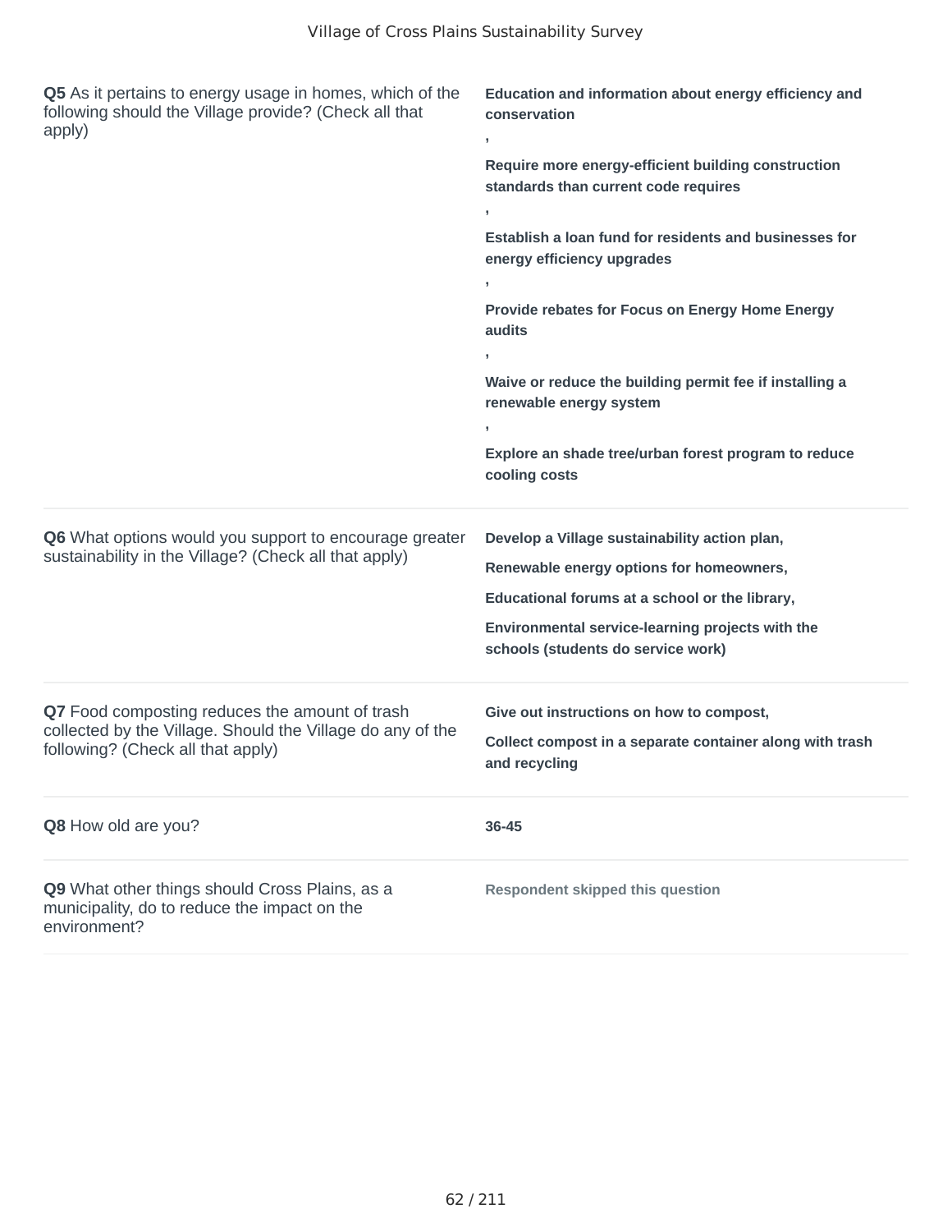| Question | Response |
| --- | --- |
| **Q5** As it pertains to energy usage in homes, which of the following should the Village provide? (Check all that apply) | **Education and information about energy efficiency and conservation** , **Require more energy-efficient building construction standards than current code requires** , **Establish a loan fund for residents and businesses for energy efficiency upgrades** , **Provide rebates for Focus on Energy Home Energy audits** , **Waive or reduce the building permit fee if installing a renewable energy system** , **Explore an shade tree/urban forest program to reduce cooling costs** |
| **Q6** What options would you support to encourage greater sustainability in the Village? (Check all that apply) | **Develop a Village sustainability action plan,** **Renewable energy options for homeowners,** **Educational forums at a school or the library,** **Environmental service-learning projects with the schools (students do service work)** |
| **Q7** Food composting reduces the amount of trash collected by the Village. Should the Village do any of the following? (Check all that apply) | **Give out instructions on how to compost,** **Collect compost in a separate container along with trash and recycling** |
| **Q8** How old are you? | **36-45** |
| **Q9** What other things should Cross Plains, as a municipality, do to reduce the impact on the environment? | **Respondent skipped this question** |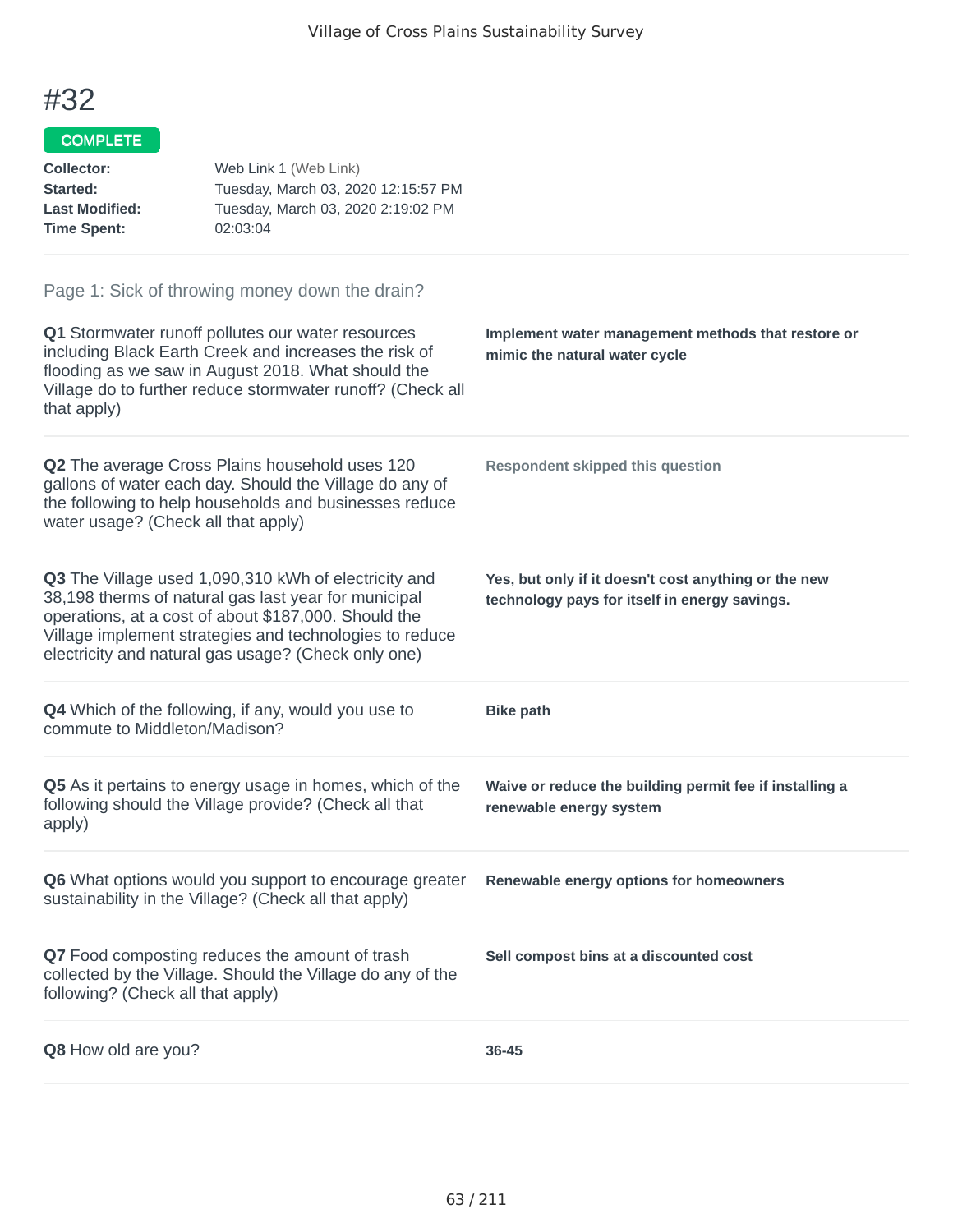# #32

**COMPLETE**

**Collector:** Web Link 1 (Web Link)
**Started:** Tuesday, March 03, 2020 12:15:57 PM
**Last Modified:** Tuesday, March 03, 2020 2:19:02 PM
**Time Spent:** 02:03:04

## Page 1: Sick of throwing money down the drain?

**Q1** Stormwater runoff pollutes our water resources including Black Earth Creek and increases the risk of flooding as we saw in August 2018. What should the Village do to further reduce stormwater runoff? (Check all that apply)

**Implement water management methods that restore or mimic the natural water cycle**

**Q2** The average Cross Plains household uses 120 gallons of water each day. Should the Village do any of the following to help households and businesses reduce water usage? (Check all that apply)

**Respondent skipped this question**

**Q3** The Village used 1,090,310 kWh of electricity and 38,198 therms of natural gas last year for municipal operations, at a cost of about $187,000. Should the Village implement strategies and technologies to reduce electricity and natural gas usage? (Check only one)

**Yes, but only if it doesn't cost anything or the new technology pays for itself in energy savings.**

**Q4** Which of the following, if any, would you use to commute to Middleton/Madison?

**Bike path**

**Q5** As it pertains to energy usage in homes, which of the following should the Village provide? (Check all that apply)

**Waive or reduce the building permit fee if installing a renewable energy system**

**Q6** What options would you support to encourage greater sustainability in the Village? (Check all that apply)

**Renewable energy options for homeowners**

**Q7** Food composting reduces the amount of trash collected by the Village. Should the Village do any of the following? (Check all that apply)

**Sell compost bins at a discounted cost**

**Q8** How old are you?

**36-45**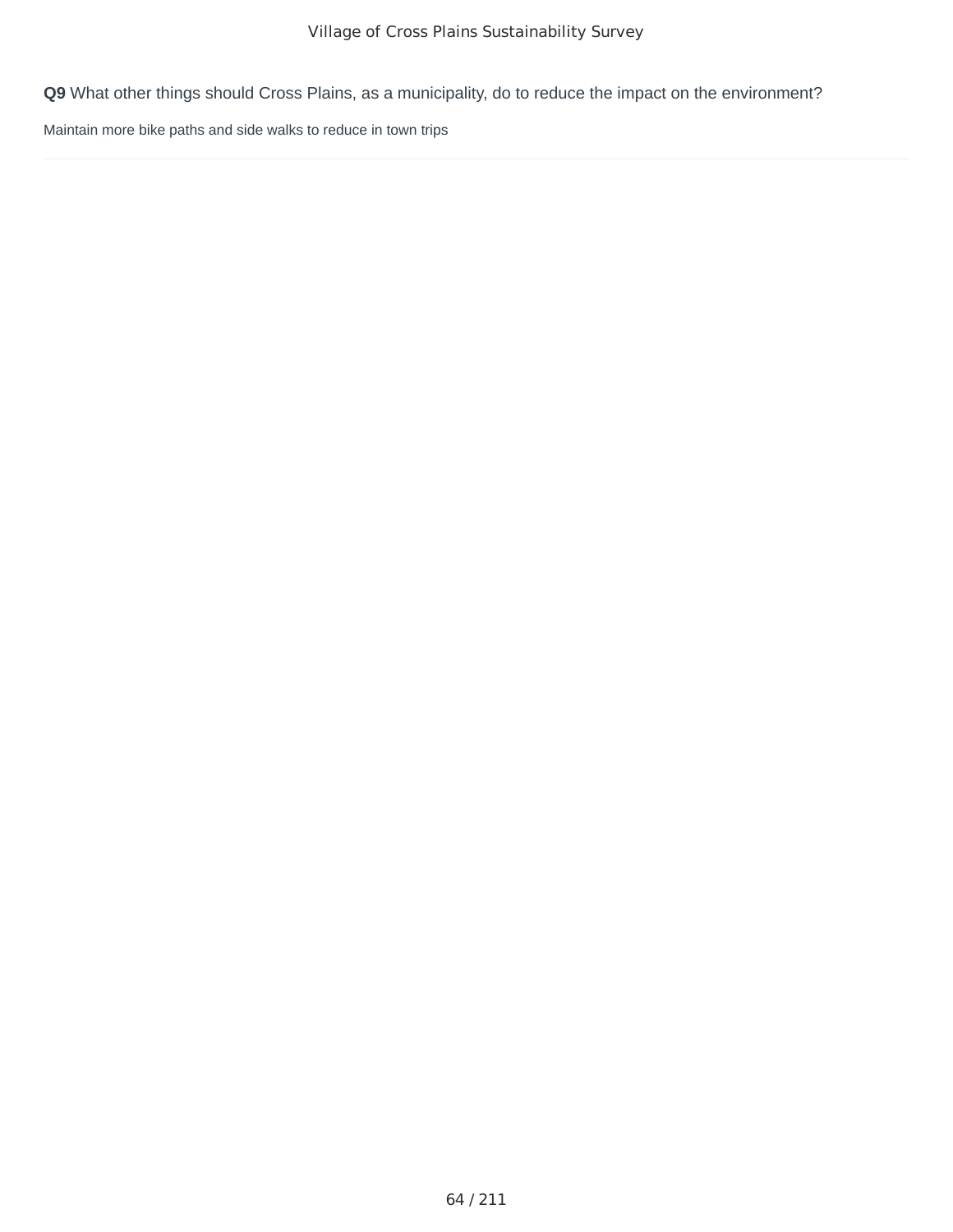**Q9** What other things should Cross Plains, as a municipality, do to reduce the impact on the environment?

Maintain more bike paths and side walks to reduce in town trips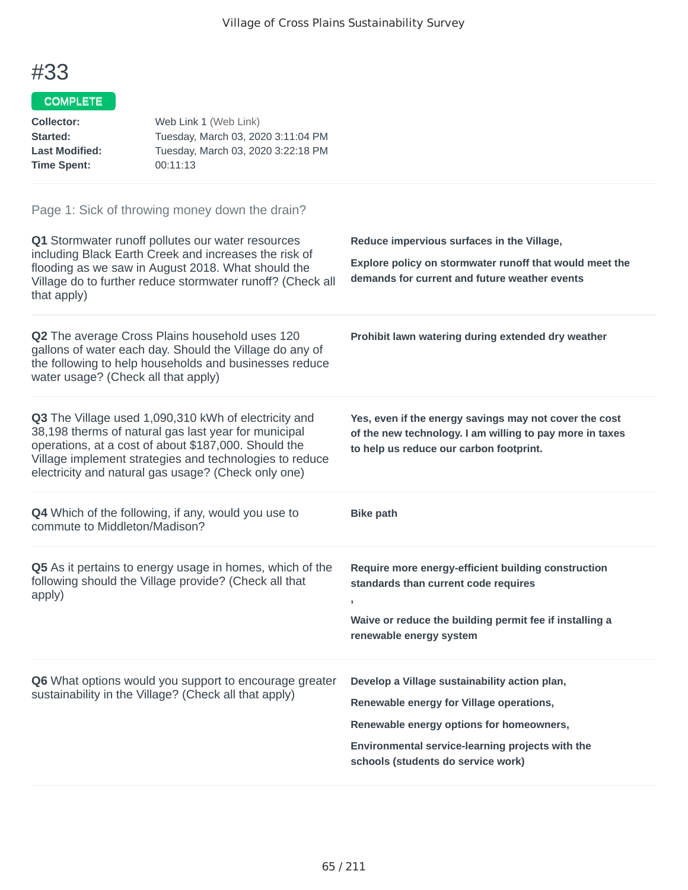# #33

**COMPLETE**

**Collector:** Web Link 1 (Web Link)
**Started:** Tuesday, March 03, 2020 3:11:04 PM
**Last Modified:** Tuesday, March 03, 2020 3:22:18 PM
**Time Spent:** 00:11:13

Page 1: Sick of throwing money down the drain?

**Q1** Stormwater runoff pollutes our water resources including Black Earth Creek and increases the risk of flooding as we saw in August 2018. What should the Village do to further reduce stormwater runoff? (Check all that apply)

**Reduce impervious surfaces in the Village,**

**Explore policy on stormwater runoff that would meet the demands for current and future weather events**

**Q2** The average Cross Plains household uses 120 gallons of water each day. Should the Village do any of the following to help households and businesses reduce water usage? (Check all that apply)

**Prohibit lawn watering during extended dry weather**

**Q3** The Village used 1,090,310 kWh of electricity and 38,198 therms of natural gas last year for municipal operations, at a cost of about $187,000. Should the Village implement strategies and technologies to reduce electricity and natural gas usage? (Check only one)

**Yes, even if the energy savings may not cover the cost of the new technology. I am willing to pay more in taxes to help us reduce our carbon footprint.**

**Q4** Which of the following, if any, would you use to commute to Middleton/Madison?

**Bike path**

**Q5** As it pertains to energy usage in homes, which of the following should the Village provide? (Check all that apply)

**Require more energy-efficient building construction standards than current code requires**

**,**

**Waive or reduce the building permit fee if installing a renewable energy system**

**Q6** What options would you support to encourage greater sustainability in the Village? (Check all that apply)

**Develop a Village sustainability action plan,**

**Renewable energy for Village operations,**

**Renewable energy options for homeowners,**

**Environmental service-learning projects with the schools (students do service work)**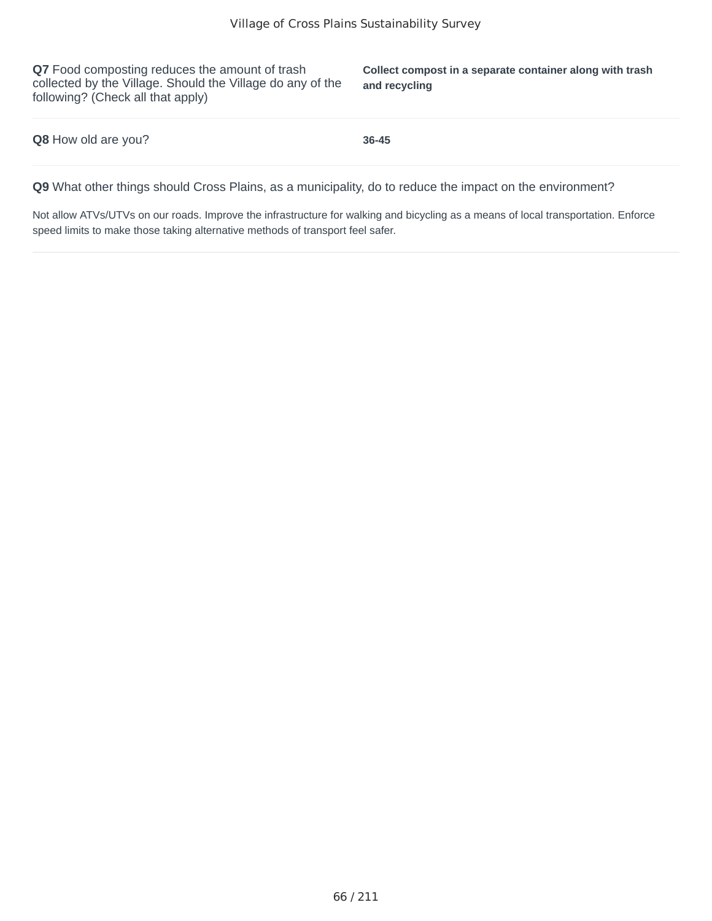**Q7** Food composting reduces the amount of trash collected by the Village. Should the Village do any of the following? (Check all that apply)

**Collect compost in a separate container along with trash and recycling**

**Q8** How old are you?

**36-45**

**Q9** What other things should Cross Plains, as a municipality, do to reduce the impact on the environment?

Not allow ATVs/UTVs on our roads. Improve the infrastructure for walking and bicycling as a means of local transportation. Enforce speed limits to make those taking alternative methods of transport feel safer.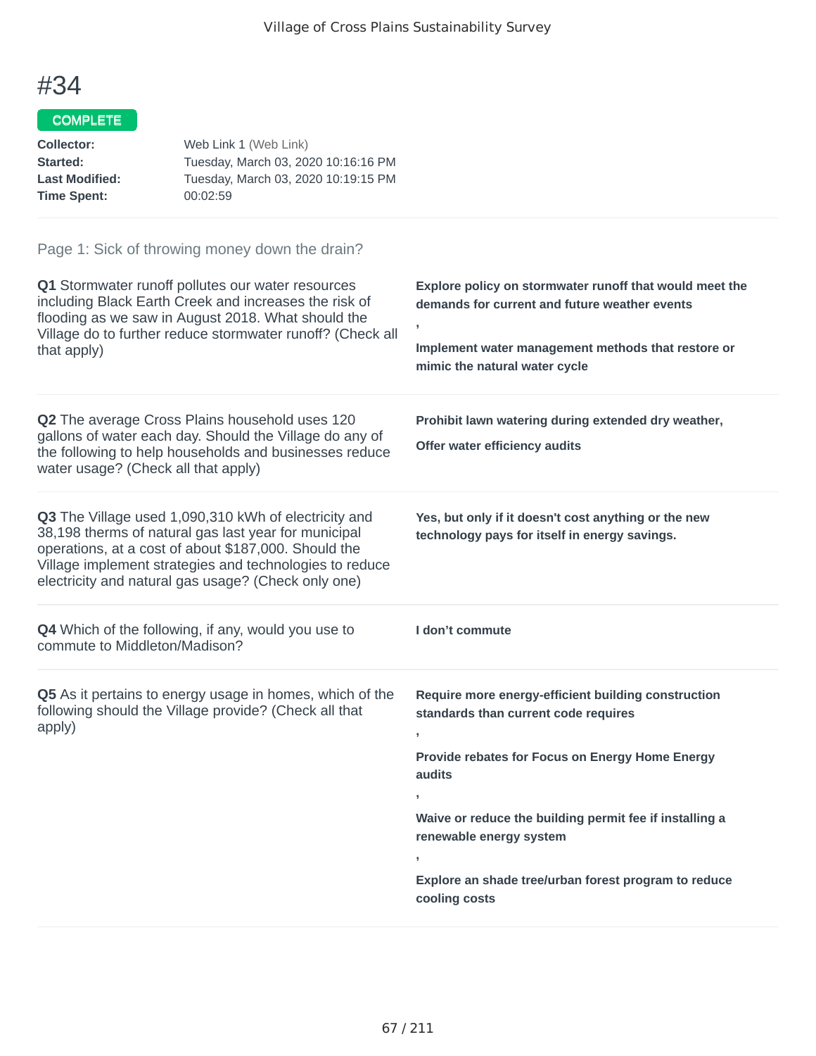# #34

COMPLETE

**Collector:** Web Link 1 (Web Link)
**Started:** Tuesday, March 03, 2020 10:16:16 PM
**Last Modified:** Tuesday, March 03, 2020 10:19:15 PM
**Time Spent:** 00:02:59

Page 1: Sick of throwing money down the drain?

**Q1** Stormwater runoff pollutes our water resources including Black Earth Creek and increases the risk of flooding as we saw in August 2018. What should the Village do to further reduce stormwater runoff? (Check all that apply)

**Explore policy on stormwater runoff that would meet the demands for current and future weather events**

,

**Implement water management methods that restore or mimic the natural water cycle**

**Q2** The average Cross Plains household uses 120 gallons of water each day. Should the Village do any of the following to help households and businesses reduce water usage? (Check all that apply)

**Prohibit lawn watering during extended dry weather,**

**Offer water efficiency audits**

**Q3** The Village used 1,090,310 kWh of electricity and 38,198 therms of natural gas last year for municipal operations, at a cost of about $187,000. Should the Village implement strategies and technologies to reduce electricity and natural gas usage? (Check only one)

**Yes, but only if it doesn't cost anything or the new technology pays for itself in energy savings.**

**Q4** Which of the following, if any, would you use to commute to Middleton/Madison?

**I don't commute**

**Q5** As it pertains to energy usage in homes, which of the following should the Village provide? (Check all that apply)

**Require more energy-efficient building construction standards than current code requires**

,

**Provide rebates for Focus on Energy Home Energy audits**

,

**Waive or reduce the building permit fee if installing a renewable energy system**

,

**Explore an shade tree/urban forest program to reduce cooling costs**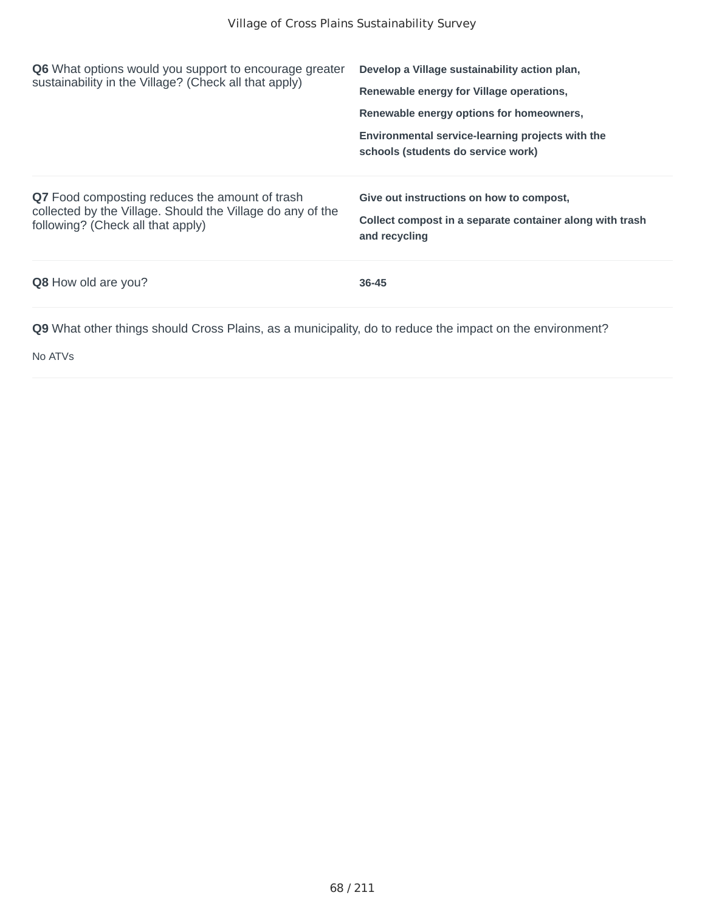**Q6** What options would you support to encourage greater sustainability in the Village? (Check all that apply)

**Develop a Village sustainability action plan,**

**Renewable energy for Village operations,**

**Renewable energy options for homeowners,**

**Environmental service-learning projects with the schools (students do service work)**

**Q7** Food composting reduces the amount of trash collected by the Village. Should the Village do any of the following? (Check all that apply)

**Give out instructions on how to compost,**

**Collect compost in a separate container along with trash and recycling**

**Q8** How old are you?

**36-45**

**Q9** What other things should Cross Plains, as a municipality, do to reduce the impact on the environment?

No ATVs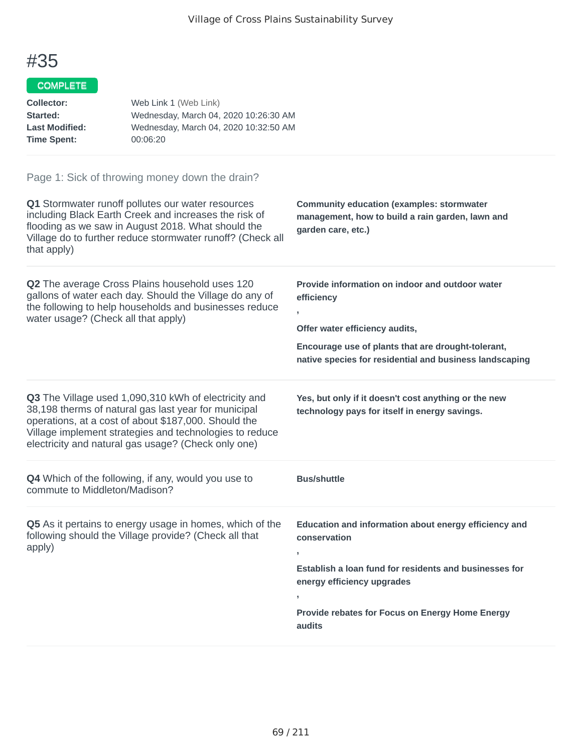# #35

**COMPLETE**

**Collector:** Web Link 1 (Web Link)
**Started:** Wednesday, March 04, 2020 10:26:30 AM
**Last Modified:** Wednesday, March 04, 2020 10:32:50 AM
**Time Spent:** 00:06:20

## Page 1: Sick of throwing money down the drain?

**Q1** Stormwater runoff pollutes our water resources including Black Earth Creek and increases the risk of flooding as we saw in August 2018. What should the Village do to further reduce stormwater runoff? (Check all that apply)

**Community education (examples: stormwater management, how to build a rain garden, lawn and garden care, etc.)**

**Q2** The average Cross Plains household uses 120 gallons of water each day. Should the Village do any of the following to help households and businesses reduce water usage? (Check all that apply)

**Provide information on indoor and outdoor water efficiency**

**,**

**Offer water efficiency audits,**

**Encourage use of plants that are drought-tolerant, native species for residential and business landscaping**

**Q3** The Village used 1,090,310 kWh of electricity and 38,198 therms of natural gas last year for municipal operations, at a cost of about $187,000. Should the Village implement strategies and technologies to reduce electricity and natural gas usage? (Check only one)

**Yes, but only if it doesn't cost anything or the new technology pays for itself in energy savings.**

**Q4** Which of the following, if any, would you use to commute to Middleton/Madison?

**Bus/shuttle**

**Q5** As it pertains to energy usage in homes, which of the following should the Village provide? (Check all that apply)

**Education and information about energy efficiency and conservation**

**,**

**Establish a loan fund for residents and businesses for energy efficiency upgrades**

**,**

**Provide rebates for Focus on Energy Home Energy audits**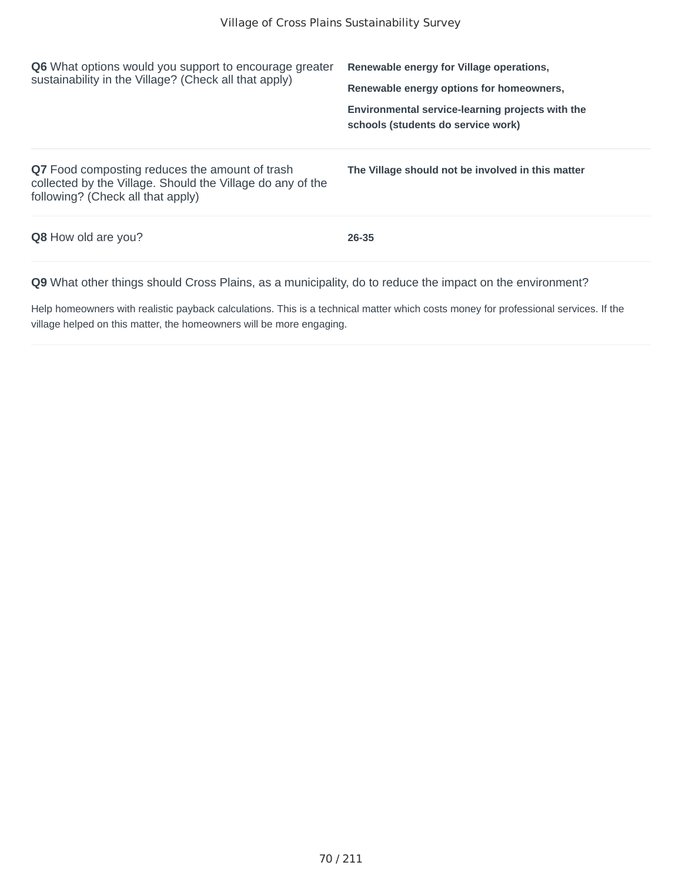**Q6** What options would you support to encourage greater sustainability in the Village? (Check all that apply)

**Renewable energy for Village operations,**

**Renewable energy options for homeowners,**

**Environmental service-learning projects with the schools (students do service work)**

**Q7** Food composting reduces the amount of trash collected by the Village. Should the Village do any of the following? (Check all that apply)

**The Village should not be involved in this matter**

**Q8** How old are you?

**26-35**

**Q9** What other things should Cross Plains, as a municipality, do to reduce the impact on the environment?

Help homeowners with realistic payback calculations. This is a technical matter which costs money for professional services. If the village helped on this matter, the homeowners will be more engaging.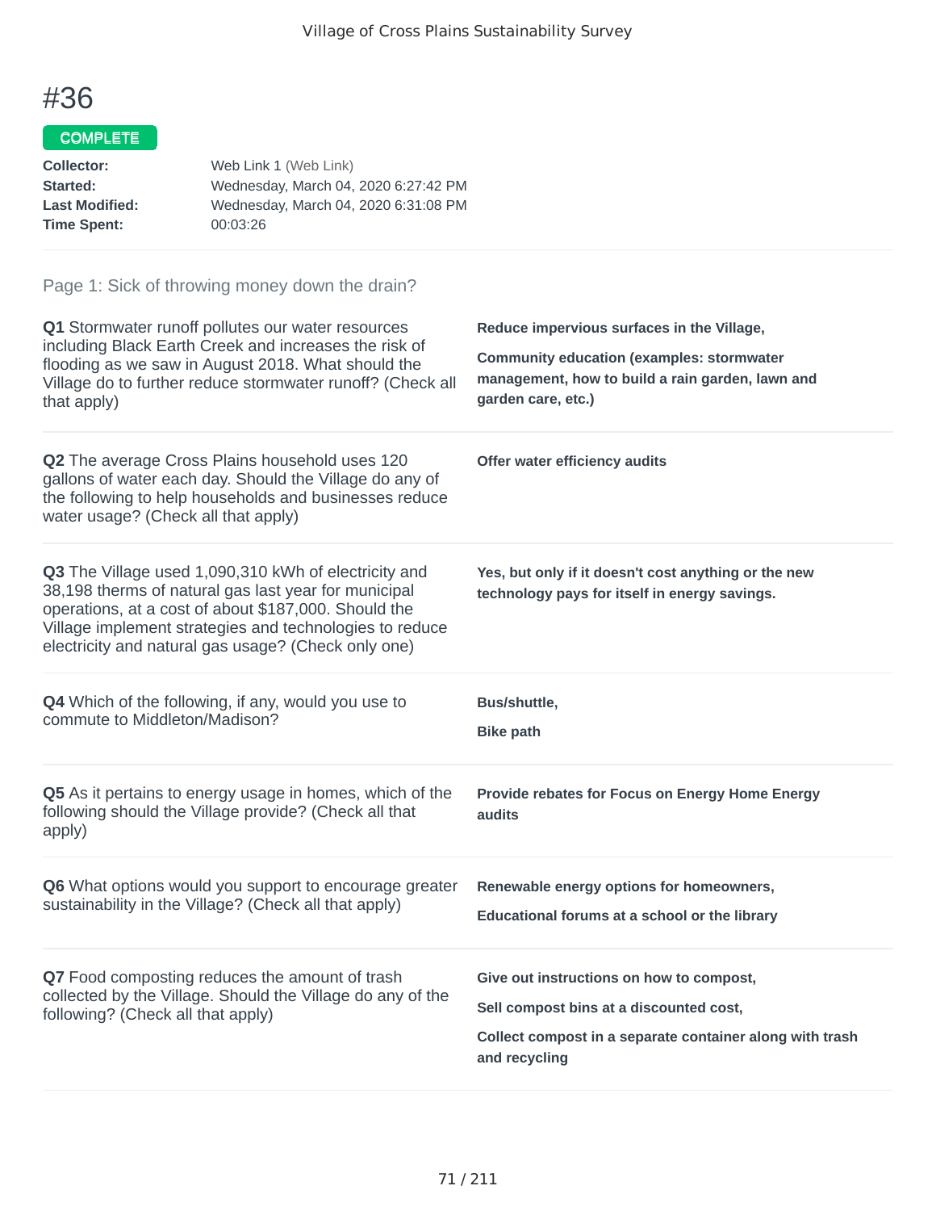# #36

COMPLETE

**Collector:** Web Link 1 (Web Link)
**Started:** Wednesday, March 04, 2020 6:27:42 PM
**Last Modified:** Wednesday, March 04, 2020 6:31:08 PM
**Time Spent:** 00:03:26

## Page 1: Sick of throwing money down the drain?

**Q1** Stormwater runoff pollutes our water resources including Black Earth Creek and increases the risk of flooding as we saw in August 2018. What should the Village do to further reduce stormwater runoff? (Check all that apply)

**Reduce impervious surfaces in the Village,**

**Community education (examples: stormwater management, how to build a rain garden, lawn and garden care, etc.)**

**Q2** The average Cross Plains household uses 120 gallons of water each day. Should the Village do any of the following to help households and businesses reduce water usage? (Check all that apply)

**Offer water efficiency audits**

**Q3** The Village used 1,090,310 kWh of electricity and 38,198 therms of natural gas last year for municipal operations, at a cost of about $187,000. Should the Village implement strategies and technologies to reduce electricity and natural gas usage? (Check only one)

**Yes, but only if it doesn't cost anything or the new technology pays for itself in energy savings.**

**Q4** Which of the following, if any, would you use to commute to Middleton/Madison?

**Bus/shuttle,**

**Bike path**

**Q5** As it pertains to energy usage in homes, which of the following should the Village provide? (Check all that apply)

**Provide rebates for Focus on Energy Home Energy audits**

**Q6** What options would you support to encourage greater sustainability in the Village? (Check all that apply)

**Renewable energy options for homeowners,**

**Educational forums at a school or the library**

**Q7** Food composting reduces the amount of trash collected by the Village. Should the Village do any of the following? (Check all that apply)

**Give out instructions on how to compost,**

**Sell compost bins at a discounted cost,**

**Collect compost in a separate container along with trash and recycling**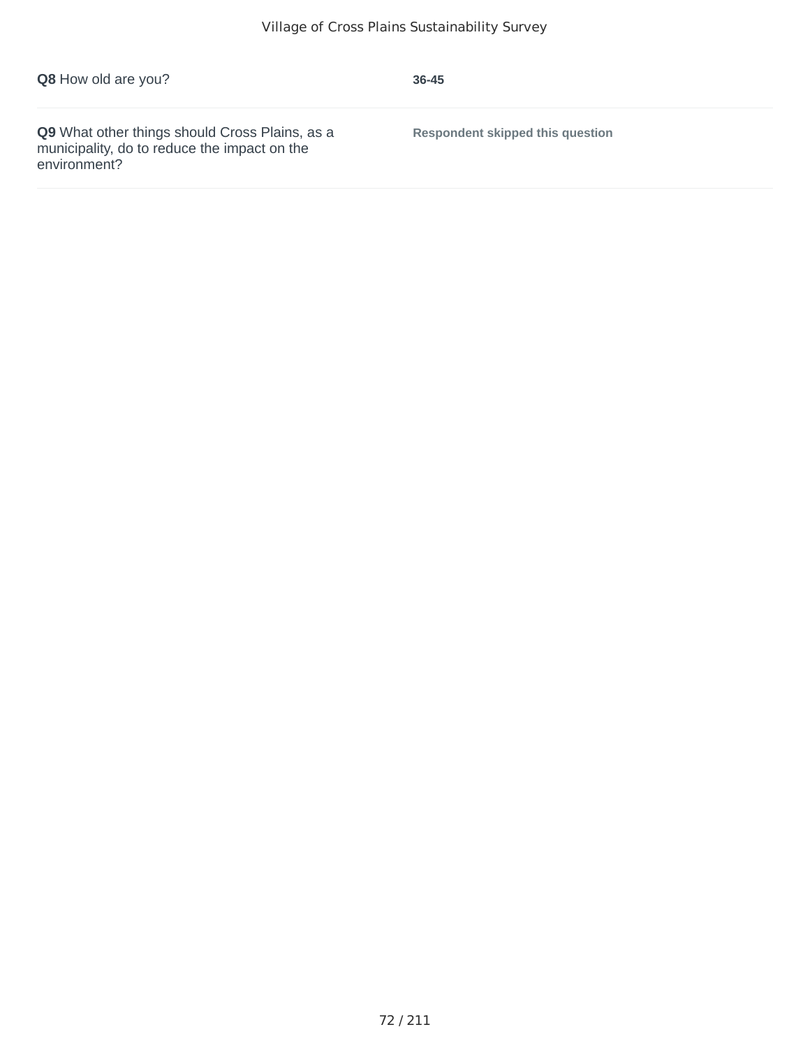**Q8** How old are you?

**36-45**

**Q9** What other things should Cross Plains, as a municipality, do to reduce the impact on the environment?

**Respondent skipped this question**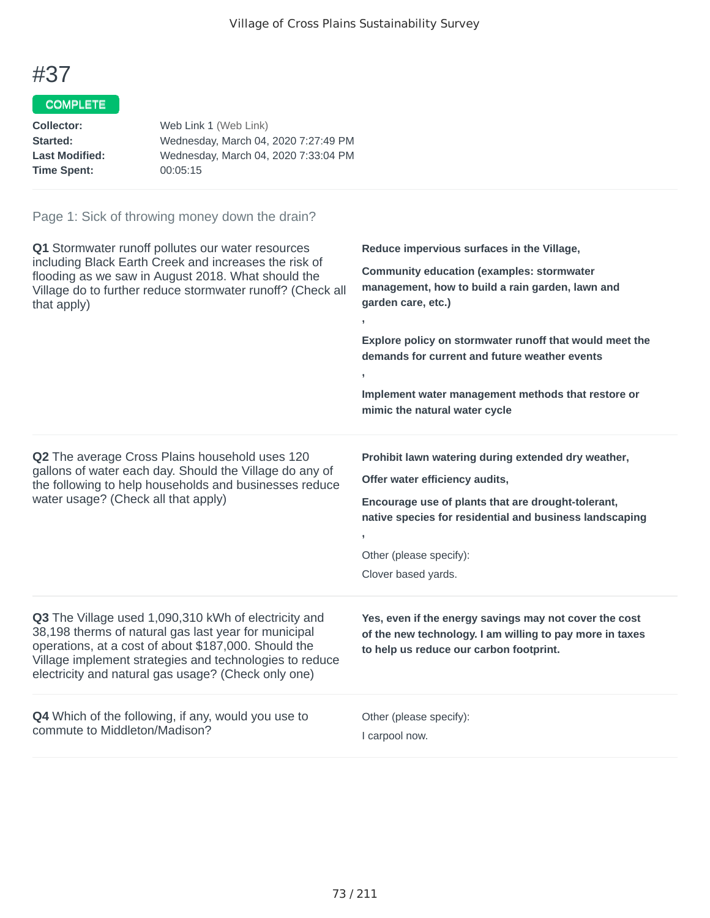# #37

COMPLETE

**Collector:** Web Link 1 (Web Link)
**Started:** Wednesday, March 04, 2020 7:27:49 PM
**Last Modified:** Wednesday, March 04, 2020 7:33:04 PM
**Time Spent:** 00:05:15

## Page 1: Sick of throwing money down the drain?

**Q1** Stormwater runoff pollutes our water resources including Black Earth Creek and increases the risk of flooding as we saw in August 2018. What should the Village do to further reduce stormwater runoff? (Check all that apply)

**Reduce impervious surfaces in the Village,**

**Community education (examples: stormwater management, how to build a rain garden, lawn and garden care, etc.)**

**,**

**Explore policy on stormwater runoff that would meet the demands for current and future weather events**

**,**

**Implement water management methods that restore or mimic the natural water cycle**

**Q2** The average Cross Plains household uses 120 gallons of water each day. Should the Village do any of the following to help households and businesses reduce water usage? (Check all that apply)

**Prohibit lawn watering during extended dry weather,**

**Offer water efficiency audits,**

**Encourage use of plants that are drought-tolerant, native species for residential and business landscaping**

**,**

Other (please specify):

Clover based yards.

**Q3** The Village used 1,090,310 kWh of electricity and 38,198 therms of natural gas last year for municipal operations, at a cost of about $187,000. Should the Village implement strategies and technologies to reduce electricity and natural gas usage? (Check only one)

**Yes, even if the energy savings may not cover the cost of the new technology. I am willing to pay more in taxes to help us reduce our carbon footprint.**

**Q4** Which of the following, if any, would you use to commute to Middleton/Madison?

Other (please specify):

I carpool now.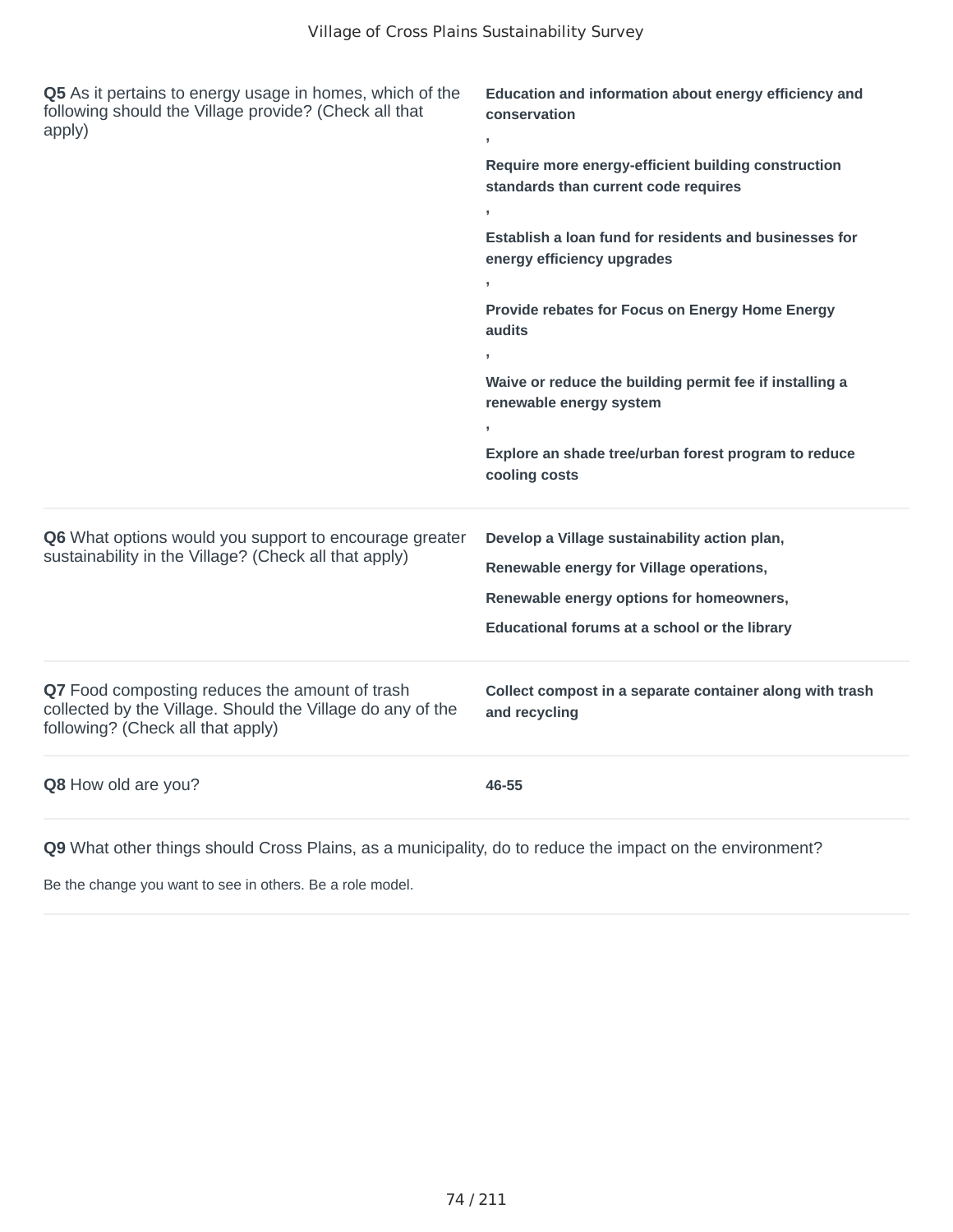**Q5** As it pertains to energy usage in homes, which of the following should the Village provide? (Check all that apply)

**Education and information about energy efficiency and conservation**

**,**

**Require more energy-efficient building construction standards than current code requires**

**,**

**Establish a loan fund for residents and businesses for energy efficiency upgrades**

**,**

**Provide rebates for Focus on Energy Home Energy audits**

**,**

**Waive or reduce the building permit fee if installing a renewable energy system**

**,**

**Explore an shade tree/urban forest program to reduce cooling costs**

---

**Q6** What options would you support to encourage greater sustainability in the Village? (Check all that apply)

**Develop a Village sustainability action plan,**

**Renewable energy for Village operations,**

**Renewable energy options for homeowners,**

**Educational forums at a school or the library**

---

**Q7** Food composting reduces the amount of trash collected by the Village. Should the Village do any of the following? (Check all that apply)

**Collect compost in a separate container along with trash and recycling**

---

**Q8** How old are you?

**46-55**

---

**Q9** What other things should Cross Plains, as a municipality, do to reduce the impact on the environment?

Be the change you want to see in others. Be a role model.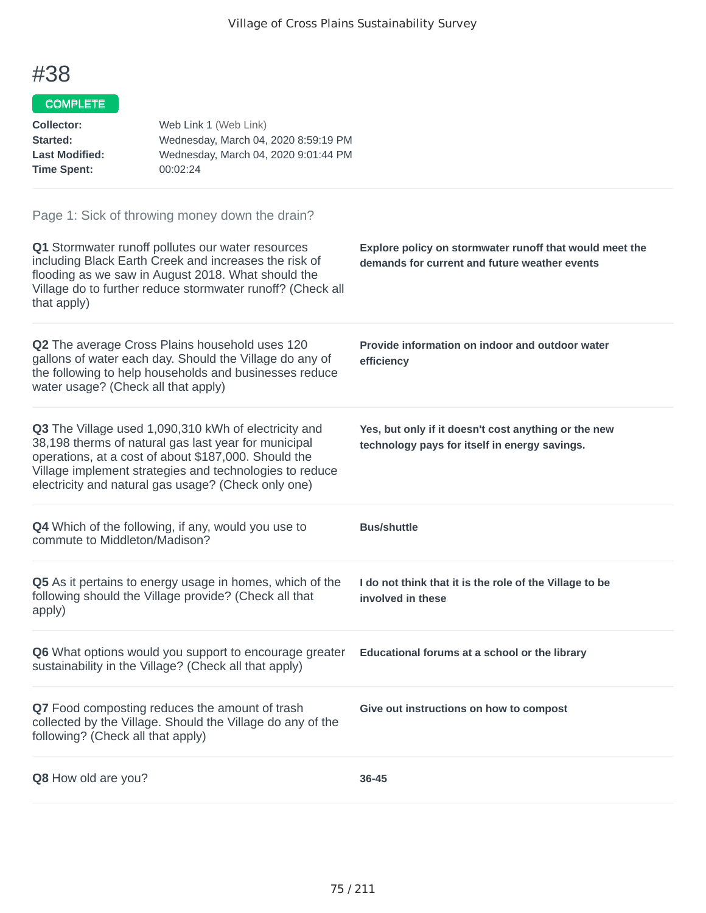# #38

**COMPLETE**

| | |
|---|---|
| **Collector:** | Web Link 1 (Web Link) |
| **Started:** | Wednesday, March 04, 2020 8:59:19 PM |
| **Last Modified:** | Wednesday, March 04, 2020 9:01:44 PM |
| **Time Spent:** | 00:02:24 |

## Page 1: Sick of throwing money down the drain?

**Q1** Stormwater runoff pollutes our water resources including Black Earth Creek and increases the risk of flooding as we saw in August 2018. What should the Village do to further reduce stormwater runoff? (Check all that apply)

**Explore policy on stormwater runoff that would meet the demands for current and future weather events**

**Q2** The average Cross Plains household uses 120 gallons of water each day. Should the Village do any of the following to help households and businesses reduce water usage? (Check all that apply)

**Provide information on indoor and outdoor water efficiency**

**Q3** The Village used 1,090,310 kWh of electricity and 38,198 therms of natural gas last year for municipal operations, at a cost of about $187,000. Should the Village implement strategies and technologies to reduce electricity and natural gas usage? (Check only one)

**Yes, but only if it doesn't cost anything or the new technology pays for itself in energy savings.**

**Q4** Which of the following, if any, would you use to commute to Middleton/Madison?

**Bus/shuttle**

**Q5** As it pertains to energy usage in homes, which of the following should the Village provide? (Check all that apply)

**I do not think that it is the role of the Village to be involved in these**

**Q6** What options would you support to encourage greater sustainability in the Village? (Check all that apply)

**Educational forums at a school or the library**

**Q7** Food composting reduces the amount of trash collected by the Village. Should the Village do any of the following? (Check all that apply)

**Give out instructions on how to compost**

**Q8** How old are you?

**36-45**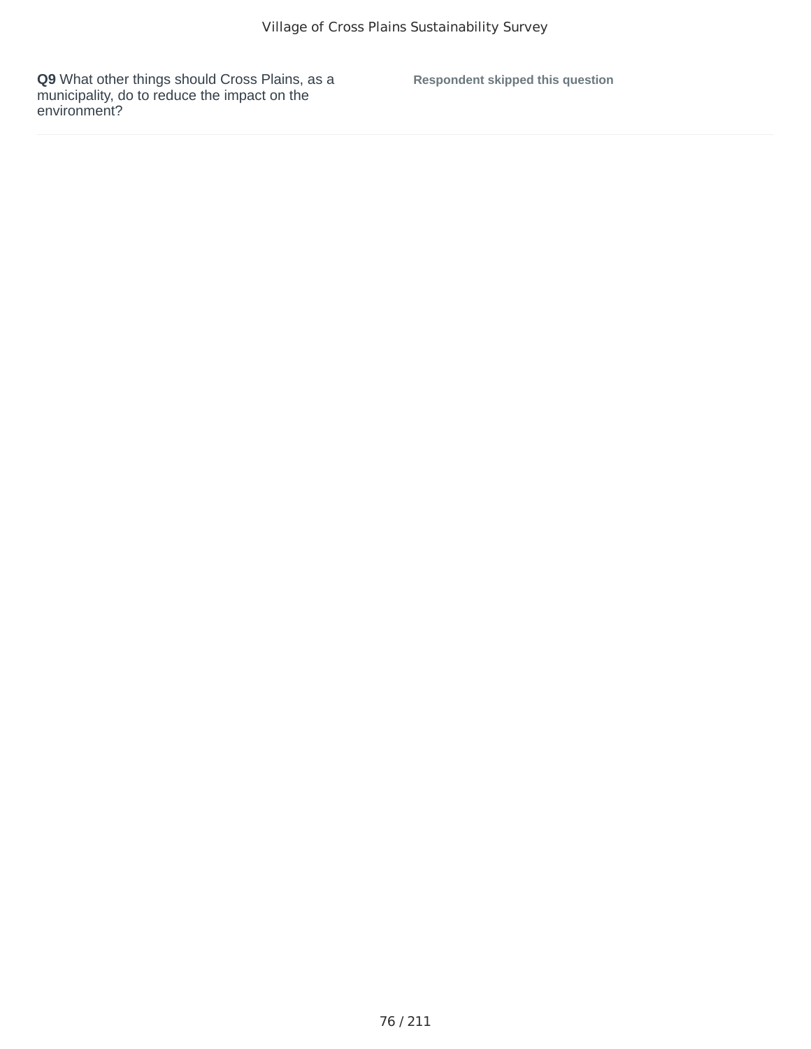**Q9** What other things should Cross Plains, as a municipality, do to reduce the impact on the environment?

**Respondent skipped this question**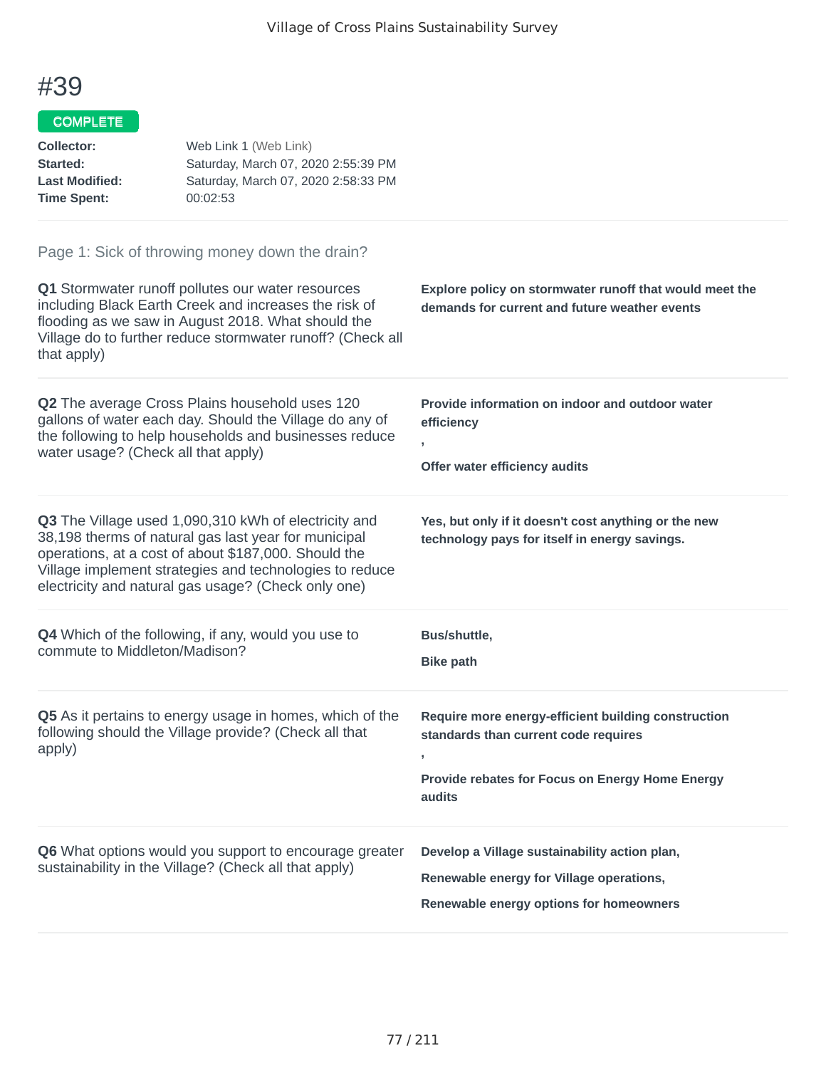# #39

COMPLETE

**Collector:** Web Link 1 (Web Link)
**Started:** Saturday, March 07, 2020 2:55:39 PM
**Last Modified:** Saturday, March 07, 2020 2:58:33 PM
**Time Spent:** 00:02:53

Page 1: Sick of throwing money down the drain?

**Q1** Stormwater runoff pollutes our water resources including Black Earth Creek and increases the risk of flooding as we saw in August 2018. What should the Village do to further reduce stormwater runoff? (Check all that apply)

**Explore policy on stormwater runoff that would meet the demands for current and future weather events**

**Q2** The average Cross Plains household uses 120 gallons of water each day. Should the Village do any of the following to help households and businesses reduce water usage? (Check all that apply)

**Provide information on indoor and outdoor water efficiency**

**,**

**Offer water efficiency audits**

**Q3** The Village used 1,090,310 kWh of electricity and 38,198 therms of natural gas last year for municipal operations, at a cost of about $187,000. Should the Village implement strategies and technologies to reduce electricity and natural gas usage? (Check only one)

**Yes, but only if it doesn't cost anything or the new technology pays for itself in energy savings.**

**Q4** Which of the following, if any, would you use to commute to Middleton/Madison?

**Bus/shuttle,**

**Bike path**

**Q5** As it pertains to energy usage in homes, which of the following should the Village provide? (Check all that apply)

**Require more energy-efficient building construction standards than current code requires**

**,**

**Provide rebates for Focus on Energy Home Energy audits**

**Q6** What options would you support to encourage greater sustainability in the Village? (Check all that apply)

**Develop a Village sustainability action plan,**

**Renewable energy for Village operations,**

**Renewable energy options for homeowners**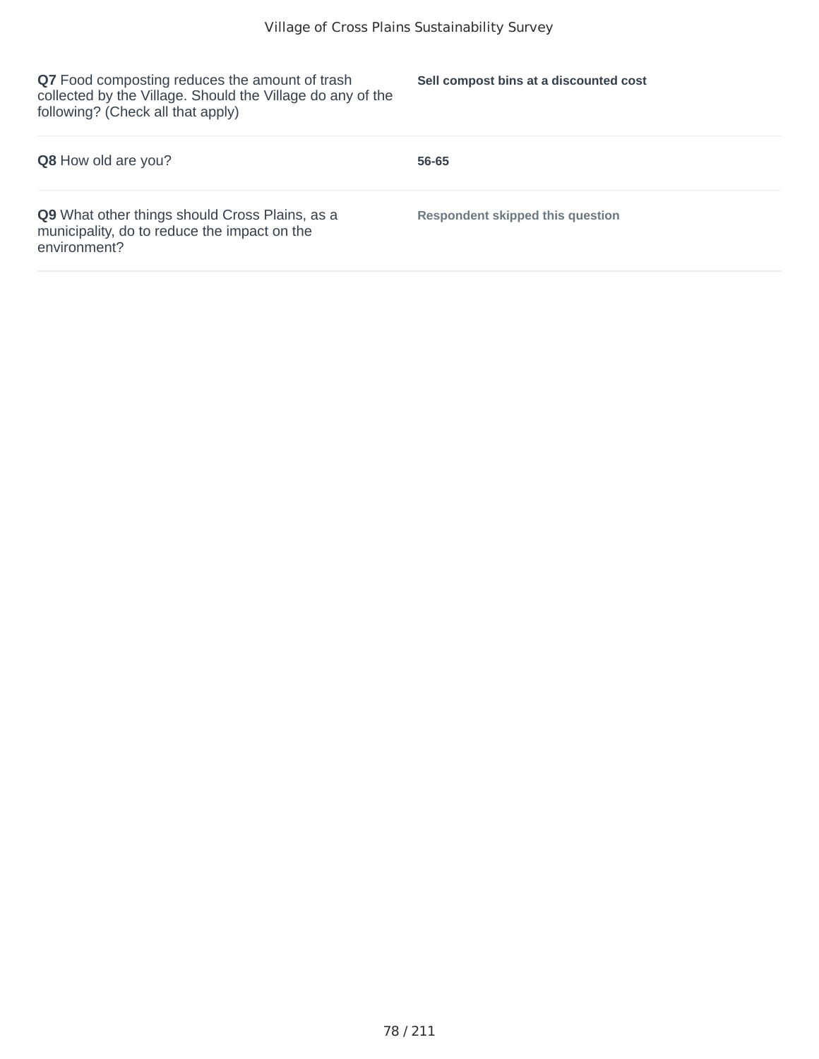| | |
|---|---|
| **Q7** Food composting reduces the amount of trash collected by the Village. Should the Village do any of the following? (Check all that apply) | **Sell compost bins at a discounted cost** |
| **Q8** How old are you? | **56-65** |
| **Q9** What other things should Cross Plains, as a municipality, do to reduce the impact on the environment? | **Respondent skipped this question** |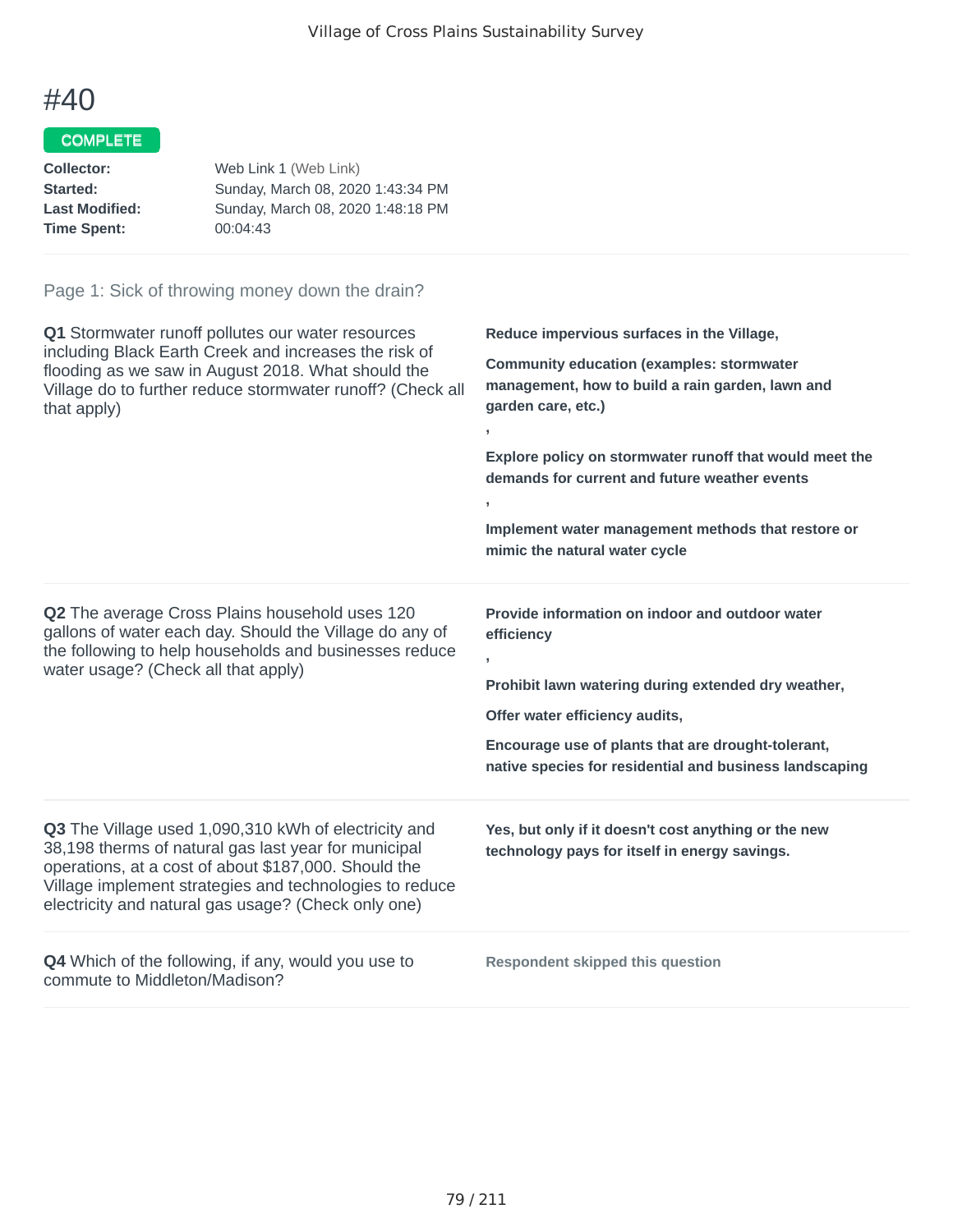# #40

COMPLETE

**Collector:** Web Link 1 (Web Link)
**Started:** Sunday, March 08, 2020 1:43:34 PM
**Last Modified:** Sunday, March 08, 2020 1:48:18 PM
**Time Spent:** 00:04:43

Page 1: Sick of throwing money down the drain?

**Q1** Stormwater runoff pollutes our water resources including Black Earth Creek and increases the risk of flooding as we saw in August 2018. What should the Village do to further reduce stormwater runoff? (Check all that apply)

**Reduce impervious surfaces in the Village,**

**Community education (examples: stormwater management, how to build a rain garden, lawn and garden care, etc.)**

**,**

**Explore policy on stormwater runoff that would meet the demands for current and future weather events**

**,**

**Implement water management methods that restore or mimic the natural water cycle**

**Q2** The average Cross Plains household uses 120 gallons of water each day. Should the Village do any of the following to help households and businesses reduce water usage? (Check all that apply)

**Provide information on indoor and outdoor water efficiency**

**,**

**Prohibit lawn watering during extended dry weather,**

**Offer water efficiency audits,**

**Encourage use of plants that are drought-tolerant, native species for residential and business landscaping**

**Q3** The Village used 1,090,310 kWh of electricity and 38,198 therms of natural gas last year for municipal operations, at a cost of about $187,000. Should the Village implement strategies and technologies to reduce electricity and natural gas usage? (Check only one)

**Yes, but only if it doesn't cost anything or the new technology pays for itself in energy savings.**

**Q4** Which of the following, if any, would you use to commute to Middleton/Madison?

**Respondent skipped this question**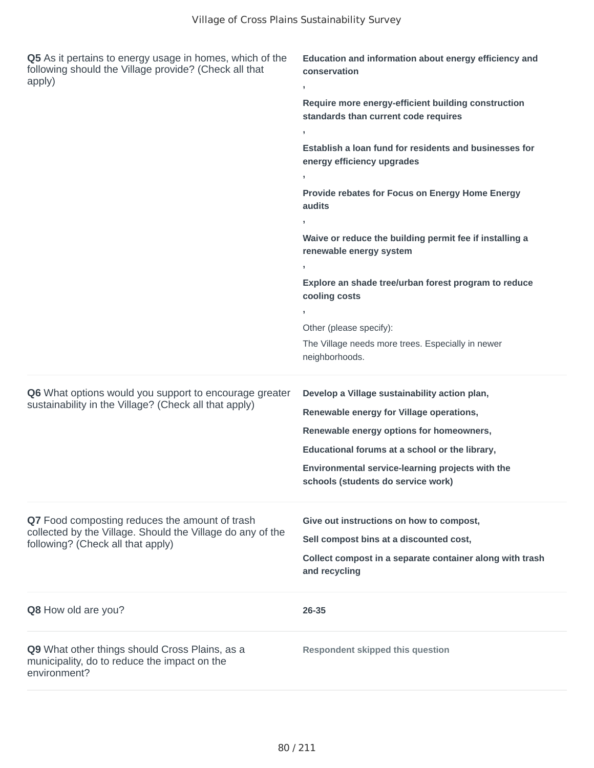| Question | Response |
| --- | --- |
| **Q5** As it pertains to energy usage in homes, which of the following should the Village provide? (Check all that apply) | **Education and information about energy efficiency and conservation** , **Require more energy-efficient building construction standards than current code requires** , **Establish a loan fund for residents and businesses for energy efficiency upgrades** , **Provide rebates for Focus on Energy Home Energy audits** , **Waive or reduce the building permit fee if installing a renewable energy system** , **Explore an shade tree/urban forest program to reduce cooling costs** , Other (please specify): The Village needs more trees. Especially in newer neighborhoods. |
| **Q6** What options would you support to encourage greater sustainability in the Village? (Check all that apply) | **Develop a Village sustainability action plan, Renewable energy for Village operations, Renewable energy options for homeowners, Educational forums at a school or the library, Environmental service-learning projects with the schools (students do service work)** |
| **Q7** Food composting reduces the amount of trash collected by the Village. Should the Village do any of the following? (Check all that apply) | **Give out instructions on how to compost, Sell compost bins at a discounted cost, Collect compost in a separate container along with trash and recycling** |
| **Q8** How old are you? | **26-35** |
| **Q9** What other things should Cross Plains, as a municipality, do to reduce the impact on the environment? | **Respondent skipped this question** |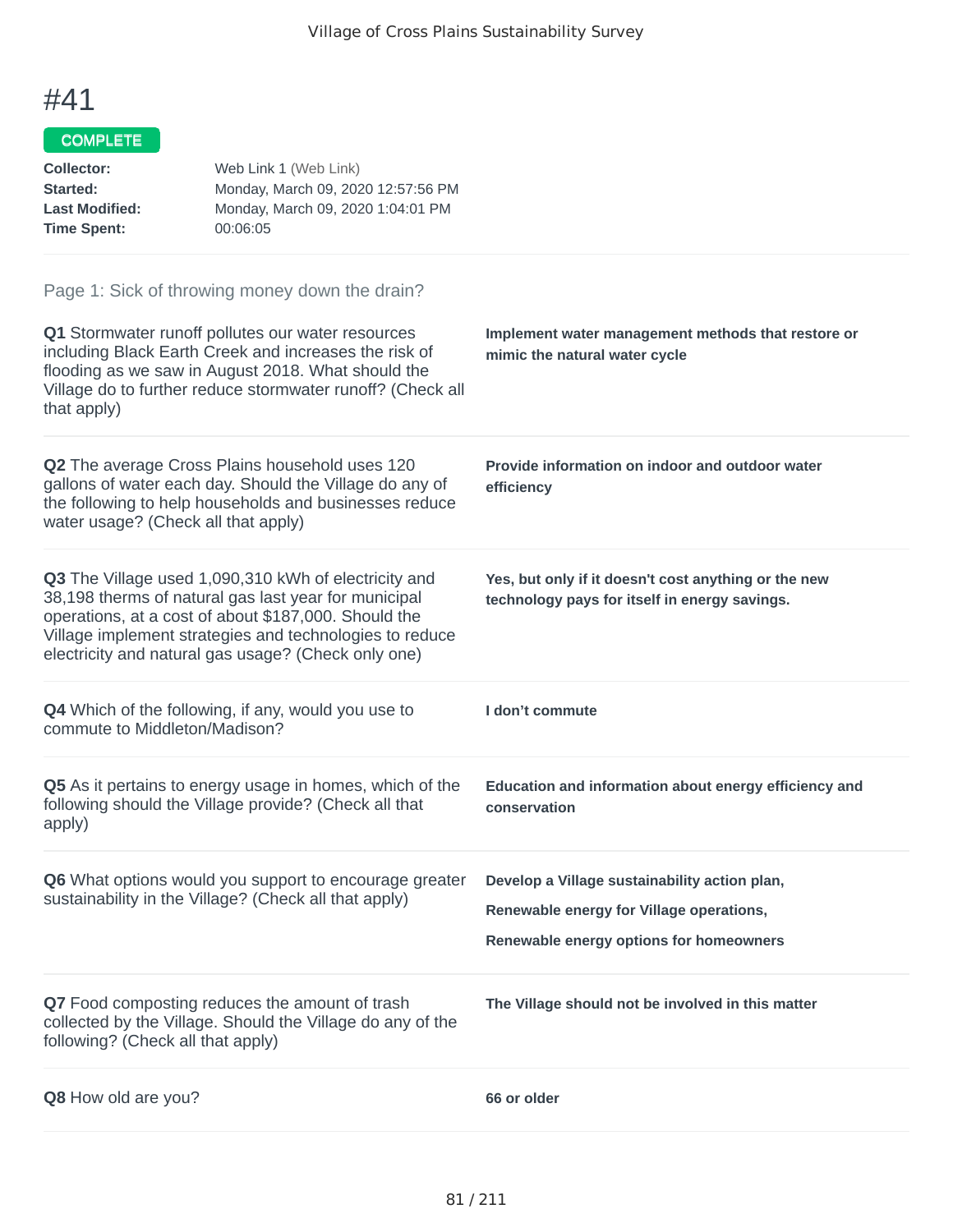# #41

**COMPLETE**

**Collector:** Web Link 1 (Web Link)
**Started:** Monday, March 09, 2020 12:57:56 PM
**Last Modified:** Monday, March 09, 2020 1:04:01 PM
**Time Spent:** 00:06:05

## Page 1: Sick of throwing money down the drain?

**Q1** Stormwater runoff pollutes our water resources including Black Earth Creek and increases the risk of flooding as we saw in August 2018. What should the Village do to further reduce stormwater runoff? (Check all that apply)

**Implement water management methods that restore or mimic the natural water cycle**

**Q2** The average Cross Plains household uses 120 gallons of water each day. Should the Village do any of the following to help households and businesses reduce water usage? (Check all that apply)

**Provide information on indoor and outdoor water efficiency**

**Q3** The Village used 1,090,310 kWh of electricity and 38,198 therms of natural gas last year for municipal operations, at a cost of about $187,000. Should the Village implement strategies and technologies to reduce electricity and natural gas usage? (Check only one)

**Yes, but only if it doesn't cost anything or the new technology pays for itself in energy savings.**

**Q4** Which of the following, if any, would you use to commute to Middleton/Madison?

**I don’t commute**

**Q5** As it pertains to energy usage in homes, which of the following should the Village provide? (Check all that apply)

**Education and information about energy efficiency and conservation**

**Q6** What options would you support to encourage greater sustainability in the Village? (Check all that apply)

**Develop a Village sustainability action plan,**

**Renewable energy for Village operations,**

**Renewable energy options for homeowners**

**Q7** Food composting reduces the amount of trash collected by the Village. Should the Village do any of the following? (Check all that apply)

**The Village should not be involved in this matter**

**Q8** How old are you?

**66 or older**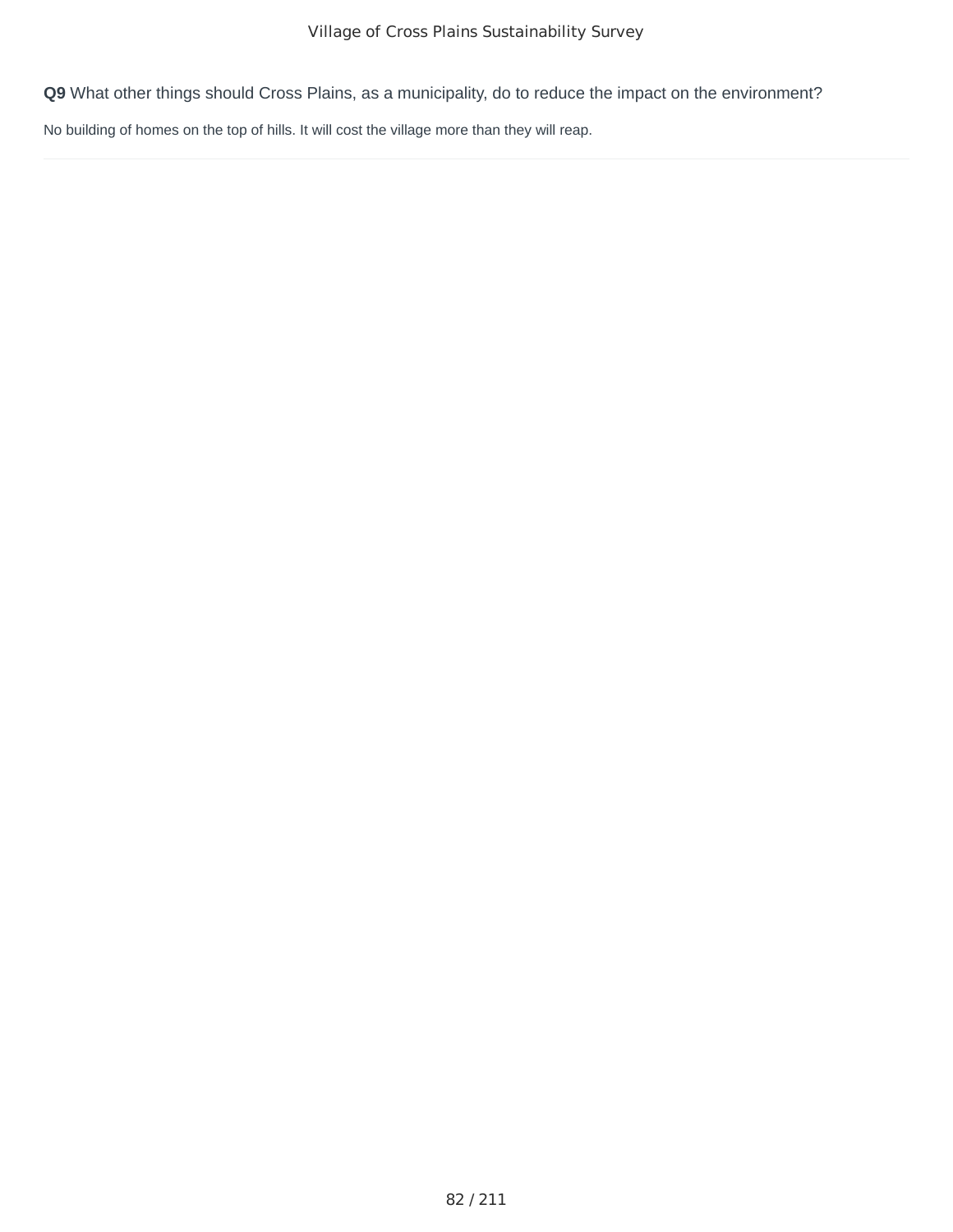**Q9** What other things should Cross Plains, as a municipality, do to reduce the impact on the environment?

No building of homes on the top of hills. It will cost the village more than they will reap.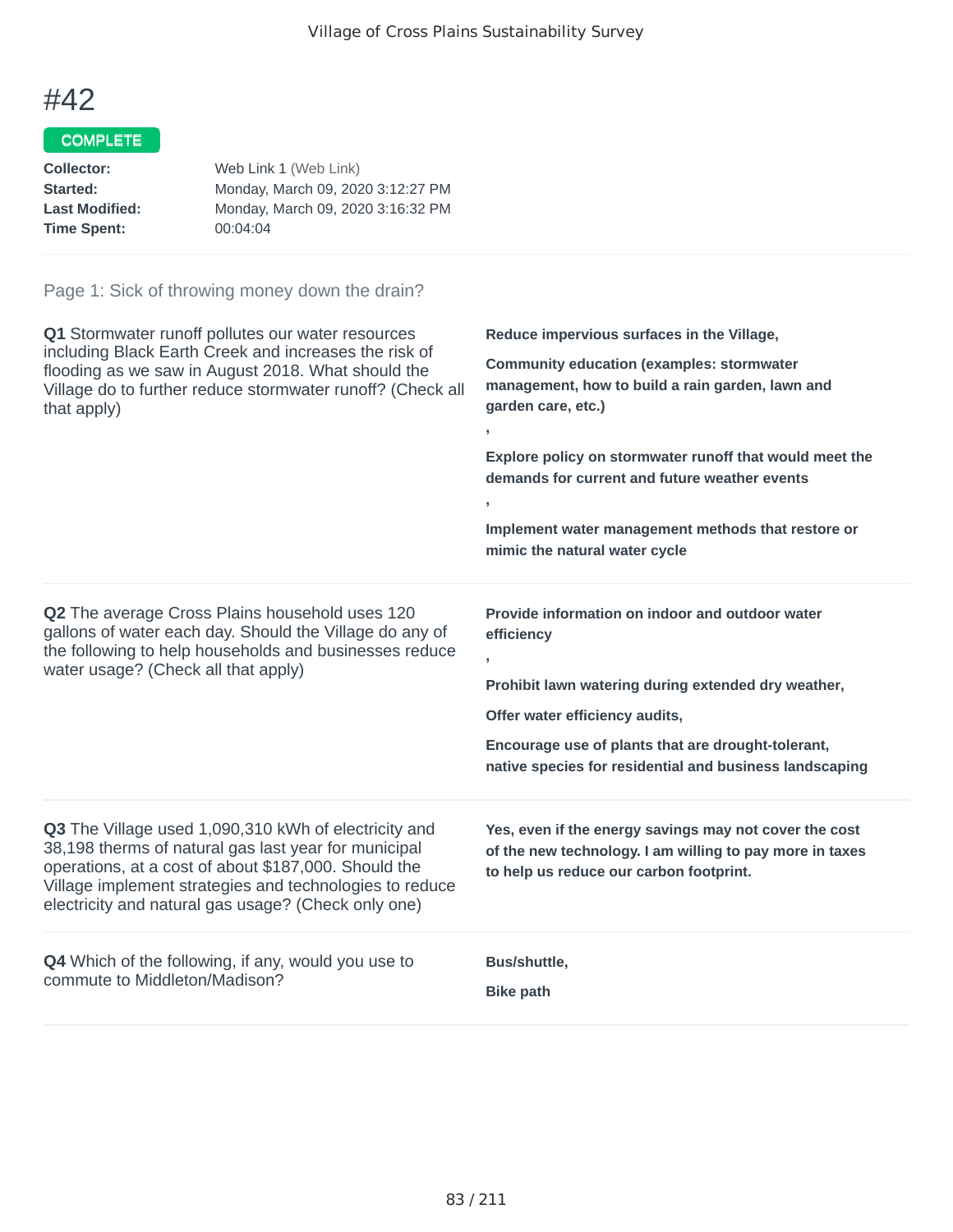Village of Cross Plains Sustainability Survey

# #42

COMPLETE

| | |
|---|---|
| **Collector:** | Web Link 1 (Web Link) |
| **Started:** | Monday, March 09, 2020 3:12:27 PM |
| **Last Modified:** | Monday, March 09, 2020 3:16:32 PM |
| **Time Spent:** | 00:04:04 |

## Page 1: Sick of throwing money down the drain?

**Q1** Stormwater runoff pollutes our water resources including Black Earth Creek and increases the risk of flooding as we saw in August 2018. What should the Village do to further reduce stormwater runoff? (Check all that apply)

**Reduce impervious surfaces in the Village,**

**Community education (examples: stormwater management, how to build a rain garden, lawn and garden care, etc.)**

**,**

**Explore policy on stormwater runoff that would meet the demands for current and future weather events**

**,**

**Implement water management methods that restore or mimic the natural water cycle**

**Q2** The average Cross Plains household uses 120 gallons of water each day. Should the Village do any of the following to help households and businesses reduce water usage? (Check all that apply)

**Provide information on indoor and outdoor water efficiency**

**,**

**Prohibit lawn watering during extended dry weather,**

**Offer water efficiency audits,**

**Encourage use of plants that are drought-tolerant, native species for residential and business landscaping**

**Q3** The Village used 1,090,310 kWh of electricity and 38,198 therms of natural gas last year for municipal operations, at a cost of about $187,000. Should the Village implement strategies and technologies to reduce electricity and natural gas usage? (Check only one)

**Yes, even if the energy savings may not cover the cost of the new technology. I am willing to pay more in taxes to help us reduce our carbon footprint.**

**Q4** Which of the following, if any, would you use to commute to Middleton/Madison?

**Bus/shuttle,**

**Bike path**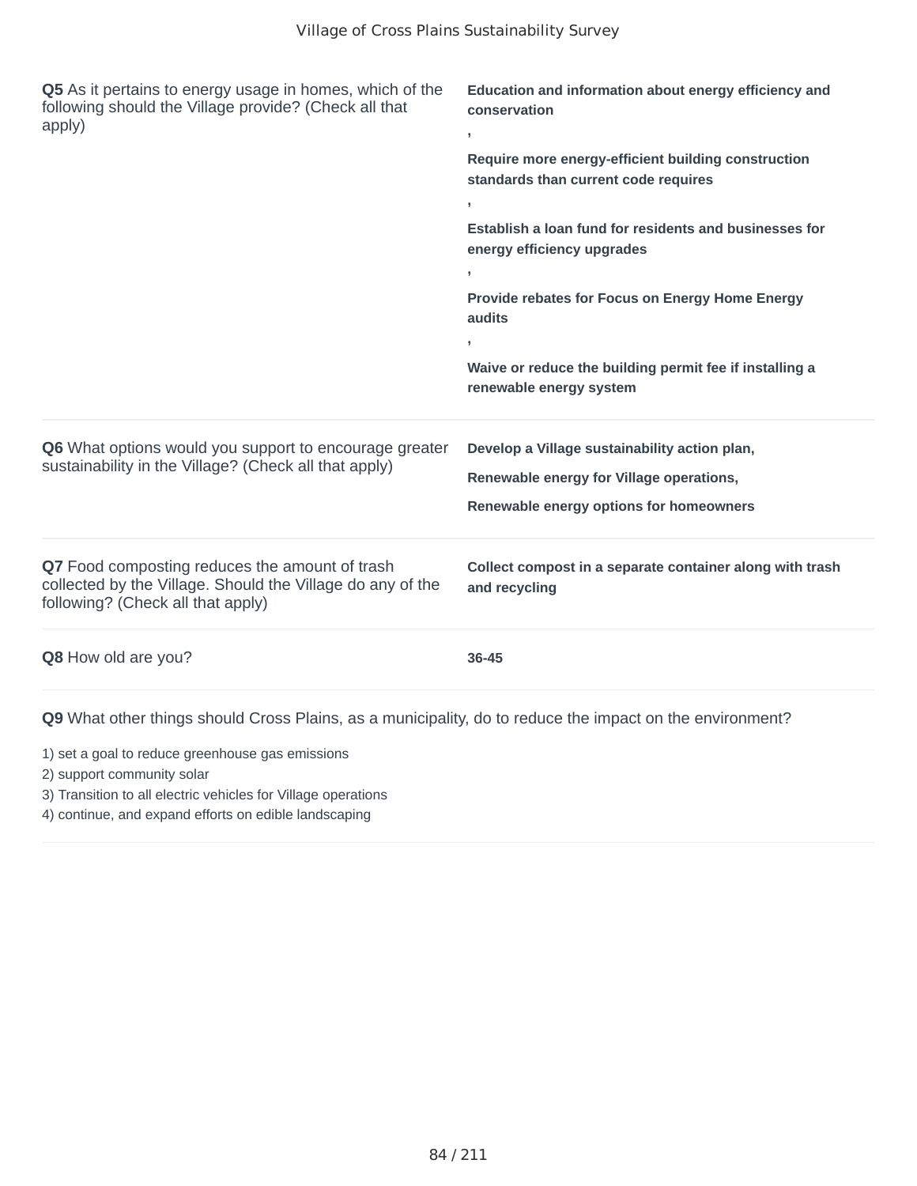| Question | Response |
| --- | --- |
| **Q5** As it pertains to energy usage in homes, which of the following should the Village provide? (Check all that apply) | **Education and information about energy efficiency and conservation , Require more energy-efficient building construction standards than current code requires , Establish a loan fund for residents and businesses for energy efficiency upgrades , Provide rebates for Focus on Energy Home Energy audits , Waive or reduce the building permit fee if installing a renewable energy system** |
| **Q6** What options would you support to encourage greater sustainability in the Village? (Check all that apply) | **Develop a Village sustainability action plan, Renewable energy for Village operations, Renewable energy options for homeowners** |
| **Q7** Food composting reduces the amount of trash collected by the Village. Should the Village do any of the following? (Check all that apply) | **Collect compost in a separate container along with trash and recycling** |
| **Q8** How old are you? | **36-45** |

**Q9** What other things should Cross Plains, as a municipality, do to reduce the impact on the environment?

1) set a goal to reduce greenhouse gas emissions
2) support community solar
3) Transition to all electric vehicles for Village operations
4) continue, and expand efforts on edible landscaping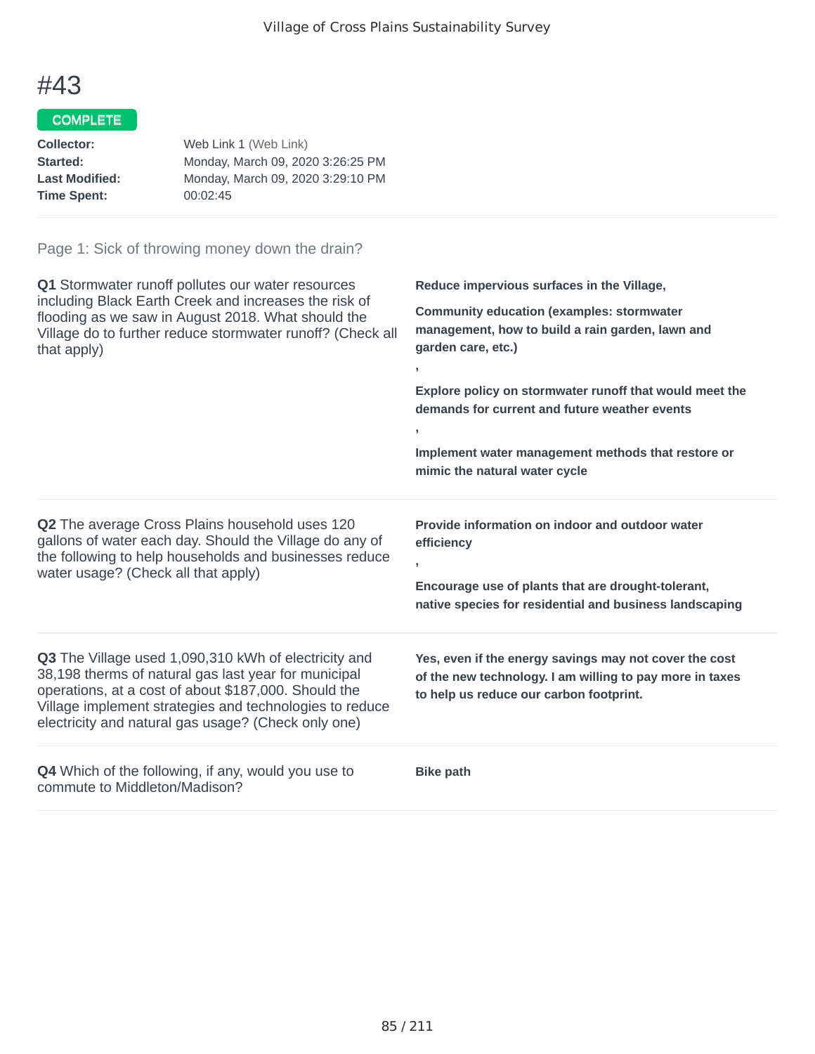# #43

COMPLETE

**Collector:** Web Link 1 (Web Link)
**Started:** Monday, March 09, 2020 3:26:25 PM
**Last Modified:** Monday, March 09, 2020 3:29:10 PM
**Time Spent:** 00:02:45

Page 1: Sick of throwing money down the drain?

**Q1** Stormwater runoff pollutes our water resources including Black Earth Creek and increases the risk of flooding as we saw in August 2018. What should the Village do to further reduce stormwater runoff? (Check all that apply)

**Reduce impervious surfaces in the Village,**

**Community education (examples: stormwater management, how to build a rain garden, lawn and garden care, etc.)**

**,**

**Explore policy on stormwater runoff that would meet the demands for current and future weather events**

**,**

**Implement water management methods that restore or mimic the natural water cycle**

**Q2** The average Cross Plains household uses 120 gallons of water each day. Should the Village do any of the following to help households and businesses reduce water usage? (Check all that apply)

**Provide information on indoor and outdoor water efficiency**

**,**

**Encourage use of plants that are drought-tolerant, native species for residential and business landscaping**

**Q3** The Village used 1,090,310 kWh of electricity and 38,198 therms of natural gas last year for municipal operations, at a cost of about $187,000. Should the Village implement strategies and technologies to reduce electricity and natural gas usage? (Check only one)

**Yes, even if the energy savings may not cover the cost of the new technology. I am willing to pay more in taxes to help us reduce our carbon footprint.**

**Q4** Which of the following, if any, would you use to commute to Middleton/Madison?

**Bike path**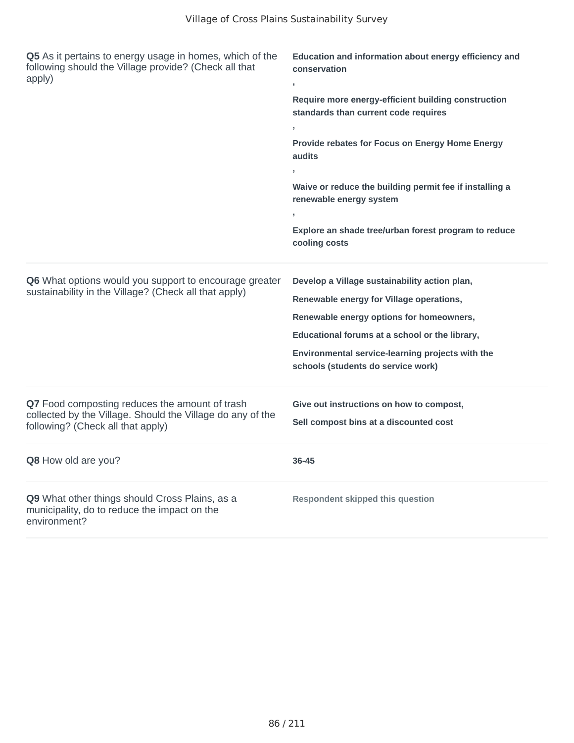| Question | Response |
| --- | --- |
| **Q5** As it pertains to energy usage in homes, which of the following should the Village provide? (Check all that apply) | **Education and information about energy efficiency and conservation** **,** **Require more energy-efficient building construction standards than current code requires** **,** **Provide rebates for Focus on Energy Home Energy audits** **,** **Waive or reduce the building permit fee if installing a renewable energy system** **,** **Explore an shade tree/urban forest program to reduce cooling costs** |
| **Q6** What options would you support to encourage greater sustainability in the Village? (Check all that apply) | **Develop a Village sustainability action plan,** **Renewable energy for Village operations,** **Renewable energy options for homeowners,** **Educational forums at a school or the library,** **Environmental service-learning projects with the schools (students do service work)** |
| **Q7** Food composting reduces the amount of trash collected by the Village. Should the Village do any of the following? (Check all that apply) | **Give out instructions on how to compost,** **Sell compost bins at a discounted cost** |
| **Q8** How old are you? | **36-45** |
| **Q9** What other things should Cross Plains, as a municipality, do to reduce the impact on the environment? | **Respondent skipped this question** |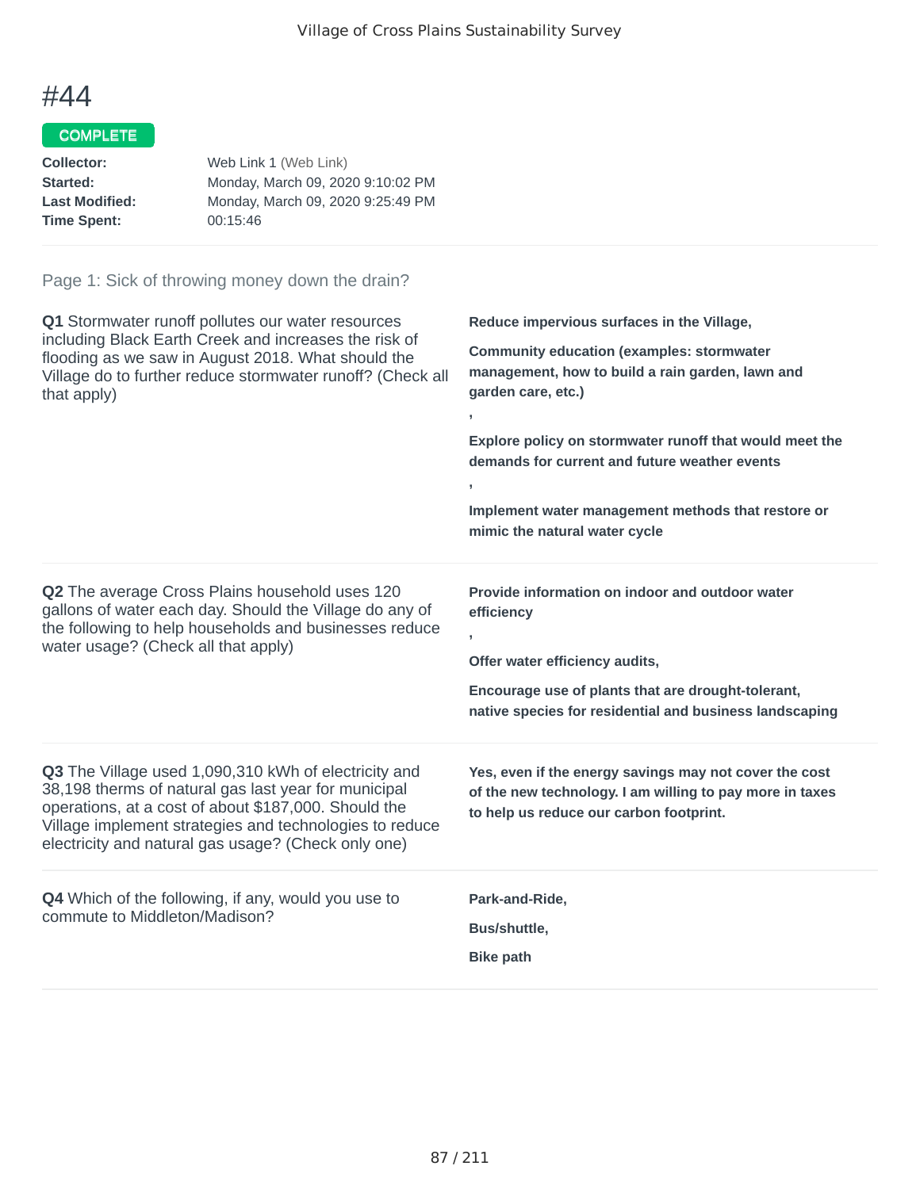# #44

**COMPLETE**

**Collector:** Web Link 1 (Web Link)
**Started:** Monday, March 09, 2020 9:10:02 PM
**Last Modified:** Monday, March 09, 2020 9:25:49 PM
**Time Spent:** 00:15:46

## Page 1: Sick of throwing money down the drain?

**Q1** Stormwater runoff pollutes our water resources including Black Earth Creek and increases the risk of flooding as we saw in August 2018. What should the Village do to further reduce stormwater runoff? (Check all that apply)

**Reduce impervious surfaces in the Village,**

**Community education (examples: stormwater management, how to build a rain garden, lawn and garden care, etc.)**

**,**

**Explore policy on stormwater runoff that would meet the demands for current and future weather events**

**,**

**Implement water management methods that restore or mimic the natural water cycle**

**Q2** The average Cross Plains household uses 120 gallons of water each day. Should the Village do any of the following to help households and businesses reduce water usage? (Check all that apply)

**Provide information on indoor and outdoor water efficiency**

**,**

**Offer water efficiency audits,**

**Encourage use of plants that are drought-tolerant, native species for residential and business landscaping**

**Q3** The Village used 1,090,310 kWh of electricity and 38,198 therms of natural gas last year for municipal operations, at a cost of about $187,000. Should the Village implement strategies and technologies to reduce electricity and natural gas usage? (Check only one)

**Yes, even if the energy savings may not cover the cost of the new technology. I am willing to pay more in taxes to help us reduce our carbon footprint.**

**Q4** Which of the following, if any, would you use to commute to Middleton/Madison?

**Park-and-Ride,**

**Bus/shuttle,**

**Bike path**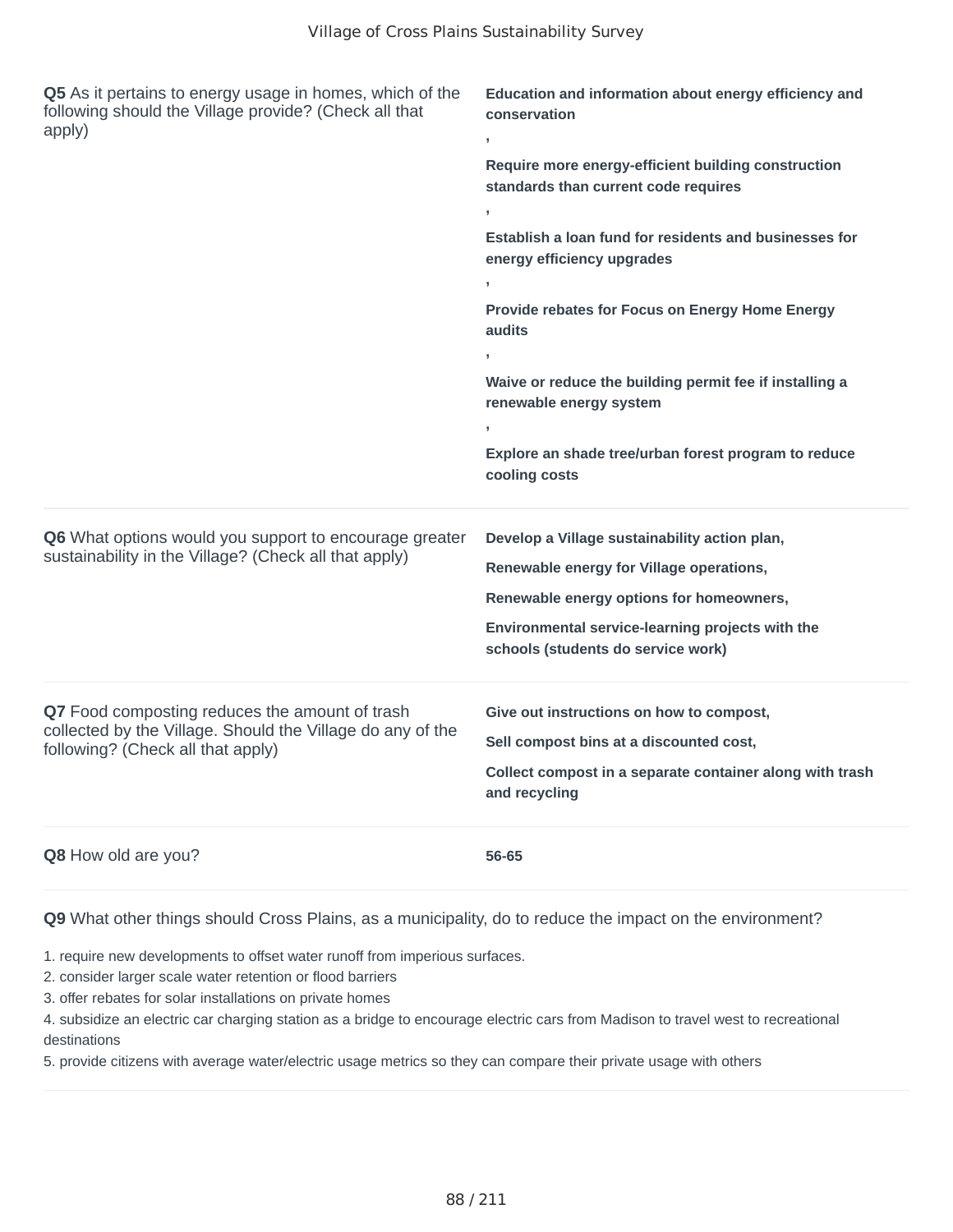| | |
|---|---|
| **Q5** As it pertains to energy usage in homes, which of the following should the Village provide? (Check all that apply) | **Education and information about energy efficiency and conservation**<br>**,**<br>**Require more energy-efficient building construction standards than current code requires**<br>**,**<br>**Establish a loan fund for residents and businesses for energy efficiency upgrades**<br>**,**<br>**Provide rebates for Focus on Energy Home Energy audits**<br>**,**<br>**Waive or reduce the building permit fee if installing a renewable energy system**<br>**,**<br>**Explore an shade tree/urban forest program to reduce cooling costs** |
| **Q6** What options would you support to encourage greater sustainability in the Village? (Check all that apply) | **Develop a Village sustainability action plan,**<br>**Renewable energy for Village operations,**<br>**Renewable energy options for homeowners,**<br>**Environmental service-learning projects with the schools (students do service work)** |
| **Q7** Food composting reduces the amount of trash collected by the Village. Should the Village do any of the following? (Check all that apply) | **Give out instructions on how to compost,**<br>**Sell compost bins at a discounted cost,**<br>**Collect compost in a separate container along with trash and recycling** |
| **Q8** How old are you? | **56-65** |

**Q9** What other things should Cross Plains, as a municipality, do to reduce the impact on the environment?

1. require new developments to offset water runoff from imperious surfaces.
2. consider larger scale water retention or flood barriers
3. offer rebates for solar installations on private homes
4. subsidize an electric car charging station as a bridge to encourage electric cars from Madison to travel west to recreational destinations
5. provide citizens with average water/electric usage metrics so they can compare their private usage with others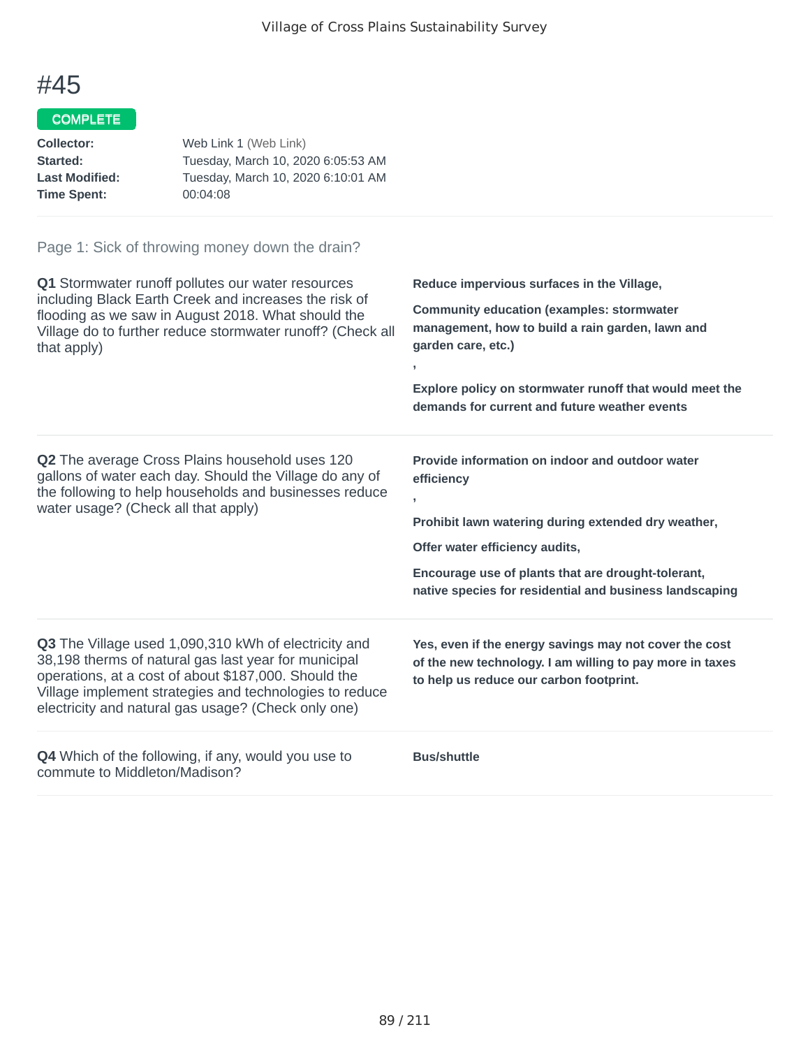# #45

COMPLETE

| | |
|---|---|
| **Collector:** | Web Link 1 (Web Link) |
| **Started:** | Tuesday, March 10, 2020 6:05:53 AM |
| **Last Modified:** | Tuesday, March 10, 2020 6:10:01 AM |
| **Time Spent:** | 00:04:08 |

## Page 1: Sick of throwing money down the drain?

**Q1** Stormwater runoff pollutes our water resources including Black Earth Creek and increases the risk of flooding as we saw in August 2018. What should the Village do to further reduce stormwater runoff? (Check all that apply)

**Reduce impervious surfaces in the Village,**

**Community education (examples: stormwater management, how to build a rain garden, lawn and garden care, etc.)**

**,**

**Explore policy on stormwater runoff that would meet the demands for current and future weather events**

**Q2** The average Cross Plains household uses 120 gallons of water each day. Should the Village do any of the following to help households and businesses reduce water usage? (Check all that apply)

**Provide information on indoor and outdoor water efficiency**

**,**

**Prohibit lawn watering during extended dry weather,**

**Offer water efficiency audits,**

**Encourage use of plants that are drought-tolerant, native species for residential and business landscaping**

**Q3** The Village used 1,090,310 kWh of electricity and 38,198 therms of natural gas last year for municipal operations, at a cost of about $187,000. Should the Village implement strategies and technologies to reduce electricity and natural gas usage? (Check only one)

**Yes, even if the energy savings may not cover the cost of the new technology. I am willing to pay more in taxes to help us reduce our carbon footprint.**

**Q4** Which of the following, if any, would you use to commute to Middleton/Madison?

**Bus/shuttle**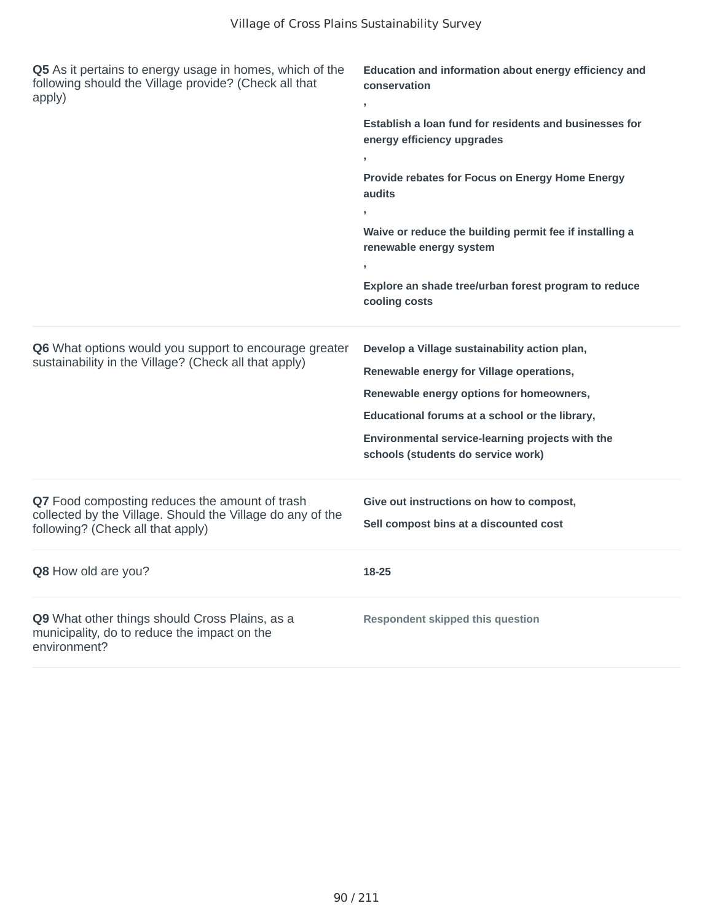| Question | Response |
| --- | --- |
| **Q5** As it pertains to energy usage in homes, which of the following should the Village provide? (Check all that apply) | **Education and information about energy efficiency and conservation** **,** **Establish a loan fund for residents and businesses for energy efficiency upgrades** **,** **Provide rebates for Focus on Energy Home Energy audits** **,** **Waive or reduce the building permit fee if installing a renewable energy system** **,** **Explore an shade tree/urban forest program to reduce cooling costs** |
| **Q6** What options would you support to encourage greater sustainability in the Village? (Check all that apply) | **Develop a Village sustainability action plan,** **Renewable energy for Village operations,** **Renewable energy options for homeowners,** **Educational forums at a school or the library,** **Environmental service-learning projects with the schools (students do service work)** |
| **Q7** Food composting reduces the amount of trash collected by the Village. Should the Village do any of the following? (Check all that apply) | **Give out instructions on how to compost,** **Sell compost bins at a discounted cost** |
| **Q8** How old are you? | **18-25** |
| **Q9** What other things should Cross Plains, as a municipality, do to reduce the impact on the environment? | **Respondent skipped this question** |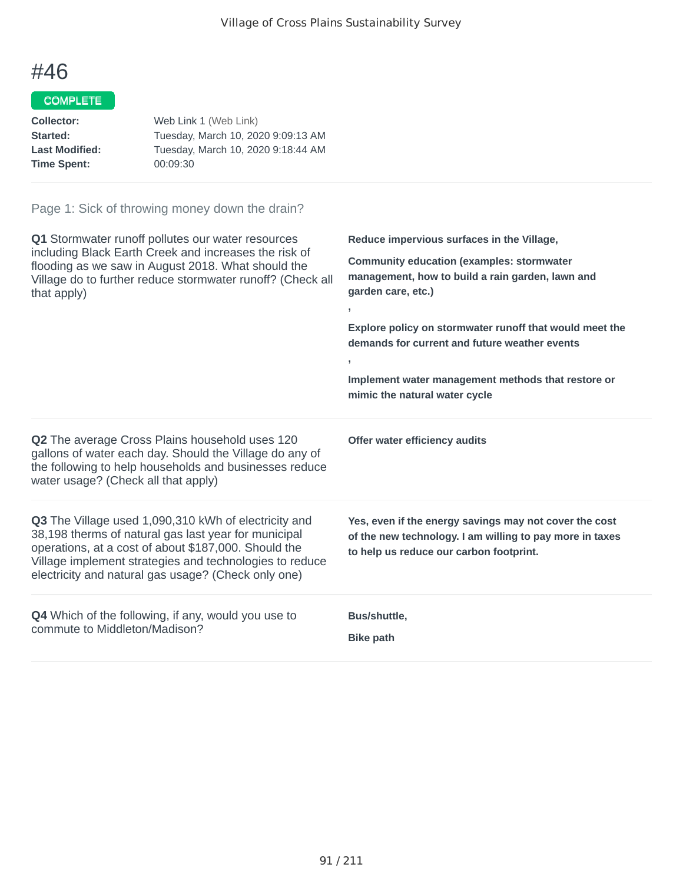# #46

COMPLETE

**Collector:** Web Link 1 (Web Link)
**Started:** Tuesday, March 10, 2020 9:09:13 AM
**Last Modified:** Tuesday, March 10, 2020 9:18:44 AM
**Time Spent:** 00:09:30

Page 1: Sick of throwing money down the drain?

**Q1** Stormwater runoff pollutes our water resources including Black Earth Creek and increases the risk of flooding as we saw in August 2018. What should the Village do to further reduce stormwater runoff? (Check all that apply)

**Reduce impervious surfaces in the Village,**

**Community education (examples: stormwater management, how to build a rain garden, lawn and garden care, etc.)**

**,**

**Explore policy on stormwater runoff that would meet the demands for current and future weather events**

**,**

**Implement water management methods that restore or mimic the natural water cycle**

**Q2** The average Cross Plains household uses 120 gallons of water each day. Should the Village do any of the following to help households and businesses reduce water usage? (Check all that apply)

**Offer water efficiency audits**

**Q3** The Village used 1,090,310 kWh of electricity and 38,198 therms of natural gas last year for municipal operations, at a cost of about $187,000. Should the Village implement strategies and technologies to reduce electricity and natural gas usage? (Check only one)

**Yes, even if the energy savings may not cover the cost of the new technology. I am willing to pay more in taxes to help us reduce our carbon footprint.**

**Q4** Which of the following, if any, would you use to commute to Middleton/Madison?

**Bus/shuttle,**

**Bike path**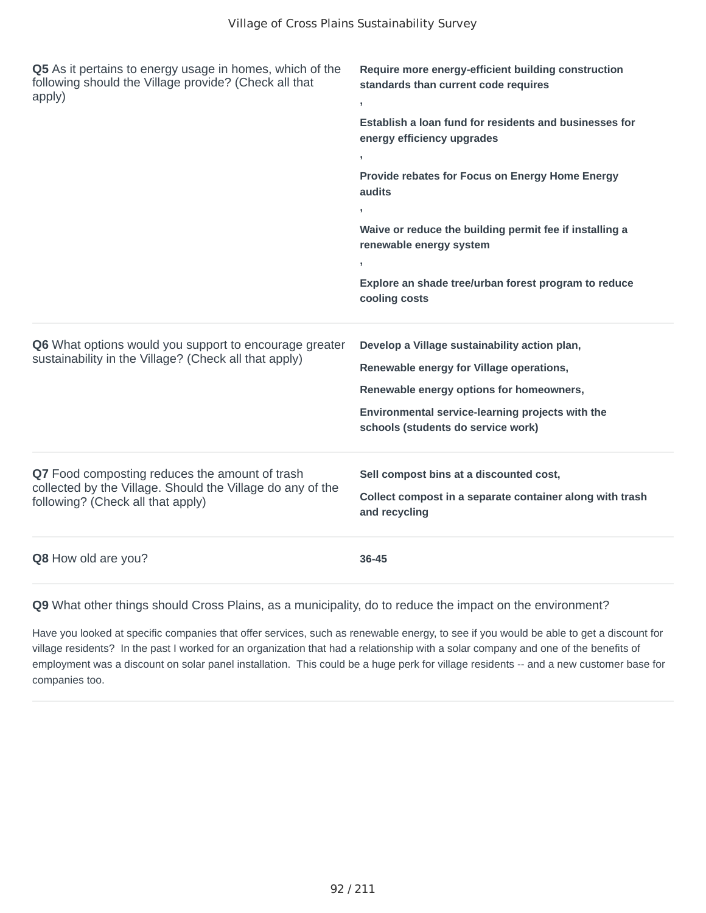| Question | Response |
| --- | --- |
| **Q5** As it pertains to energy usage in homes, which of the following should the Village provide? (Check all that apply) | **Require more energy-efficient building construction standards than current code requires** , **Establish a loan fund for residents and businesses for energy efficiency upgrades** , **Provide rebates for Focus on Energy Home Energy audits** , **Waive or reduce the building permit fee if installing a renewable energy system** , **Explore an shade tree/urban forest program to reduce cooling costs** |
| **Q6** What options would you support to encourage greater sustainability in the Village? (Check all that apply) | **Develop a Village sustainability action plan,** **Renewable energy for Village operations,** **Renewable energy options for homeowners,** **Environmental service-learning projects with the schools (students do service work)** |
| **Q7** Food composting reduces the amount of trash collected by the Village. Should the Village do any of the following? (Check all that apply) | **Sell compost bins at a discounted cost,** **Collect compost in a separate container along with trash and recycling** |
| **Q8** How old are you? | **36-45** |

**Q9** What other things should Cross Plains, as a municipality, do to reduce the impact on the environment?

Have you looked at specific companies that offer services, such as renewable energy, to see if you would be able to get a discount for village residents?  In the past I worked for an organization that had a relationship with a solar company and one of the benefits of employment was a discount on solar panel installation.  This could be a huge perk for village residents -- and a new customer base for companies too.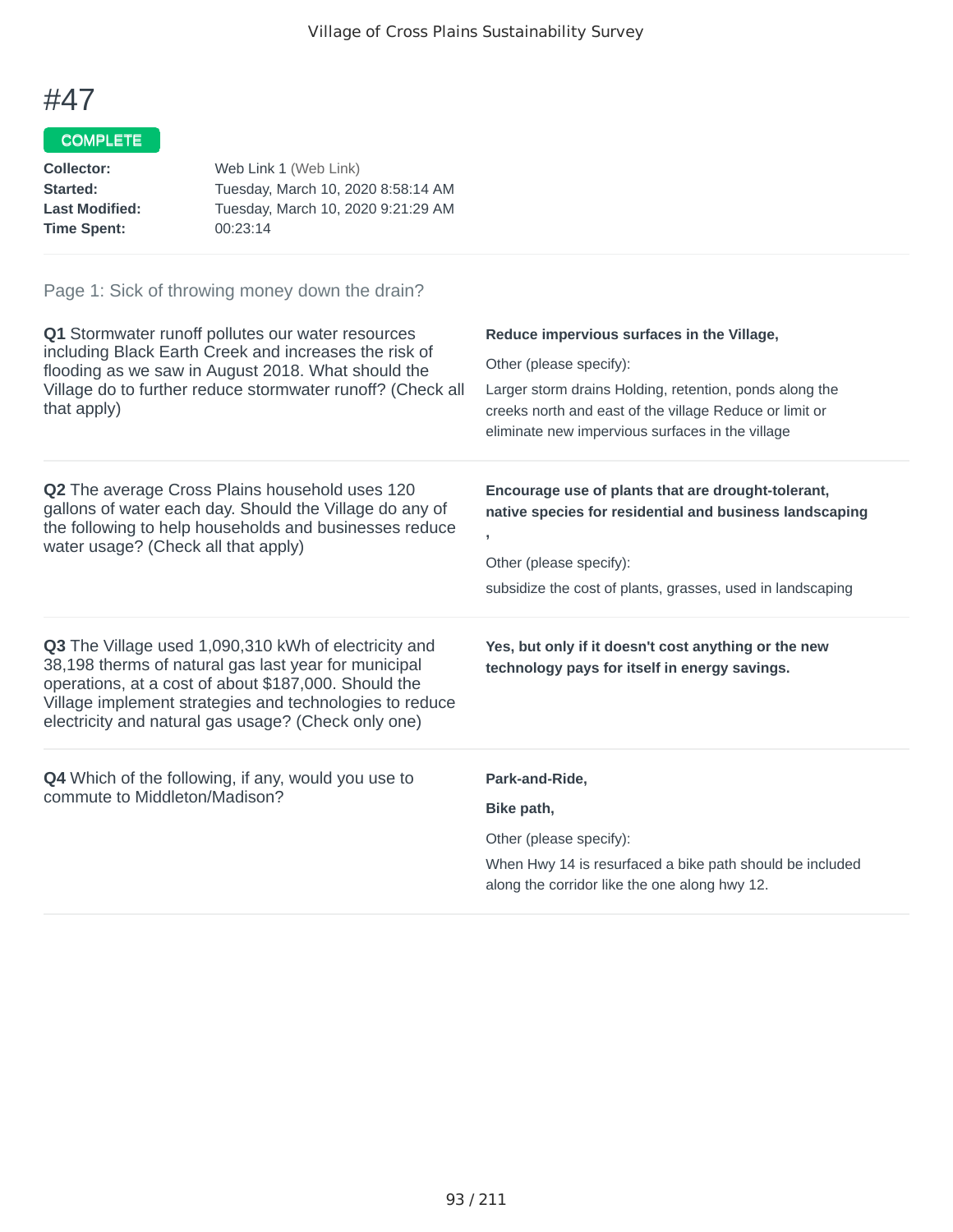# #47

COMPLETE

**Collector:** Web Link 1 (Web Link)
**Started:** Tuesday, March 10, 2020 8:58:14 AM
**Last Modified:** Tuesday, March 10, 2020 9:21:29 AM
**Time Spent:** 00:23:14

Page 1: Sick of throwing money down the drain?

**Q1** Stormwater runoff pollutes our water resources including Black Earth Creek and increases the risk of flooding as we saw in August 2018. What should the Village do to further reduce stormwater runoff? (Check all that apply)

**Reduce impervious surfaces in the Village,**

Other (please specify):
Larger storm drains Holding, retention, ponds along the creeks north and east of the village Reduce or limit or eliminate new impervious surfaces in the village

**Q2** The average Cross Plains household uses 120 gallons of water each day. Should the Village do any of the following to help households and businesses reduce water usage? (Check all that apply)

**Encourage use of plants that are drought-tolerant, native species for residential and business landscaping ,**

Other (please specify):
subsidize the cost of plants, grasses, used in landscaping

**Q3** The Village used 1,090,310 kWh of electricity and 38,198 therms of natural gas last year for municipal operations, at a cost of about $187,000. Should the Village implement strategies and technologies to reduce electricity and natural gas usage? (Check only one)

**Yes, but only if it doesn't cost anything or the new technology pays for itself in energy savings.**

**Q4** Which of the following, if any, would you use to commute to Middleton/Madison?

**Park-and-Ride,**

**Bike path,**

Other (please specify):
When Hwy 14 is resurfaced a bike path should be included along the corridor like the one along hwy 12.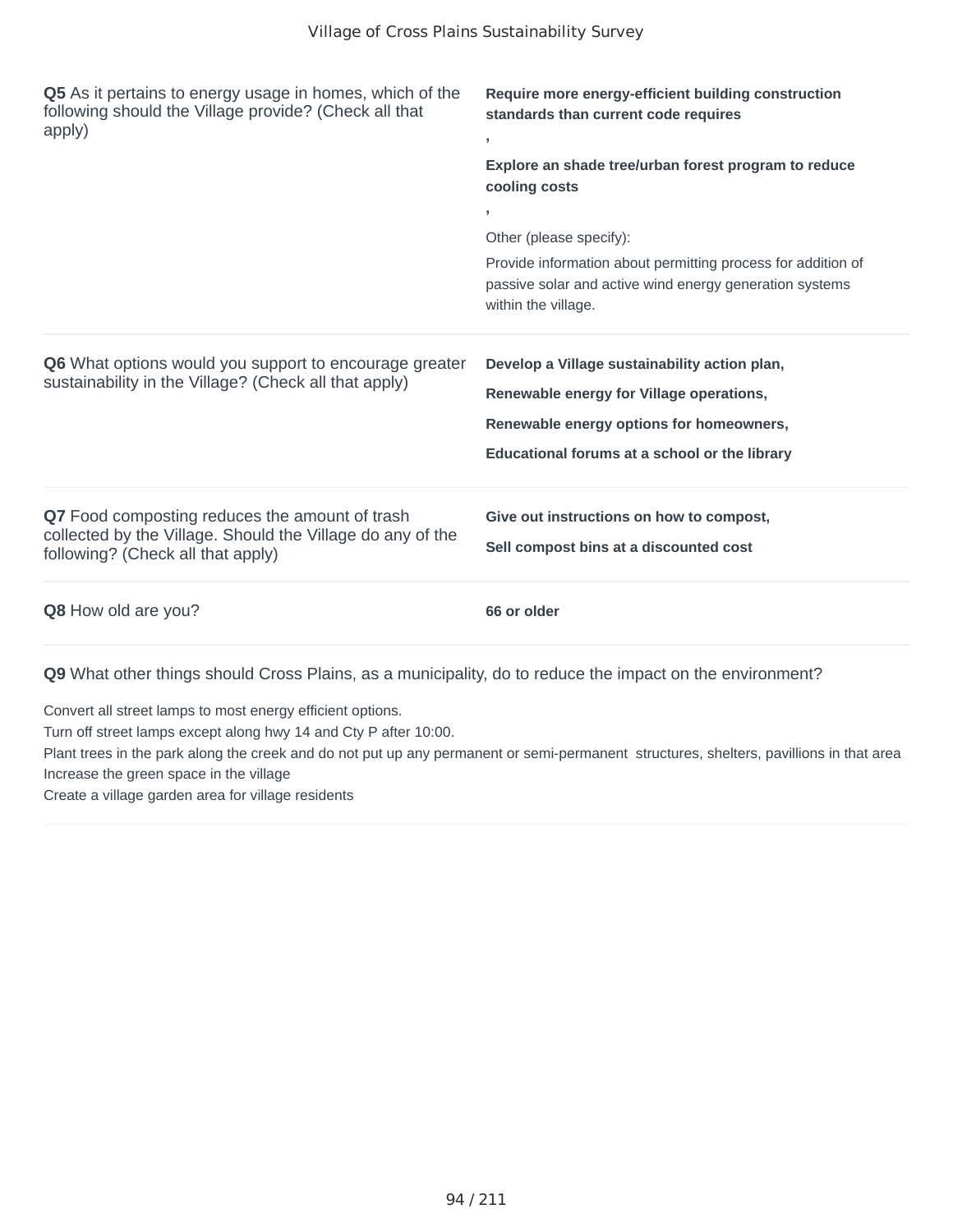| Question | Response |
|---|---|
| **Q5** As it pertains to energy usage in homes, which of the following should the Village provide? (Check all that apply) | **Require more energy-efficient building construction standards than current code requires** , **Explore an shade tree/urban forest program to reduce cooling costs** , Other (please specify): Provide information about permitting process for addition of passive solar and active wind energy generation systems within the village. |
| **Q6** What options would you support to encourage greater sustainability in the Village? (Check all that apply) | **Develop a Village sustainability action plan, Renewable energy for Village operations, Renewable energy options for homeowners, Educational forums at a school or the library** |
| **Q7** Food composting reduces the amount of trash collected by the Village. Should the Village do any of the following? (Check all that apply) | **Give out instructions on how to compost, Sell compost bins at a discounted cost** |
| **Q8** How old are you? | **66 or older** |

**Q9** What other things should Cross Plains, as a municipality, do to reduce the impact on the environment?

Convert all street lamps to most energy efficient options.
Turn off street lamps except along hwy 14 and Cty P after 10:00.
Plant trees in the park along the creek and do not put up any permanent or semi-permanent structures, shelters, pavillions in that area
Increase the green space in the village
Create a village garden area for village residents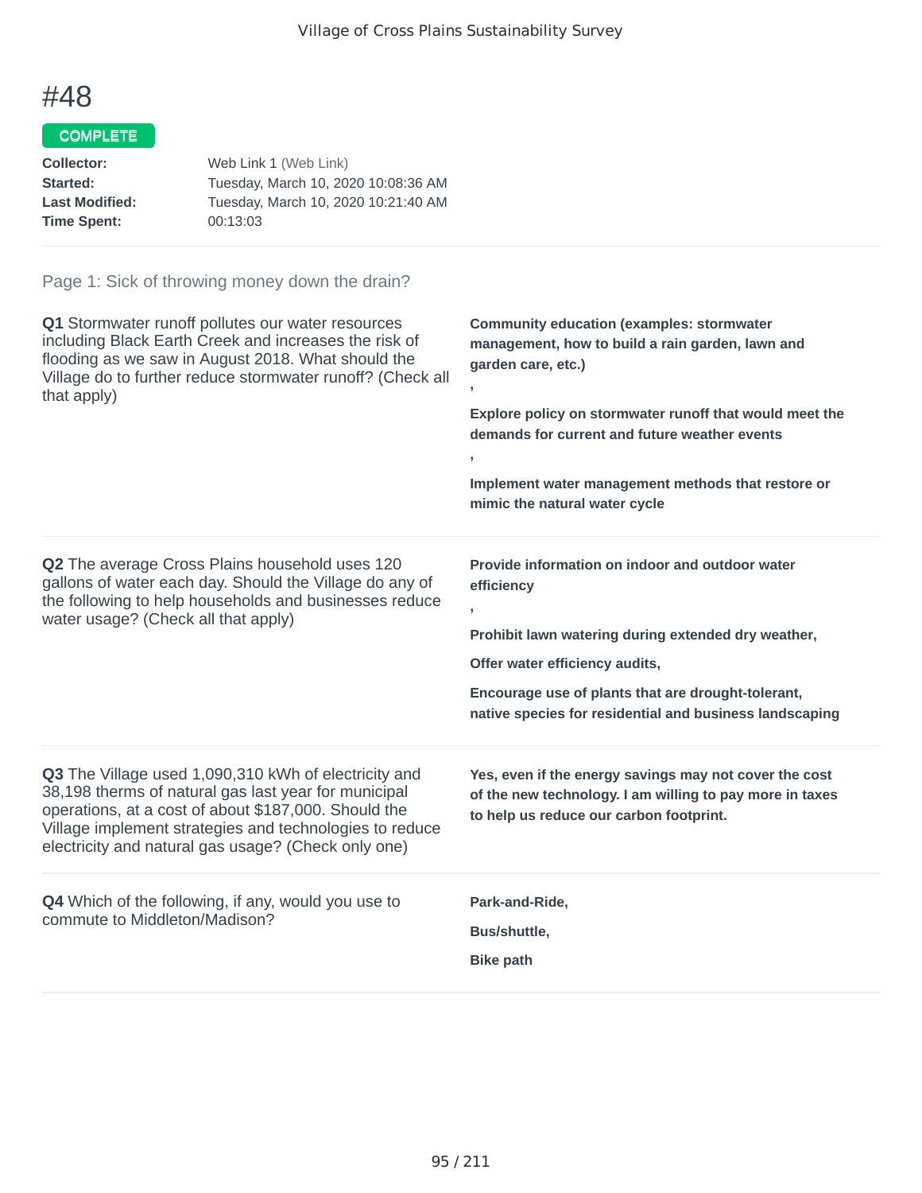# #48

COMPLETE

**Collector:** Web Link 1 (Web Link)
**Started:** Tuesday, March 10, 2020 10:08:36 AM
**Last Modified:** Tuesday, March 10, 2020 10:21:40 AM
**Time Spent:** 00:13:03

Page 1: Sick of throwing money down the drain?

**Q1** Stormwater runoff pollutes our water resources including Black Earth Creek and increases the risk of flooding as we saw in August 2018. What should the Village do to further reduce stormwater runoff? (Check all that apply)

**Community education (examples: stormwater management, how to build a rain garden, lawn and garden care, etc.)**

**,**

**Explore policy on stormwater runoff that would meet the demands for current and future weather events**

**,**

**Implement water management methods that restore or mimic the natural water cycle**

**Q2** The average Cross Plains household uses 120 gallons of water each day. Should the Village do any of the following to help households and businesses reduce water usage? (Check all that apply)

**Provide information on indoor and outdoor water efficiency**

**,**

**Prohibit lawn watering during extended dry weather,**

**Offer water efficiency audits,**

**Encourage use of plants that are drought-tolerant, native species for residential and business landscaping**

**Q3** The Village used 1,090,310 kWh of electricity and 38,198 therms of natural gas last year for municipal operations, at a cost of about $187,000. Should the Village implement strategies and technologies to reduce electricity and natural gas usage? (Check only one)

**Yes, even if the energy savings may not cover the cost of the new technology. I am willing to pay more in taxes to help us reduce our carbon footprint.**

**Q4** Which of the following, if any, would you use to commute to Middleton/Madison?

**Park-and-Ride,**

**Bus/shuttle,**

**Bike path**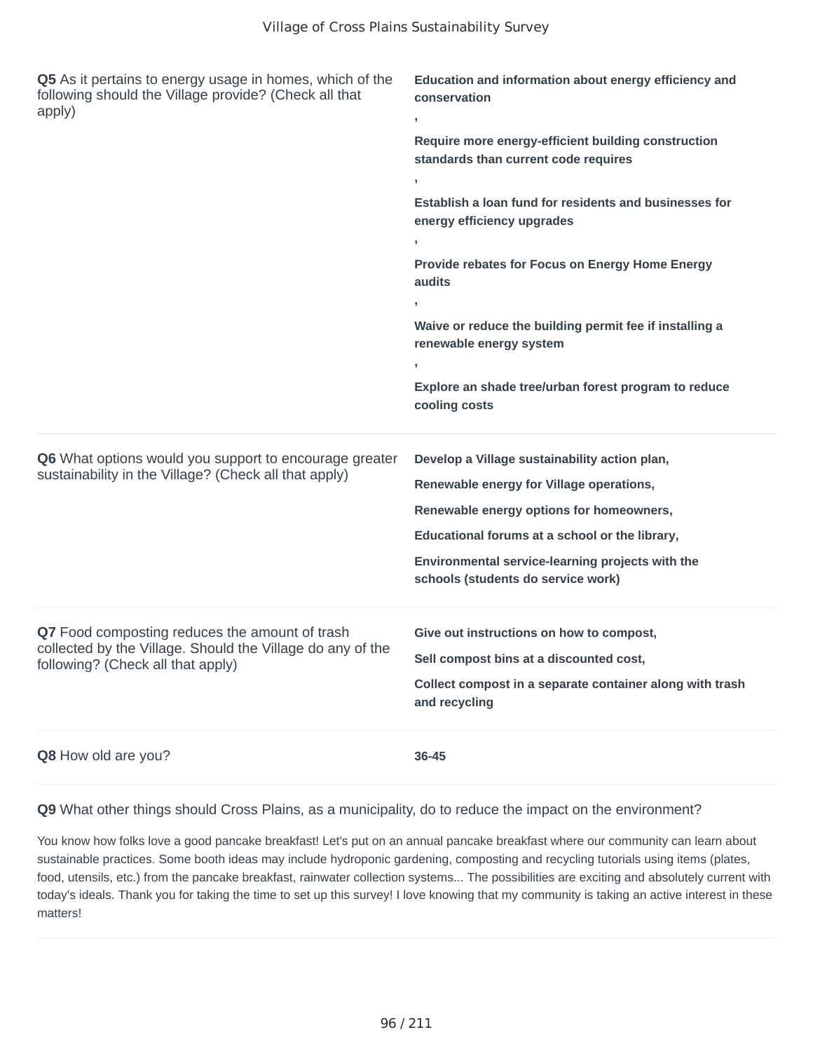**Q5** As it pertains to energy usage in homes, which of the following should the Village provide? (Check all that apply)

**Education and information about energy efficiency and conservation**

**,**

**Require more energy-efficient building construction standards than current code requires**

**,**

**Establish a loan fund for residents and businesses for energy efficiency upgrades**

**,**

**Provide rebates for Focus on Energy Home Energy audits**

**,**

**Waive or reduce the building permit fee if installing a renewable energy system**

**,**

**Explore an shade tree/urban forest program to reduce cooling costs**

---

**Q6** What options would you support to encourage greater sustainability in the Village? (Check all that apply)

**Develop a Village sustainability action plan,**

**Renewable energy for Village operations,**

**Renewable energy options for homeowners,**

**Educational forums at a school or the library,**

**Environmental service-learning projects with the schools (students do service work)**

---

**Q7** Food composting reduces the amount of trash collected by the Village. Should the Village do any of the following? (Check all that apply)

**Give out instructions on how to compost,**

**Sell compost bins at a discounted cost,**

**Collect compost in a separate container along with trash and recycling**

---

**Q8** How old are you?

**36-45**

---

**Q9** What other things should Cross Plains, as a municipality, do to reduce the impact on the environment?

You know how folks love a good pancake breakfast! Let's put on an annual pancake breakfast where our community can learn about sustainable practices. Some booth ideas may include hydroponic gardening, composting and recycling tutorials using items (plates, food, utensils, etc.) from the pancake breakfast, rainwater collection systems... The possibilities are exciting and absolutely current with today's ideals. Thank you for taking the time to set up this survey! I love knowing that my community is taking an active interest in these matters!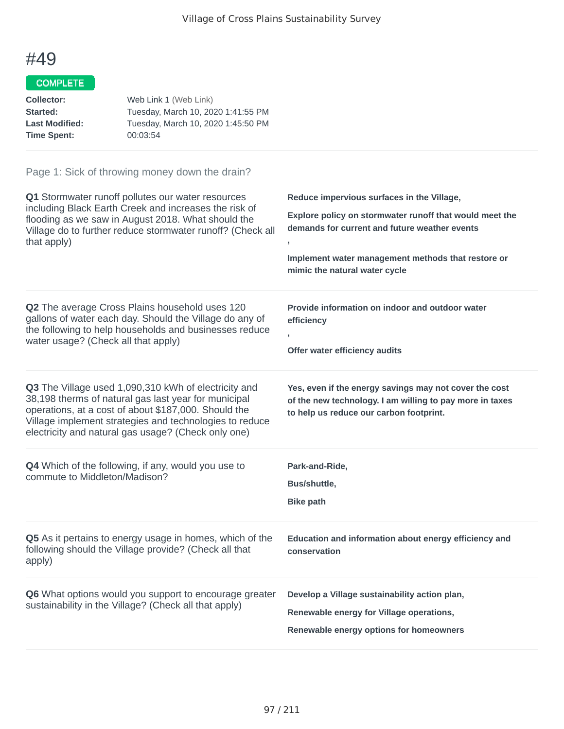# #49

COMPLETE

**Collector:** Web Link 1 (Web Link)
**Started:** Tuesday, March 10, 2020 1:41:55 PM
**Last Modified:** Tuesday, March 10, 2020 1:45:50 PM
**Time Spent:** 00:03:54

Page 1: Sick of throwing money down the drain?

**Q1** Stormwater runoff pollutes our water resources including Black Earth Creek and increases the risk of flooding as we saw in August 2018. What should the Village do to further reduce stormwater runoff? (Check all that apply)

**Reduce impervious surfaces in the Village,**

**Explore policy on stormwater runoff that would meet the demands for current and future weather events**

**,**

**Implement water management methods that restore or mimic the natural water cycle**

**Q2** The average Cross Plains household uses 120 gallons of water each day. Should the Village do any of the following to help households and businesses reduce water usage? (Check all that apply)

**Provide information on indoor and outdoor water efficiency**

**,**

**Offer water efficiency audits**

**Q3** The Village used 1,090,310 kWh of electricity and 38,198 therms of natural gas last year for municipal operations, at a cost of about $187,000. Should the Village implement strategies and technologies to reduce electricity and natural gas usage? (Check only one)

**Yes, even if the energy savings may not cover the cost of the new technology. I am willing to pay more in taxes to help us reduce our carbon footprint.**

**Q4** Which of the following, if any, would you use to commute to Middleton/Madison?

**Park-and-Ride,**

**Bus/shuttle,**

**Bike path**

**Q5** As it pertains to energy usage in homes, which of the following should the Village provide? (Check all that apply)

**Education and information about energy efficiency and conservation**

**Q6** What options would you support to encourage greater sustainability in the Village? (Check all that apply)

**Develop a Village sustainability action plan,**

**Renewable energy for Village operations,**

**Renewable energy options for homeowners**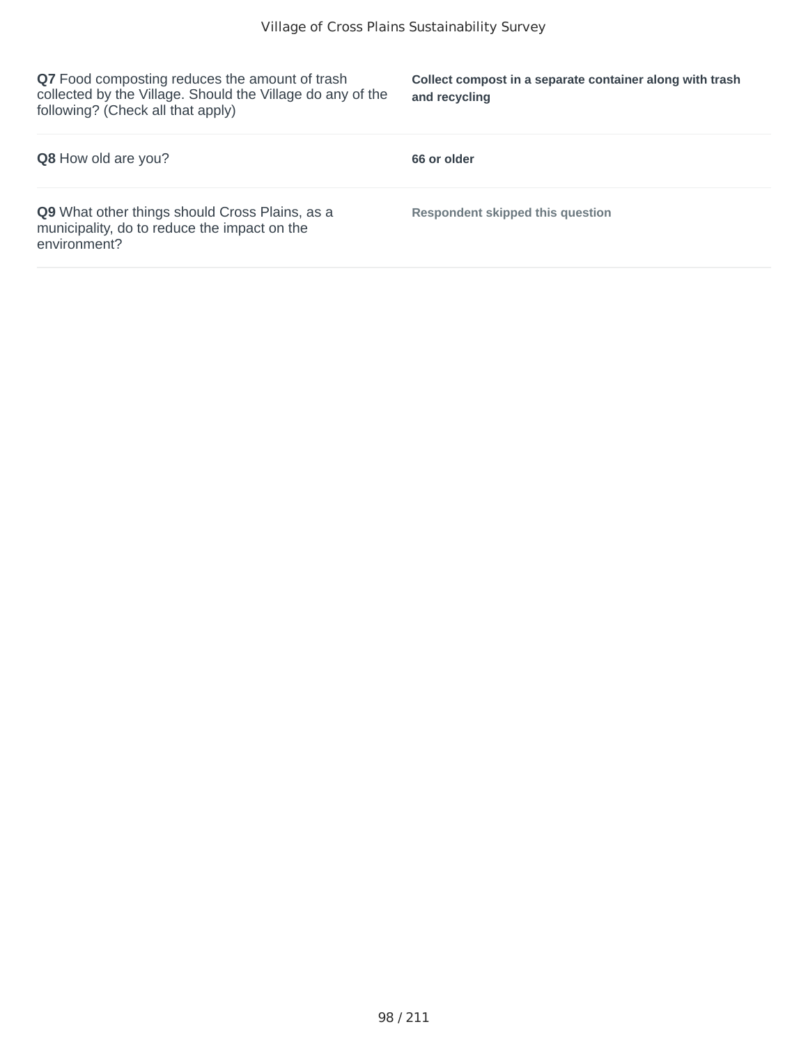| | |
|---|---|
| **Q7** Food composting reduces the amount of trash collected by the Village. Should the Village do any of the following? (Check all that apply) | **Collect compost in a separate container along with trash and recycling** |
| **Q8** How old are you? | **66 or older** |
| **Q9** What other things should Cross Plains, as a municipality, do to reduce the impact on the environment? | **Respondent skipped this question** |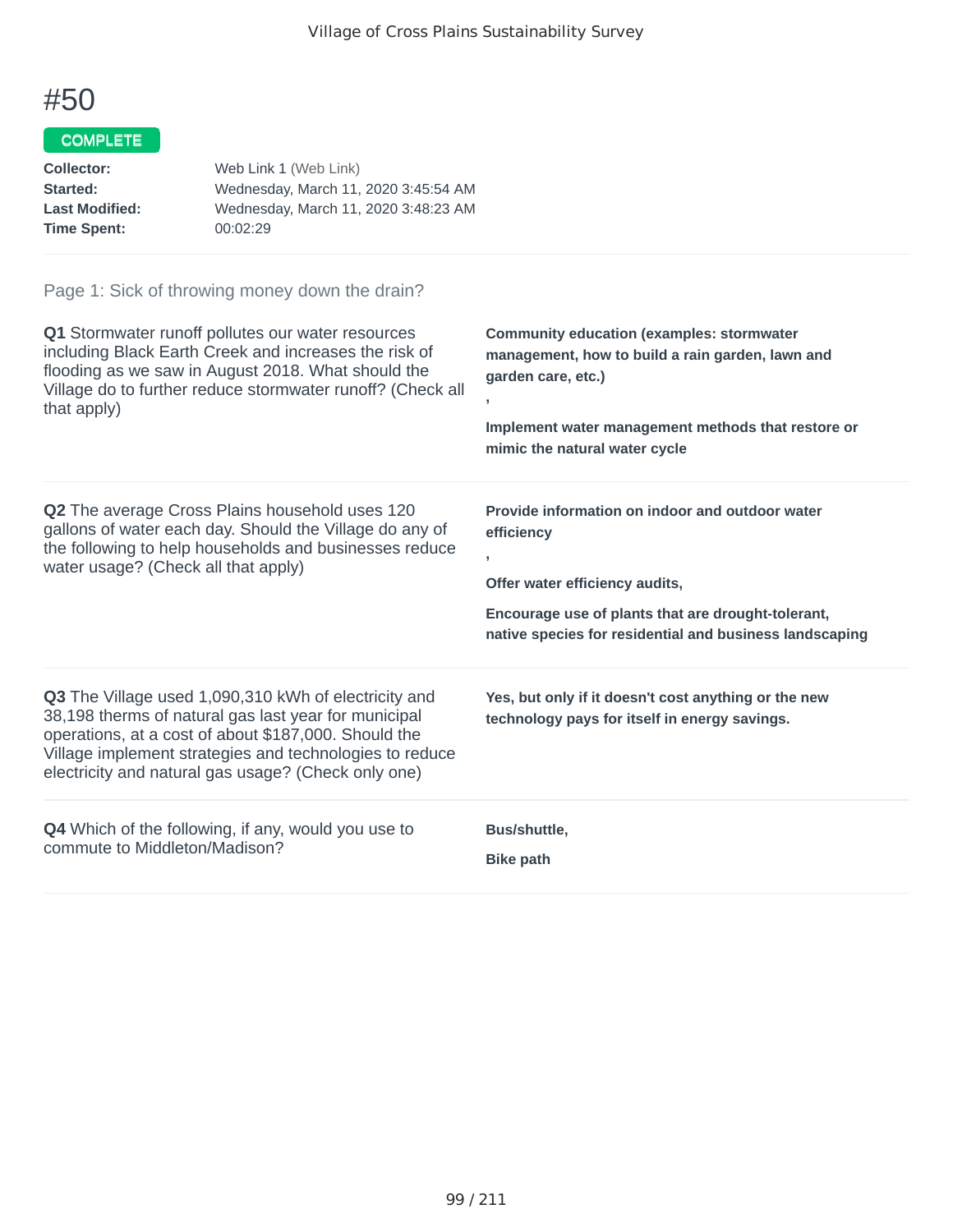# #50

COMPLETE

**Collector:** Web Link 1 (Web Link)
**Started:** Wednesday, March 11, 2020 3:45:54 AM
**Last Modified:** Wednesday, March 11, 2020 3:48:23 AM
**Time Spent:** 00:02:29

Page 1: Sick of throwing money down the drain?

**Q1** Stormwater runoff pollutes our water resources including Black Earth Creek and increases the risk of flooding as we saw in August 2018. What should the Village do to further reduce stormwater runoff? (Check all that apply)

**Community education (examples: stormwater management, how to build a rain garden, lawn and garden care, etc.)**

**,**

**Implement water management methods that restore or mimic the natural water cycle**

**Q2** The average Cross Plains household uses 120 gallons of water each day. Should the Village do any of the following to help households and businesses reduce water usage? (Check all that apply)

**Provide information on indoor and outdoor water efficiency**

**,**

**Offer water efficiency audits,**

**Encourage use of plants that are drought-tolerant, native species for residential and business landscaping**

**Q3** The Village used 1,090,310 kWh of electricity and 38,198 therms of natural gas last year for municipal operations, at a cost of about $187,000. Should the Village implement strategies and technologies to reduce electricity and natural gas usage? (Check only one)

**Yes, but only if it doesn't cost anything or the new technology pays for itself in energy savings.**

**Q4** Which of the following, if any, would you use to commute to Middleton/Madison?

**Bus/shuttle,**

**Bike path**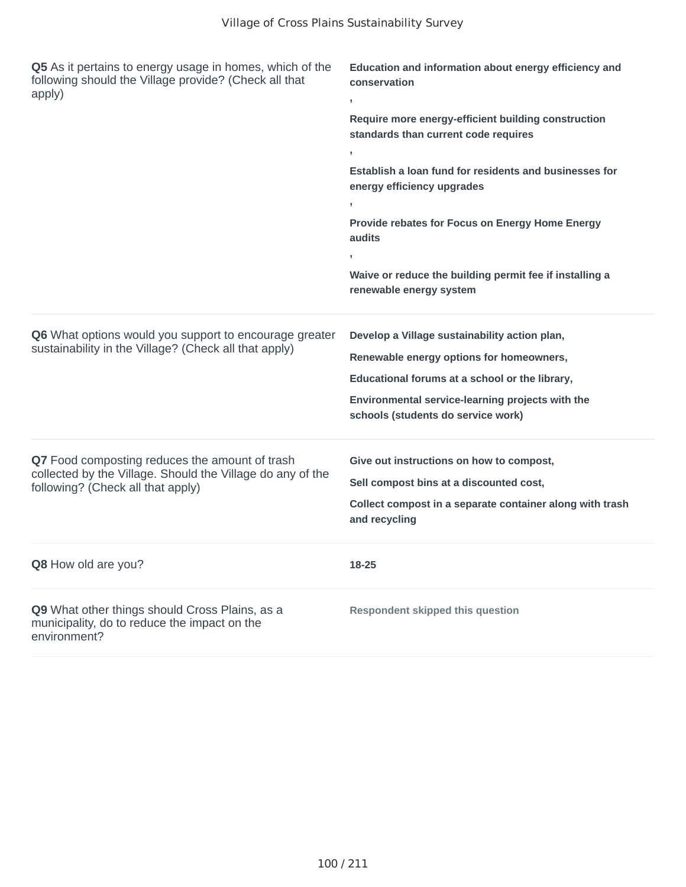| | |
|---|---|
| **Q5** As it pertains to energy usage in homes, which of the following should the Village provide? (Check all that apply) | **Education and information about energy efficiency and conservation** , **Require more energy-efficient building construction standards than current code requires** , **Establish a loan fund for residents and businesses for energy efficiency upgrades** , **Provide rebates for Focus on Energy Home Energy audits** , **Waive or reduce the building permit fee if installing a renewable energy system** |
| **Q6** What options would you support to encourage greater sustainability in the Village? (Check all that apply) | **Develop a Village sustainability action plan,** **Renewable energy options for homeowners,** **Educational forums at a school or the library,** **Environmental service-learning projects with the schools (students do service work)** |
| **Q7** Food composting reduces the amount of trash collected by the Village. Should the Village do any of the following? (Check all that apply) | **Give out instructions on how to compost,** **Sell compost bins at a discounted cost,** **Collect compost in a separate container along with trash and recycling** |
| **Q8** How old are you? | **18-25** |
| **Q9** What other things should Cross Plains, as a municipality, do to reduce the impact on the environment? | **Respondent skipped this question** |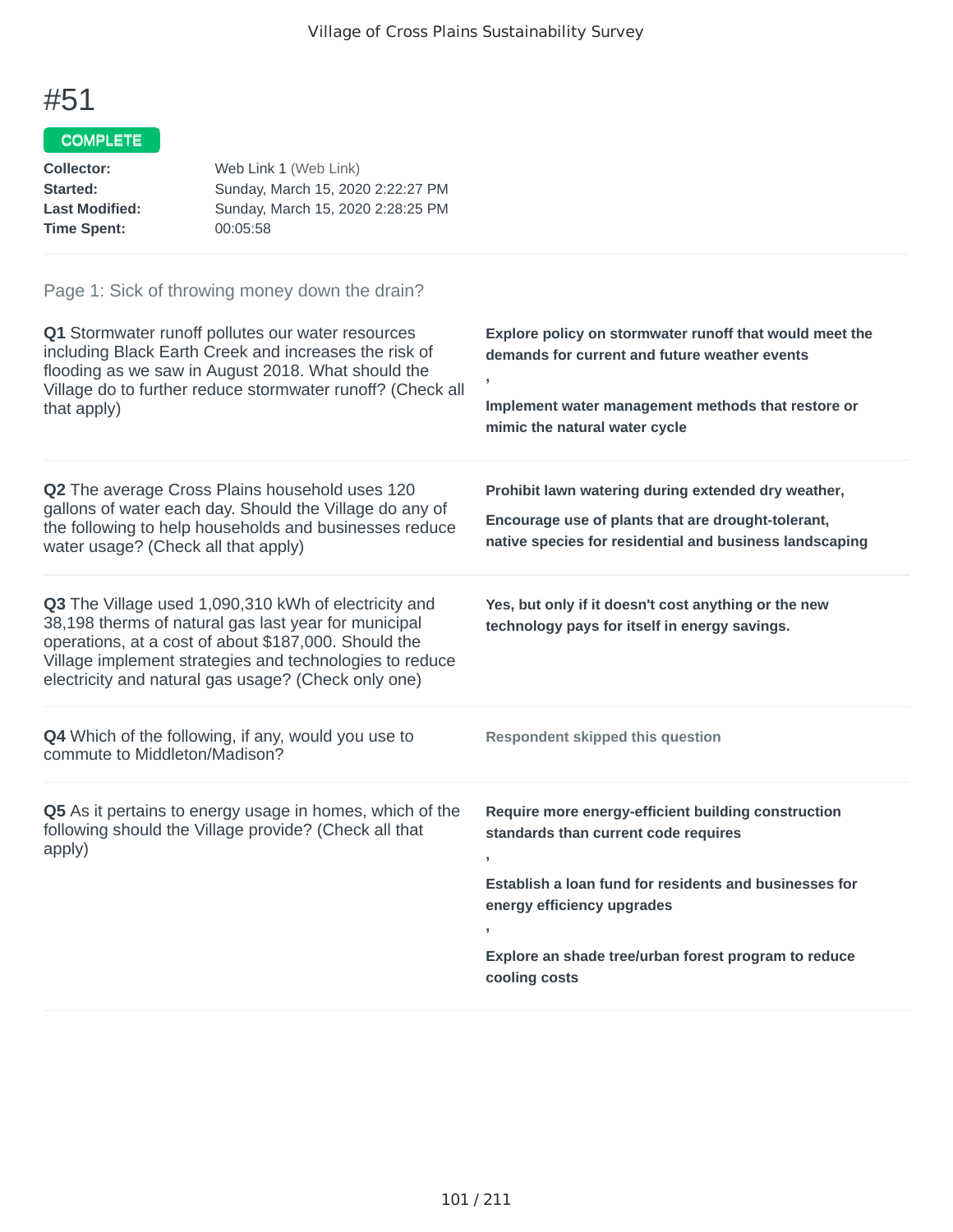# #51

**COMPLETE**

**Collector:** Web Link 1 (Web Link)
**Started:** Sunday, March 15, 2020 2:22:27 PM
**Last Modified:** Sunday, March 15, 2020 2:28:25 PM
**Time Spent:** 00:05:58

Page 1: Sick of throwing money down the drain?

**Q1** Stormwater runoff pollutes our water resources including Black Earth Creek and increases the risk of flooding as we saw in August 2018. What should the Village do to further reduce stormwater runoff? (Check all that apply)

**Explore policy on stormwater runoff that would meet the demands for current and future weather events**

**,**

**Implement water management methods that restore or mimic the natural water cycle**

**Q2** The average Cross Plains household uses 120 gallons of water each day. Should the Village do any of the following to help households and businesses reduce water usage? (Check all that apply)

**Prohibit lawn watering during extended dry weather,**

**Encourage use of plants that are drought-tolerant, native species for residential and business landscaping**

**Q3** The Village used 1,090,310 kWh of electricity and 38,198 therms of natural gas last year for municipal operations, at a cost of about $187,000. Should the Village implement strategies and technologies to reduce electricity and natural gas usage? (Check only one)

**Yes, but only if it doesn't cost anything or the new technology pays for itself in energy savings.**

**Q4** Which of the following, if any, would you use to commute to Middleton/Madison?

Respondent skipped this question

**Q5** As it pertains to energy usage in homes, which of the following should the Village provide? (Check all that apply)

**Require more energy-efficient building construction standards than current code requires**

**,**

**Establish a loan fund for residents and businesses for energy efficiency upgrades**

**,**

**Explore an shade tree/urban forest program to reduce cooling costs**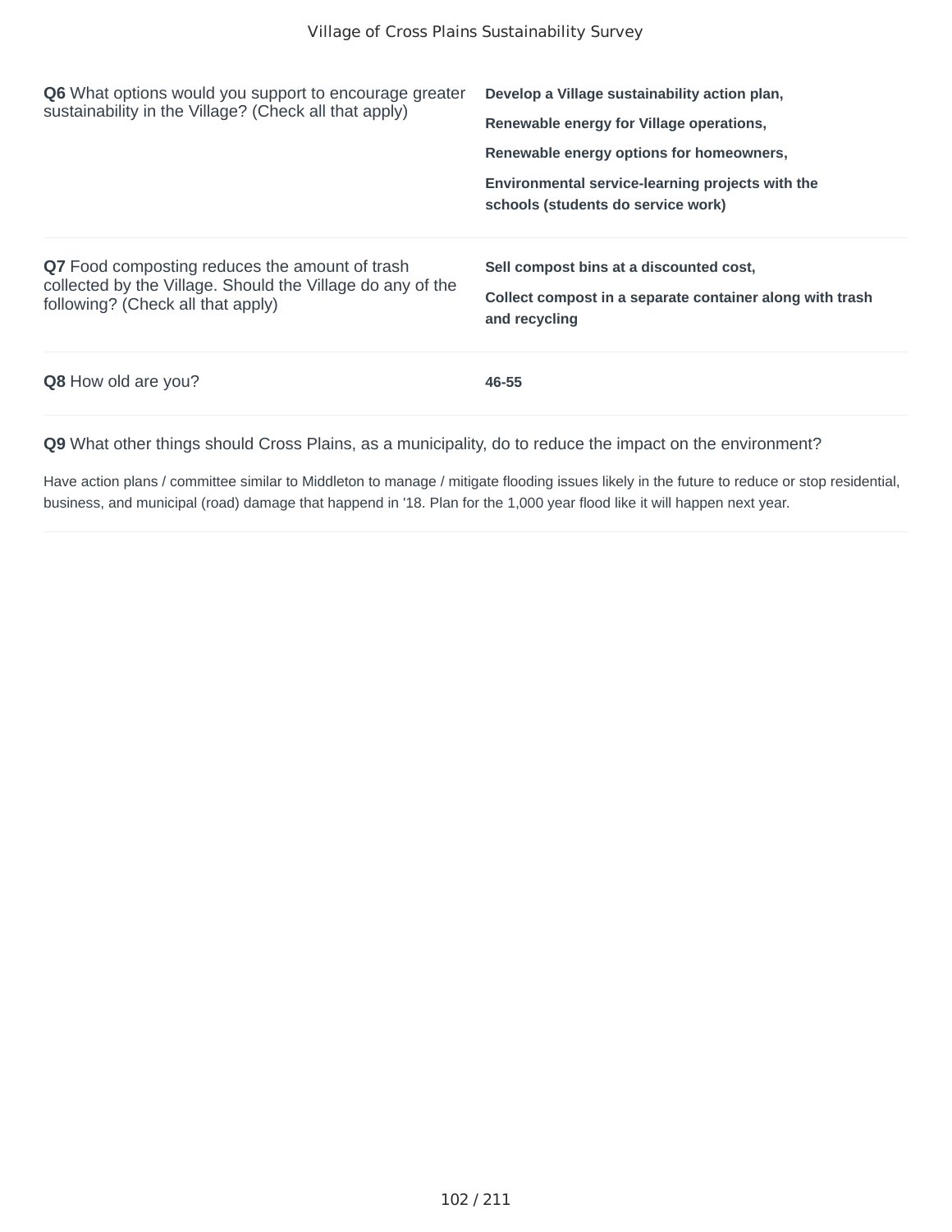**Q6** What options would you support to encourage greater sustainability in the Village? (Check all that apply)

**Develop a Village sustainability action plan,**

**Renewable energy for Village operations,**

**Renewable energy options for homeowners,**

**Environmental service-learning projects with the schools (students do service work)**

**Q7** Food composting reduces the amount of trash collected by the Village. Should the Village do any of the following? (Check all that apply)

**Sell compost bins at a discounted cost,**

**Collect compost in a separate container along with trash and recycling**

**Q8** How old are you?

**46-55**

**Q9** What other things should Cross Plains, as a municipality, do to reduce the impact on the environment?

Have action plans / committee similar to Middleton to manage / mitigate flooding issues likely in the future to reduce or stop residential, business, and municipal (road) damage that happend in '18. Plan for the 1,000 year flood like it will happen next year.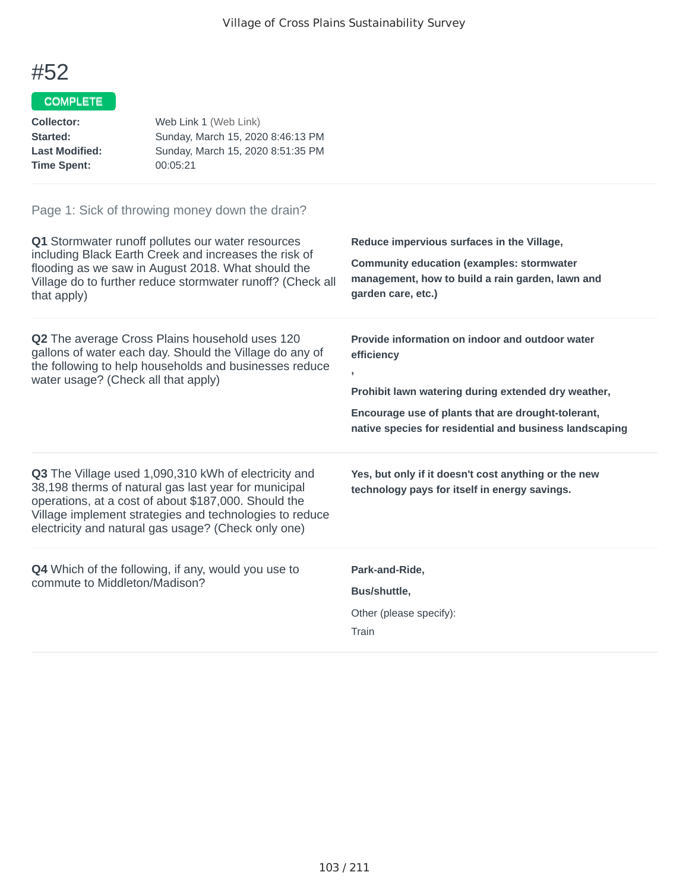# #52

**COMPLETE**

**Collector:** Web Link 1 (Web Link)
**Started:** Sunday, March 15, 2020 8:46:13 PM
**Last Modified:** Sunday, March 15, 2020 8:51:35 PM
**Time Spent:** 00:05:21

Page 1: Sick of throwing money down the drain?

**Q1** Stormwater runoff pollutes our water resources including Black Earth Creek and increases the risk of flooding as we saw in August 2018. What should the Village do to further reduce stormwater runoff? (Check all that apply)

**Reduce impervious surfaces in the Village,**

**Community education (examples: stormwater management, how to build a rain garden, lawn and garden care, etc.)**

**Q2** The average Cross Plains household uses 120 gallons of water each day. Should the Village do any of the following to help households and businesses reduce water usage? (Check all that apply)

**Provide information on indoor and outdoor water efficiency**

**,**

**Prohibit lawn watering during extended dry weather,**

**Encourage use of plants that are drought-tolerant, native species for residential and business landscaping**

**Q3** The Village used 1,090,310 kWh of electricity and 38,198 therms of natural gas last year for municipal operations, at a cost of about $187,000. Should the Village implement strategies and technologies to reduce electricity and natural gas usage? (Check only one)

**Yes, but only if it doesn't cost anything or the new technology pays for itself in energy savings.**

**Q4** Which of the following, if any, would you use to commute to Middleton/Madison?

**Park-and-Ride,**

**Bus/shuttle,**

Other (please specify):

Train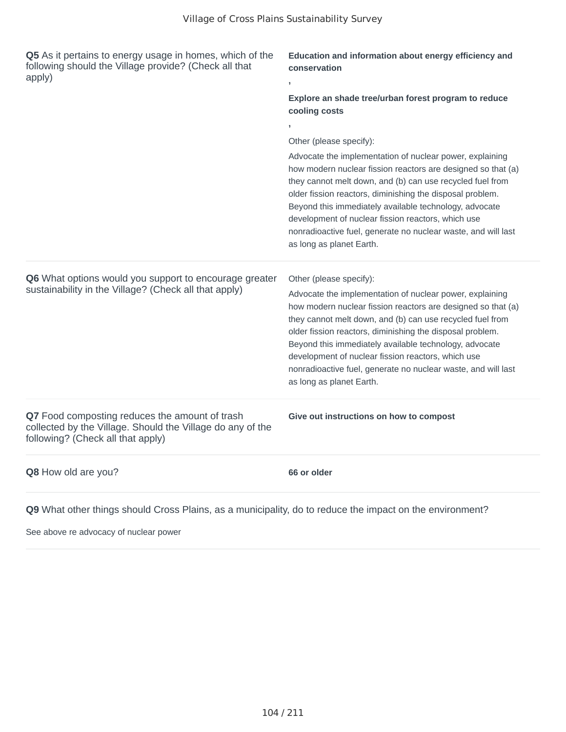**Q5** As it pertains to energy usage in homes, which of the following should the Village provide? (Check all that apply)

**Education and information about energy efficiency and conservation**

**,**

**Explore an shade tree/urban forest program to reduce cooling costs**

**,**

Other (please specify):

Advocate the implementation of nuclear power, explaining how modern nuclear fission reactors are designed so that (a) they cannot melt down, and (b) can use recycled fuel from older fission reactors, diminishing the disposal problem. Beyond this immediately available technology, advocate development of nuclear fission reactors, which use nonradioactive fuel, generate no nuclear waste, and will last as long as planet Earth.

---

**Q6** What options would you support to encourage greater sustainability in the Village? (Check all that apply)

Other (please specify):

Advocate the implementation of nuclear power, explaining how modern nuclear fission reactors are designed so that (a) they cannot melt down, and (b) can use recycled fuel from older fission reactors, diminishing the disposal problem. Beyond this immediately available technology, advocate development of nuclear fission reactors, which use nonradioactive fuel, generate no nuclear waste, and will last as long as planet Earth.

---

**Q7** Food composting reduces the amount of trash collected by the Village. Should the Village do any of the following? (Check all that apply)

**Give out instructions on how to compost**

---

**Q8** How old are you?

**66 or older**

---

**Q9** What other things should Cross Plains, as a municipality, do to reduce the impact on the environment?

See above re advocacy of nuclear power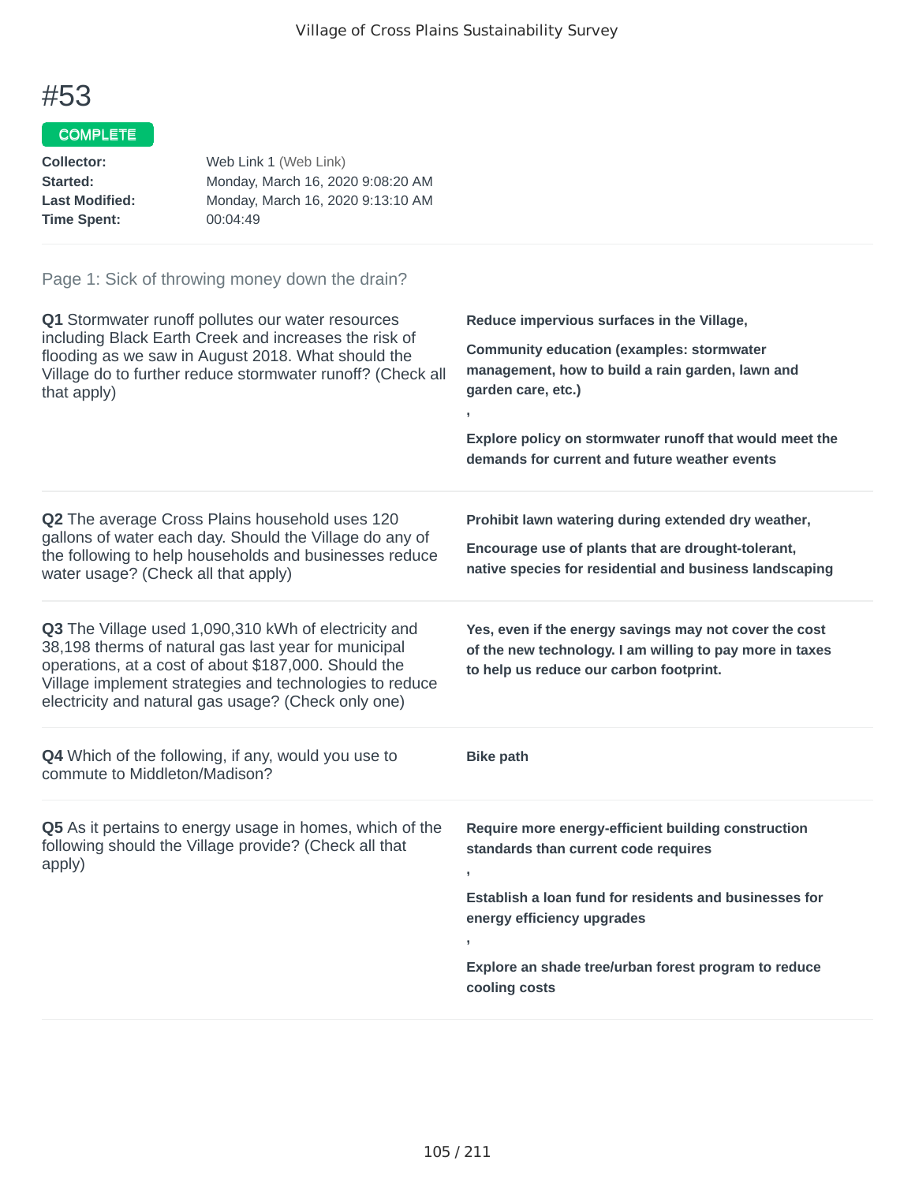# #53

COMPLETE

**Collector:** Web Link 1 (Web Link)
**Started:** Monday, March 16, 2020 9:08:20 AM
**Last Modified:** Monday, March 16, 2020 9:13:10 AM
**Time Spent:** 00:04:49

Page 1: Sick of throwing money down the drain?

**Q1** Stormwater runoff pollutes our water resources including Black Earth Creek and increases the risk of flooding as we saw in August 2018. What should the Village do to further reduce stormwater runoff? (Check all that apply)

**Reduce impervious surfaces in the Village,**

**Community education (examples: stormwater management, how to build a rain garden, lawn and garden care, etc.)**

**,**

**Explore policy on stormwater runoff that would meet the demands for current and future weather events**

**Q2** The average Cross Plains household uses 120 gallons of water each day. Should the Village do any of the following to help households and businesses reduce water usage? (Check all that apply)

**Prohibit lawn watering during extended dry weather,**

**Encourage use of plants that are drought-tolerant, native species for residential and business landscaping**

**Q3** The Village used 1,090,310 kWh of electricity and 38,198 therms of natural gas last year for municipal operations, at a cost of about $187,000. Should the Village implement strategies and technologies to reduce electricity and natural gas usage? (Check only one)

**Yes, even if the energy savings may not cover the cost of the new technology. I am willing to pay more in taxes to help us reduce our carbon footprint.**

**Q4** Which of the following, if any, would you use to commute to Middleton/Madison?

**Bike path**

**Q5** As it pertains to energy usage in homes, which of the following should the Village provide? (Check all that apply)

**Require more energy-efficient building construction standards than current code requires**

**,**

**Establish a loan fund for residents and businesses for energy efficiency upgrades**

**,**

**Explore an shade tree/urban forest program to reduce cooling costs**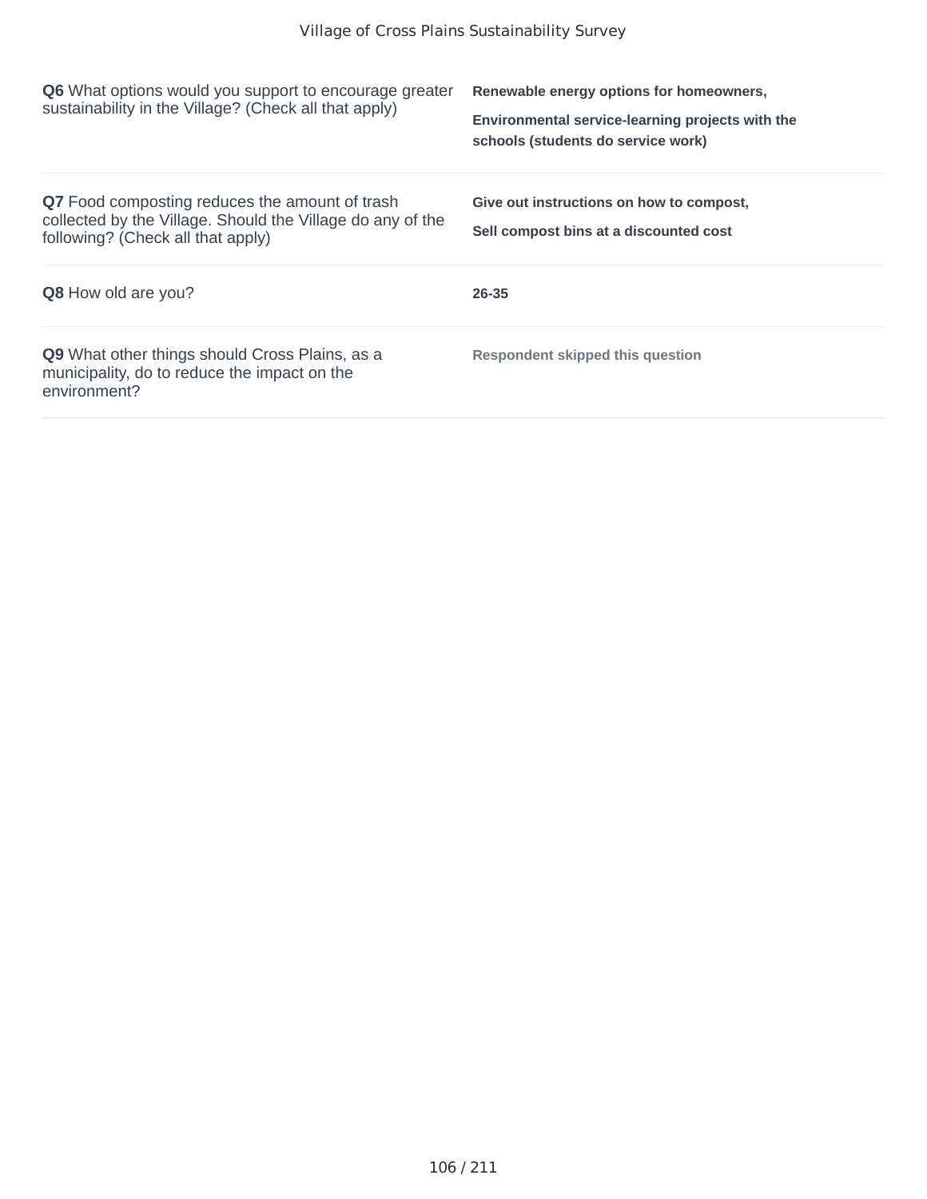| Question | Response |
| --- | --- |
| **Q6** What options would you support to encourage greater sustainability in the Village? (Check all that apply) | **Renewable energy options for homeowners,** **Environmental service-learning projects with the schools (students do service work)** |
| **Q7** Food composting reduces the amount of trash collected by the Village. Should the Village do any of the following? (Check all that apply) | **Give out instructions on how to compost,** **Sell compost bins at a discounted cost** |
| **Q8** How old are you? | **26-35** |
| **Q9** What other things should Cross Plains, as a municipality, do to reduce the impact on the environment? | **Respondent skipped this question** |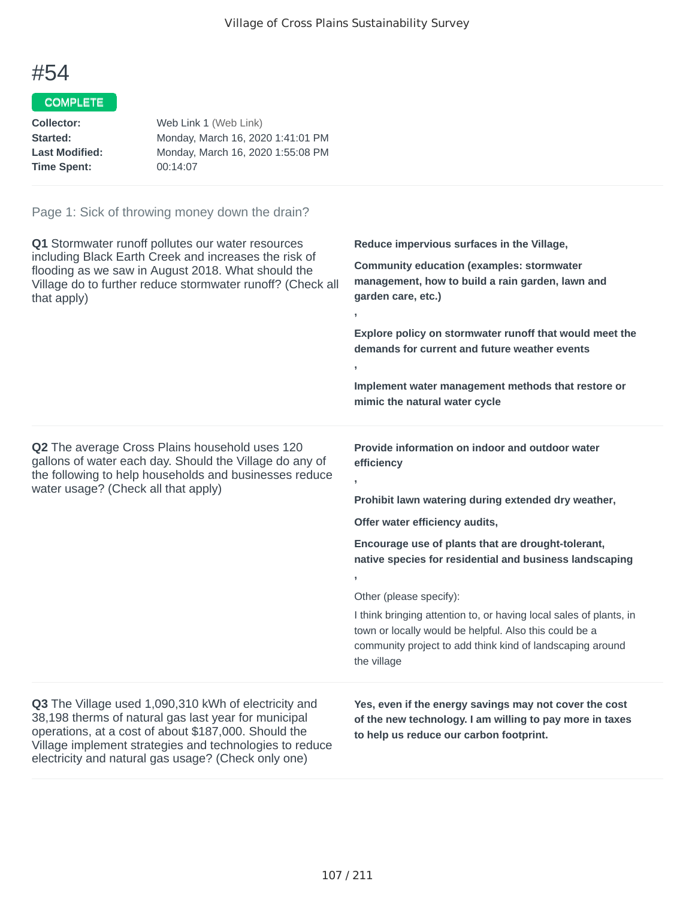# #54

COMPLETE

**Collector:** Web Link 1 (Web Link)
**Started:** Monday, March 16, 2020 1:41:01 PM
**Last Modified:** Monday, March 16, 2020 1:55:08 PM
**Time Spent:** 00:14:07

Page 1: Sick of throwing money down the drain?

**Q1** Stormwater runoff pollutes our water resources including Black Earth Creek and increases the risk of flooding as we saw in August 2018. What should the Village do to further reduce stormwater runoff? (Check all that apply)

**Reduce impervious surfaces in the Village,**

**Community education (examples: stormwater management, how to build a rain garden, lawn and garden care, etc.)**

**,**

**Explore policy on stormwater runoff that would meet the demands for current and future weather events**

**,**

**Implement water management methods that restore or mimic the natural water cycle**

**Q2** The average Cross Plains household uses 120 gallons of water each day. Should the Village do any of the following to help households and businesses reduce water usage? (Check all that apply)

**Provide information on indoor and outdoor water efficiency**

**,**

**Prohibit lawn watering during extended dry weather,**

**Offer water efficiency audits,**

**Encourage use of plants that are drought-tolerant, native species for residential and business landscaping**

**,**

Other (please specify):

I think bringing attention to, or having local sales of plants, in town or locally would be helpful. Also this could be a community project to add think kind of landscaping around the village

**Q3** The Village used 1,090,310 kWh of electricity and 38,198 therms of natural gas last year for municipal operations, at a cost of about $187,000. Should the Village implement strategies and technologies to reduce electricity and natural gas usage? (Check only one)

**Yes, even if the energy savings may not cover the cost of the new technology. I am willing to pay more in taxes to help us reduce our carbon footprint.**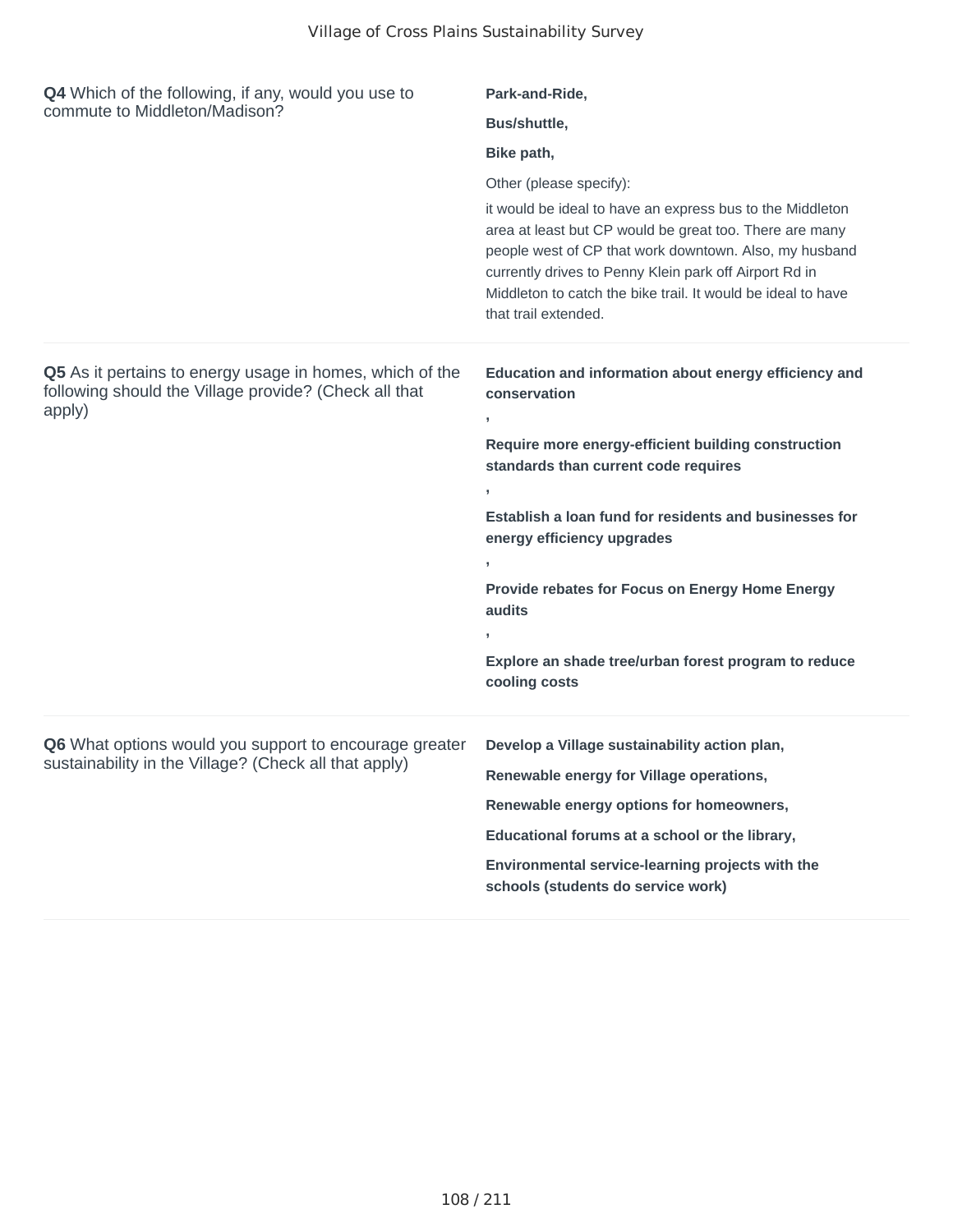**Q4** Which of the following, if any, would you use to commute to Middleton/Madison?

**Park-and-Ride,**

**Bus/shuttle,**

**Bike path,**

Other (please specify):

it would be ideal to have an express bus to the Middleton area at least but CP would be great too. There are many people west of CP that work downtown. Also, my husband currently drives to Penny Klein park off Airport Rd in Middleton to catch the bike trail. It would be ideal to have that trail extended.

---

**Q5** As it pertains to energy usage in homes, which of the following should the Village provide? (Check all that apply)

**Education and information about energy efficiency and conservation**

**,**

**Require more energy-efficient building construction standards than current code requires**

**,**

**Establish a loan fund for residents and businesses for energy efficiency upgrades**

**,**

**Provide rebates for Focus on Energy Home Energy audits**

**,**

**Explore an shade tree/urban forest program to reduce cooling costs**

---

**Q6** What options would you support to encourage greater sustainability in the Village? (Check all that apply)

**Develop a Village sustainability action plan,**

**Renewable energy for Village operations,**

**Renewable energy options for homeowners,**

**Educational forums at a school or the library,**

**Environmental service-learning projects with the schools (students do service work)**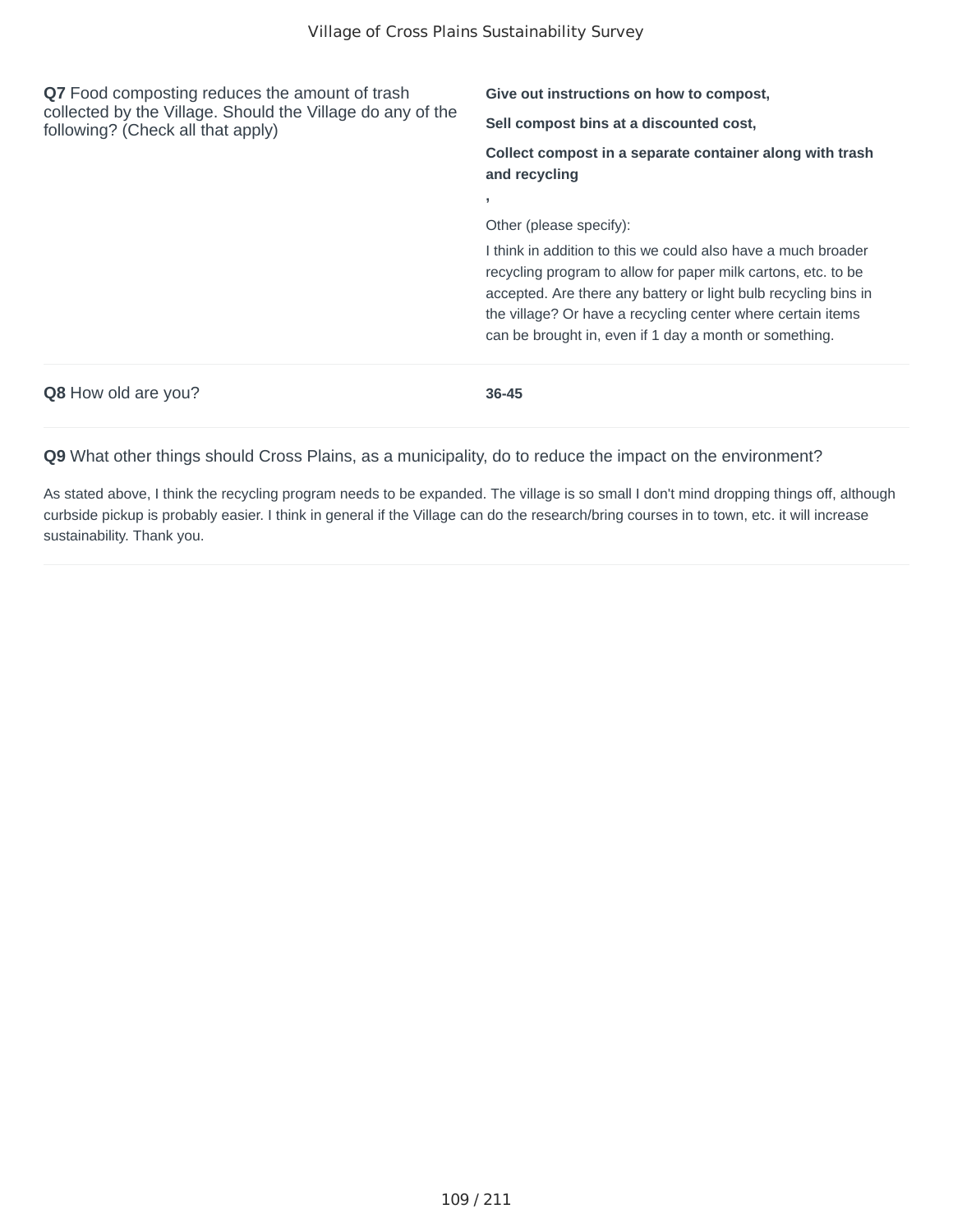**Q7** Food composting reduces the amount of trash collected by the Village. Should the Village do any of the following? (Check all that apply)

**Give out instructions on how to compost,**

**Sell compost bins at a discounted cost,**

**Collect compost in a separate container along with trash and recycling**

**,**

Other (please specify):

I think in addition to this we could also have a much broader recycling program to allow for paper milk cartons, etc. to be accepted. Are there any battery or light bulb recycling bins in the village? Or have a recycling center where certain items can be brought in, even if 1 day a month or something.

**Q8** How old are you?

**36-45**

**Q9** What other things should Cross Plains, as a municipality, do to reduce the impact on the environment?

As stated above, I think the recycling program needs to be expanded. The village is so small I don't mind dropping things off, although curbside pickup is probably easier. I think in general if the Village can do the research/bring courses in to town, etc. it will increase sustainability. Thank you.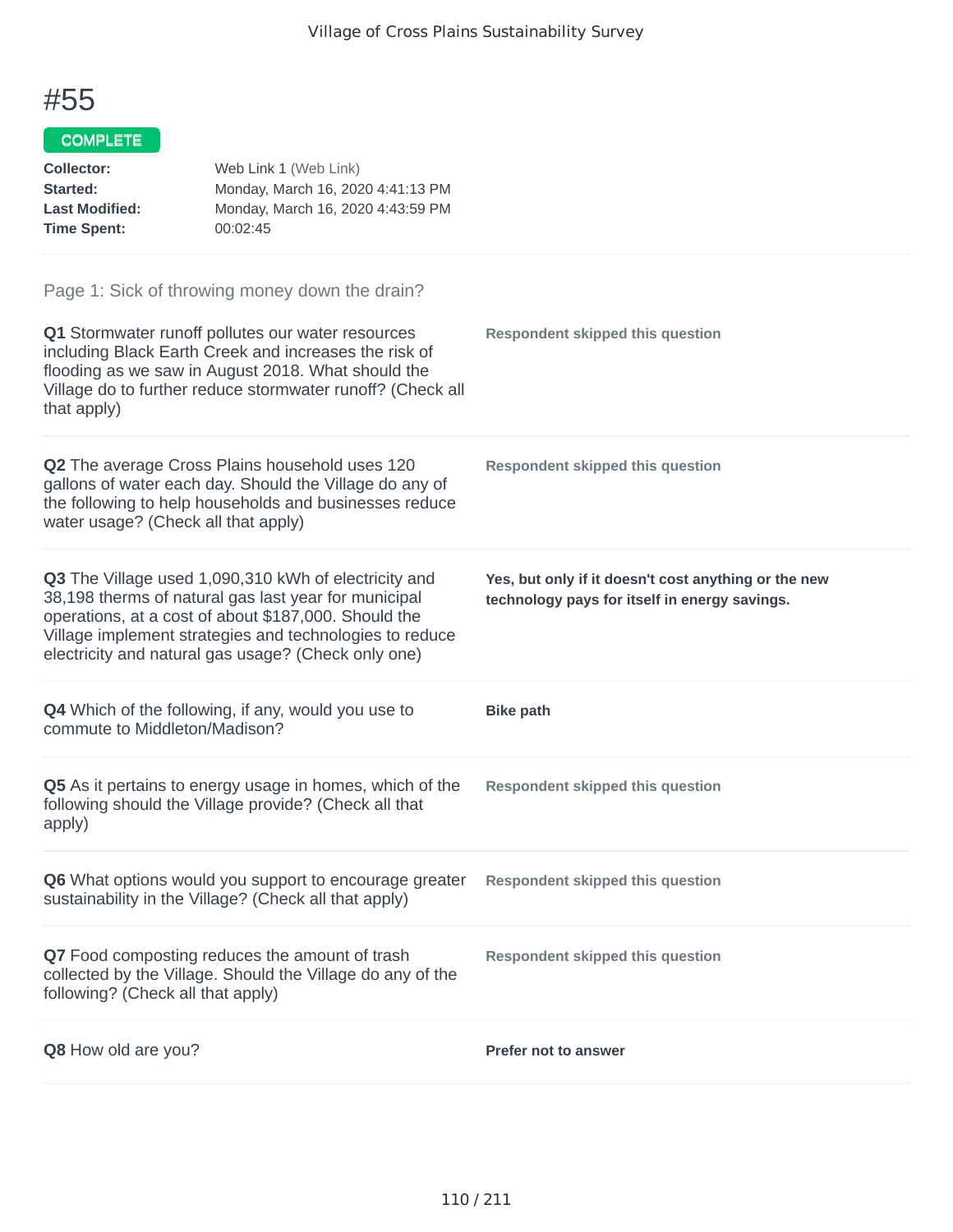# #55

**COMPLETE**

| | |
|---|---|
| **Collector:** | Web Link 1 (Web Link) |
| **Started:** | Monday, March 16, 2020 4:41:13 PM |
| **Last Modified:** | Monday, March 16, 2020 4:43:59 PM |
| **Time Spent:** | 00:02:45 |

## Page 1: Sick of throwing money down the drain?

**Q1** Stormwater runoff pollutes our water resources including Black Earth Creek and increases the risk of flooding as we saw in August 2018. What should the Village do to further reduce stormwater runoff? (Check all that apply)

**Respondent skipped this question**

**Q2** The average Cross Plains household uses 120 gallons of water each day. Should the Village do any of the following to help households and businesses reduce water usage? (Check all that apply)

**Respondent skipped this question**

**Q3** The Village used 1,090,310 kWh of electricity and 38,198 therms of natural gas last year for municipal operations, at a cost of about $187,000. Should the Village implement strategies and technologies to reduce electricity and natural gas usage? (Check only one)

**Yes, but only if it doesn't cost anything or the new technology pays for itself in energy savings.**

**Q4** Which of the following, if any, would you use to commute to Middleton/Madison?

**Bike path**

**Q5** As it pertains to energy usage in homes, which of the following should the Village provide? (Check all that apply)

**Respondent skipped this question**

**Q6** What options would you support to encourage greater sustainability in the Village? (Check all that apply)

**Respondent skipped this question**

**Q7** Food composting reduces the amount of trash collected by the Village. Should the Village do any of the following? (Check all that apply)

**Respondent skipped this question**

**Q8** How old are you?

**Prefer not to answer**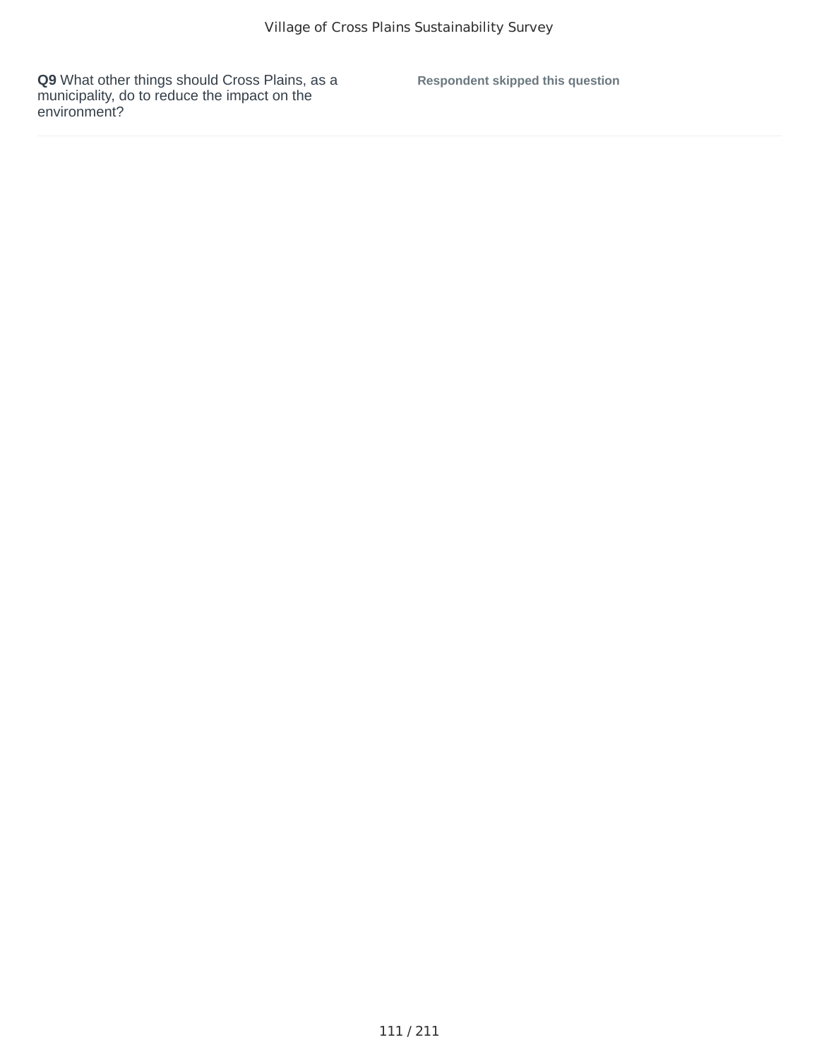**Q9** What other things should Cross Plains, as a municipality, do to reduce the impact on the environment?

**Respondent skipped this question**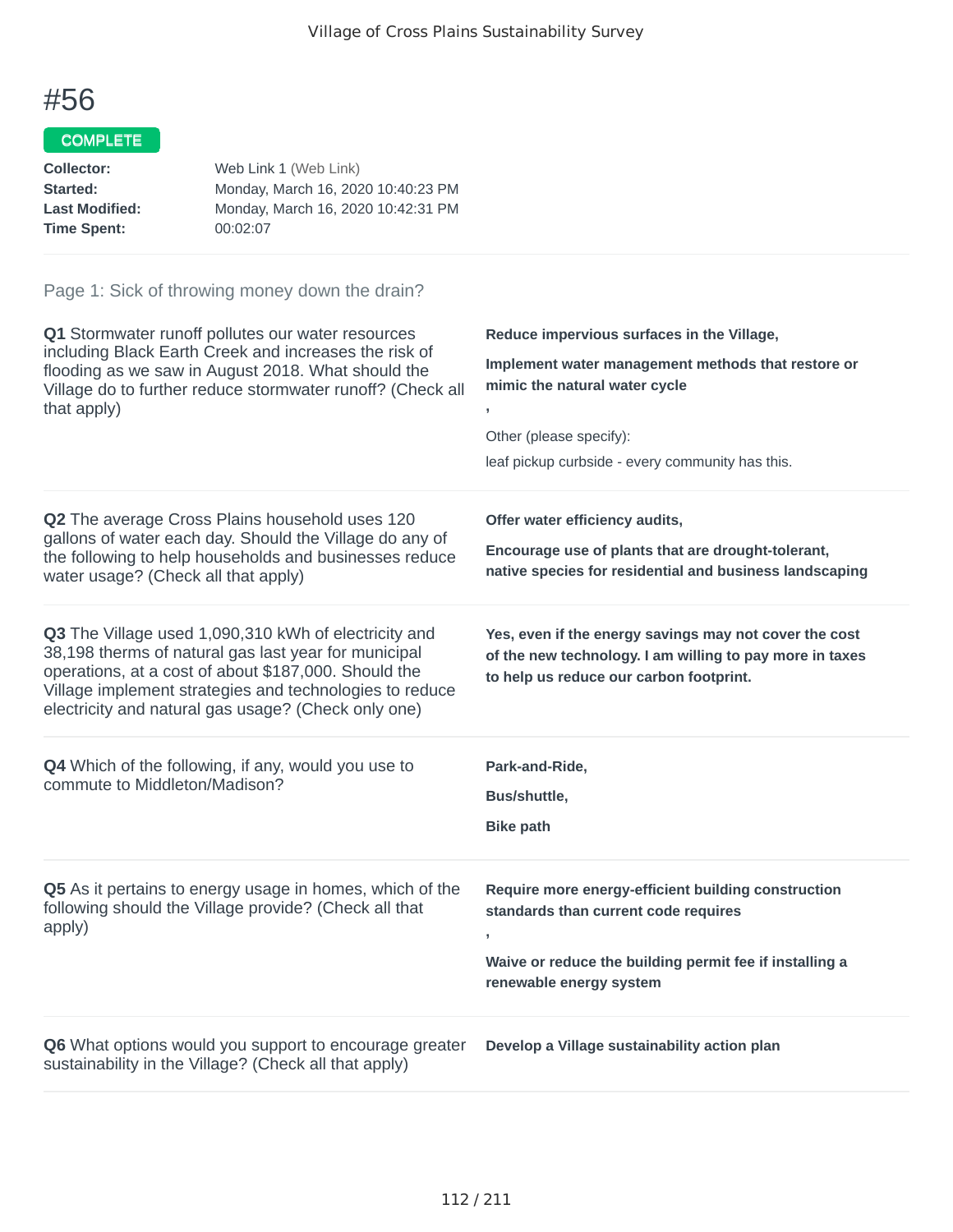# #56

COMPLETE

**Collector:** Web Link 1 (Web Link)
**Started:** Monday, March 16, 2020 10:40:23 PM
**Last Modified:** Monday, March 16, 2020 10:42:31 PM
**Time Spent:** 00:02:07

Page 1: Sick of throwing money down the drain?

**Q1** Stormwater runoff pollutes our water resources including Black Earth Creek and increases the risk of flooding as we saw in August 2018. What should the Village do to further reduce stormwater runoff? (Check all that apply)

**Reduce impervious surfaces in the Village,**

**Implement water management methods that restore or mimic the natural water cycle**

**,**

Other (please specify):

leaf pickup curbside - every community has this.

**Q2** The average Cross Plains household uses 120 gallons of water each day. Should the Village do any of the following to help households and businesses reduce water usage? (Check all that apply)

**Offer water efficiency audits,**

**Encourage use of plants that are drought-tolerant, native species for residential and business landscaping**

**Q3** The Village used 1,090,310 kWh of electricity and 38,198 therms of natural gas last year for municipal operations, at a cost of about $187,000. Should the Village implement strategies and technologies to reduce electricity and natural gas usage? (Check only one)

**Yes, even if the energy savings may not cover the cost of the new technology. I am willing to pay more in taxes to help us reduce our carbon footprint.**

**Q4** Which of the following, if any, would you use to commute to Middleton/Madison?

**Park-and-Ride,**

**Bus/shuttle,**

**Bike path**

**Q5** As it pertains to energy usage in homes, which of the following should the Village provide? (Check all that apply)

**Require more energy-efficient building construction standards than current code requires**

**,**

**Waive or reduce the building permit fee if installing a renewable energy system**

**Q6** What options would you support to encourage greater sustainability in the Village? (Check all that apply)

**Develop a Village sustainability action plan**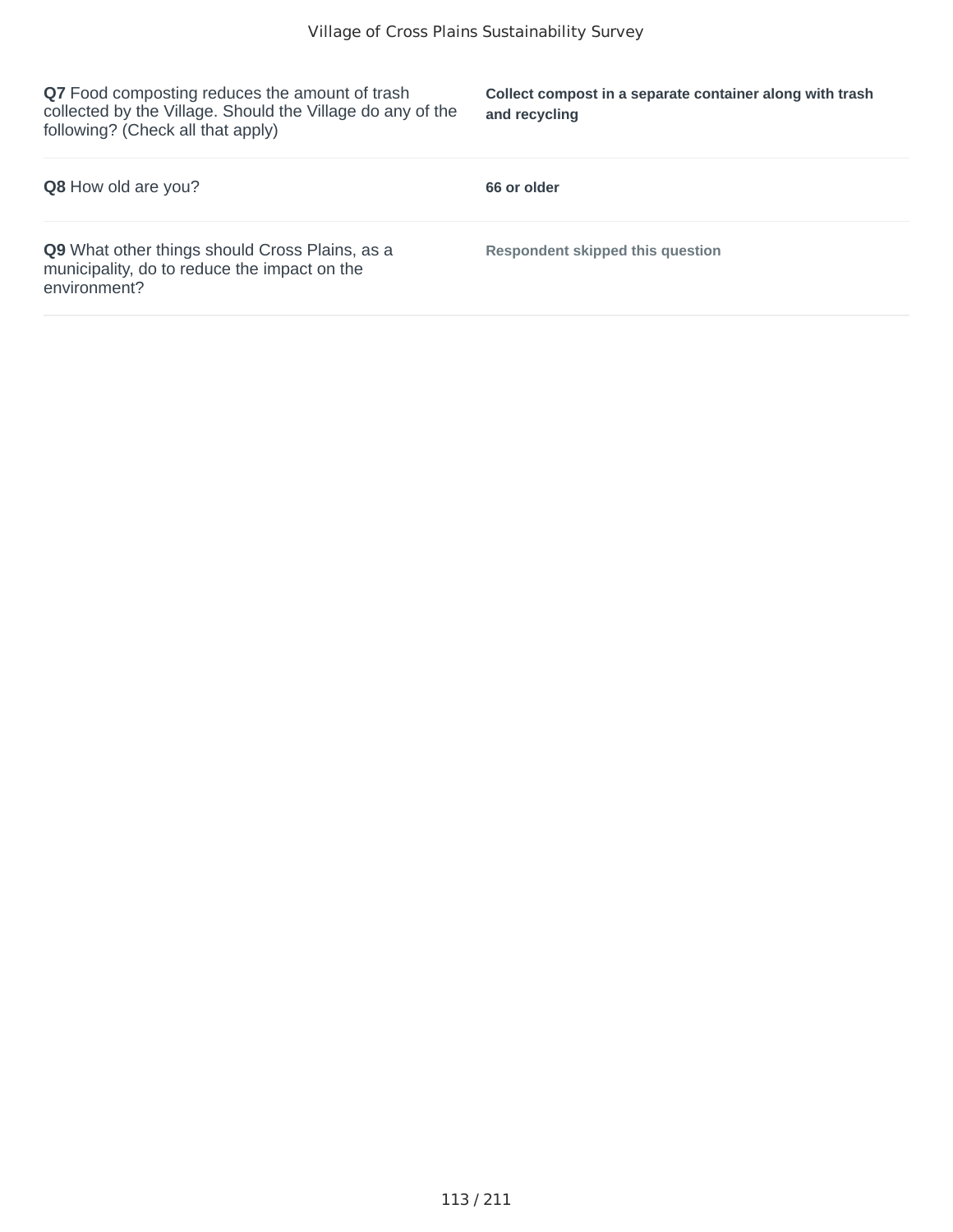| | |
|---|---|
| **Q7** Food composting reduces the amount of trash collected by the Village. Should the Village do any of the following? (Check all that apply) | **Collect compost in a separate container along with trash and recycling** |
| **Q8** How old are you? | **66 or older** |
| **Q9** What other things should Cross Plains, as a municipality, do to reduce the impact on the environment? | **Respondent skipped this question** |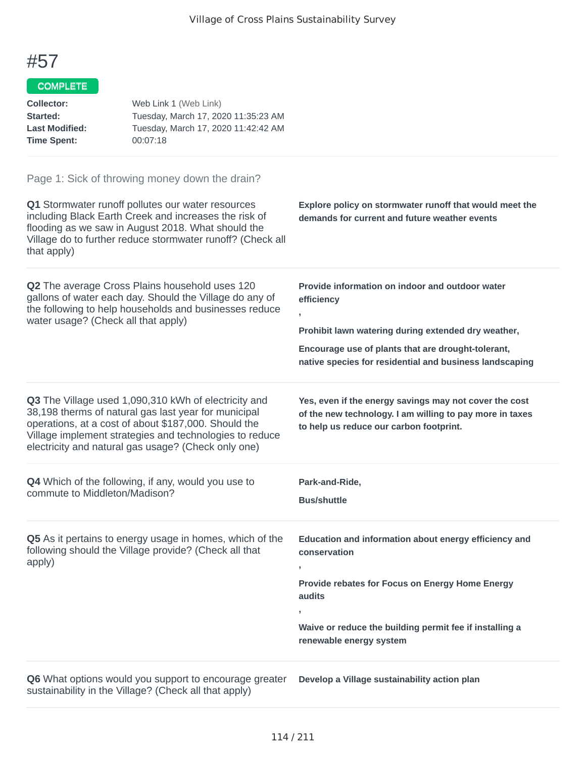# #57

**COMPLETE**

| | |
|---|---|
| **Collector:** | Web Link 1 (Web Link) |
| **Started:** | Tuesday, March 17, 2020 11:35:23 AM |
| **Last Modified:** | Tuesday, March 17, 2020 11:42:42 AM |
| **Time Spent:** | 00:07:18 |

## Page 1: Sick of throwing money down the drain?

**Q1** Stormwater runoff pollutes our water resources including Black Earth Creek and increases the risk of flooding as we saw in August 2018. What should the Village do to further reduce stormwater runoff? (Check all that apply)

**Explore policy on stormwater runoff that would meet the demands for current and future weather events**

**Q2** The average Cross Plains household uses 120 gallons of water each day. Should the Village do any of the following to help households and businesses reduce water usage? (Check all that apply)

**Provide information on indoor and outdoor water efficiency**

**,**

**Prohibit lawn watering during extended dry weather,**

**Encourage use of plants that are drought-tolerant, native species for residential and business landscaping**

**Q3** The Village used 1,090,310 kWh of electricity and 38,198 therms of natural gas last year for municipal operations, at a cost of about $187,000. Should the Village implement strategies and technologies to reduce electricity and natural gas usage? (Check only one)

**Yes, even if the energy savings may not cover the cost of the new technology. I am willing to pay more in taxes to help us reduce our carbon footprint.**

**Q4** Which of the following, if any, would you use to commute to Middleton/Madison?

**Park-and-Ride,**

**Bus/shuttle**

**Q5** As it pertains to energy usage in homes, which of the following should the Village provide? (Check all that apply)

**Education and information about energy efficiency and conservation**

**,**

**Provide rebates for Focus on Energy Home Energy audits**

**,**

**Waive or reduce the building permit fee if installing a renewable energy system**

**Q6** What options would you support to encourage greater sustainability in the Village? (Check all that apply)

**Develop a Village sustainability action plan**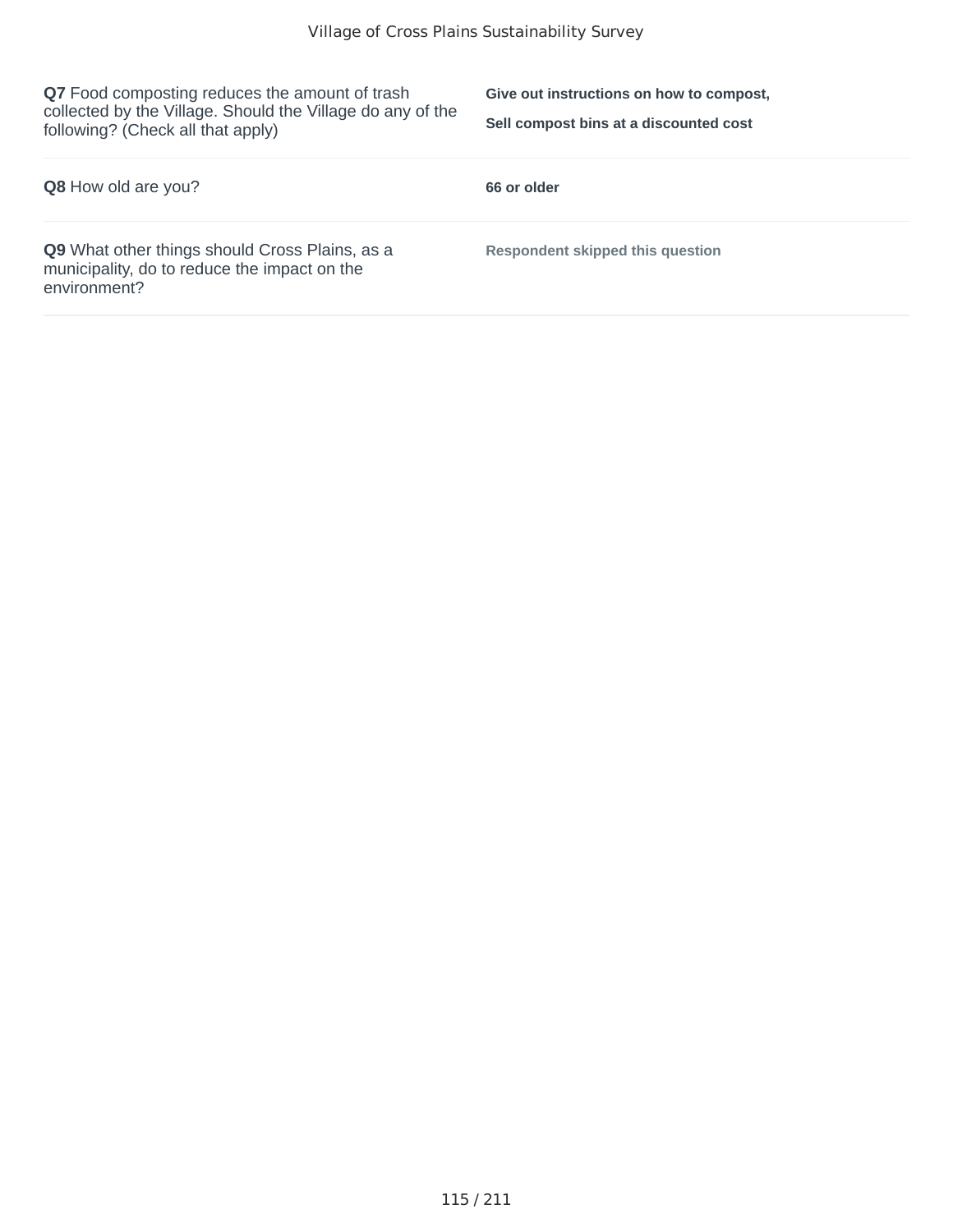| | |
|---|---|
| **Q7** Food composting reduces the amount of trash collected by the Village. Should the Village do any of the following? (Check all that apply) | **Give out instructions on how to compost,**<br>**Sell compost bins at a discounted cost** |
| **Q8** How old are you? | **66 or older** |
| **Q9** What other things should Cross Plains, as a municipality, do to reduce the impact on the environment? | **Respondent skipped this question** |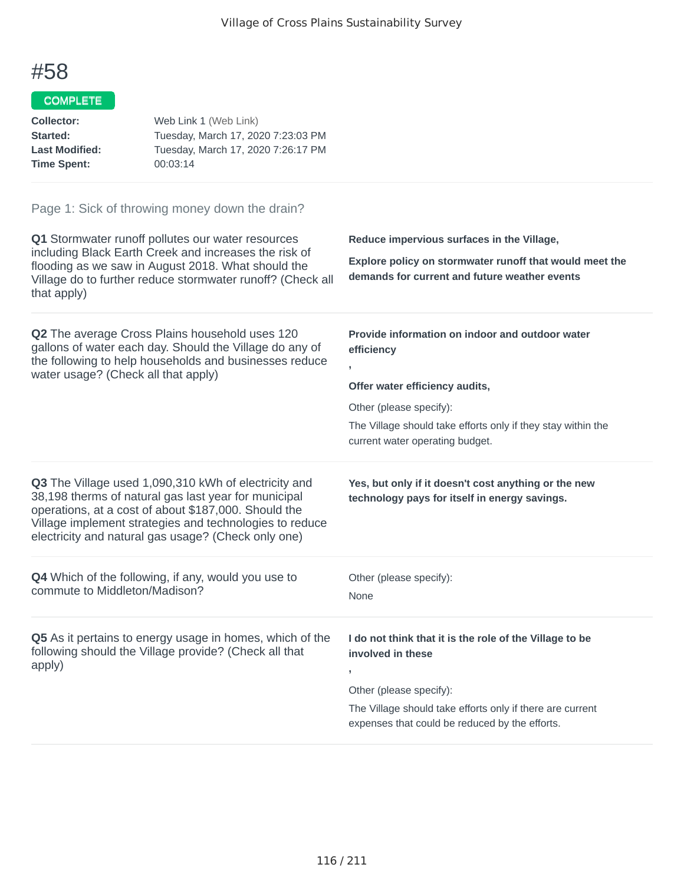# #58

COMPLETE

**Collector:** Web Link 1 (Web Link)
**Started:** Tuesday, March 17, 2020 7:23:03 PM
**Last Modified:** Tuesday, March 17, 2020 7:26:17 PM
**Time Spent:** 00:03:14

Page 1: Sick of throwing money down the drain?

**Q1** Stormwater runoff pollutes our water resources including Black Earth Creek and increases the risk of flooding as we saw in August 2018. What should the Village do to further reduce stormwater runoff? (Check all that apply)

**Reduce impervious surfaces in the Village,**

**Explore policy on stormwater runoff that would meet the demands for current and future weather events**

**Q2** The average Cross Plains household uses 120 gallons of water each day. Should the Village do any of the following to help households and businesses reduce water usage? (Check all that apply)

**Provide information on indoor and outdoor water efficiency**

**,**

**Offer water efficiency audits,**

Other (please specify):

The Village should take efforts only if they stay within the current water operating budget.

**Q3** The Village used 1,090,310 kWh of electricity and 38,198 therms of natural gas last year for municipal operations, at a cost of about $187,000. Should the Village implement strategies and technologies to reduce electricity and natural gas usage? (Check only one)

**Yes, but only if it doesn't cost anything or the new technology pays for itself in energy savings.**

**Q4** Which of the following, if any, would you use to commute to Middleton/Madison?

Other (please specify):

None

**Q5** As it pertains to energy usage in homes, which of the following should the Village provide? (Check all that apply)

**I do not think that it is the role of the Village to be involved in these**

**,**

Other (please specify):

The Village should take efforts only if there are current expenses that could be reduced by the efforts.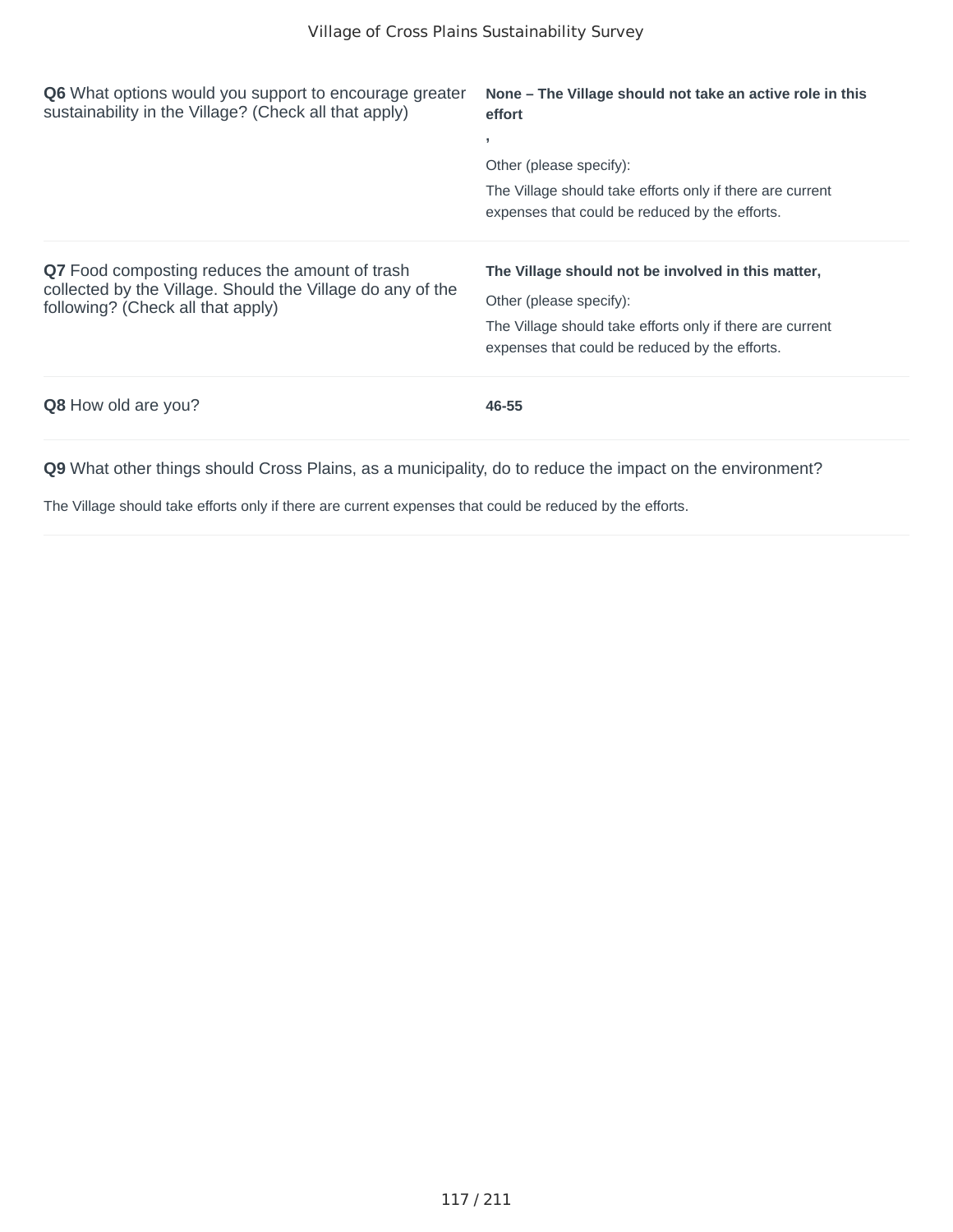**Q6** What options would you support to encourage greater sustainability in the Village? (Check all that apply)

**None – The Village should not take an active role in this effort**

**,**

Other (please specify):

The Village should take efforts only if there are current expenses that could be reduced by the efforts.

**Q7** Food composting reduces the amount of trash collected by the Village. Should the Village do any of the following? (Check all that apply)

**The Village should not be involved in this matter,**

Other (please specify):

The Village should take efforts only if there are current expenses that could be reduced by the efforts.

**Q8** How old are you?

**46-55**

**Q9** What other things should Cross Plains, as a municipality, do to reduce the impact on the environment?

The Village should take efforts only if there are current expenses that could be reduced by the efforts.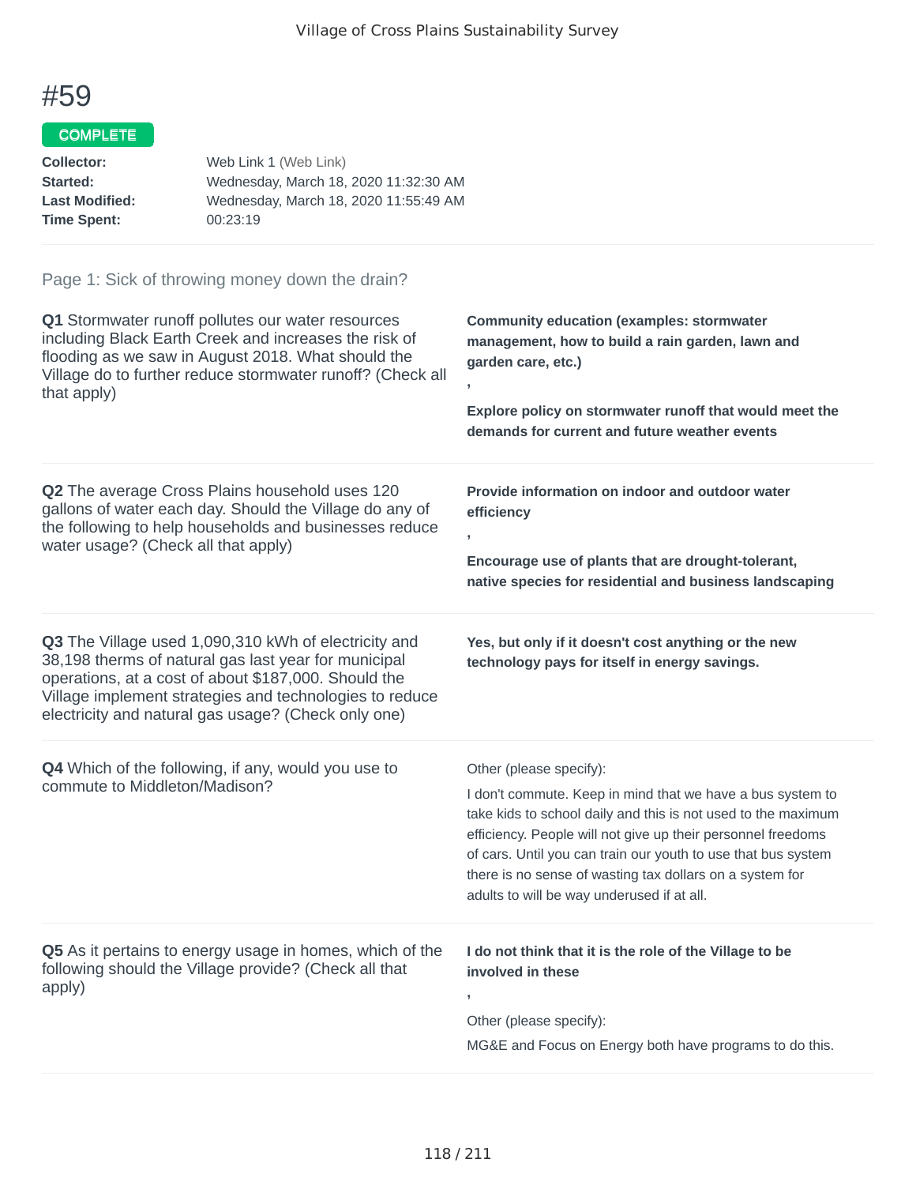# #59

**COMPLETE**

**Collector:** Web Link 1 (Web Link)
**Started:** Wednesday, March 18, 2020 11:32:30 AM
**Last Modified:** Wednesday, March 18, 2020 11:55:49 AM
**Time Spent:** 00:23:19

## Page 1: Sick of throwing money down the drain?

**Q1** Stormwater runoff pollutes our water resources including Black Earth Creek and increases the risk of flooding as we saw in August 2018. What should the Village do to further reduce stormwater runoff? (Check all that apply)

**Community education (examples: stormwater management, how to build a rain garden, lawn and garden care, etc.)**

,

**Explore policy on stormwater runoff that would meet the demands for current and future weather events**

**Q2** The average Cross Plains household uses 120 gallons of water each day. Should the Village do any of the following to help households and businesses reduce water usage? (Check all that apply)

**Provide information on indoor and outdoor water efficiency**

,

**Encourage use of plants that are drought-tolerant, native species for residential and business landscaping**

**Q3** The Village used 1,090,310 kWh of electricity and 38,198 therms of natural gas last year for municipal operations, at a cost of about $187,000. Should the Village implement strategies and technologies to reduce electricity and natural gas usage? (Check only one)

**Yes, but only if it doesn't cost anything or the new technology pays for itself in energy savings.**

**Q4** Which of the following, if any, would you use to commute to Middleton/Madison?

Other (please specify):

I don't commute. Keep in mind that we have a bus system to take kids to school daily and this is not used to the maximum efficiency. People will not give up their personnel freedoms of cars. Until you can train our youth to use that bus system there is no sense of wasting tax dollars on a system for adults to will be way underused if at all.

**Q5** As it pertains to energy usage in homes, which of the following should the Village provide? (Check all that apply)

**I do not think that it is the role of the Village to be involved in these**

,

Other (please specify):

MG&E and Focus on Energy both have programs to do this.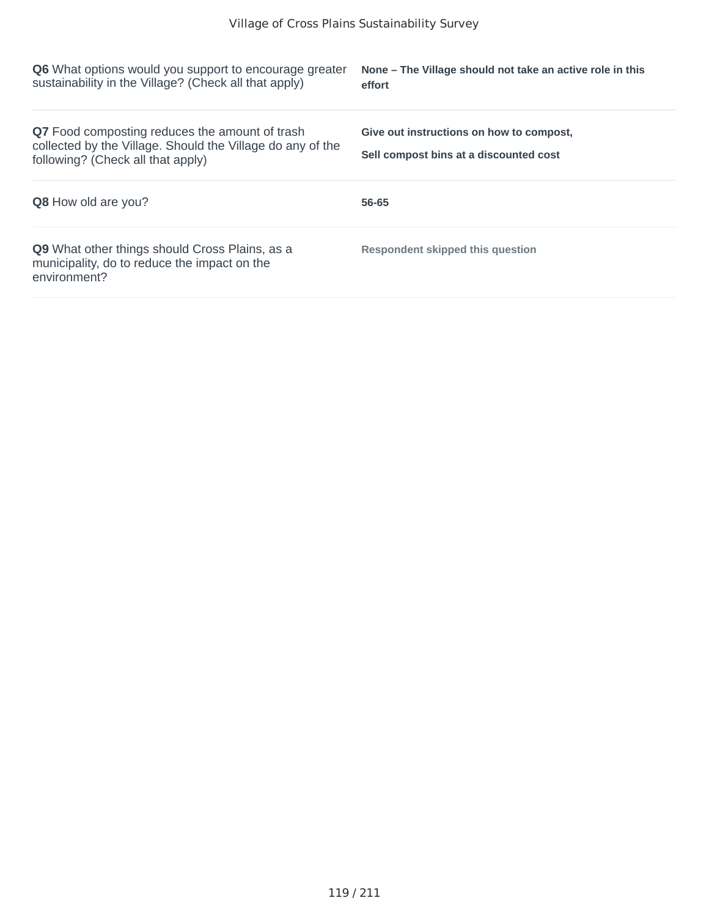| | |
|---|---|
| **Q6** What options would you support to encourage greater sustainability in the Village? (Check all that apply) | **None – The Village should not take an active role in this effort** |
| **Q7** Food composting reduces the amount of trash collected by the Village. Should the Village do any of the following? (Check all that apply) | **Give out instructions on how to compost,**<br>**Sell compost bins at a discounted cost** |
| **Q8** How old are you? | **56-65** |
| **Q9** What other things should Cross Plains, as a municipality, do to reduce the impact on the environment? | **Respondent skipped this question** |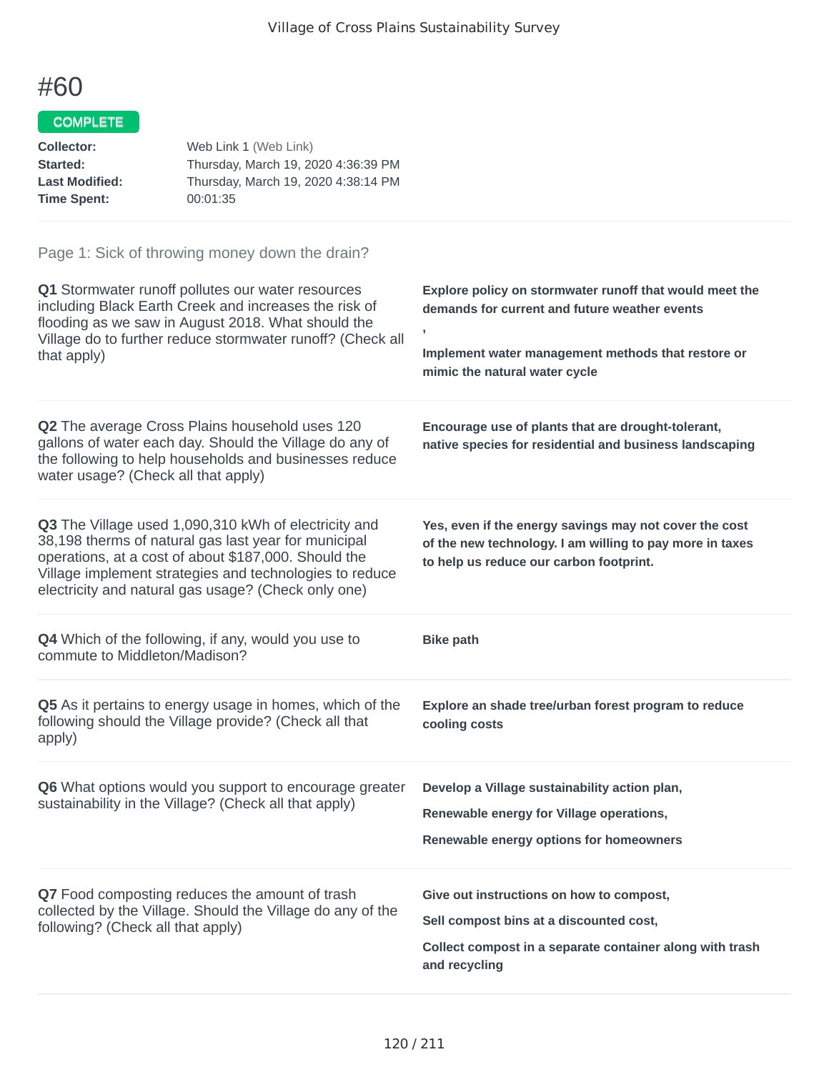# #60

COMPLETE

**Collector:** Web Link 1 (Web Link)
**Started:** Thursday, March 19, 2020 4:36:39 PM
**Last Modified:** Thursday, March 19, 2020 4:38:14 PM
**Time Spent:** 00:01:35

## Page 1: Sick of throwing money down the drain?

**Q1** Stormwater runoff pollutes our water resources including Black Earth Creek and increases the risk of flooding as we saw in August 2018. What should the Village do to further reduce stormwater runoff? (Check all that apply)

**Explore policy on stormwater runoff that would meet the demands for current and future weather events**

**,**

**Implement water management methods that restore or mimic the natural water cycle**

**Q2** The average Cross Plains household uses 120 gallons of water each day. Should the Village do any of the following to help households and businesses reduce water usage? (Check all that apply)

**Encourage use of plants that are drought-tolerant, native species for residential and business landscaping**

**Q3** The Village used 1,090,310 kWh of electricity and 38,198 therms of natural gas last year for municipal operations, at a cost of about $187,000. Should the Village implement strategies and technologies to reduce electricity and natural gas usage? (Check only one)

**Yes, even if the energy savings may not cover the cost of the new technology. I am willing to pay more in taxes to help us reduce our carbon footprint.**

**Q4** Which of the following, if any, would you use to commute to Middleton/Madison?

**Bike path**

**Q5** As it pertains to energy usage in homes, which of the following should the Village provide? (Check all that apply)

**Explore an shade tree/urban forest program to reduce cooling costs**

**Q6** What options would you support to encourage greater sustainability in the Village? (Check all that apply)

**Develop a Village sustainability action plan,**

**Renewable energy for Village operations,**

**Renewable energy options for homeowners**

**Q7** Food composting reduces the amount of trash collected by the Village. Should the Village do any of the following? (Check all that apply)

**Give out instructions on how to compost,**

**Sell compost bins at a discounted cost,**

**Collect compost in a separate container along with trash and recycling**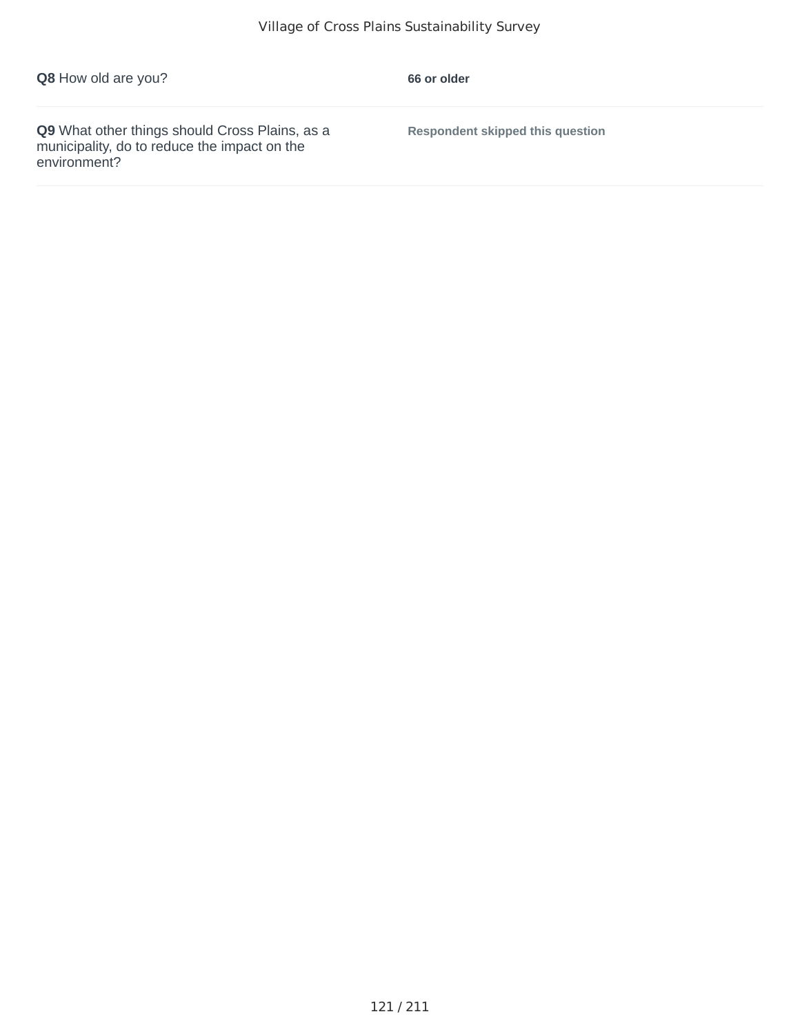**Q8** How old are you?

**66 or older**

**Q9** What other things should Cross Plains, as a municipality, do to reduce the impact on the environment?

**Respondent skipped this question**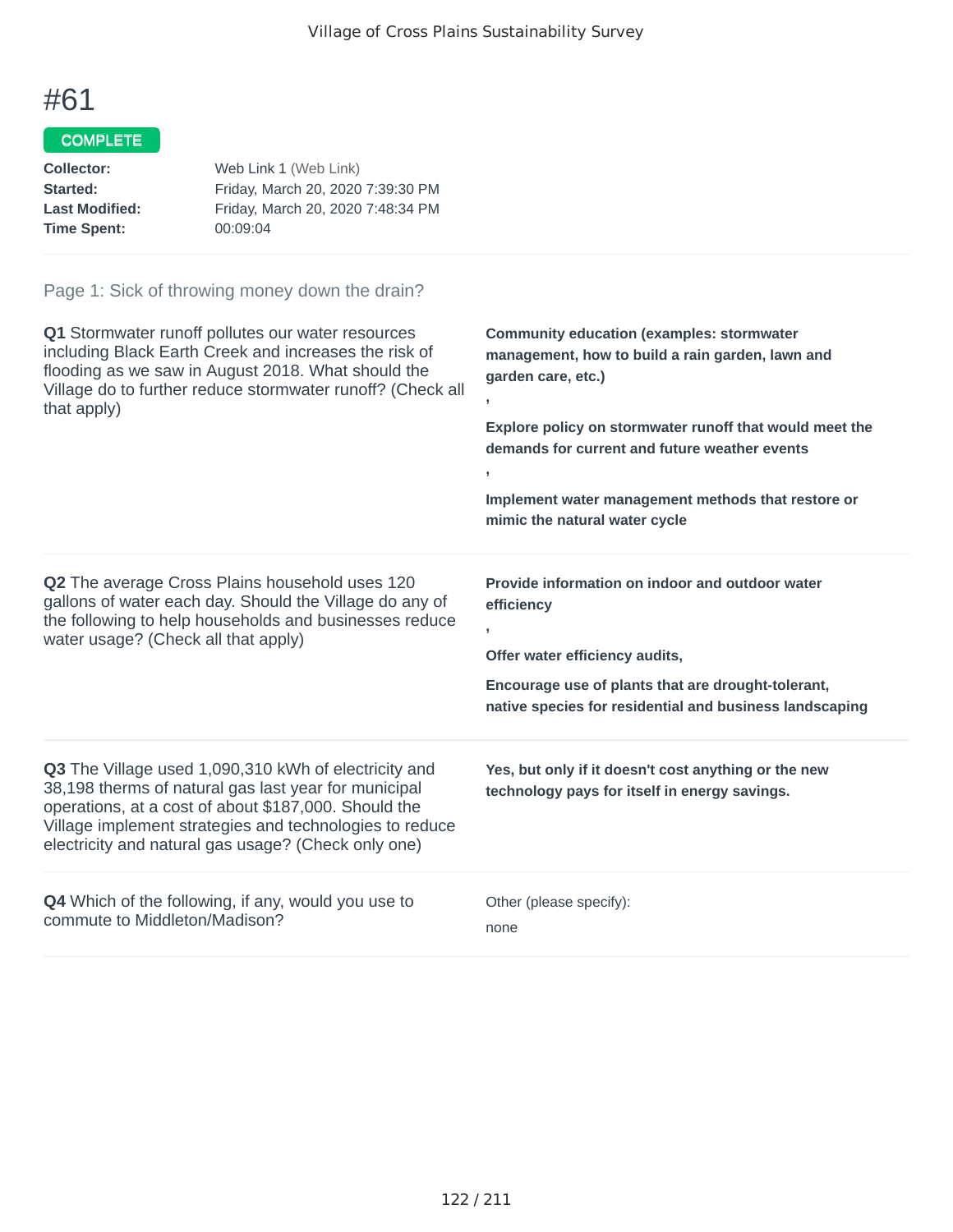# #61

COMPLETE

**Collector:** Web Link 1 (Web Link)
**Started:** Friday, March 20, 2020 7:39:30 PM
**Last Modified:** Friday, March 20, 2020 7:48:34 PM
**Time Spent:** 00:09:04

## Page 1: Sick of throwing money down the drain?

**Q1** Stormwater runoff pollutes our water resources including Black Earth Creek and increases the risk of flooding as we saw in August 2018. What should the Village do to further reduce stormwater runoff? (Check all that apply)

**Community education (examples: stormwater management, how to build a rain garden, lawn and garden care, etc.)**

**,**

**Explore policy on stormwater runoff that would meet the demands for current and future weather events**

**,**

**Implement water management methods that restore or mimic the natural water cycle**

**Q2** The average Cross Plains household uses 120 gallons of water each day. Should the Village do any of the following to help households and businesses reduce water usage? (Check all that apply)

**Provide information on indoor and outdoor water efficiency**

**,**

**Offer water efficiency audits,**

**Encourage use of plants that are drought-tolerant, native species for residential and business landscaping**

**Q3** The Village used 1,090,310 kWh of electricity and 38,198 therms of natural gas last year for municipal operations, at a cost of about $187,000. Should the Village implement strategies and technologies to reduce electricity and natural gas usage? (Check only one)

**Yes, but only if it doesn't cost anything or the new technology pays for itself in energy savings.**

**Q4** Which of the following, if any, would you use to commute to Middleton/Madison?

Other (please specify):

none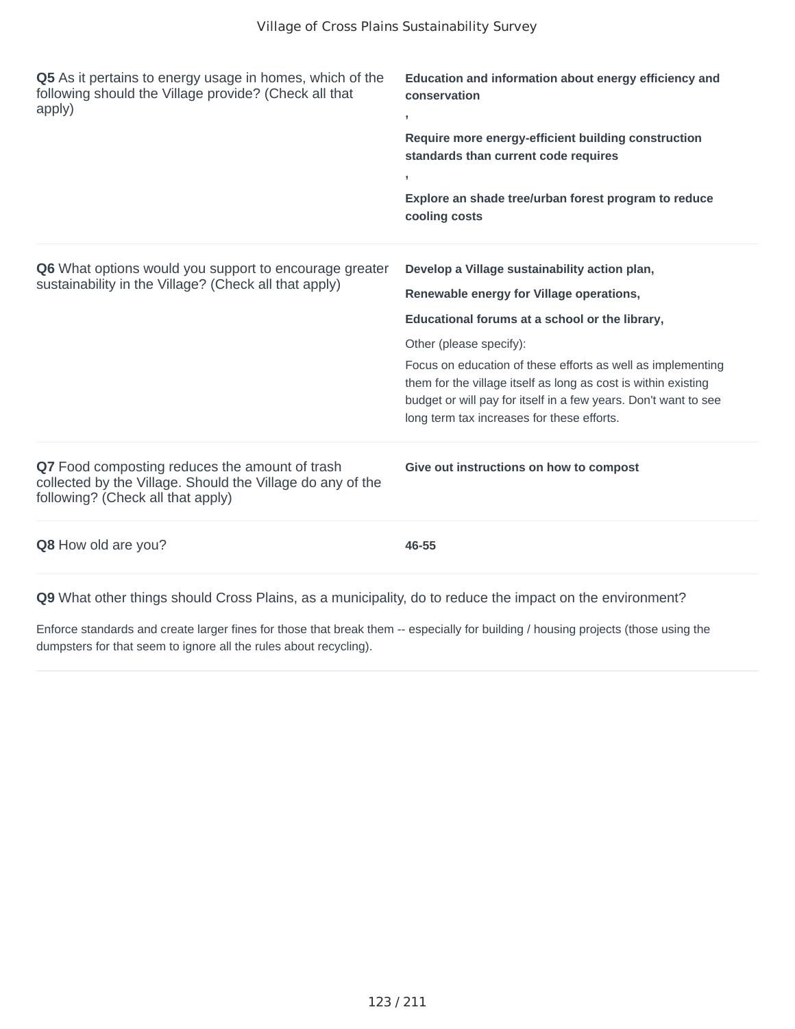**Q5** As it pertains to energy usage in homes, which of the following should the Village provide? (Check all that apply)

**Education and information about energy efficiency and conservation**

**,**

**Require more energy-efficient building construction standards than current code requires**

**,**

**Explore an shade tree/urban forest program to reduce cooling costs**

---

**Q6** What options would you support to encourage greater sustainability in the Village? (Check all that apply)

**Develop a Village sustainability action plan,**

**Renewable energy for Village operations,**

**Educational forums at a school or the library,**

Other (please specify):

Focus on education of these efforts as well as implementing them for the village itself as long as cost is within existing budget or will pay for itself in a few years. Don't want to see long term tax increases for these efforts.

---

**Q7** Food composting reduces the amount of trash collected by the Village. Should the Village do any of the following? (Check all that apply)

**Give out instructions on how to compost**

---

**Q8** How old are you?

**46-55**

---

**Q9** What other things should Cross Plains, as a municipality, do to reduce the impact on the environment?

Enforce standards and create larger fines for those that break them -- especially for building / housing projects (those using the dumpsters for that seem to ignore all the rules about recycling).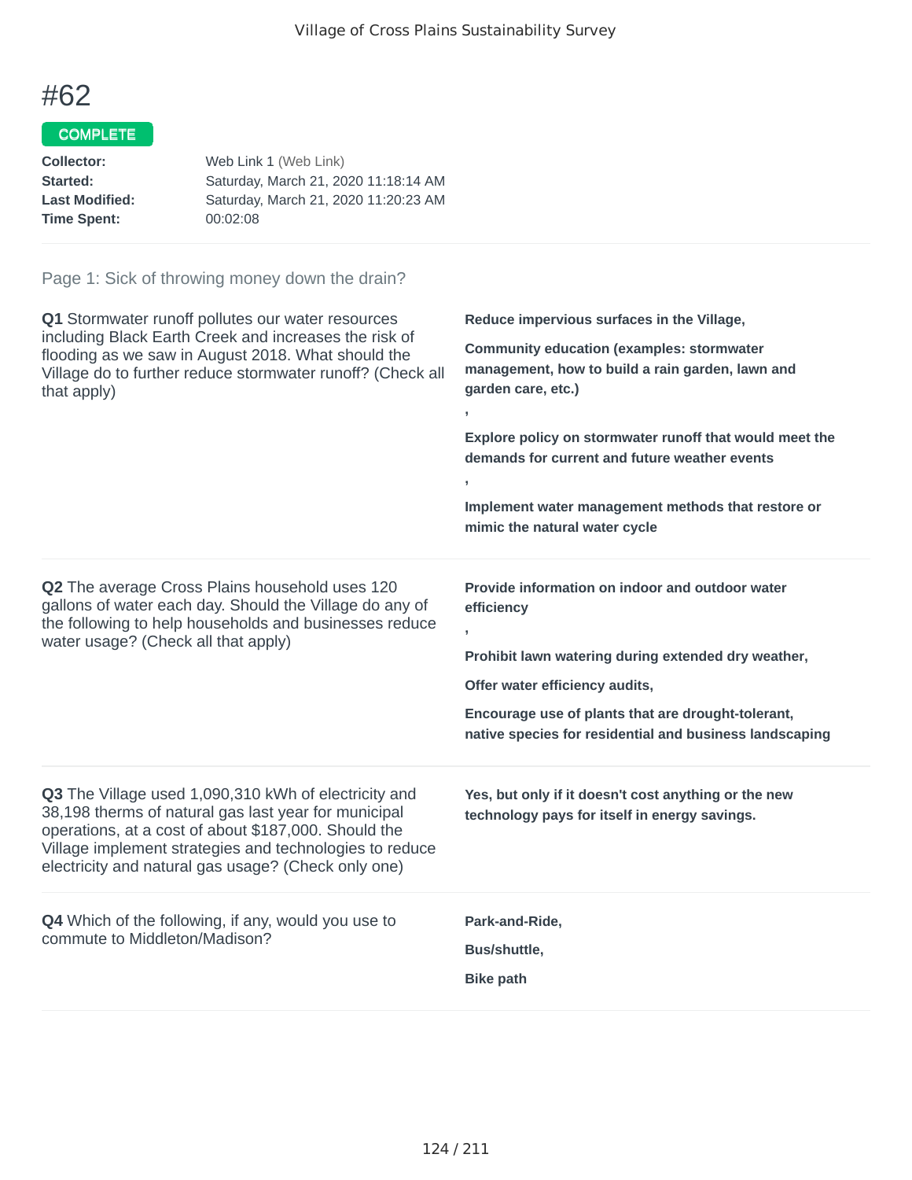# #62

COMPLETE

**Collector:** Web Link 1 (Web Link)
**Started:** Saturday, March 21, 2020 11:18:14 AM
**Last Modified:** Saturday, March 21, 2020 11:20:23 AM
**Time Spent:** 00:02:08

Page 1: Sick of throwing money down the drain?

**Q1** Stormwater runoff pollutes our water resources including Black Earth Creek and increases the risk of flooding as we saw in August 2018. What should the Village do to further reduce stormwater runoff? (Check all that apply)

**Reduce impervious surfaces in the Village,**

**Community education (examples: stormwater management, how to build a rain garden, lawn and garden care, etc.)**

**,**

**Explore policy on stormwater runoff that would meet the demands for current and future weather events**

**,**

**Implement water management methods that restore or mimic the natural water cycle**

**Q2** The average Cross Plains household uses 120 gallons of water each day. Should the Village do any of the following to help households and businesses reduce water usage? (Check all that apply)

**Provide information on indoor and outdoor water efficiency**

**,**

**Prohibit lawn watering during extended dry weather,**

**Offer water efficiency audits,**

**Encourage use of plants that are drought-tolerant, native species for residential and business landscaping**

**Q3** The Village used 1,090,310 kWh of electricity and 38,198 therms of natural gas last year for municipal operations, at a cost of about $187,000. Should the Village implement strategies and technologies to reduce electricity and natural gas usage? (Check only one)

**Yes, but only if it doesn't cost anything or the new technology pays for itself in energy savings.**

**Q4** Which of the following, if any, would you use to commute to Middleton/Madison?

**Park-and-Ride,**

**Bus/shuttle,**

**Bike path**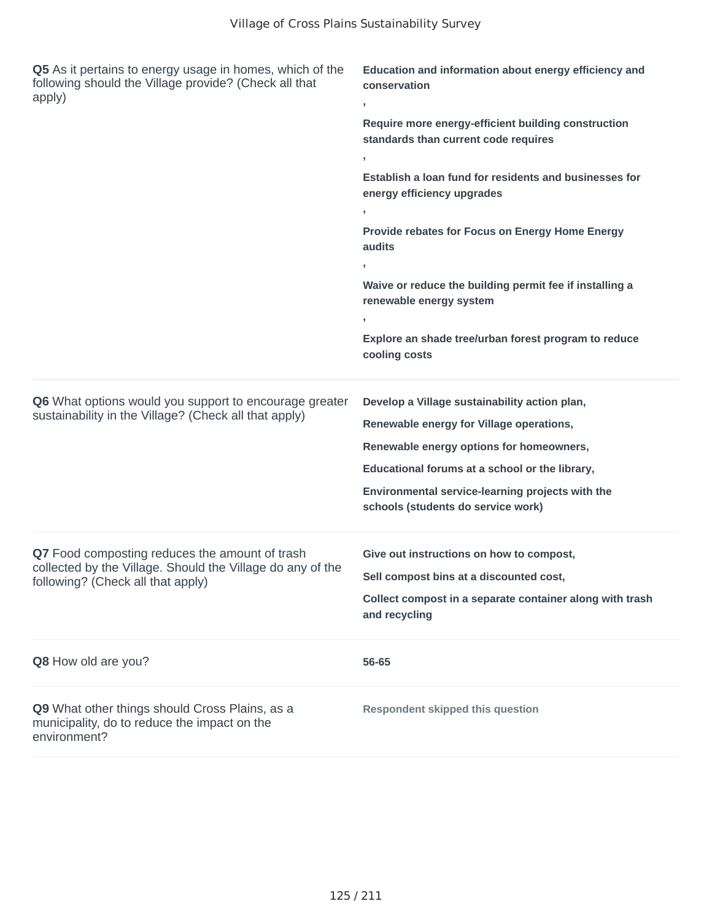| Question | Response |
| --- | --- |
| **Q5** As it pertains to energy usage in homes, which of the following should the Village provide? (Check all that apply) | **Education and information about energy efficiency and conservation** , **Require more energy-efficient building construction standards than current code requires** , **Establish a loan fund for residents and businesses for energy efficiency upgrades** , **Provide rebates for Focus on Energy Home Energy audits** , **Waive or reduce the building permit fee if installing a renewable energy system** , **Explore an shade tree/urban forest program to reduce cooling costs** |
| **Q6** What options would you support to encourage greater sustainability in the Village? (Check all that apply) | **Develop a Village sustainability action plan,** **Renewable energy for Village operations,** **Renewable energy options for homeowners,** **Educational forums at a school or the library,** **Environmental service-learning projects with the schools (students do service work)** |
| **Q7** Food composting reduces the amount of trash collected by the Village. Should the Village do any of the following? (Check all that apply) | **Give out instructions on how to compost,** **Sell compost bins at a discounted cost,** **Collect compost in a separate container along with trash and recycling** |
| **Q8** How old are you? | **56-65** |
| **Q9** What other things should Cross Plains, as a municipality, do to reduce the impact on the environment? | **Respondent skipped this question** |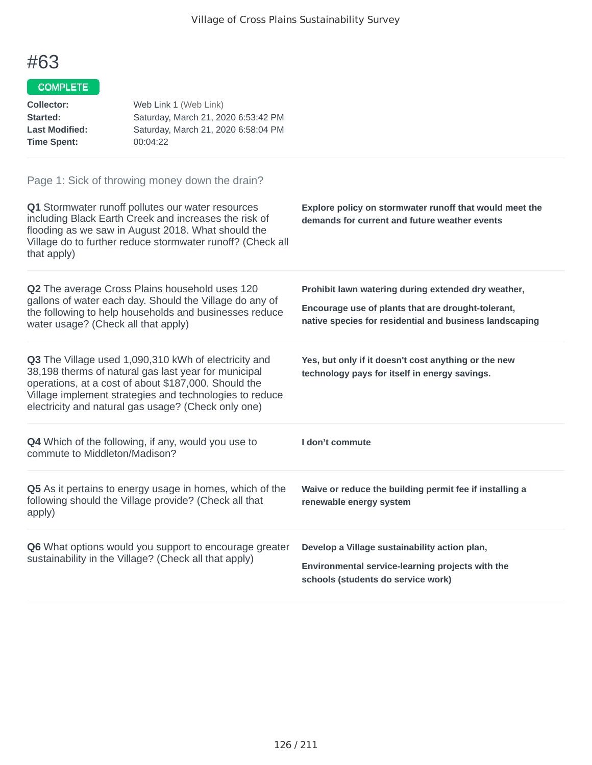# #63

**COMPLETE**

| | |
|---|---|
| **Collector:** | Web Link 1 (Web Link) |
| **Started:** | Saturday, March 21, 2020 6:53:42 PM |
| **Last Modified:** | Saturday, March 21, 2020 6:58:04 PM |
| **Time Spent:** | 00:04:22 |

## Page 1: Sick of throwing money down the drain?

**Q1** Stormwater runoff pollutes our water resources including Black Earth Creek and increases the risk of flooding as we saw in August 2018. What should the Village do to further reduce stormwater runoff? (Check all that apply)

**Explore policy on stormwater runoff that would meet the demands for current and future weather events**

**Q2** The average Cross Plains household uses 120 gallons of water each day. Should the Village do any of the following to help households and businesses reduce water usage? (Check all that apply)

**Prohibit lawn watering during extended dry weather,**

**Encourage use of plants that are drought-tolerant, native species for residential and business landscaping**

**Q3** The Village used 1,090,310 kWh of electricity and 38,198 therms of natural gas last year for municipal operations, at a cost of about $187,000. Should the Village implement strategies and technologies to reduce electricity and natural gas usage? (Check only one)

**Yes, but only if it doesn't cost anything or the new technology pays for itself in energy savings.**

**Q4** Which of the following, if any, would you use to commute to Middleton/Madison?

**I don't commute**

**Q5** As it pertains to energy usage in homes, which of the following should the Village provide? (Check all that apply)

**Waive or reduce the building permit fee if installing a renewable energy system**

**Q6** What options would you support to encourage greater sustainability in the Village? (Check all that apply)

**Develop a Village sustainability action plan,**

**Environmental service-learning projects with the schools (students do service work)**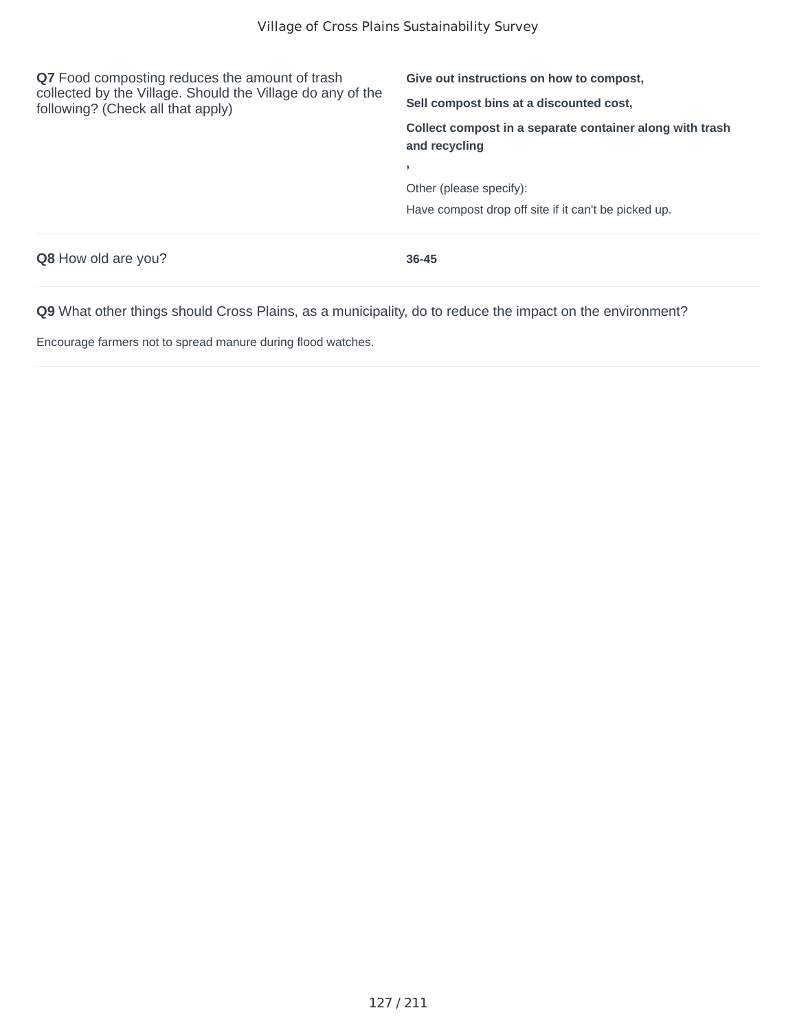**Q7** Food composting reduces the amount of trash collected by the Village. Should the Village do any of the following? (Check all that apply)

**Give out instructions on how to compost,**

**Sell compost bins at a discounted cost,**

**Collect compost in a separate container along with trash and recycling**

**,**

Other (please specify):

Have compost drop off site if it can't be picked up.

**Q8** How old are you?

**36-45**

**Q9** What other things should Cross Plains, as a municipality, do to reduce the impact on the environment?

Encourage farmers not to spread manure during flood watches.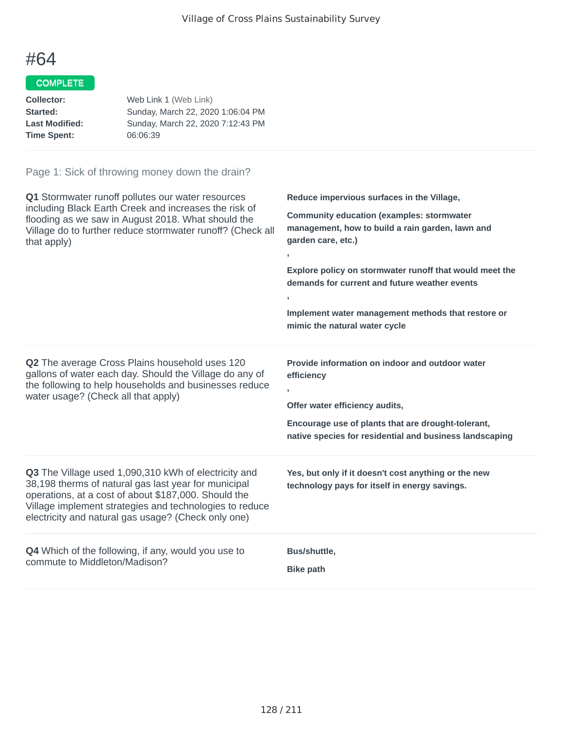# #64

COMPLETE

**Collector:** Web Link 1 (Web Link)
**Started:** Sunday, March 22, 2020 1:06:04 PM
**Last Modified:** Sunday, March 22, 2020 7:12:43 PM
**Time Spent:** 06:06:39

## Page 1: Sick of throwing money down the drain?

**Q1** Stormwater runoff pollutes our water resources including Black Earth Creek and increases the risk of flooding as we saw in August 2018. What should the Village do to further reduce stormwater runoff? (Check all that apply)

**Reduce impervious surfaces in the Village,**

**Community education (examples: stormwater management, how to build a rain garden, lawn and garden care, etc.)**

**,**

**Explore policy on stormwater runoff that would meet the demands for current and future weather events**

**,**

**Implement water management methods that restore or mimic the natural water cycle**

**Q2** The average Cross Plains household uses 120 gallons of water each day. Should the Village do any of the following to help households and businesses reduce water usage? (Check all that apply)

**Provide information on indoor and outdoor water efficiency**

**,**

**Offer water efficiency audits,**

**Encourage use of plants that are drought-tolerant, native species for residential and business landscaping**

**Q3** The Village used 1,090,310 kWh of electricity and 38,198 therms of natural gas last year for municipal operations, at a cost of about $187,000. Should the Village implement strategies and technologies to reduce electricity and natural gas usage? (Check only one)

**Yes, but only if it doesn't cost anything or the new technology pays for itself in energy savings.**

**Q4** Which of the following, if any, would you use to commute to Middleton/Madison?

**Bus/shuttle,**

**Bike path**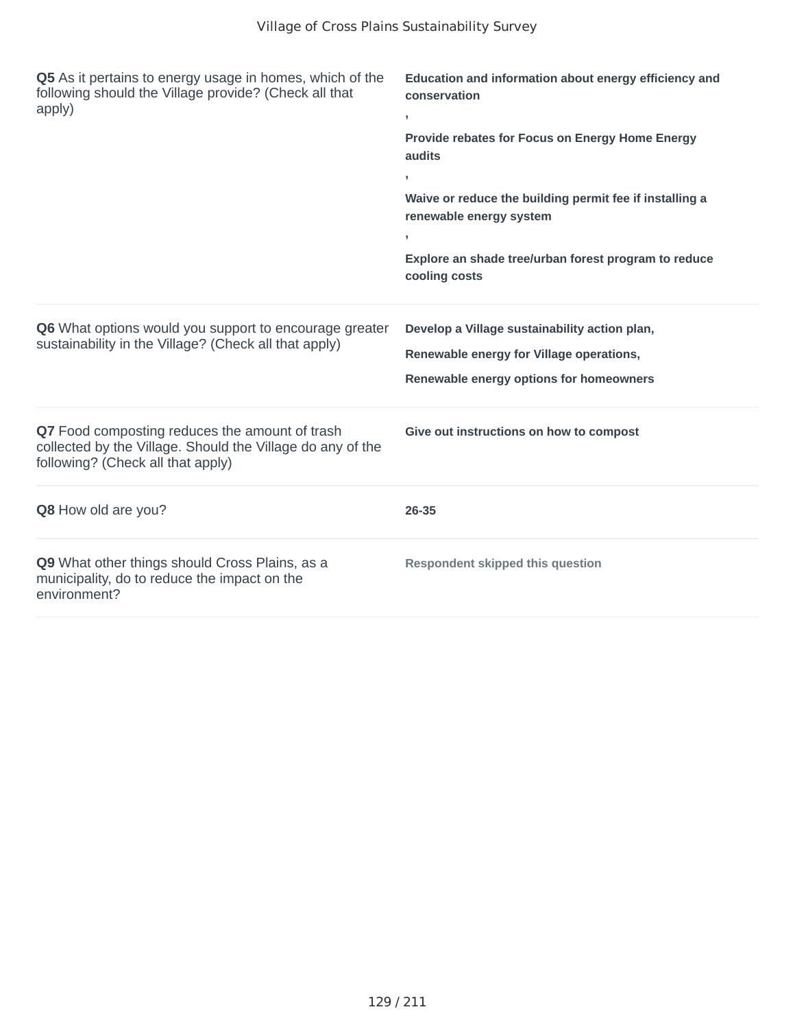**Q5** As it pertains to energy usage in homes, which of the following should the Village provide? (Check all that apply)

**Education and information about energy efficiency and conservation**
**,**
**Provide rebates for Focus on Energy Home Energy audits**
**,**
**Waive or reduce the building permit fee if installing a renewable energy system**
**,**
**Explore an shade tree/urban forest program to reduce cooling costs**

**Q6** What options would you support to encourage greater sustainability in the Village? (Check all that apply)

**Develop a Village sustainability action plan,**
**Renewable energy for Village operations,**
**Renewable energy options for homeowners**

**Q7** Food composting reduces the amount of trash collected by the Village. Should the Village do any of the following? (Check all that apply)

**Give out instructions on how to compost**

**Q8** How old are you?

**26-35**

**Q9** What other things should Cross Plains, as a municipality, do to reduce the impact on the environment?

**Respondent skipped this question**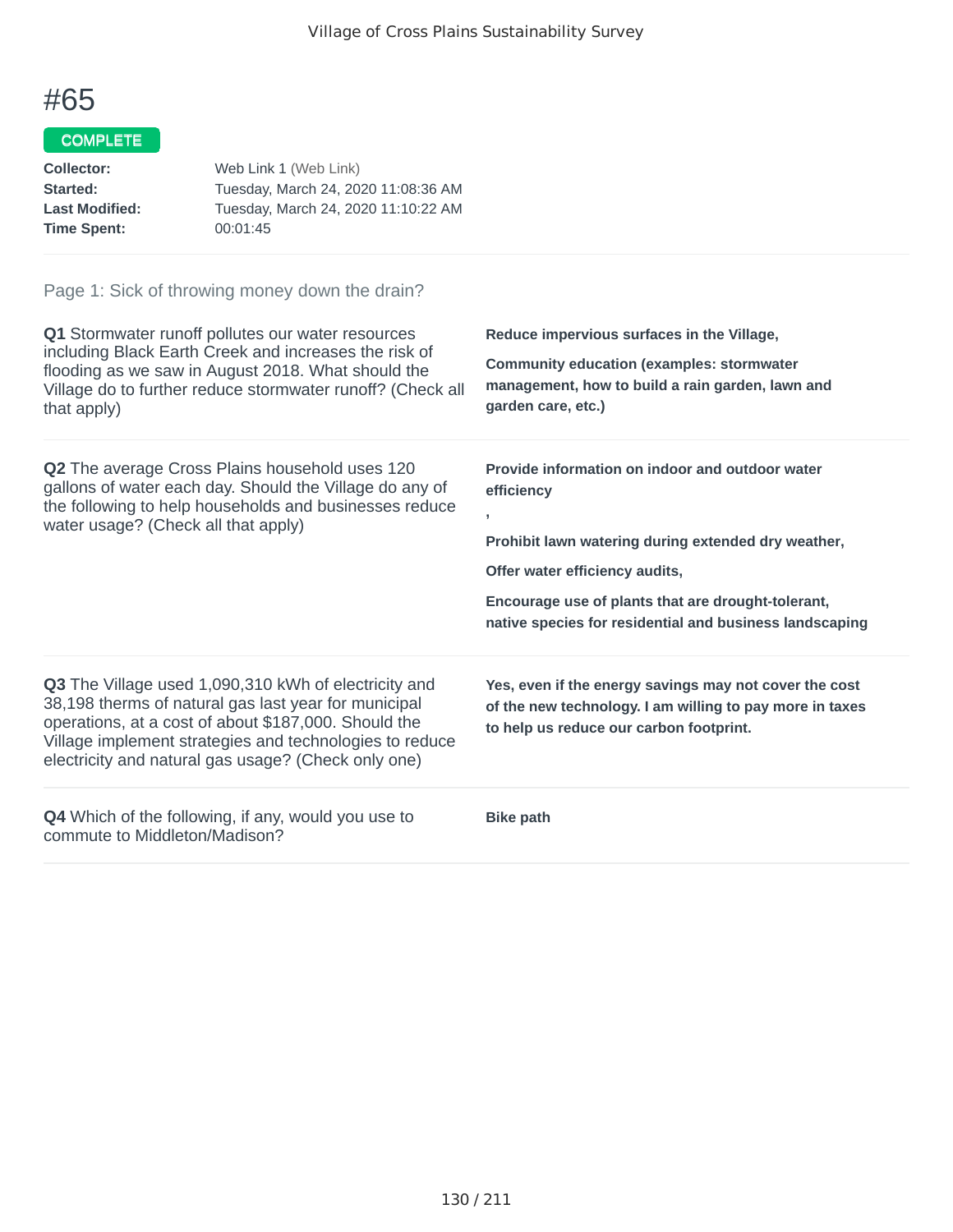# #65

COMPLETE

**Collector:** Web Link 1 (Web Link)
**Started:** Tuesday, March 24, 2020 11:08:36 AM
**Last Modified:** Tuesday, March 24, 2020 11:10:22 AM
**Time Spent:** 00:01:45

Page 1: Sick of throwing money down the drain?

**Q1** Stormwater runoff pollutes our water resources including Black Earth Creek and increases the risk of flooding as we saw in August 2018. What should the Village do to further reduce stormwater runoff? (Check all that apply)

**Reduce impervious surfaces in the Village,**

**Community education (examples: stormwater management, how to build a rain garden, lawn and garden care, etc.)**

**Q2** The average Cross Plains household uses 120 gallons of water each day. Should the Village do any of the following to help households and businesses reduce water usage? (Check all that apply)

**Provide information on indoor and outdoor water efficiency**

**,**

**Prohibit lawn watering during extended dry weather,**

**Offer water efficiency audits,**

**Encourage use of plants that are drought-tolerant, native species for residential and business landscaping**

**Q3** The Village used 1,090,310 kWh of electricity and 38,198 therms of natural gas last year for municipal operations, at a cost of about $187,000. Should the Village implement strategies and technologies to reduce electricity and natural gas usage? (Check only one)

**Yes, even if the energy savings may not cover the cost of the new technology. I am willing to pay more in taxes to help us reduce our carbon footprint.**

**Q4** Which of the following, if any, would you use to commute to Middleton/Madison?

**Bike path**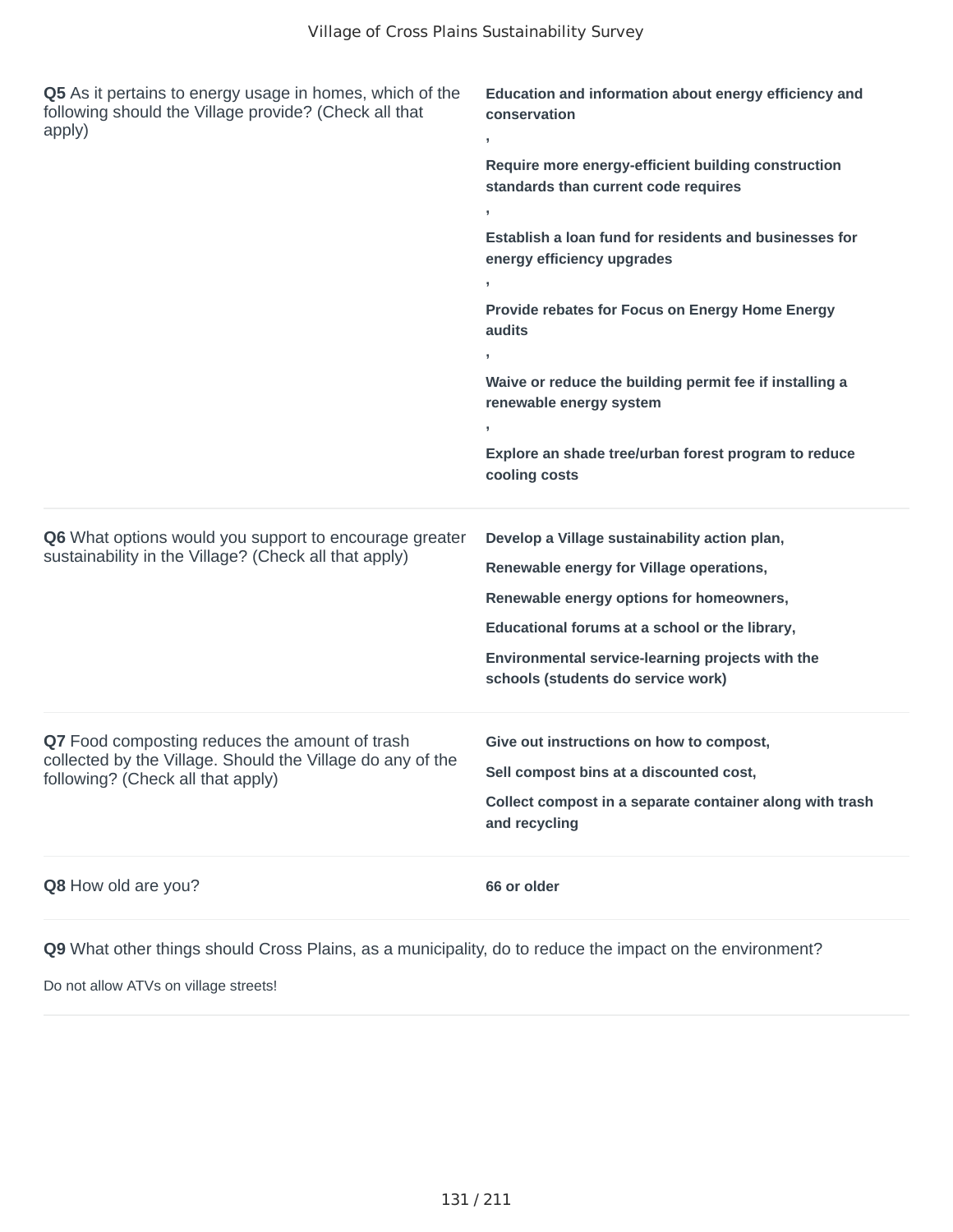**Q5** As it pertains to energy usage in homes, which of the following should the Village provide? (Check all that apply)

**Education and information about energy efficiency and conservation**

**,**

**Require more energy-efficient building construction standards than current code requires**

**,**

**Establish a loan fund for residents and businesses for energy efficiency upgrades**

**,**

**Provide rebates for Focus on Energy Home Energy audits**

**,**

**Waive or reduce the building permit fee if installing a renewable energy system**

**,**

**Explore an shade tree/urban forest program to reduce cooling costs**

---

**Q6** What options would you support to encourage greater sustainability in the Village? (Check all that apply)

**Develop a Village sustainability action plan,**

**Renewable energy for Village operations,**

**Renewable energy options for homeowners,**

**Educational forums at a school or the library,**

**Environmental service-learning projects with the schools (students do service work)**

---

**Q7** Food composting reduces the amount of trash collected by the Village. Should the Village do any of the following? (Check all that apply)

**Give out instructions on how to compost,**

**Sell compost bins at a discounted cost,**

**Collect compost in a separate container along with trash and recycling**

---

**Q8** How old are you?

**66 or older**

---

**Q9** What other things should Cross Plains, as a municipality, do to reduce the impact on the environment?

Do not allow ATVs on village streets!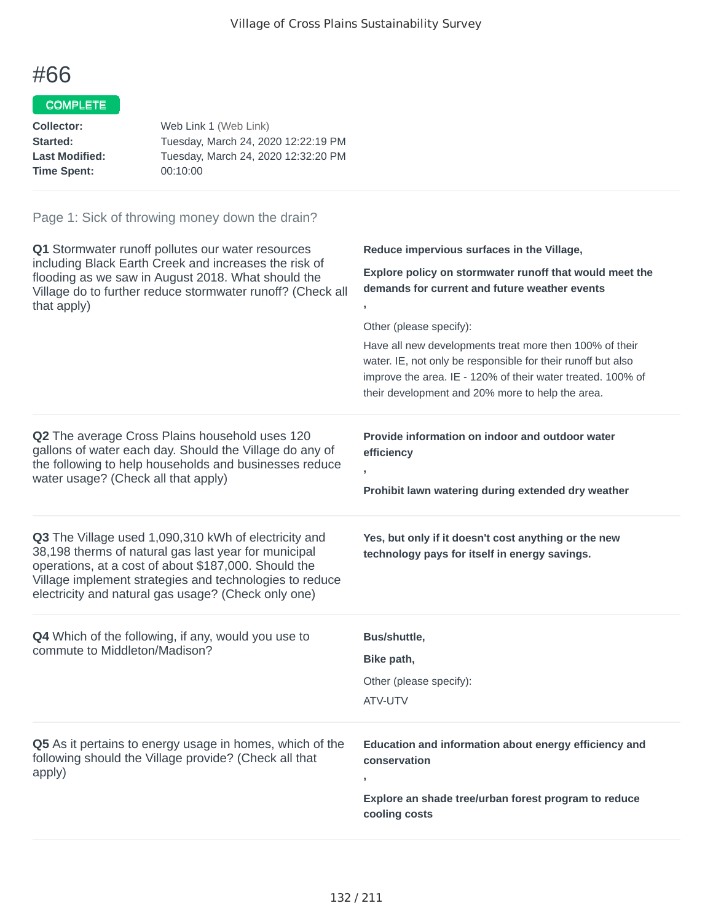# #66

COMPLETE

**Collector:** Web Link 1 (Web Link)
**Started:** Tuesday, March 24, 2020 12:22:19 PM
**Last Modified:** Tuesday, March 24, 2020 12:32:20 PM
**Time Spent:** 00:10:00

## Page 1: Sick of throwing money down the drain?

**Q1** Stormwater runoff pollutes our water resources including Black Earth Creek and increases the risk of flooding as we saw in August 2018. What should the Village do to further reduce stormwater runoff? (Check all that apply)

**Reduce impervious surfaces in the Village,**

**Explore policy on stormwater runoff that would meet the demands for current and future weather events**

**,**

Other (please specify):

Have all new developments treat more then 100% of their water. IE, not only be responsible for their runoff but also improve the area. IE - 120% of their water treated. 100% of their development and 20% more to help the area.

**Q2** The average Cross Plains household uses 120 gallons of water each day. Should the Village do any of the following to help households and businesses reduce water usage? (Check all that apply)

**Provide information on indoor and outdoor water efficiency**

**,**

**Prohibit lawn watering during extended dry weather**

**Q3** The Village used 1,090,310 kWh of electricity and 38,198 therms of natural gas last year for municipal operations, at a cost of about $187,000. Should the Village implement strategies and technologies to reduce electricity and natural gas usage? (Check only one)

**Yes, but only if it doesn't cost anything or the new technology pays for itself in energy savings.**

**Q4** Which of the following, if any, would you use to commute to Middleton/Madison?

**Bus/shuttle,**

**Bike path,**

Other (please specify):

ATV-UTV

**Q5** As it pertains to energy usage in homes, which of the following should the Village provide? (Check all that apply)

**Education and information about energy efficiency and conservation**

**,**

**Explore an shade tree/urban forest program to reduce cooling costs**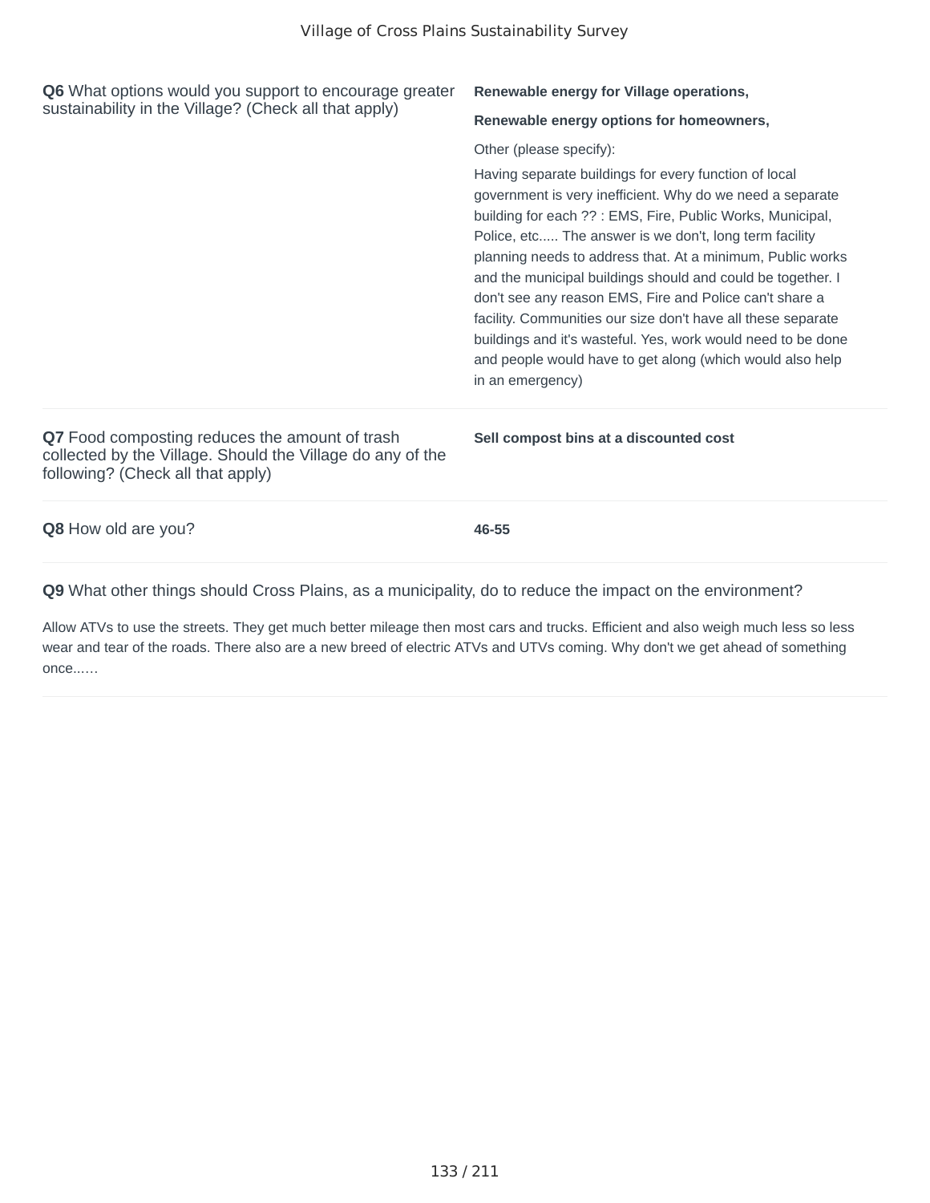**Q6** What options would you support to encourage greater sustainability in the Village? (Check all that apply)

**Renewable energy for Village operations,**

**Renewable energy options for homeowners,**

Other (please specify):

Having separate buildings for every function of local government is very inefficient. Why do we need a separate building for each ?? : EMS, Fire, Public Works, Municipal, Police, etc..... The answer is we don't, long term facility planning needs to address that. At a minimum, Public works and the municipal buildings should and could be together. I don't see any reason EMS, Fire and Police can't share a facility. Communities our size don't have all these separate buildings and it's wasteful. Yes, work would need to be done and people would have to get along (which would also help in an emergency)

**Q7** Food composting reduces the amount of trash collected by the Village. Should the Village do any of the following? (Check all that apply)

**Sell compost bins at a discounted cost**

**Q8** How old are you?

**46-55**

**Q9** What other things should Cross Plains, as a municipality, do to reduce the impact on the environment?

Allow ATVs to use the streets. They get much better mileage then most cars and trucks. Efficient and also weigh much less so less wear and tear of the roads. There also are a new breed of electric ATVs and UTVs coming. Why don't we get ahead of something once......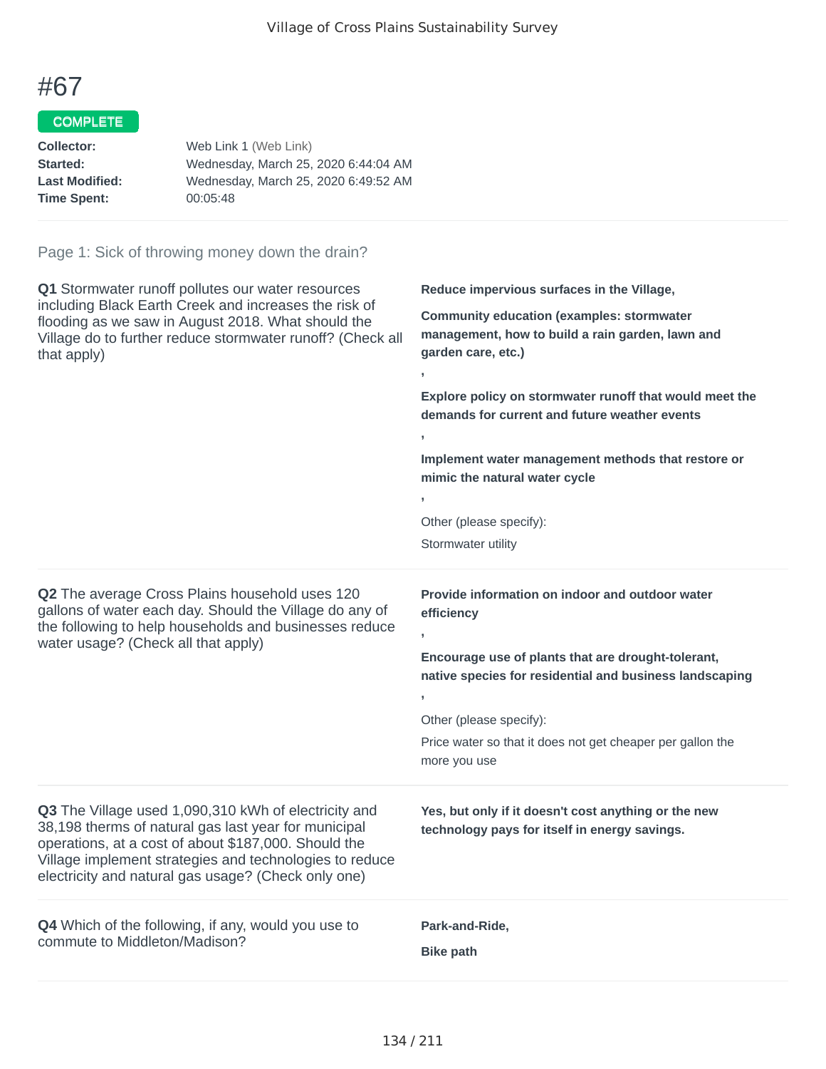# #67

**COMPLETE**

**Collector:** Web Link 1 (Web Link)
**Started:** Wednesday, March 25, 2020 6:44:04 AM
**Last Modified:** Wednesday, March 25, 2020 6:49:52 AM
**Time Spent:** 00:05:48

Page 1: Sick of throwing money down the drain?

**Q1** Stormwater runoff pollutes our water resources including Black Earth Creek and increases the risk of flooding as we saw in August 2018. What should the Village do to further reduce stormwater runoff? (Check all that apply)

**Reduce impervious surfaces in the Village,**

**Community education (examples: stormwater management, how to build a rain garden, lawn and garden care, etc.)**

,

**Explore policy on stormwater runoff that would meet the demands for current and future weather events**

,

**Implement water management methods that restore or mimic the natural water cycle**

,

Other (please specify):

Stormwater utility

**Q2** The average Cross Plains household uses 120 gallons of water each day. Should the Village do any of the following to help households and businesses reduce water usage? (Check all that apply)

**Provide information on indoor and outdoor water efficiency**

,

**Encourage use of plants that are drought-tolerant, native species for residential and business landscaping**

,

Other (please specify):

Price water so that it does not get cheaper per gallon the more you use

**Q3** The Village used 1,090,310 kWh of electricity and 38,198 therms of natural gas last year for municipal operations, at a cost of about $187,000. Should the Village implement strategies and technologies to reduce electricity and natural gas usage? (Check only one)

**Yes, but only if it doesn't cost anything or the new technology pays for itself in energy savings.**

**Q4** Which of the following, if any, would you use to commute to Middleton/Madison?

**Park-and-Ride,**

**Bike path**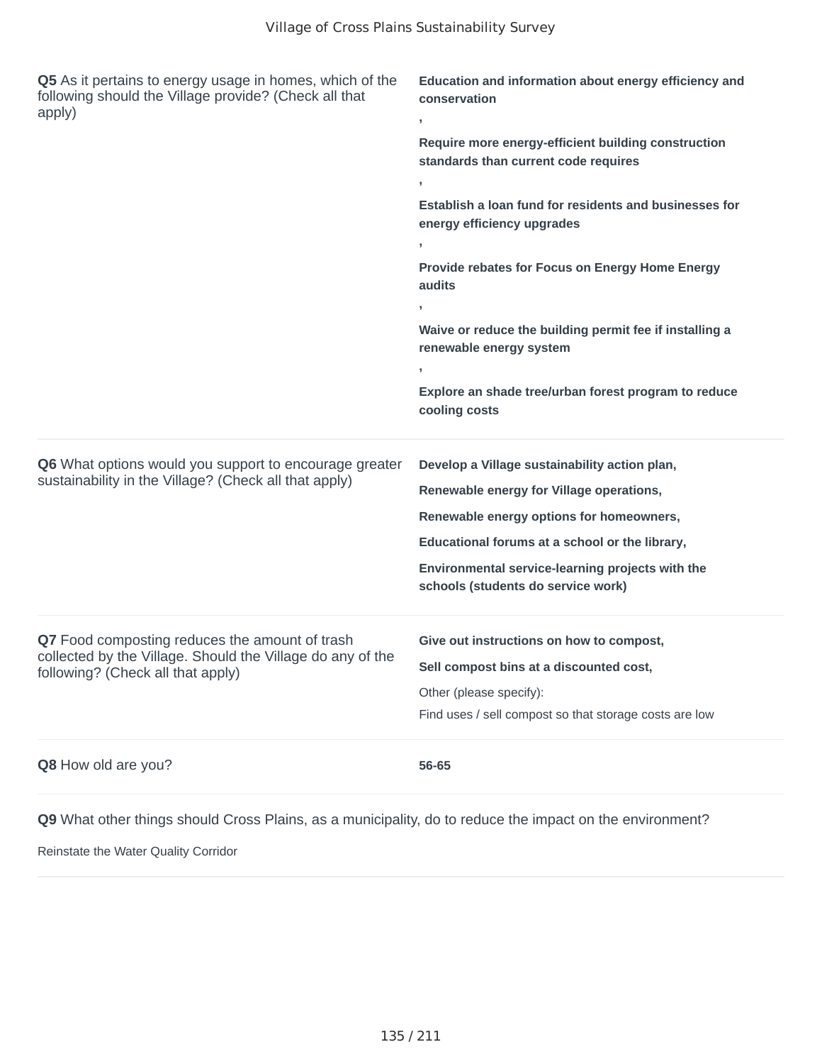**Q5** As it pertains to energy usage in homes, which of the following should the Village provide? (Check all that apply)

**Education and information about energy efficiency and conservation**

**,**

**Require more energy-efficient building construction standards than current code requires**

**,**

**Establish a loan fund for residents and businesses for energy efficiency upgrades**

**,**

**Provide rebates for Focus on Energy Home Energy audits**

**,**

**Waive or reduce the building permit fee if installing a renewable energy system**

**,**

**Explore an shade tree/urban forest program to reduce cooling costs**

---

**Q6** What options would you support to encourage greater sustainability in the Village? (Check all that apply)

**Develop a Village sustainability action plan,**

**Renewable energy for Village operations,**

**Renewable energy options for homeowners,**

**Educational forums at a school or the library,**

**Environmental service-learning projects with the schools (students do service work)**

---

**Q7** Food composting reduces the amount of trash collected by the Village. Should the Village do any of the following? (Check all that apply)

**Give out instructions on how to compost,**

**Sell compost bins at a discounted cost,**

Other (please specify):

Find uses / sell compost so that storage costs are low

---

**Q8** How old are you?

**56-65**

---

**Q9** What other things should Cross Plains, as a municipality, do to reduce the impact on the environment?

Reinstate the Water Quality Corridor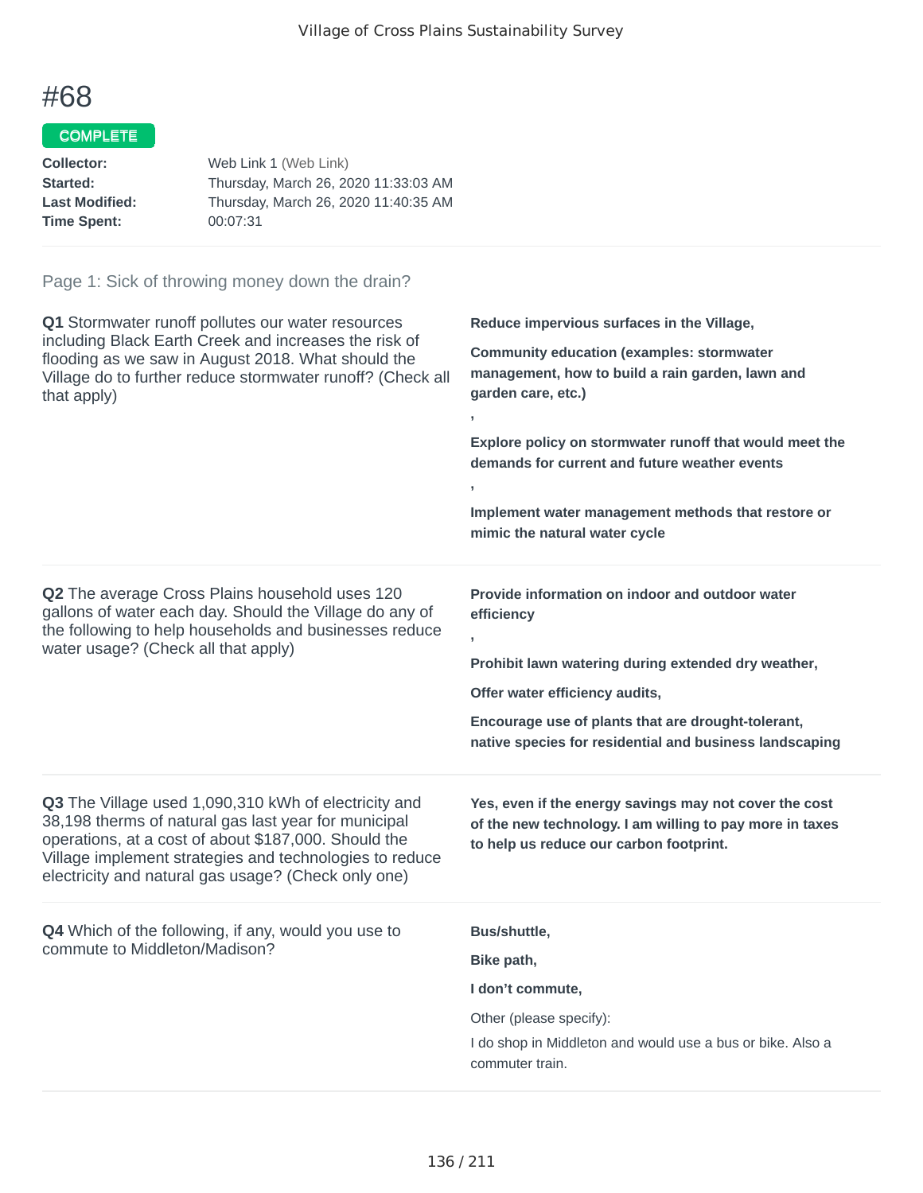# #68

**COMPLETE**

**Collector:** Web Link 1 (Web Link)
**Started:** Thursday, March 26, 2020 11:33:03 AM
**Last Modified:** Thursday, March 26, 2020 11:40:35 AM
**Time Spent:** 00:07:31

Page 1: Sick of throwing money down the drain?

**Q1** Stormwater runoff pollutes our water resources including Black Earth Creek and increases the risk of flooding as we saw in August 2018. What should the Village do to further reduce stormwater runoff? (Check all that apply)

**Reduce impervious surfaces in the Village,**

**Community education (examples: stormwater management, how to build a rain garden, lawn and garden care, etc.)**

**,**

**Explore policy on stormwater runoff that would meet the demands for current and future weather events**

**,**

**Implement water management methods that restore or mimic the natural water cycle**

**Q2** The average Cross Plains household uses 120 gallons of water each day. Should the Village do any of the following to help households and businesses reduce water usage? (Check all that apply)

**Provide information on indoor and outdoor water efficiency**

**,**

**Prohibit lawn watering during extended dry weather,**

**Offer water efficiency audits,**

**Encourage use of plants that are drought-tolerant, native species for residential and business landscaping**

**Q3** The Village used 1,090,310 kWh of electricity and 38,198 therms of natural gas last year for municipal operations, at a cost of about $187,000. Should the Village implement strategies and technologies to reduce electricity and natural gas usage? (Check only one)

**Yes, even if the energy savings may not cover the cost of the new technology. I am willing to pay more in taxes to help us reduce our carbon footprint.**

**Q4** Which of the following, if any, would you use to commute to Middleton/Madison?

**Bus/shuttle,**

**Bike path,**

**I don't commute,**

Other (please specify):

I do shop in Middleton and would use a bus or bike. Also a commuter train.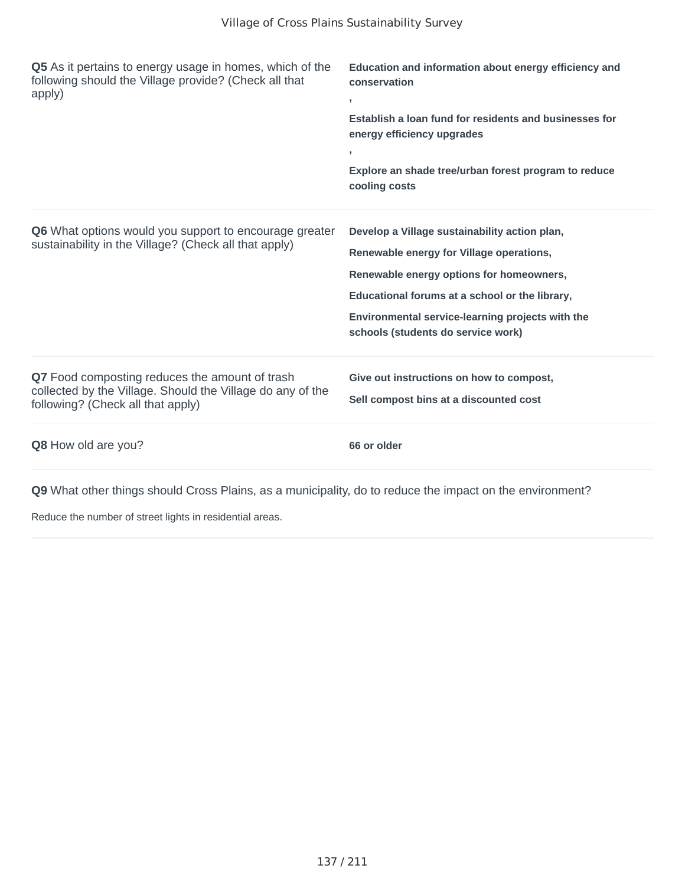**Q5** As it pertains to energy usage in homes, which of the following should the Village provide? (Check all that apply)

**Education and information about energy efficiency and conservation**
**,**
**Establish a loan fund for residents and businesses for energy efficiency upgrades**
**,**
**Explore an shade tree/urban forest program to reduce cooling costs**

**Q6** What options would you support to encourage greater sustainability in the Village? (Check all that apply)

**Develop a Village sustainability action plan,**

**Renewable energy for Village operations,**

**Renewable energy options for homeowners,**

**Educational forums at a school or the library,**

**Environmental service-learning projects with the schools (students do service work)**

**Q7** Food composting reduces the amount of trash collected by the Village. Should the Village do any of the following? (Check all that apply)

**Give out instructions on how to compost,**

**Sell compost bins at a discounted cost**

**Q8** How old are you?

**66 or older**

**Q9** What other things should Cross Plains, as a municipality, do to reduce the impact on the environment?

Reduce the number of street lights in residential areas.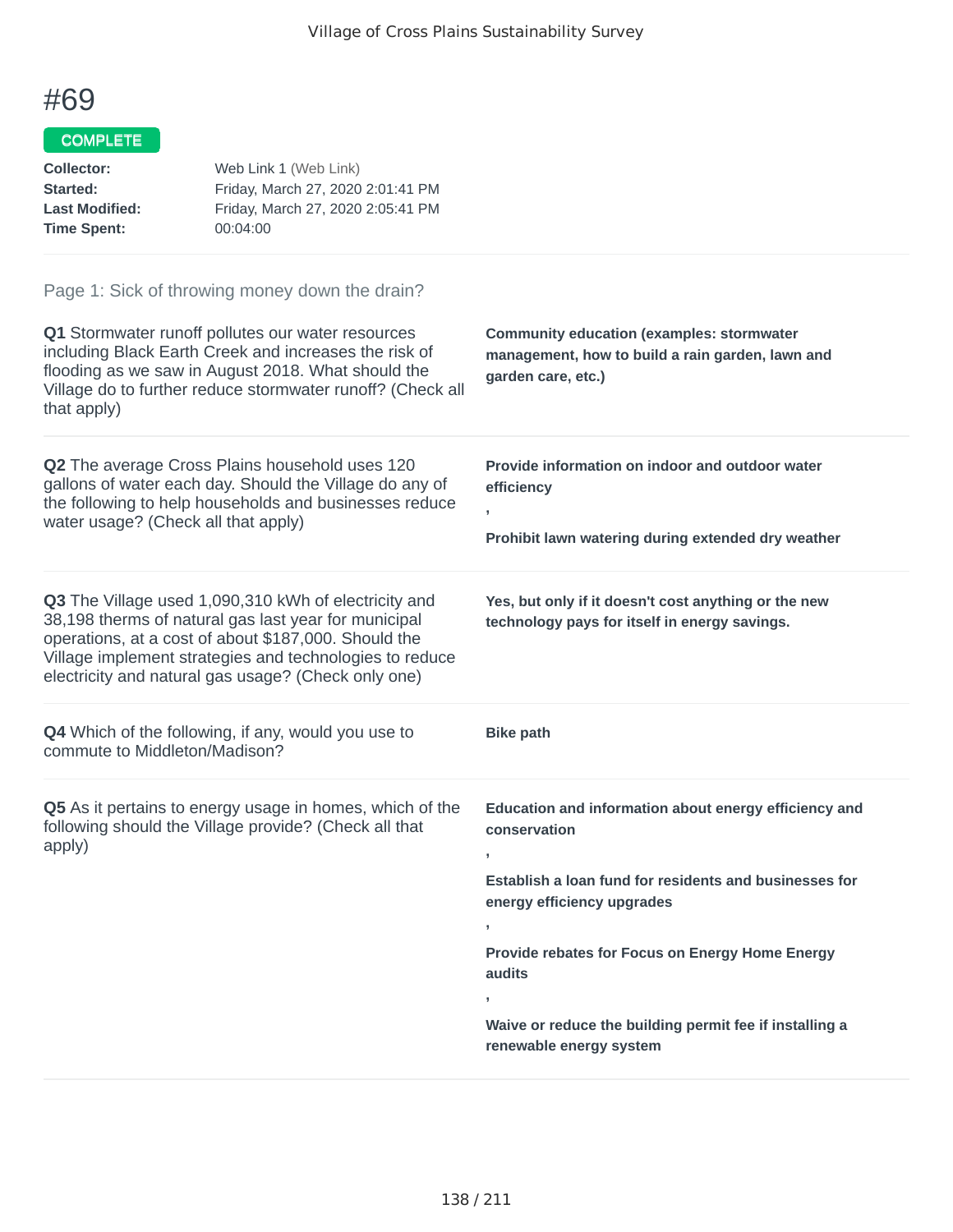# #69

**COMPLETE**

| | |
|---|---|
| **Collector:** | Web Link 1 (Web Link) |
| **Started:** | Friday, March 27, 2020 2:01:41 PM |
| **Last Modified:** | Friday, March 27, 2020 2:05:41 PM |
| **Time Spent:** | 00:04:00 |

## Page 1: Sick of throwing money down the drain?

**Q1** Stormwater runoff pollutes our water resources including Black Earth Creek and increases the risk of flooding as we saw in August 2018. What should the Village do to further reduce stormwater runoff? (Check all that apply)

**Community education (examples: stormwater management, how to build a rain garden, lawn and garden care, etc.)**

**Q2** The average Cross Plains household uses 120 gallons of water each day. Should the Village do any of the following to help households and businesses reduce water usage? (Check all that apply)

**Provide information on indoor and outdoor water efficiency**

,

**Prohibit lawn watering during extended dry weather**

**Q3** The Village used 1,090,310 kWh of electricity and 38,198 therms of natural gas last year for municipal operations, at a cost of about $187,000. Should the Village implement strategies and technologies to reduce electricity and natural gas usage? (Check only one)

**Yes, but only if it doesn't cost anything or the new technology pays for itself in energy savings.**

**Q4** Which of the following, if any, would you use to commute to Middleton/Madison?

**Bike path**

**Q5** As it pertains to energy usage in homes, which of the following should the Village provide? (Check all that apply)

**Education and information about energy efficiency and conservation**

,

**Establish a loan fund for residents and businesses for energy efficiency upgrades**

,

**Provide rebates for Focus on Energy Home Energy audits**

,

**Waive or reduce the building permit fee if installing a renewable energy system**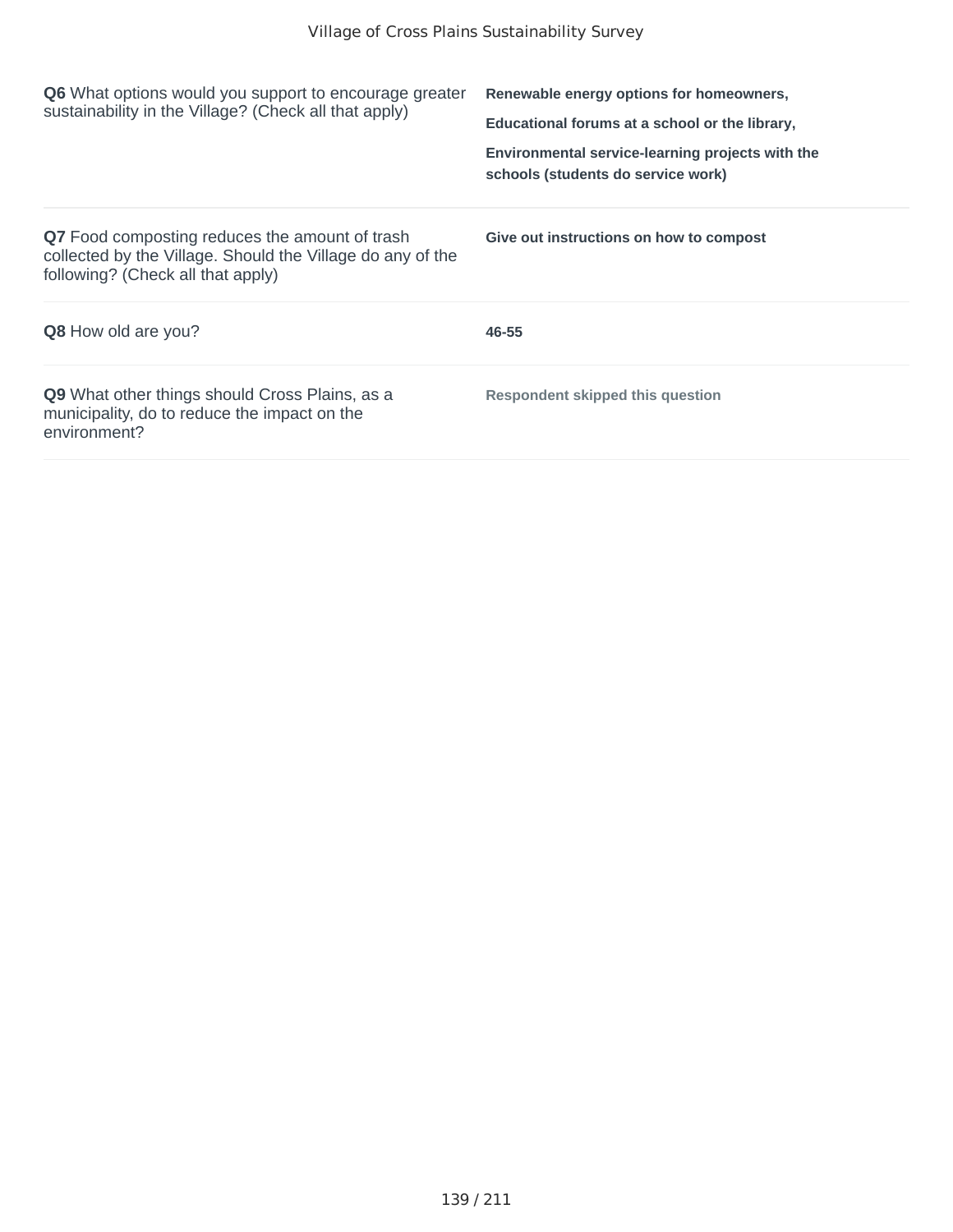**Q6** What options would you support to encourage greater sustainability in the Village? (Check all that apply)

**Renewable energy options for homeowners,**

**Educational forums at a school or the library,**

**Environmental service-learning projects with the schools (students do service work)**

**Q7** Food composting reduces the amount of trash collected by the Village. Should the Village do any of the following? (Check all that apply)

**Give out instructions on how to compost**

**Q8** How old are you?

**46-55**

**Q9** What other things should Cross Plains, as a municipality, do to reduce the impact on the environment?

**Respondent skipped this question**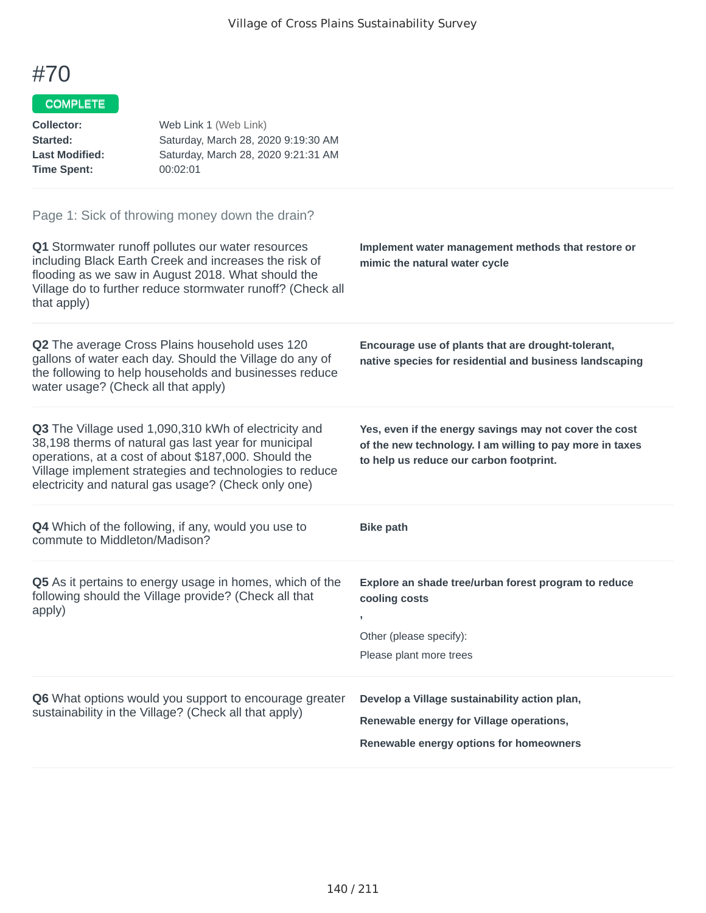# #70

COMPLETE

**Collector:** Web Link 1 (Web Link)
**Started:** Saturday, March 28, 2020 9:19:30 AM
**Last Modified:** Saturday, March 28, 2020 9:21:31 AM
**Time Spent:** 00:02:01

## Page 1: Sick of throwing money down the drain?

**Q1** Stormwater runoff pollutes our water resources including Black Earth Creek and increases the risk of flooding as we saw in August 2018. What should the Village do to further reduce stormwater runoff? (Check all that apply)

**Implement water management methods that restore or mimic the natural water cycle**

**Q2** The average Cross Plains household uses 120 gallons of water each day. Should the Village do any of the following to help households and businesses reduce water usage? (Check all that apply)

**Encourage use of plants that are drought-tolerant, native species for residential and business landscaping**

**Q3** The Village used 1,090,310 kWh of electricity and 38,198 therms of natural gas last year for municipal operations, at a cost of about $187,000. Should the Village implement strategies and technologies to reduce electricity and natural gas usage? (Check only one)

**Yes, even if the energy savings may not cover the cost of the new technology. I am willing to pay more in taxes to help us reduce our carbon footprint.**

**Q4** Which of the following, if any, would you use to commute to Middleton/Madison?

**Bike path**

**Q5** As it pertains to energy usage in homes, which of the following should the Village provide? (Check all that apply)

**Explore an shade tree/urban forest program to reduce cooling costs**

**,**

Other (please specify):

Please plant more trees

**Q6** What options would you support to encourage greater sustainability in the Village? (Check all that apply)

**Develop a Village sustainability action plan,**

**Renewable energy for Village operations,**

**Renewable energy options for homeowners**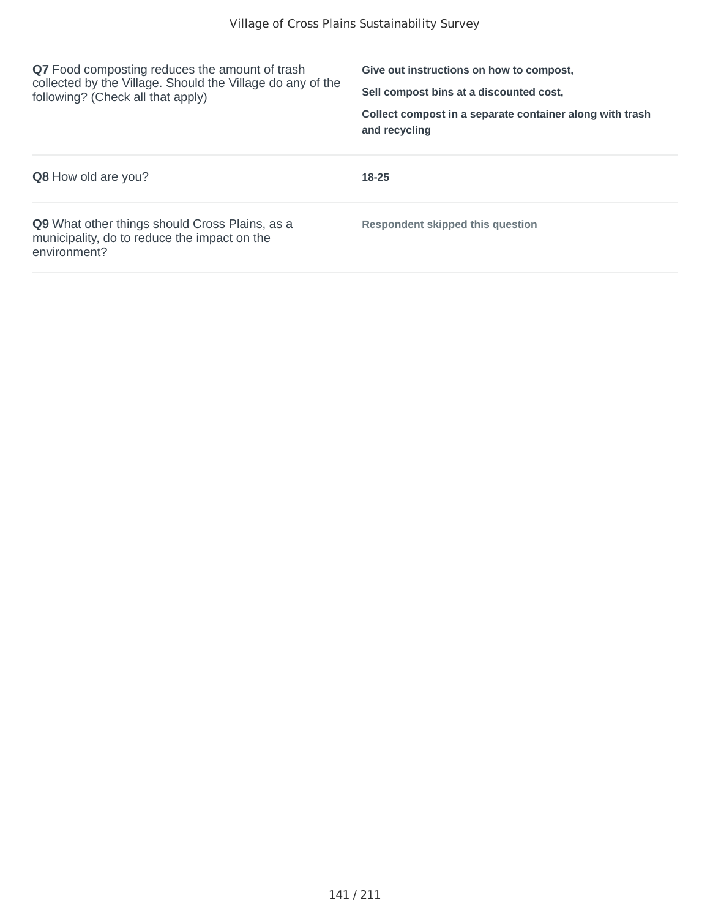| | |
|---|---|
| **Q7** Food composting reduces the amount of trash collected by the Village. Should the Village do any of the following? (Check all that apply) | **Give out instructions on how to compost,**<br>**Sell compost bins at a discounted cost,**<br>**Collect compost in a separate container along with trash and recycling** |
| **Q8** How old are you? | **18-25** |
| **Q9** What other things should Cross Plains, as a municipality, do to reduce the impact on the environment? | **Respondent skipped this question** |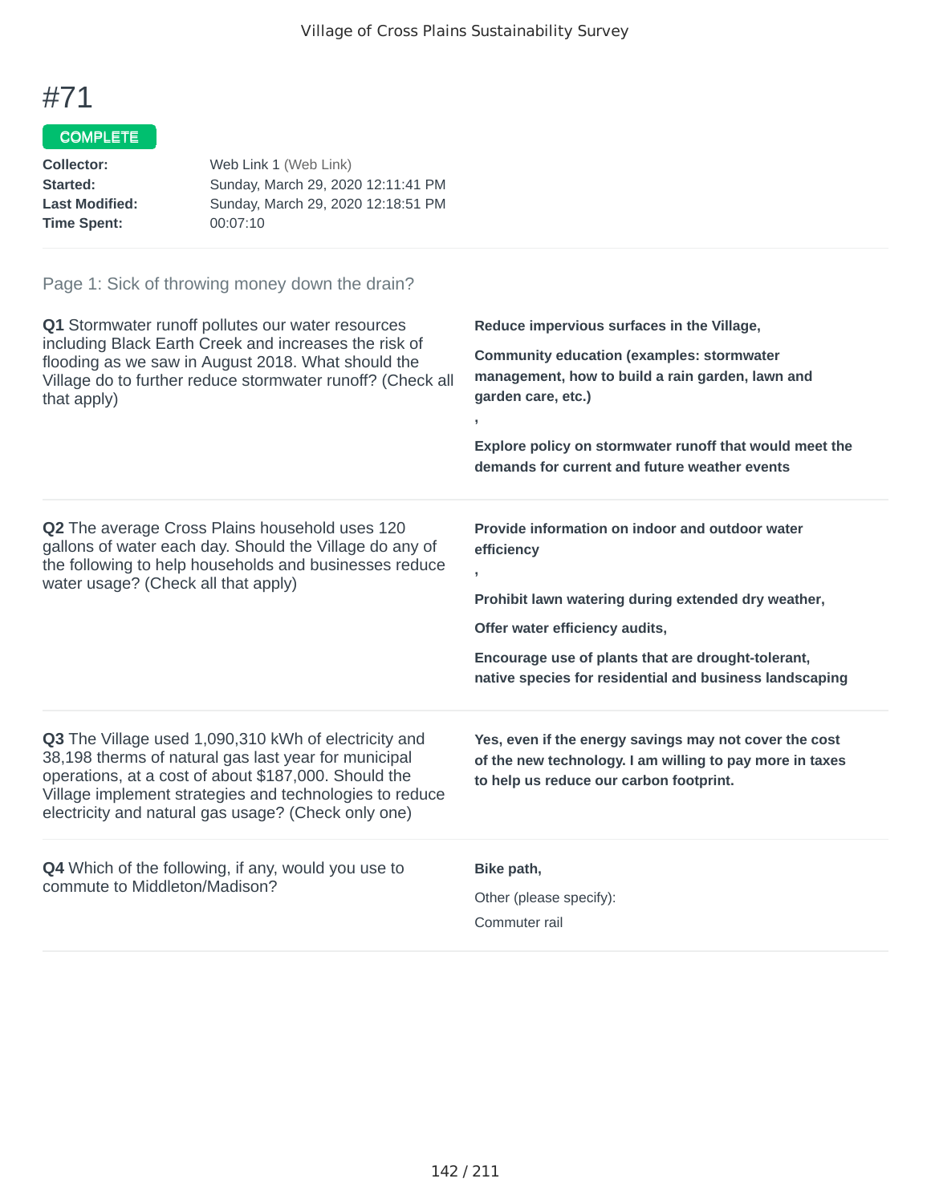# #71

COMPLETE

**Collector:** Web Link 1 (Web Link)
**Started:** Sunday, March 29, 2020 12:11:41 PM
**Last Modified:** Sunday, March 29, 2020 12:18:51 PM
**Time Spent:** 00:07:10

Page 1: Sick of throwing money down the drain?

**Q1** Stormwater runoff pollutes our water resources including Black Earth Creek and increases the risk of flooding as we saw in August 2018. What should the Village do to further reduce stormwater runoff? (Check all that apply)

**Reduce impervious surfaces in the Village,**

**Community education (examples: stormwater management, how to build a rain garden, lawn and garden care, etc.)**

**,**

**Explore policy on stormwater runoff that would meet the demands for current and future weather events**

**Q2** The average Cross Plains household uses 120 gallons of water each day. Should the Village do any of the following to help households and businesses reduce water usage? (Check all that apply)

**Provide information on indoor and outdoor water efficiency**

**,**

**Prohibit lawn watering during extended dry weather,**

**Offer water efficiency audits,**

**Encourage use of plants that are drought-tolerant, native species for residential and business landscaping**

**Q3** The Village used 1,090,310 kWh of electricity and 38,198 therms of natural gas last year for municipal operations, at a cost of about $187,000. Should the Village implement strategies and technologies to reduce electricity and natural gas usage? (Check only one)

**Yes, even if the energy savings may not cover the cost of the new technology. I am willing to pay more in taxes to help us reduce our carbon footprint.**

**Q4** Which of the following, if any, would you use to commute to Middleton/Madison?

**Bike path,**

Other (please specify):

Commuter rail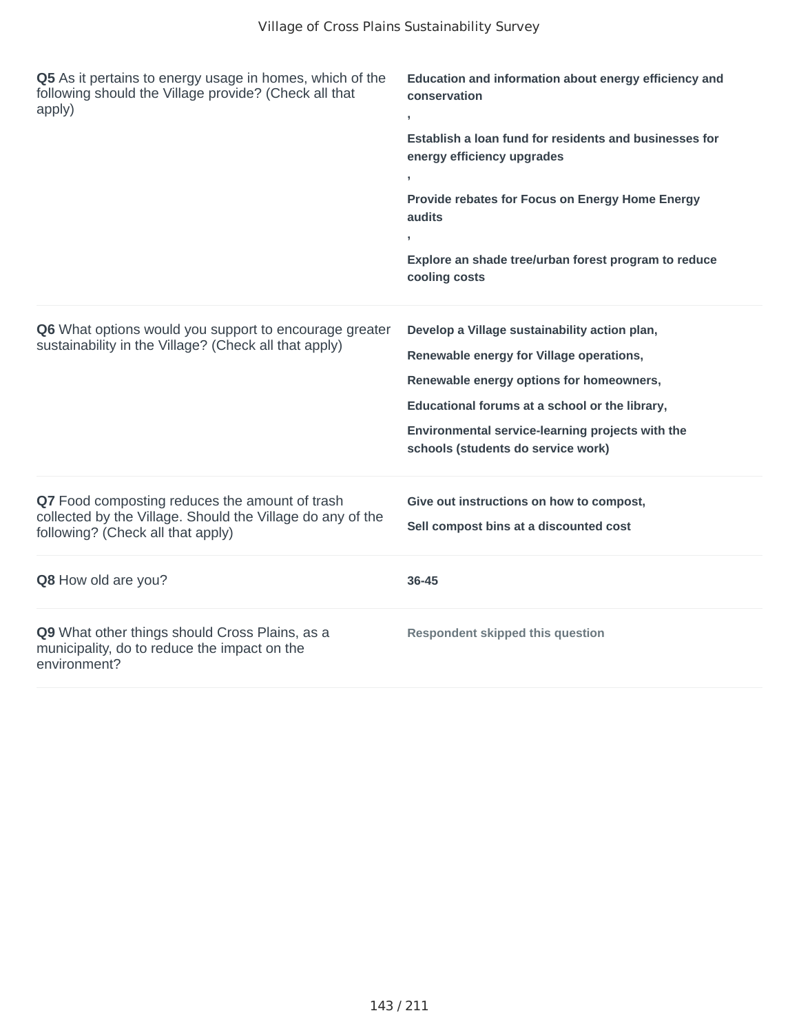| Question | Response |
| --- | --- |
| **Q5** As it pertains to energy usage in homes, which of the following should the Village provide? (Check all that apply) | **Education and information about energy efficiency and conservation** , **Establish a loan fund for residents and businesses for energy efficiency upgrades** , **Provide rebates for Focus on Energy Home Energy audits** , **Explore an shade tree/urban forest program to reduce cooling costs** |
| **Q6** What options would you support to encourage greater sustainability in the Village? (Check all that apply) | **Develop a Village sustainability action plan,** **Renewable energy for Village operations,** **Renewable energy options for homeowners,** **Educational forums at a school or the library,** **Environmental service-learning projects with the schools (students do service work)** |
| **Q7** Food composting reduces the amount of trash collected by the Village. Should the Village do any of the following? (Check all that apply) | **Give out instructions on how to compost,** **Sell compost bins at a discounted cost** |
| **Q8** How old are you? | **36-45** |
| **Q9** What other things should Cross Plains, as a municipality, do to reduce the impact on the environment? | **Respondent skipped this question** |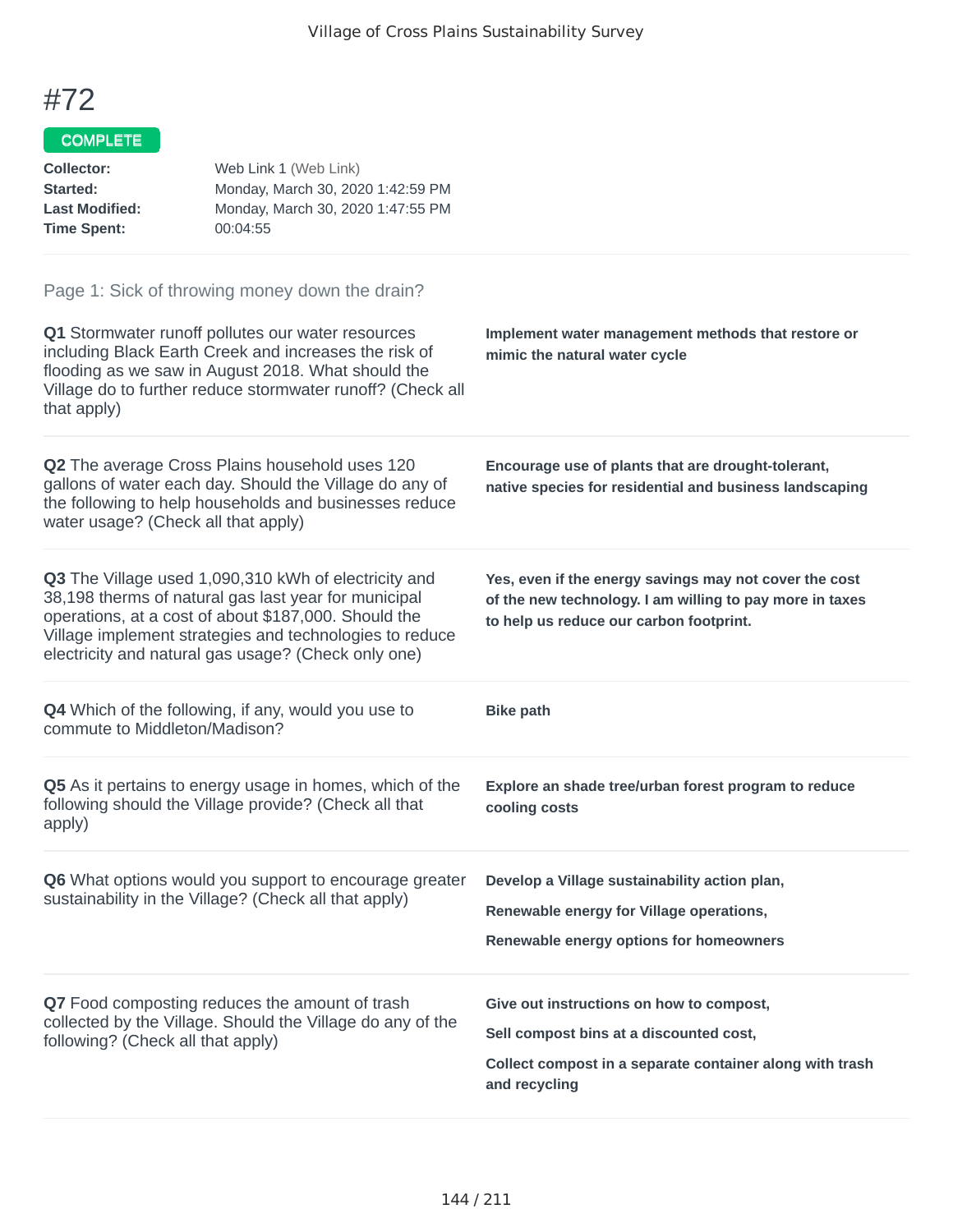# #72

COMPLETE

**Collector:** Web Link 1 (Web Link)
**Started:** Monday, March 30, 2020 1:42:59 PM
**Last Modified:** Monday, March 30, 2020 1:47:55 PM
**Time Spent:** 00:04:55

## Page 1: Sick of throwing money down the drain?

**Q1** Stormwater runoff pollutes our water resources including Black Earth Creek and increases the risk of flooding as we saw in August 2018. What should the Village do to further reduce stormwater runoff? (Check all that apply)

**Implement water management methods that restore or mimic the natural water cycle**

**Q2** The average Cross Plains household uses 120 gallons of water each day. Should the Village do any of the following to help households and businesses reduce water usage? (Check all that apply)

**Encourage use of plants that are drought-tolerant, native species for residential and business landscaping**

**Q3** The Village used 1,090,310 kWh of electricity and 38,198 therms of natural gas last year for municipal operations, at a cost of about $187,000. Should the Village implement strategies and technologies to reduce electricity and natural gas usage? (Check only one)

**Yes, even if the energy savings may not cover the cost of the new technology. I am willing to pay more in taxes to help us reduce our carbon footprint.**

**Q4** Which of the following, if any, would you use to commute to Middleton/Madison?

**Bike path**

**Q5** As it pertains to energy usage in homes, which of the following should the Village provide? (Check all that apply)

**Explore an shade tree/urban forest program to reduce cooling costs**

**Q6** What options would you support to encourage greater sustainability in the Village? (Check all that apply)

**Develop a Village sustainability action plan,**

**Renewable energy for Village operations,**

**Renewable energy options for homeowners**

**Q7** Food composting reduces the amount of trash collected by the Village. Should the Village do any of the following? (Check all that apply)

**Give out instructions on how to compost,**

**Sell compost bins at a discounted cost,**

**Collect compost in a separate container along with trash and recycling**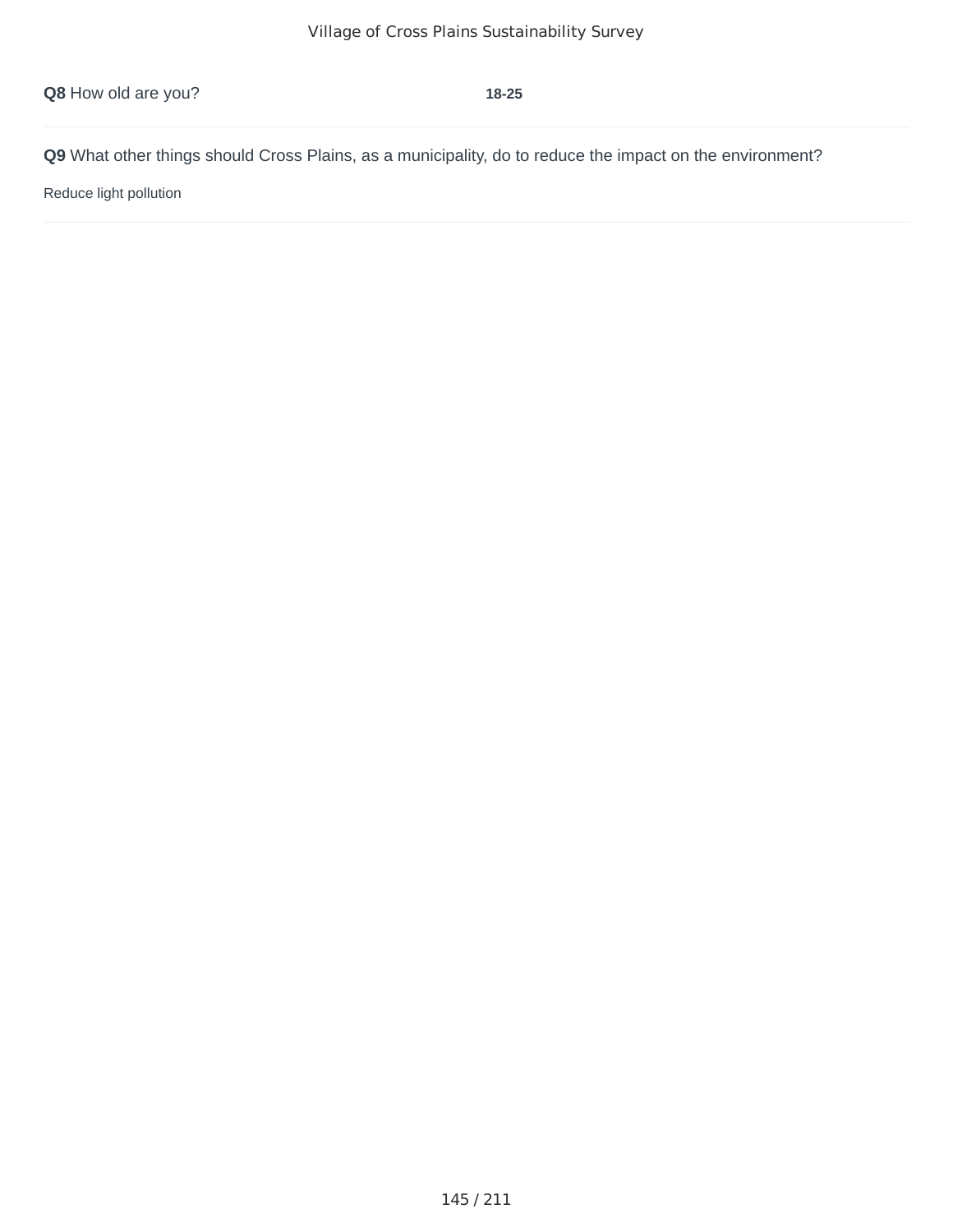**Q8** How old are you? **18-25**

---

**Q9** What other things should Cross Plains, as a municipality, do to reduce the impact on the environment?

Reduce light pollution

---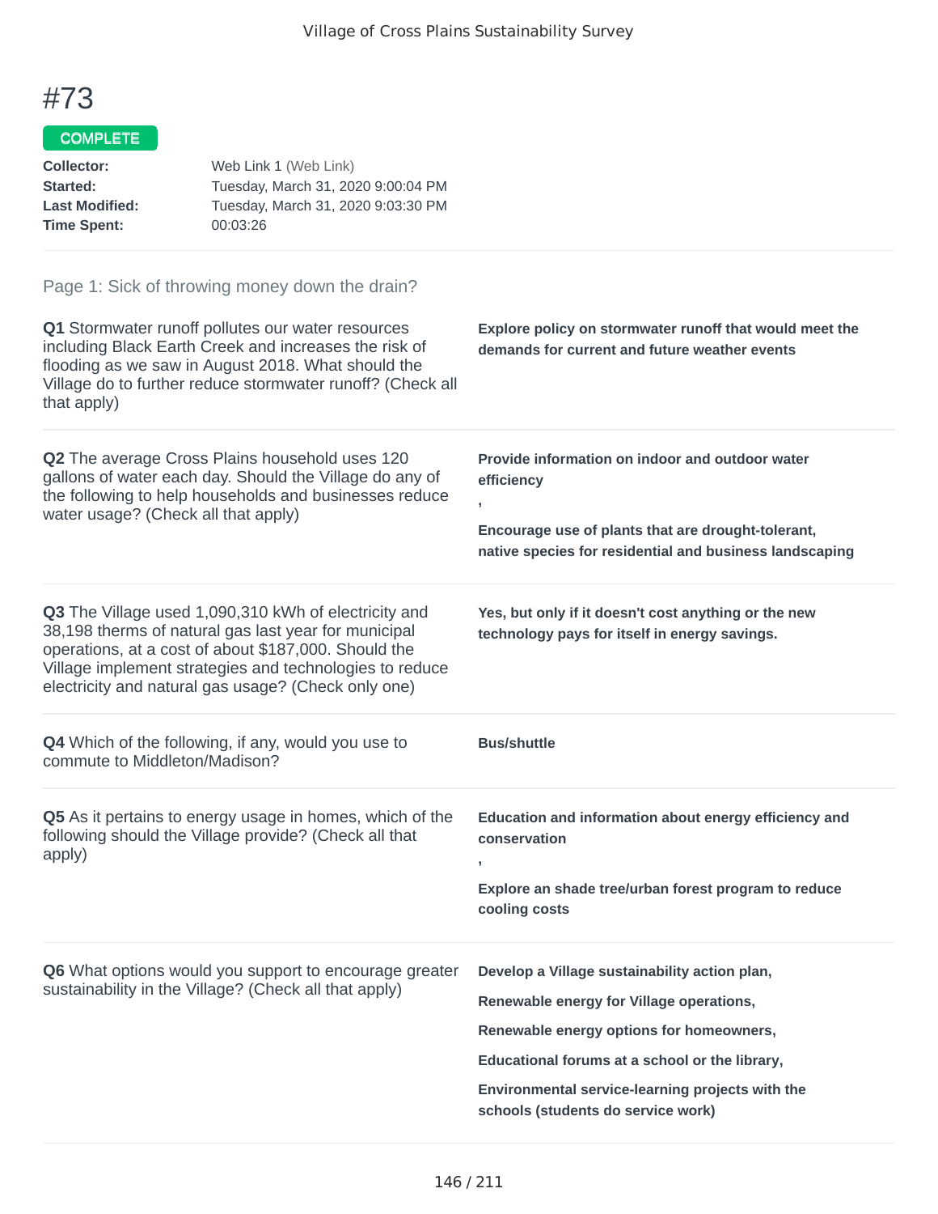# #73

**COMPLETE**

**Collector:** Web Link 1 (Web Link)
**Started:** Tuesday, March 31, 2020 9:00:04 PM
**Last Modified:** Tuesday, March 31, 2020 9:03:30 PM
**Time Spent:** 00:03:26

Page 1: Sick of throwing money down the drain?

**Q1** Stormwater runoff pollutes our water resources including Black Earth Creek and increases the risk of flooding as we saw in August 2018. What should the Village do to further reduce stormwater runoff? (Check all that apply)

**Explore policy on stormwater runoff that would meet the demands for current and future weather events**

**Q2** The average Cross Plains household uses 120 gallons of water each day. Should the Village do any of the following to help households and businesses reduce water usage? (Check all that apply)

**Provide information on indoor and outdoor water efficiency**

**,**

**Encourage use of plants that are drought-tolerant, native species for residential and business landscaping**

**Q3** The Village used 1,090,310 kWh of electricity and 38,198 therms of natural gas last year for municipal operations, at a cost of about $187,000. Should the Village implement strategies and technologies to reduce electricity and natural gas usage? (Check only one)

**Yes, but only if it doesn't cost anything or the new technology pays for itself in energy savings.**

**Q4** Which of the following, if any, would you use to commute to Middleton/Madison?

**Bus/shuttle**

**Q5** As it pertains to energy usage in homes, which of the following should the Village provide? (Check all that apply)

**Education and information about energy efficiency and conservation**

**,**

**Explore an shade tree/urban forest program to reduce cooling costs**

**Q6** What options would you support to encourage greater sustainability in the Village? (Check all that apply)

**Develop a Village sustainability action plan,**

**Renewable energy for Village operations,**

**Renewable energy options for homeowners,**

**Educational forums at a school or the library,**

**Environmental service-learning projects with the schools (students do service work)**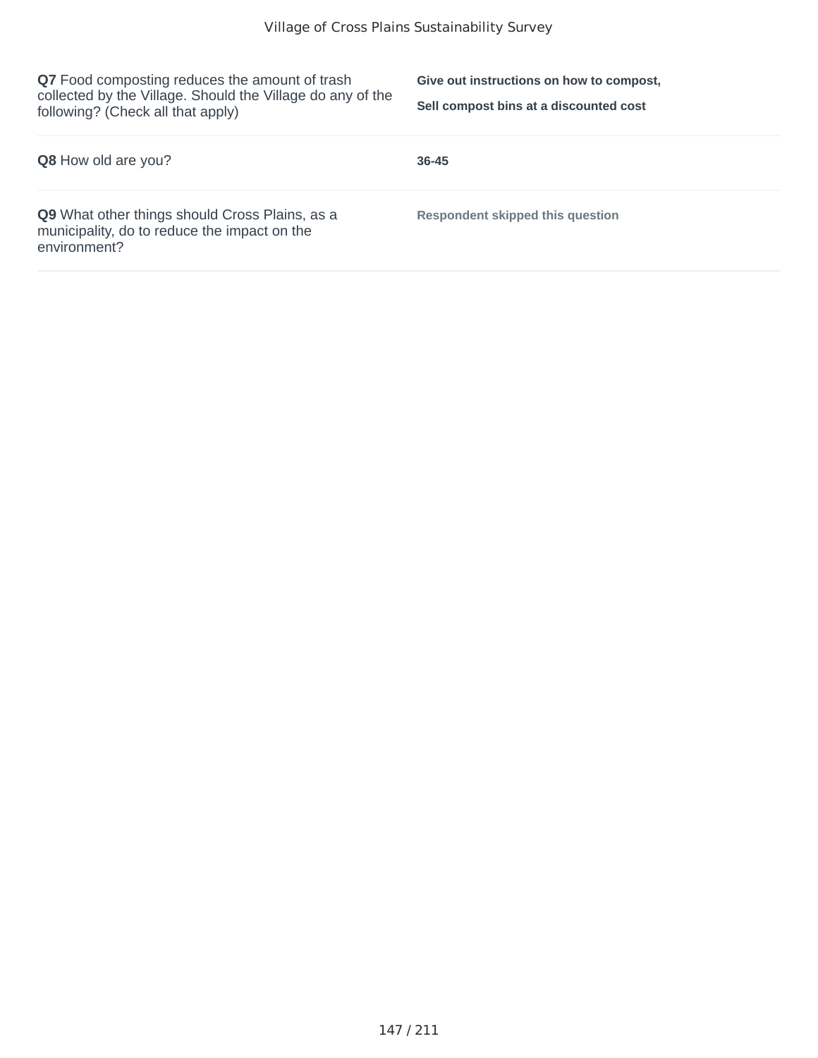| Question | Response |
| --- | --- |
| **Q7** Food composting reduces the amount of trash collected by the Village. Should the Village do any of the following? (Check all that apply) | **Give out instructions on how to compost,** **Sell compost bins at a discounted cost** |
| **Q8** How old are you? | **36-45** |
| **Q9** What other things should Cross Plains, as a municipality, do to reduce the impact on the environment? | **Respondent skipped this question** |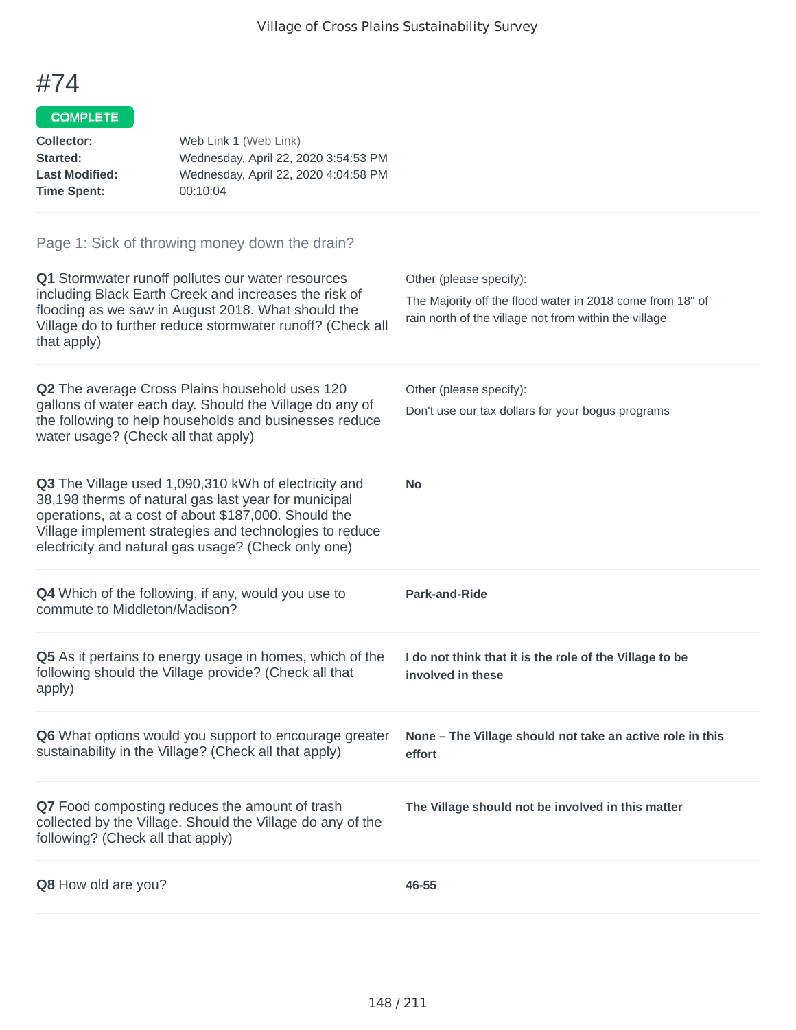# #74

**COMPLETE**

| | |
|---|---|
| **Collector:** | Web Link 1 (Web Link) |
| **Started:** | Wednesday, April 22, 2020 3:54:53 PM |
| **Last Modified:** | Wednesday, April 22, 2020 4:04:58 PM |
| **Time Spent:** | 00:10:04 |

## Page 1: Sick of throwing money down the drain?

**Q1** Stormwater runoff pollutes our water resources including Black Earth Creek and increases the risk of flooding as we saw in August 2018. What should the Village do to further reduce stormwater runoff? (Check all that apply)

Other (please specify):
The Majority off the flood water in 2018 come from 18" of rain north of the village not from within the village

**Q2** The average Cross Plains household uses 120 gallons of water each day. Should the Village do any of the following to help households and businesses reduce water usage? (Check all that apply)

Other (please specify):
Don't use our tax dollars for your bogus programs

**Q3** The Village used 1,090,310 kWh of electricity and 38,198 therms of natural gas last year for municipal operations, at a cost of about $187,000. Should the Village implement strategies and technologies to reduce electricity and natural gas usage? (Check only one)

**No**

**Q4** Which of the following, if any, would you use to commute to Middleton/Madison?

**Park-and-Ride**

**Q5** As it pertains to energy usage in homes, which of the following should the Village provide? (Check all that apply)

**I do not think that it is the role of the Village to be involved in these**

**Q6** What options would you support to encourage greater sustainability in the Village? (Check all that apply)

**None – The Village should not take an active role in this effort**

**Q7** Food composting reduces the amount of trash collected by the Village. Should the Village do any of the following? (Check all that apply)

**The Village should not be involved in this matter**

**Q8** How old are you?

**46-55**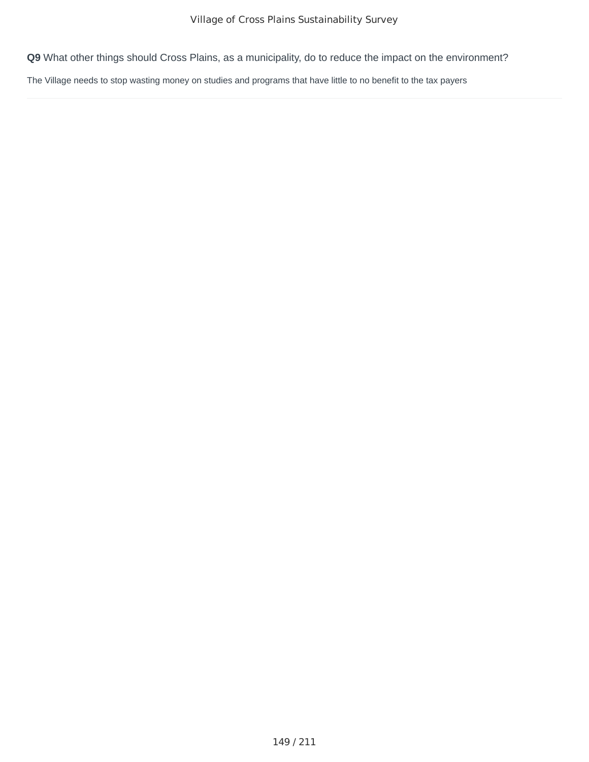**Q9** What other things should Cross Plains, as a municipality, do to reduce the impact on the environment?

The Village needs to stop wasting money on studies and programs that have little to no benefit to the tax payers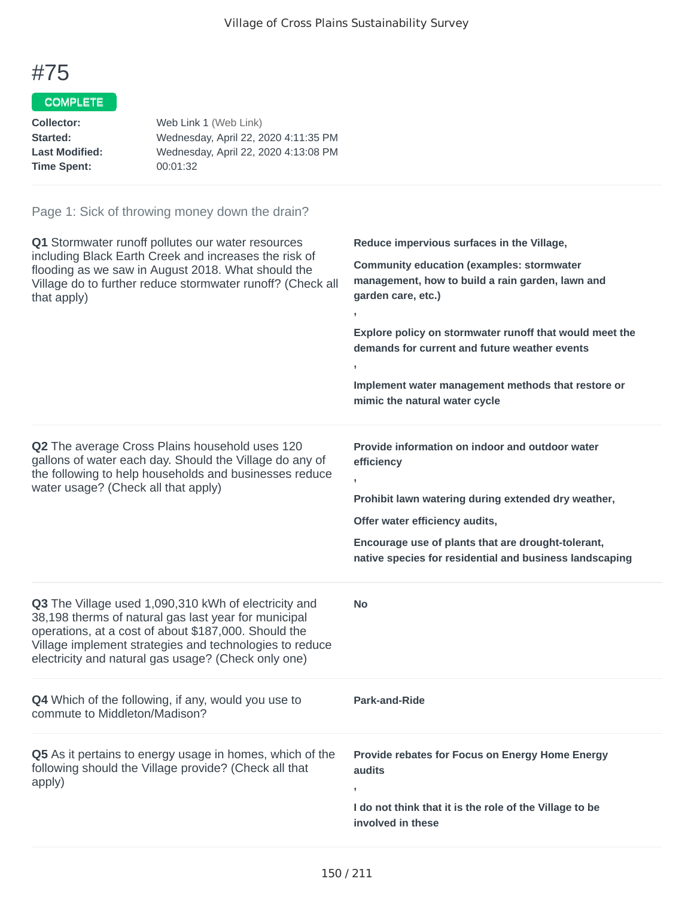# #75

COMPLETE

**Collector:** Web Link 1 (Web Link)
**Started:** Wednesday, April 22, 2020 4:11:35 PM
**Last Modified:** Wednesday, April 22, 2020 4:13:08 PM
**Time Spent:** 00:01:32

Page 1: Sick of throwing money down the drain?

**Q1** Stormwater runoff pollutes our water resources including Black Earth Creek and increases the risk of flooding as we saw in August 2018. What should the Village do to further reduce stormwater runoff? (Check all that apply)

**Reduce impervious surfaces in the Village,**

**Community education (examples: stormwater management, how to build a rain garden, lawn and garden care, etc.)**

**,**

**Explore policy on stormwater runoff that would meet the demands for current and future weather events**

**,**

**Implement water management methods that restore or mimic the natural water cycle**

**Q2** The average Cross Plains household uses 120 gallons of water each day. Should the Village do any of the following to help households and businesses reduce water usage? (Check all that apply)

**Provide information on indoor and outdoor water efficiency**

**,**

**Prohibit lawn watering during extended dry weather,**

**Offer water efficiency audits,**

**Encourage use of plants that are drought-tolerant, native species for residential and business landscaping**

**Q3** The Village used 1,090,310 kWh of electricity and 38,198 therms of natural gas last year for municipal operations, at a cost of about $187,000. Should the Village implement strategies and technologies to reduce electricity and natural gas usage? (Check only one)

**No**

**Q4** Which of the following, if any, would you use to commute to Middleton/Madison?

**Park-and-Ride**

**Q5** As it pertains to energy usage in homes, which of the following should the Village provide? (Check all that apply)

**Provide rebates for Focus on Energy Home Energy audits**

**,**

**I do not think that it is the role of the Village to be involved in these**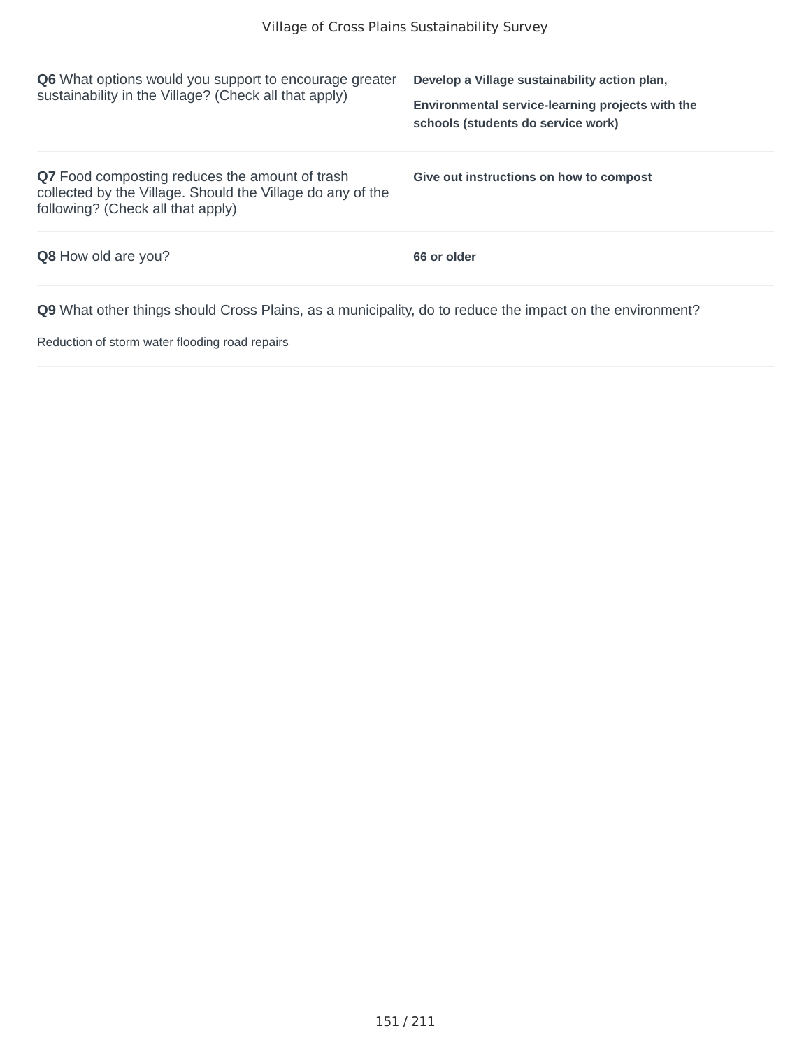**Q6** What options would you support to encourage greater sustainability in the Village? (Check all that apply)

**Develop a Village sustainability action plan,**

**Environmental service-learning projects with the schools (students do service work)**

**Q7** Food composting reduces the amount of trash collected by the Village. Should the Village do any of the following? (Check all that apply)

**Give out instructions on how to compost**

**Q8** How old are you?

**66 or older**

**Q9** What other things should Cross Plains, as a municipality, do to reduce the impact on the environment?

Reduction of storm water flooding road repairs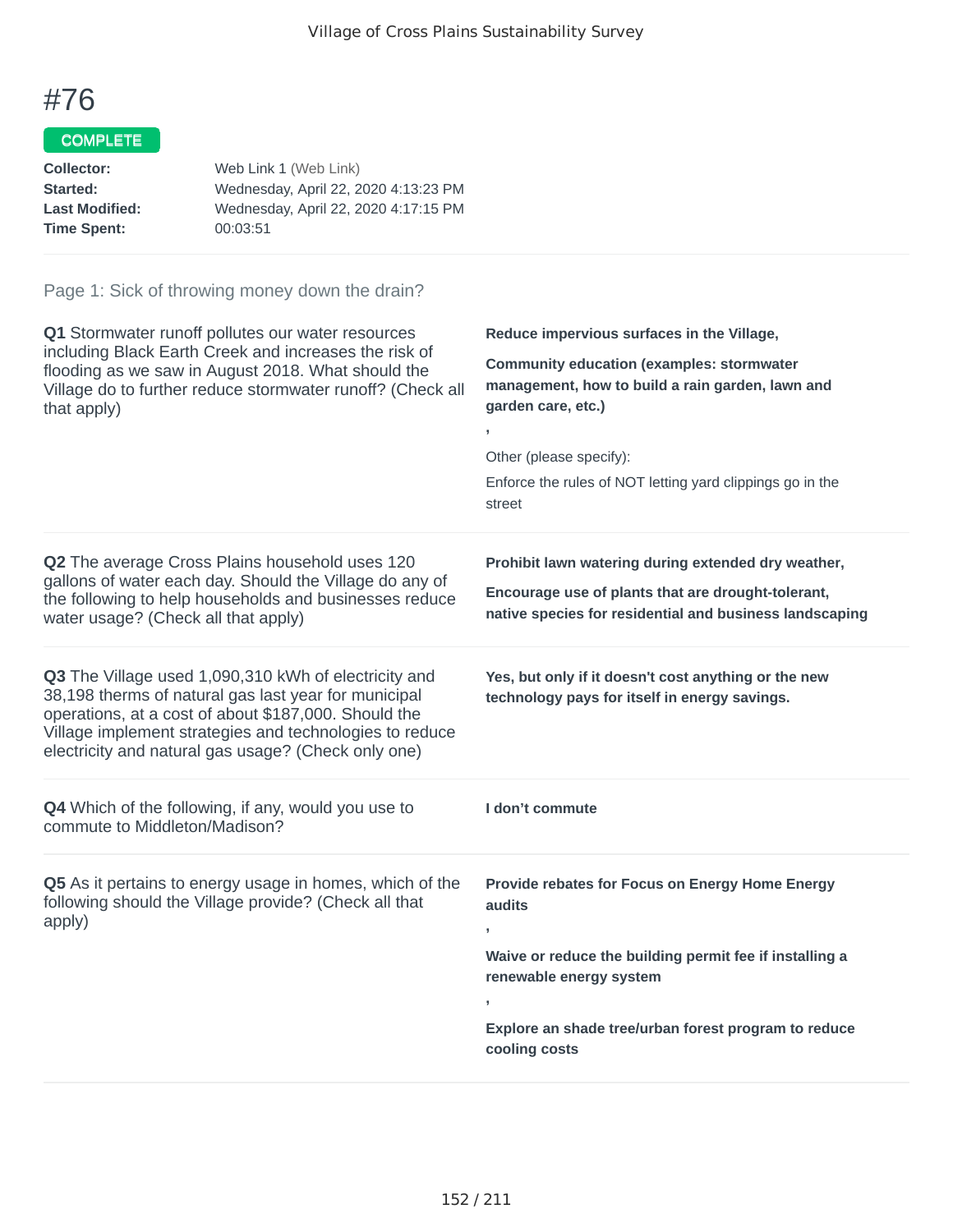# #76

**COMPLETE**

**Collector:** Web Link 1 (Web Link)
**Started:** Wednesday, April 22, 2020 4:13:23 PM
**Last Modified:** Wednesday, April 22, 2020 4:17:15 PM
**Time Spent:** 00:03:51

Page 1: Sick of throwing money down the drain?

**Q1** Stormwater runoff pollutes our water resources including Black Earth Creek and increases the risk of flooding as we saw in August 2018. What should the Village do to further reduce stormwater runoff? (Check all that apply)

**Reduce impervious surfaces in the Village,**

**Community education (examples: stormwater management, how to build a rain garden, lawn and garden care, etc.)**

**,**

Other (please specify):

Enforce the rules of NOT letting yard clippings go in the street

**Q2** The average Cross Plains household uses 120 gallons of water each day. Should the Village do any of the following to help households and businesses reduce water usage? (Check all that apply)

**Prohibit lawn watering during extended dry weather,**

**Encourage use of plants that are drought-tolerant, native species for residential and business landscaping**

**Q3** The Village used 1,090,310 kWh of electricity and 38,198 therms of natural gas last year for municipal operations, at a cost of about $187,000. Should the Village implement strategies and technologies to reduce electricity and natural gas usage? (Check only one)

**Yes, but only if it doesn't cost anything or the new technology pays for itself in energy savings.**

**Q4** Which of the following, if any, would you use to commute to Middleton/Madison?

**I don’t commute**

**Q5** As it pertains to energy usage in homes, which of the following should the Village provide? (Check all that apply)

**Provide rebates for Focus on Energy Home Energy audits**

**,**

**Waive or reduce the building permit fee if installing a renewable energy system**

**,**

**Explore an shade tree/urban forest program to reduce cooling costs**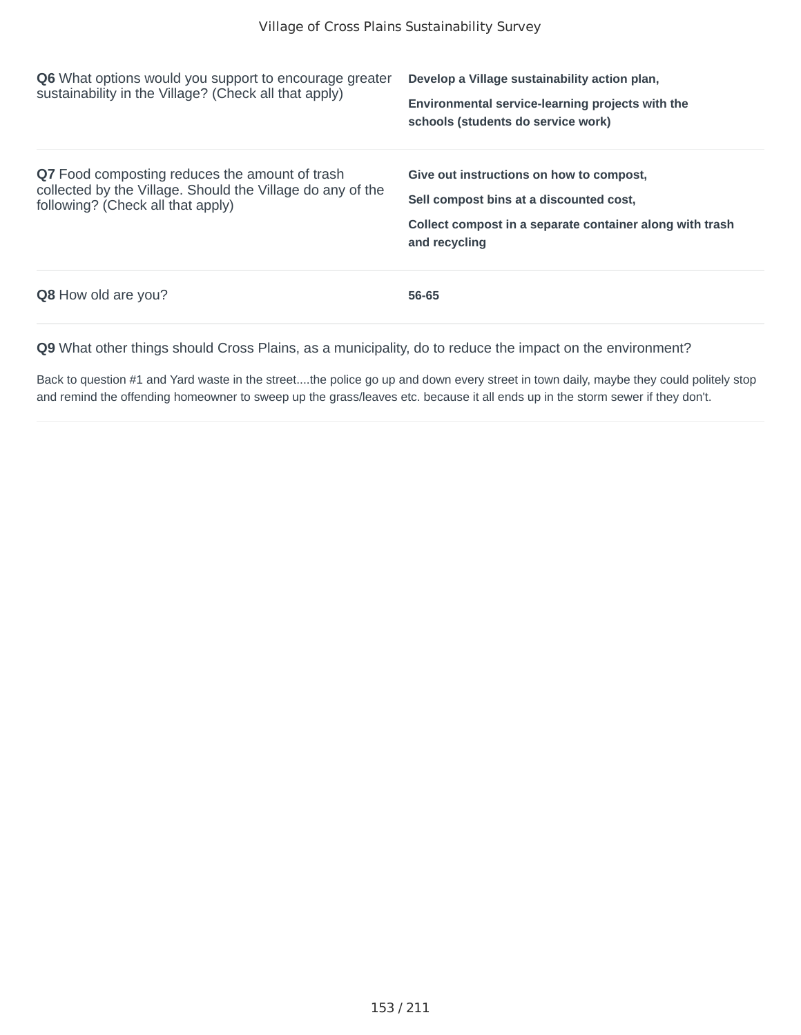**Q6** What options would you support to encourage greater sustainability in the Village? (Check all that apply)

**Develop a Village sustainability action plan,**

**Environmental service-learning projects with the schools (students do service work)**

**Q7** Food composting reduces the amount of trash collected by the Village. Should the Village do any of the following? (Check all that apply)

**Give out instructions on how to compost,**

**Sell compost bins at a discounted cost,**

**Collect compost in a separate container along with trash and recycling**

**Q8** How old are you?

**56-65**

**Q9** What other things should Cross Plains, as a municipality, do to reduce the impact on the environment?

Back to question #1 and Yard waste in the street....the police go up and down every street in town daily, maybe they could politely stop and remind the offending homeowner to sweep up the grass/leaves etc. because it all ends up in the storm sewer if they don't.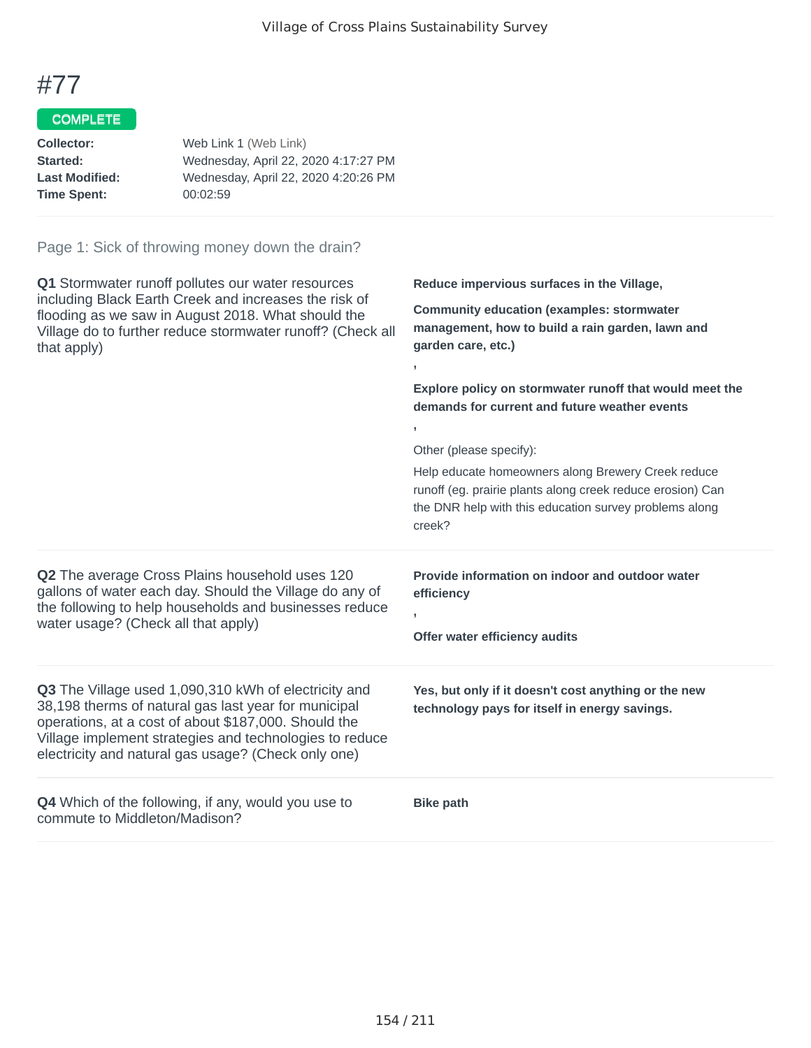# #77

COMPLETE

**Collector:** Web Link 1 (Web Link)
**Started:** Wednesday, April 22, 2020 4:17:27 PM
**Last Modified:** Wednesday, April 22, 2020 4:20:26 PM
**Time Spent:** 00:02:59

## Page 1: Sick of throwing money down the drain?

**Q1** Stormwater runoff pollutes our water resources including Black Earth Creek and increases the risk of flooding as we saw in August 2018. What should the Village do to further reduce stormwater runoff? (Check all that apply)

**Reduce impervious surfaces in the Village,**

**Community education (examples: stormwater management, how to build a rain garden, lawn and garden care, etc.)**

,

**Explore policy on stormwater runoff that would meet the demands for current and future weather events**

,

Other (please specify):

Help educate homeowners along Brewery Creek reduce runoff (eg. prairie plants along creek reduce erosion) Can the DNR help with this education survey problems along creek?

**Q2** The average Cross Plains household uses 120 gallons of water each day. Should the Village do any of the following to help households and businesses reduce water usage? (Check all that apply)

**Provide information on indoor and outdoor water efficiency**

,

**Offer water efficiency audits**

**Q3** The Village used 1,090,310 kWh of electricity and 38,198 therms of natural gas last year for municipal operations, at a cost of about $187,000. Should the Village implement strategies and technologies to reduce electricity and natural gas usage? (Check only one)

**Yes, but only if it doesn't cost anything or the new technology pays for itself in energy savings.**

**Q4** Which of the following, if any, would you use to commute to Middleton/Madison?

**Bike path**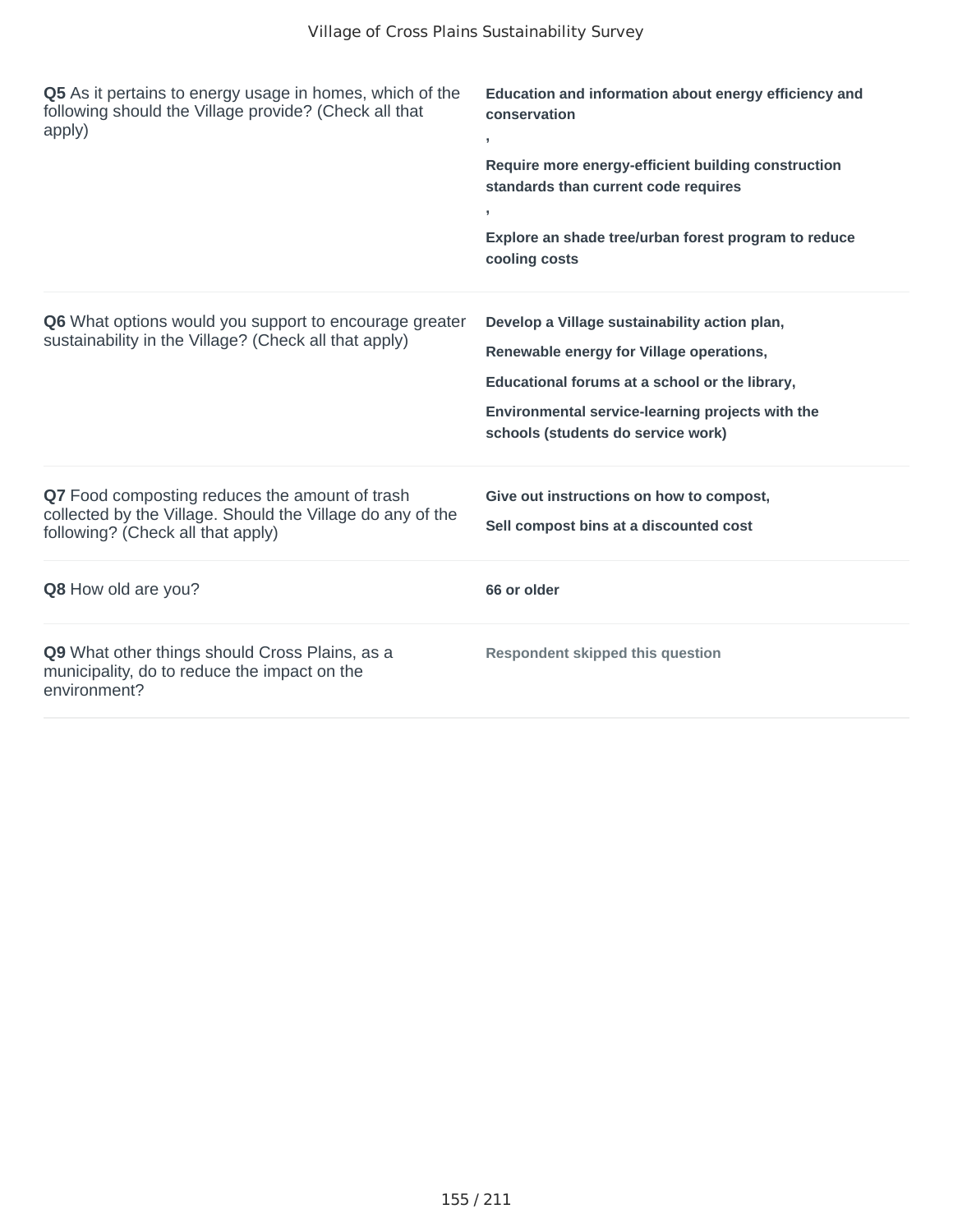**Q5** As it pertains to energy usage in homes, which of the following should the Village provide? (Check all that apply)

**Education and information about energy efficiency and conservation**
,
**Require more energy-efficient building construction standards than current code requires**
,
**Explore an shade tree/urban forest program to reduce cooling costs**

**Q6** What options would you support to encourage greater sustainability in the Village? (Check all that apply)

**Develop a Village sustainability action plan,**

**Renewable energy for Village operations,**

**Educational forums at a school or the library,**

**Environmental service-learning projects with the schools (students do service work)**

**Q7** Food composting reduces the amount of trash collected by the Village. Should the Village do any of the following? (Check all that apply)

**Give out instructions on how to compost,**

**Sell compost bins at a discounted cost**

**Q8** How old are you?

**66 or older**

**Q9** What other things should Cross Plains, as a municipality, do to reduce the impact on the environment?

**Respondent skipped this question**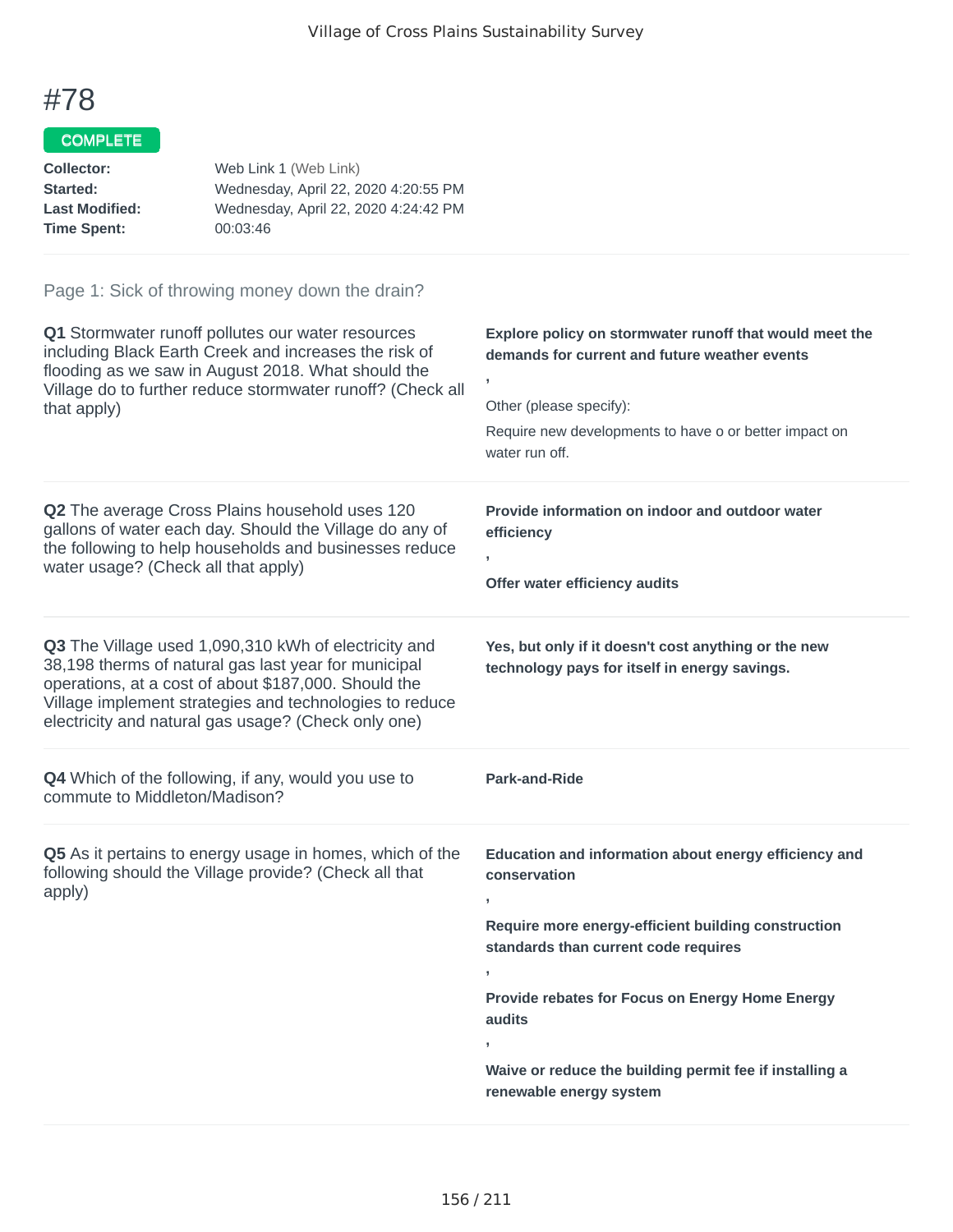# #78

**COMPLETE**

| | |
|---|---|
| **Collector:** | Web Link 1 (Web Link) |
| **Started:** | Wednesday, April 22, 2020 4:20:55 PM |
| **Last Modified:** | Wednesday, April 22, 2020 4:24:42 PM |
| **Time Spent:** | 00:03:46 |

## Page 1: Sick of throwing money down the drain?

**Q1** Stormwater runoff pollutes our water resources including Black Earth Creek and increases the risk of flooding as we saw in August 2018. What should the Village do to further reduce stormwater runoff? (Check all that apply)

**Explore policy on stormwater runoff that would meet the demands for current and future weather events**

,

Other (please specify):

Require new developments to have o or better impact on water run off.

**Q2** The average Cross Plains household uses 120 gallons of water each day. Should the Village do any of the following to help households and businesses reduce water usage? (Check all that apply)

**Provide information on indoor and outdoor water efficiency**

,

**Offer water efficiency audits**

**Q3** The Village used 1,090,310 kWh of electricity and 38,198 therms of natural gas last year for municipal operations, at a cost of about $187,000. Should the Village implement strategies and technologies to reduce electricity and natural gas usage? (Check only one)

**Yes, but only if it doesn't cost anything or the new technology pays for itself in energy savings.**

**Q4** Which of the following, if any, would you use to commute to Middleton/Madison?

**Park-and-Ride**

**Q5** As it pertains to energy usage in homes, which of the following should the Village provide? (Check all that apply)

**Education and information about energy efficiency and conservation**

,

**Require more energy-efficient building construction standards than current code requires**

,

**Provide rebates for Focus on Energy Home Energy audits**

,

**Waive or reduce the building permit fee if installing a renewable energy system**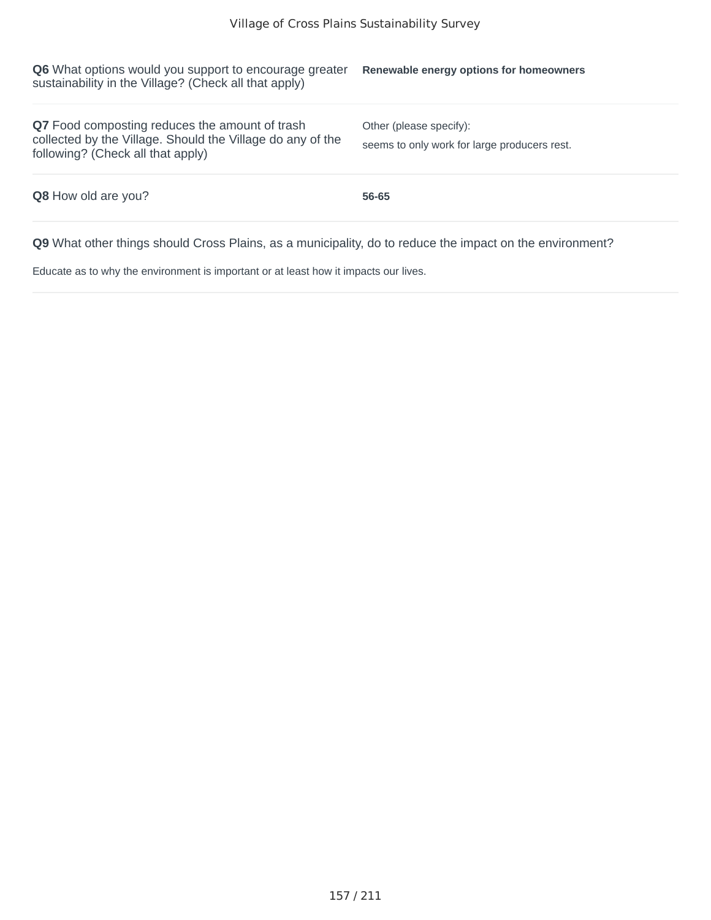**Q6** What options would you support to encourage greater sustainability in the Village? (Check all that apply)

**Renewable energy options for homeowners**

**Q7** Food composting reduces the amount of trash collected by the Village. Should the Village do any of the following? (Check all that apply)

Other (please specify):
seems to only work for large producers rest.

**Q8** How old are you?

**56-65**

**Q9** What other things should Cross Plains, as a municipality, do to reduce the impact on the environment?

Educate as to why the environment is important or at least how it impacts our lives.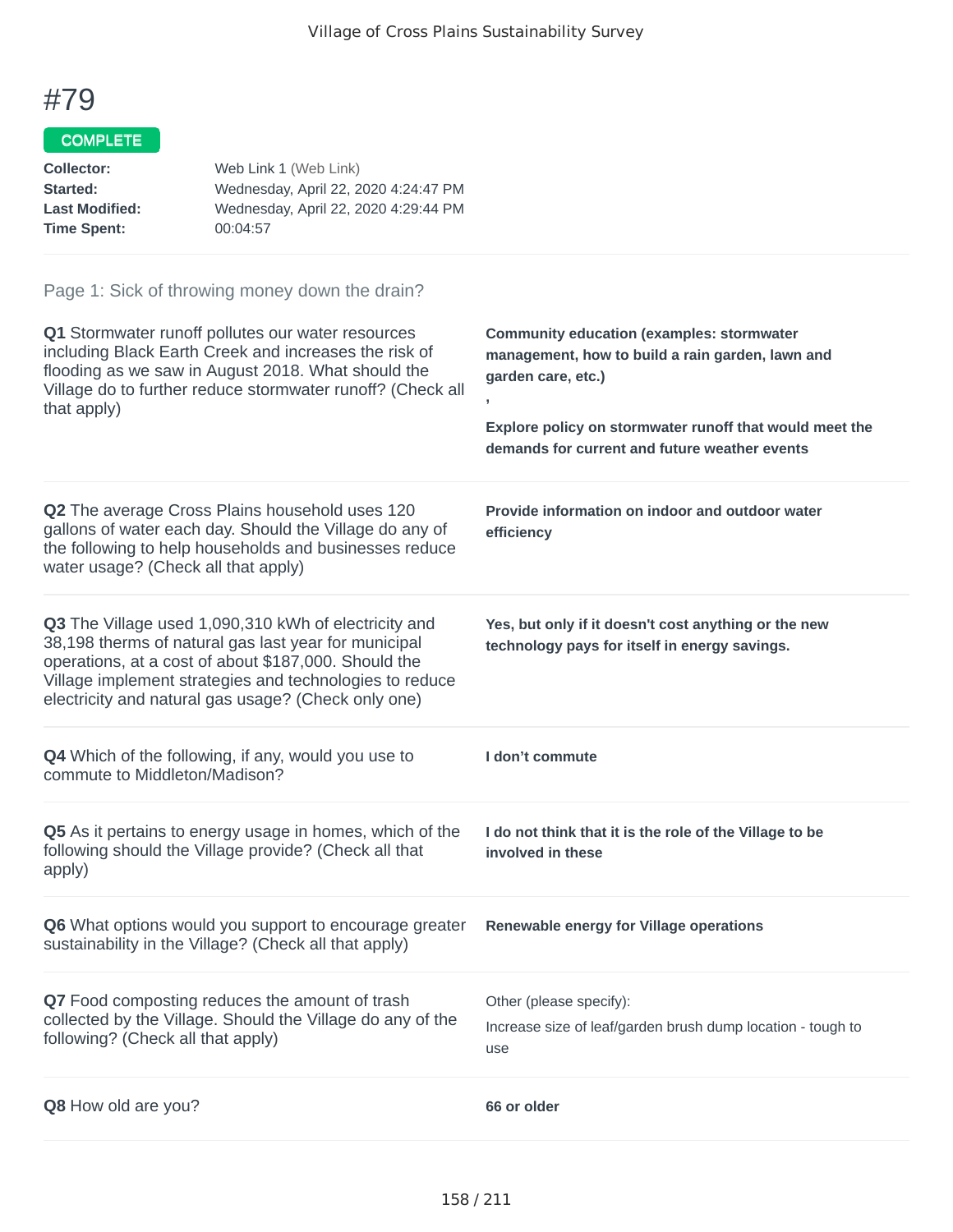# #79

COMPLETE

| | |
|---|---|
| **Collector:** | Web Link 1 (Web Link) |
| **Started:** | Wednesday, April 22, 2020 4:24:47 PM |
| **Last Modified:** | Wednesday, April 22, 2020 4:29:44 PM |
| **Time Spent:** | 00:04:57 |

## Page 1: Sick of throwing money down the drain?

**Q1** Stormwater runoff pollutes our water resources including Black Earth Creek and increases the risk of flooding as we saw in August 2018. What should the Village do to further reduce stormwater runoff? (Check all that apply)

**Community education (examples: stormwater management, how to build a rain garden, lawn and garden care, etc.)**

**,**

**Explore policy on stormwater runoff that would meet the demands for current and future weather events**

**Q2** The average Cross Plains household uses 120 gallons of water each day. Should the Village do any of the following to help households and businesses reduce water usage? (Check all that apply)

**Provide information on indoor and outdoor water efficiency**

**Q3** The Village used 1,090,310 kWh of electricity and 38,198 therms of natural gas last year for municipal operations, at a cost of about $187,000. Should the Village implement strategies and technologies to reduce electricity and natural gas usage? (Check only one)

**Yes, but only if it doesn't cost anything or the new technology pays for itself in energy savings.**

**Q4** Which of the following, if any, would you use to commute to Middleton/Madison?

**I don't commute**

**Q5** As it pertains to energy usage in homes, which of the following should the Village provide? (Check all that apply)

**I do not think that it is the role of the Village to be involved in these**

**Q6** What options would you support to encourage greater sustainability in the Village? (Check all that apply)

**Renewable energy for Village operations**

**Q7** Food composting reduces the amount of trash collected by the Village. Should the Village do any of the following? (Check all that apply)

Other (please specify):

Increase size of leaf/garden brush dump location - tough to use

**Q8** How old are you?

**66 or older**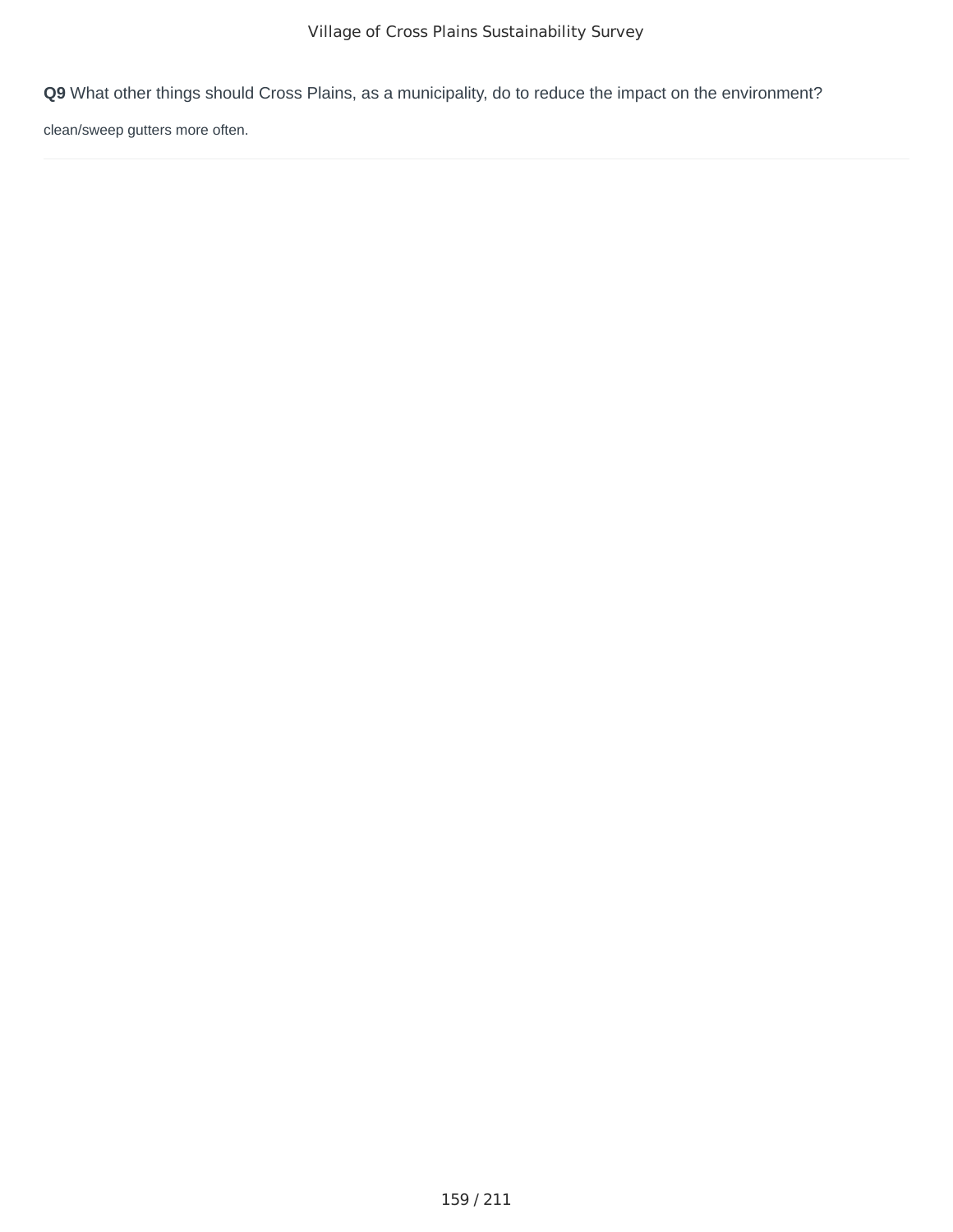**Q9** What other things should Cross Plains, as a municipality, do to reduce the impact on the environment?

clean/sweep gutters more often.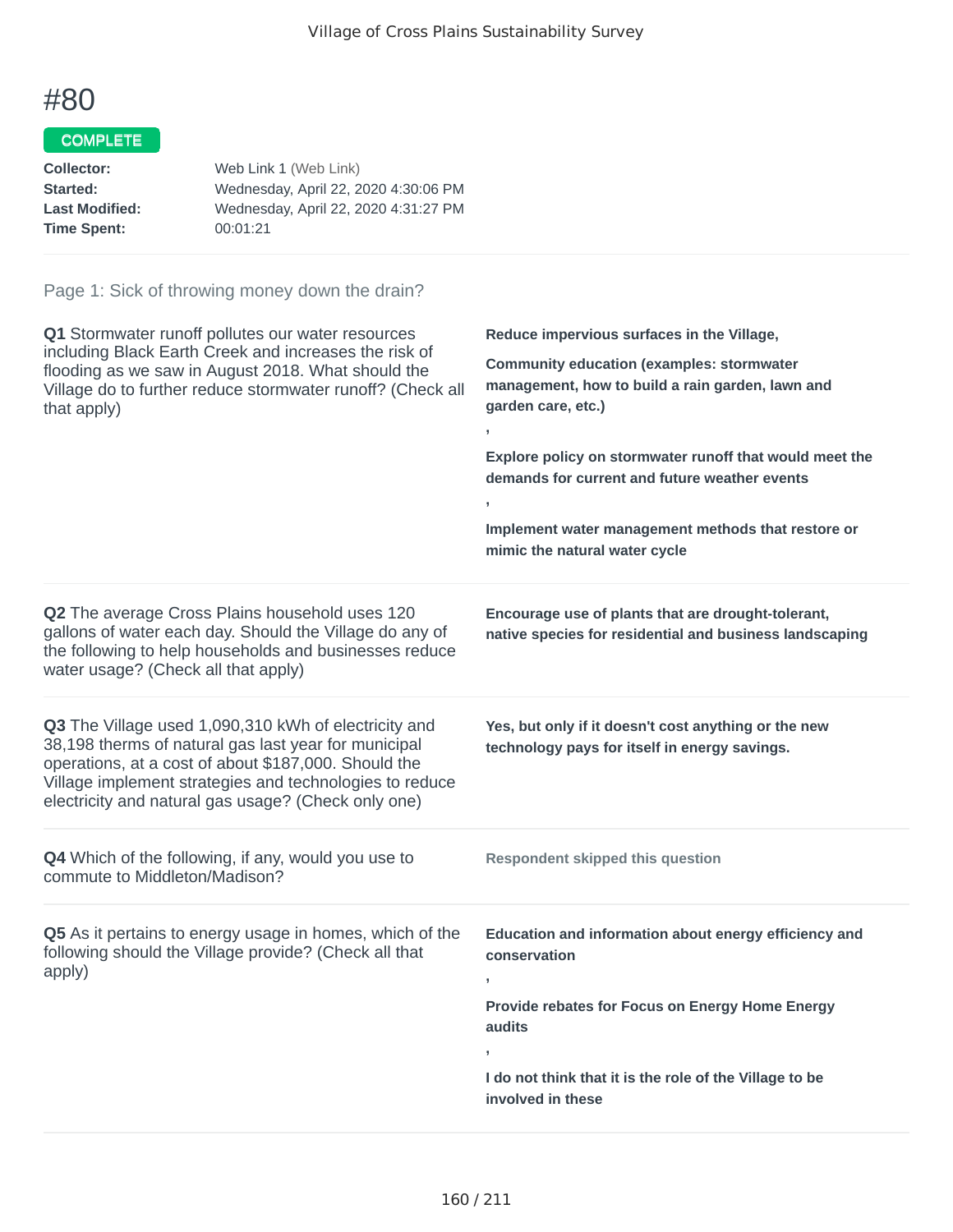# #80

COMPLETE

**Collector:** Web Link 1 (Web Link)
**Started:** Wednesday, April 22, 2020 4:30:06 PM
**Last Modified:** Wednesday, April 22, 2020 4:31:27 PM
**Time Spent:** 00:01:21

Page 1: Sick of throwing money down the drain?

**Q1** Stormwater runoff pollutes our water resources including Black Earth Creek and increases the risk of flooding as we saw in August 2018. What should the Village do to further reduce stormwater runoff? (Check all that apply)

**Reduce impervious surfaces in the Village,**

**Community education (examples: stormwater management, how to build a rain garden, lawn and garden care, etc.)**

**,**

**Explore policy on stormwater runoff that would meet the demands for current and future weather events**

**,**

**Implement water management methods that restore or mimic the natural water cycle**

**Q2** The average Cross Plains household uses 120 gallons of water each day. Should the Village do any of the following to help households and businesses reduce water usage? (Check all that apply)

**Encourage use of plants that are drought-tolerant, native species for residential and business landscaping**

**Q3** The Village used 1,090,310 kWh of electricity and 38,198 therms of natural gas last year for municipal operations, at a cost of about $187,000. Should the Village implement strategies and technologies to reduce electricity and natural gas usage? (Check only one)

**Yes, but only if it doesn't cost anything or the new technology pays for itself in energy savings.**

**Q4** Which of the following, if any, would you use to commute to Middleton/Madison?

**Respondent skipped this question**

**Q5** As it pertains to energy usage in homes, which of the following should the Village provide? (Check all that apply)

**Education and information about energy efficiency and conservation**

**,**

**Provide rebates for Focus on Energy Home Energy audits**

**,**

**I do not think that it is the role of the Village to be involved in these**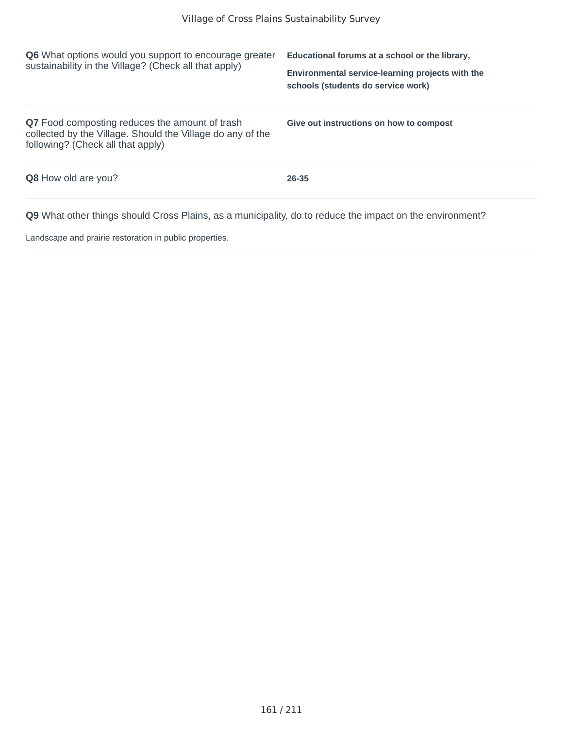**Q6** What options would you support to encourage greater sustainability in the Village? (Check all that apply)

**Educational forums at a school or the library,**

**Environmental service-learning projects with the schools (students do service work)**

**Q7** Food composting reduces the amount of trash collected by the Village. Should the Village do any of the following? (Check all that apply)

**Give out instructions on how to compost**

**Q8** How old are you?

**26-35**

**Q9** What other things should Cross Plains, as a municipality, do to reduce the impact on the environment?

Landscape and prairie restoration in public properties.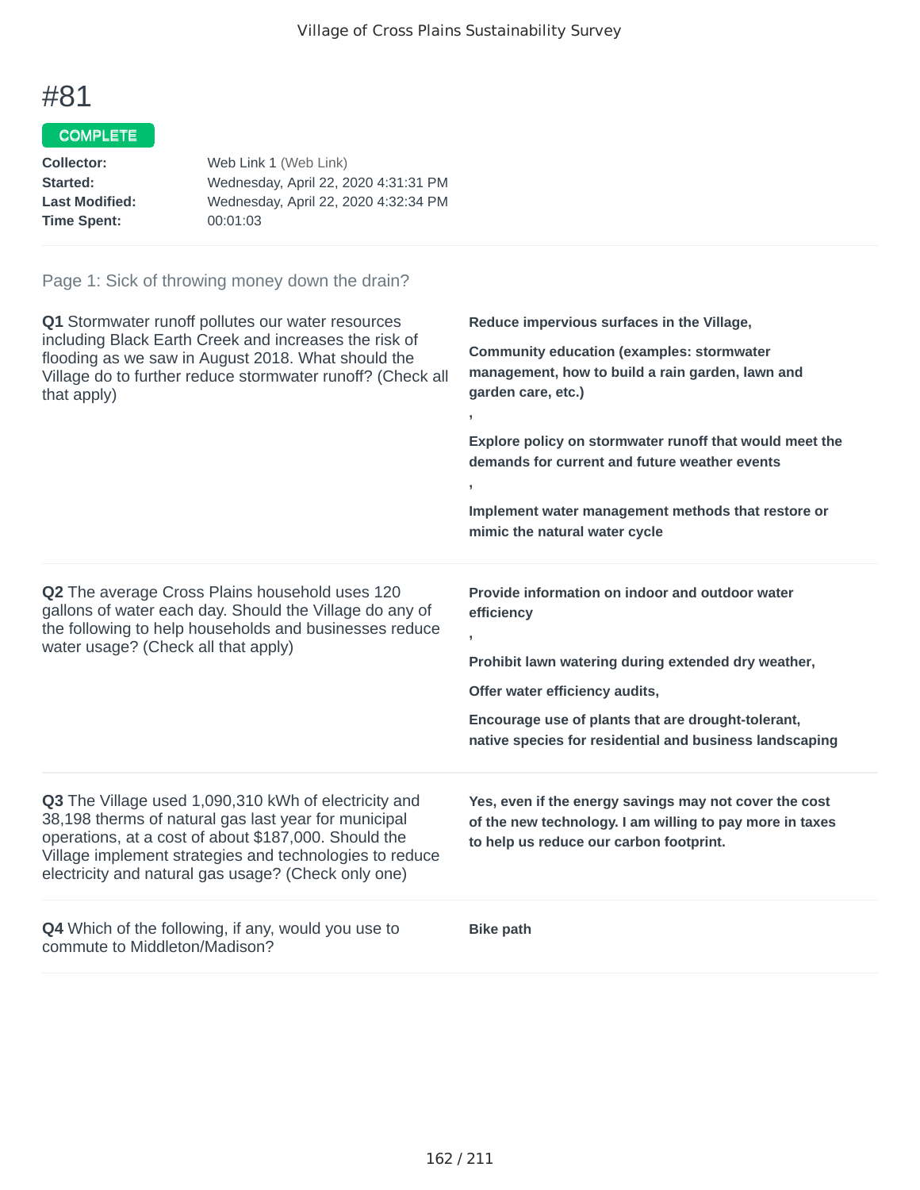# #81

COMPLETE

**Collector:** Web Link 1 (Web Link)
**Started:** Wednesday, April 22, 2020 4:31:31 PM
**Last Modified:** Wednesday, April 22, 2020 4:32:34 PM
**Time Spent:** 00:01:03

## Page 1: Sick of throwing money down the drain?

**Q1** Stormwater runoff pollutes our water resources including Black Earth Creek and increases the risk of flooding as we saw in August 2018. What should the Village do to further reduce stormwater runoff? (Check all that apply)

**Reduce impervious surfaces in the Village,**

**Community education (examples: stormwater management, how to build a rain garden, lawn and garden care, etc.)**

**,**

**Explore policy on stormwater runoff that would meet the demands for current and future weather events**

**,**

**Implement water management methods that restore or mimic the natural water cycle**

**Q2** The average Cross Plains household uses 120 gallons of water each day. Should the Village do any of the following to help households and businesses reduce water usage? (Check all that apply)

**Provide information on indoor and outdoor water efficiency**

**,**

**Prohibit lawn watering during extended dry weather,**

**Offer water efficiency audits,**

**Encourage use of plants that are drought-tolerant, native species for residential and business landscaping**

**Q3** The Village used 1,090,310 kWh of electricity and 38,198 therms of natural gas last year for municipal operations, at a cost of about $187,000. Should the Village implement strategies and technologies to reduce electricity and natural gas usage? (Check only one)

**Yes, even if the energy savings may not cover the cost of the new technology. I am willing to pay more in taxes to help us reduce our carbon footprint.**

**Q4** Which of the following, if any, would you use to commute to Middleton/Madison?

**Bike path**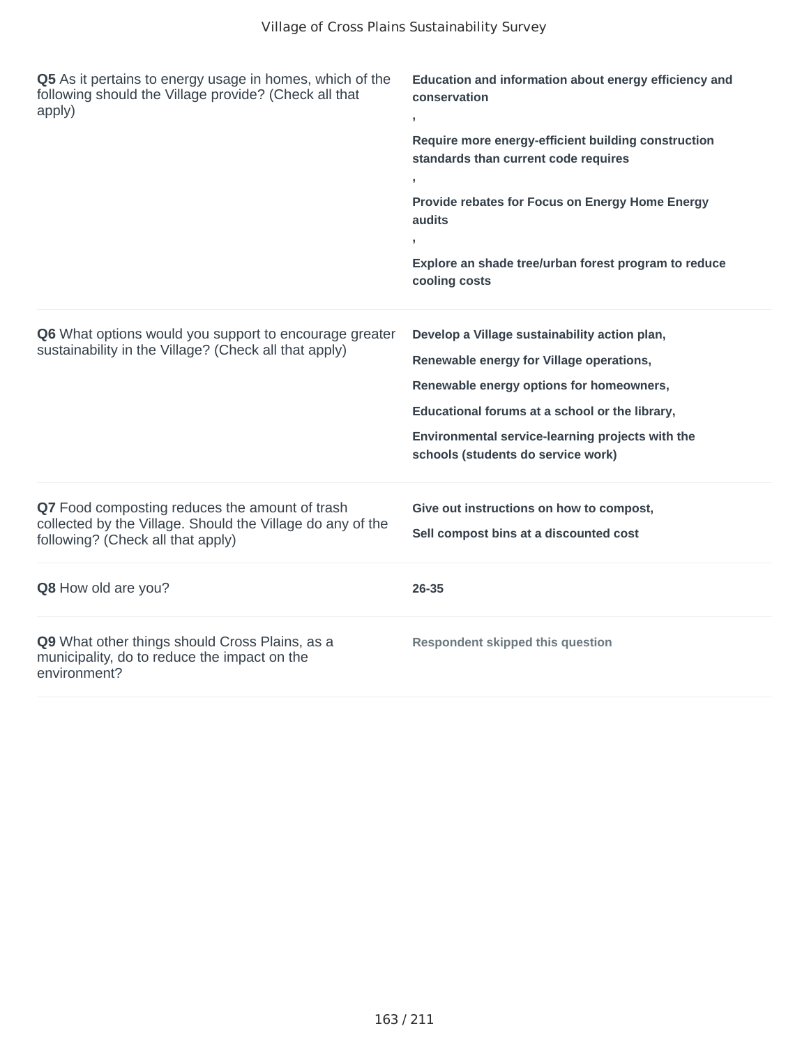**Q5** As it pertains to energy usage in homes, which of the following should the Village provide? (Check all that apply)

**Education and information about energy efficiency and conservation**
**,**
**Require more energy-efficient building construction standards than current code requires**
**,**
**Provide rebates for Focus on Energy Home Energy audits**
**,**
**Explore an shade tree/urban forest program to reduce cooling costs**

**Q6** What options would you support to encourage greater sustainability in the Village? (Check all that apply)

**Develop a Village sustainability action plan,**
**Renewable energy for Village operations,**
**Renewable energy options for homeowners,**
**Educational forums at a school or the library,**
**Environmental service-learning projects with the schools (students do service work)**

**Q7** Food composting reduces the amount of trash collected by the Village. Should the Village do any of the following? (Check all that apply)

**Give out instructions on how to compost,**
**Sell compost bins at a discounted cost**

**Q8** How old are you?

**26-35**

**Q9** What other things should Cross Plains, as a municipality, do to reduce the impact on the environment?

**Respondent skipped this question**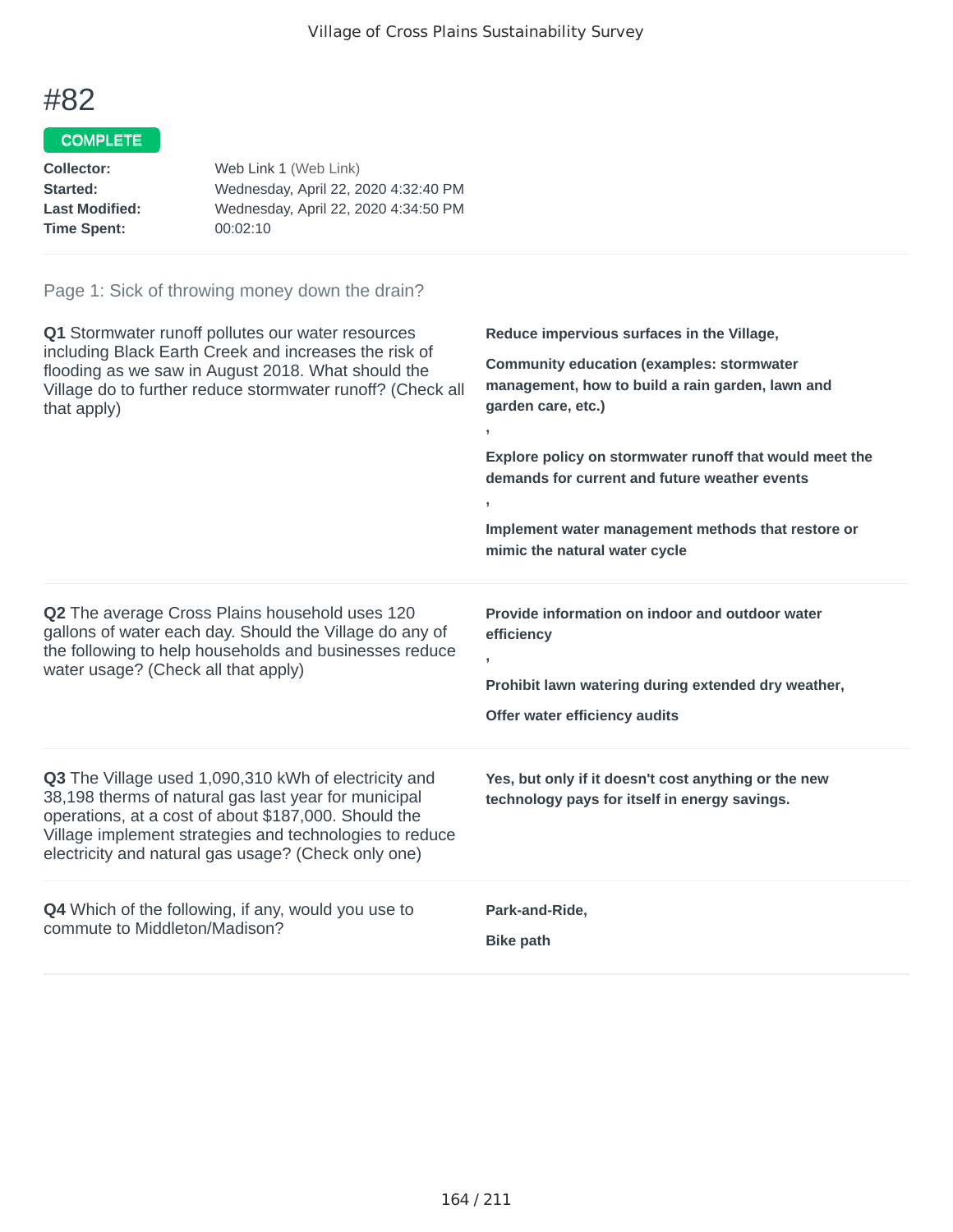# #82

COMPLETE

**Collector:** Web Link 1 (Web Link)
**Started:** Wednesday, April 22, 2020 4:32:40 PM
**Last Modified:** Wednesday, April 22, 2020 4:34:50 PM
**Time Spent:** 00:02:10

## Page 1: Sick of throwing money down the drain?

**Q1** Stormwater runoff pollutes our water resources including Black Earth Creek and increases the risk of flooding as we saw in August 2018. What should the Village do to further reduce stormwater runoff? (Check all that apply)

**Reduce impervious surfaces in the Village,**

**Community education (examples: stormwater management, how to build a rain garden, lawn and garden care, etc.)**

**,**

**Explore policy on stormwater runoff that would meet the demands for current and future weather events**

**,**

**Implement water management methods that restore or mimic the natural water cycle**

**Q2** The average Cross Plains household uses 120 gallons of water each day. Should the Village do any of the following to help households and businesses reduce water usage? (Check all that apply)

**Provide information on indoor and outdoor water efficiency**

**,**

**Prohibit lawn watering during extended dry weather,**

**Offer water efficiency audits**

**Q3** The Village used 1,090,310 kWh of electricity and 38,198 therms of natural gas last year for municipal operations, at a cost of about $187,000. Should the Village implement strategies and technologies to reduce electricity and natural gas usage? (Check only one)

**Yes, but only if it doesn't cost anything or the new technology pays for itself in energy savings.**

**Q4** Which of the following, if any, would you use to commute to Middleton/Madison?

**Park-and-Ride,**

**Bike path**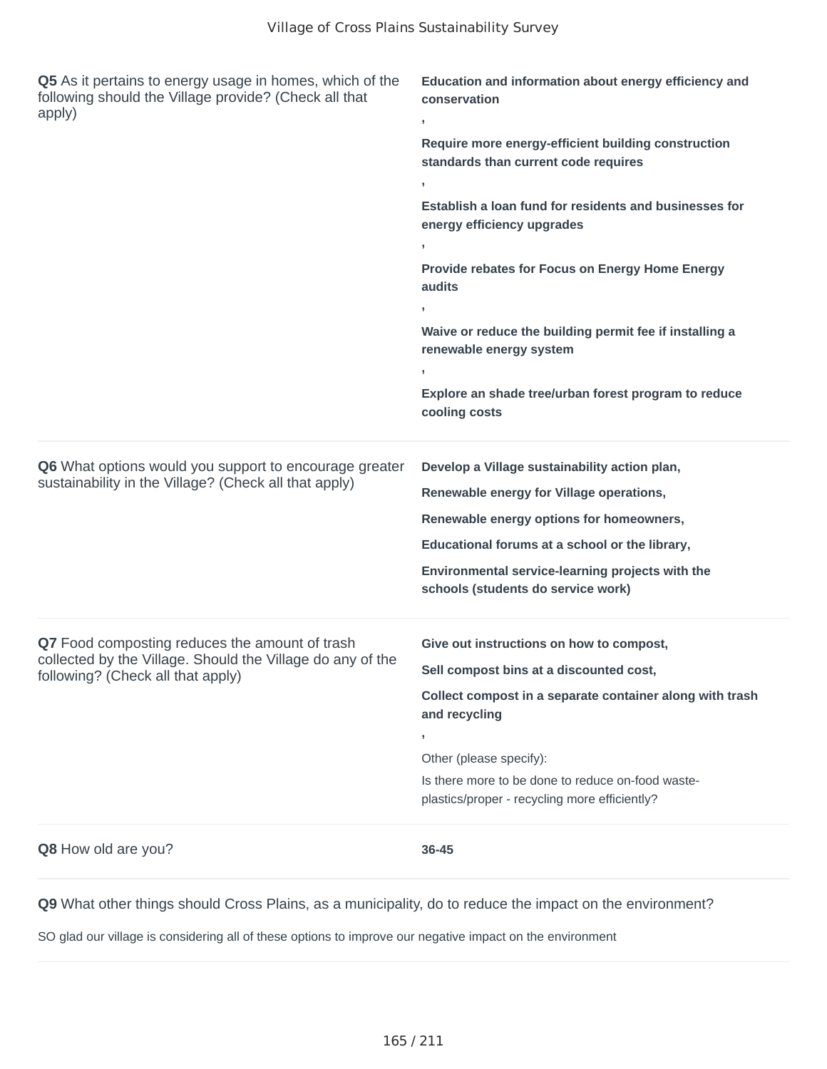**Q5** As it pertains to energy usage in homes, which of the following should the Village provide? (Check all that apply)

**Education and information about energy efficiency and conservation**

**,**

**Require more energy-efficient building construction standards than current code requires**

**,**

**Establish a loan fund for residents and businesses for energy efficiency upgrades**

**,**

**Provide rebates for Focus on Energy Home Energy audits**

**,**

**Waive or reduce the building permit fee if installing a renewable energy system**

**,**

**Explore an shade tree/urban forest program to reduce cooling costs**

---

**Q6** What options would you support to encourage greater sustainability in the Village? (Check all that apply)

**Develop a Village sustainability action plan,**

**Renewable energy for Village operations,**

**Renewable energy options for homeowners,**

**Educational forums at a school or the library,**

**Environmental service-learning projects with the schools (students do service work)**

---

**Q7** Food composting reduces the amount of trash collected by the Village. Should the Village do any of the following? (Check all that apply)

**Give out instructions on how to compost,**

**Sell compost bins at a discounted cost,**

**Collect compost in a separate container along with trash and recycling**

**,**

Other (please specify):

Is there more to be done to reduce on-food waste- plastics/proper - recycling more efficiently?

---

**Q8** How old are you?

**36-45**

---

**Q9** What other things should Cross Plains, as a municipality, do to reduce the impact on the environment?

SO glad our village is considering all of these options to improve our negative impact on the environment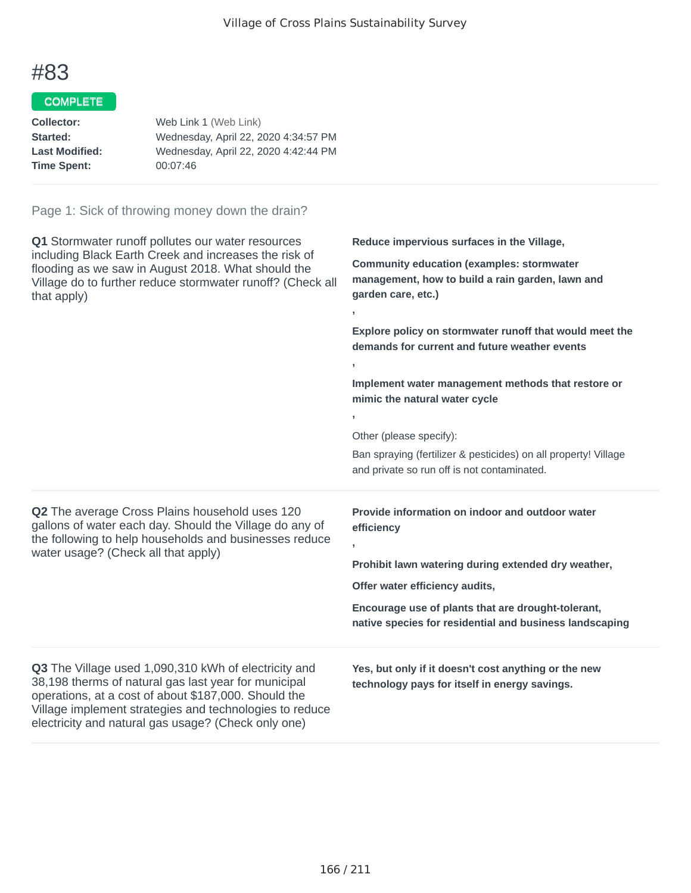# #83

**COMPLETE**

**Collector:** Web Link 1 (Web Link)
**Started:** Wednesday, April 22, 2020 4:34:57 PM
**Last Modified:** Wednesday, April 22, 2020 4:42:44 PM
**Time Spent:** 00:07:46

## Page 1: Sick of throwing money down the drain?

**Q1** Stormwater runoff pollutes our water resources including Black Earth Creek and increases the risk of flooding as we saw in August 2018. What should the Village do to further reduce stormwater runoff? (Check all that apply)

**Reduce impervious surfaces in the Village,**

**Community education (examples: stormwater management, how to build a rain garden, lawn and garden care, etc.)**

,

**Explore policy on stormwater runoff that would meet the demands for current and future weather events**

,

**Implement water management methods that restore or mimic the natural water cycle**

,

Other (please specify):

Ban spraying (fertilizer & pesticides) on all property! Village and private so run off is not contaminated.

**Q2** The average Cross Plains household uses 120 gallons of water each day. Should the Village do any of the following to help households and businesses reduce water usage? (Check all that apply)

**Provide information on indoor and outdoor water efficiency**

,

**Prohibit lawn watering during extended dry weather,**

**Offer water efficiency audits,**

**Encourage use of plants that are drought-tolerant, native species for residential and business landscaping**

**Q3** The Village used 1,090,310 kWh of electricity and 38,198 therms of natural gas last year for municipal operations, at a cost of about $187,000. Should the Village implement strategies and technologies to reduce electricity and natural gas usage? (Check only one)

**Yes, but only if it doesn't cost anything or the new technology pays for itself in energy savings.**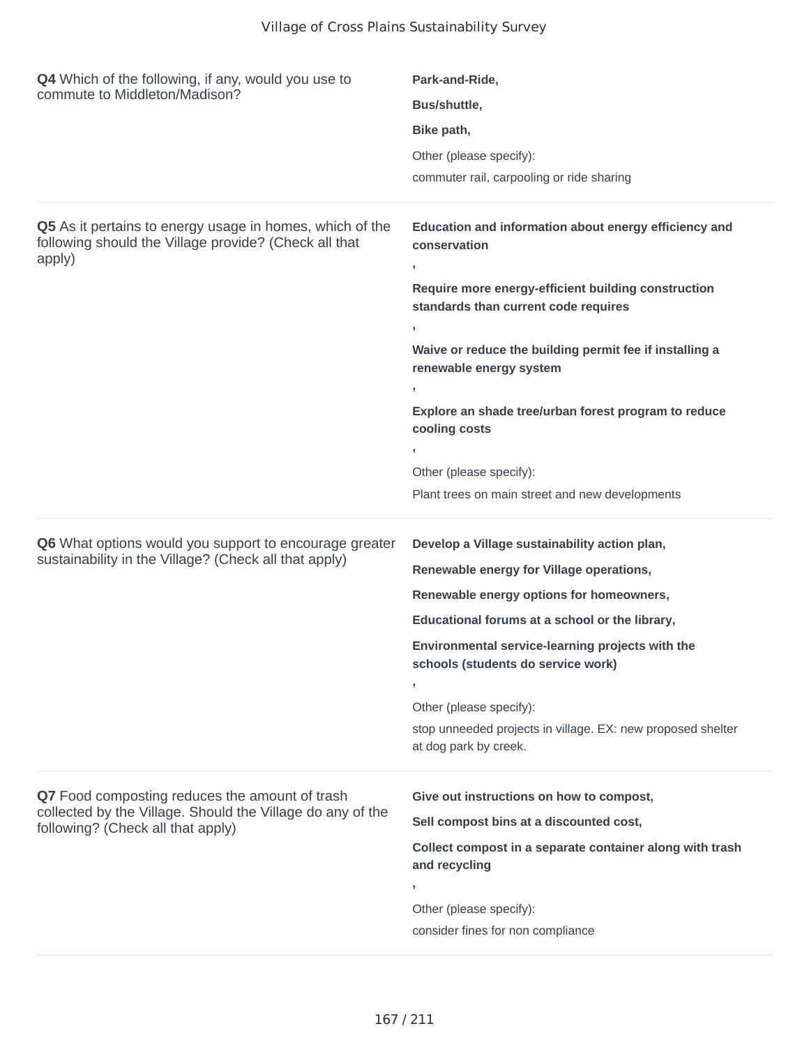**Q4** Which of the following, if any, would you use to commute to Middleton/Madison?

**Park-and-Ride,**

**Bus/shuttle,**

**Bike path,**

Other (please specify):

commuter rail, carpooling or ride sharing

---

**Q5** As it pertains to energy usage in homes, which of the following should the Village provide? (Check all that apply)

**Education and information about energy efficiency and conservation**

**,**

**Require more energy-efficient building construction standards than current code requires**

**,**

**Waive or reduce the building permit fee if installing a renewable energy system**

**,**

**Explore an shade tree/urban forest program to reduce cooling costs**

**,**

Other (please specify):

Plant trees on main street and new developments

---

**Q6** What options would you support to encourage greater sustainability in the Village? (Check all that apply)

**Develop a Village sustainability action plan,**

**Renewable energy for Village operations,**

**Renewable energy options for homeowners,**

**Educational forums at a school or the library,**

**Environmental service-learning projects with the schools (students do service work)**

**,**

Other (please specify):

stop unneeded projects in village. EX: new proposed shelter at dog park by creek.

---

**Q7** Food composting reduces the amount of trash collected by the Village. Should the Village do any of the following? (Check all that apply)

**Give out instructions on how to compost,**

**Sell compost bins at a discounted cost,**

**Collect compost in a separate container along with trash and recycling**

**,**

Other (please specify):

consider fines for non compliance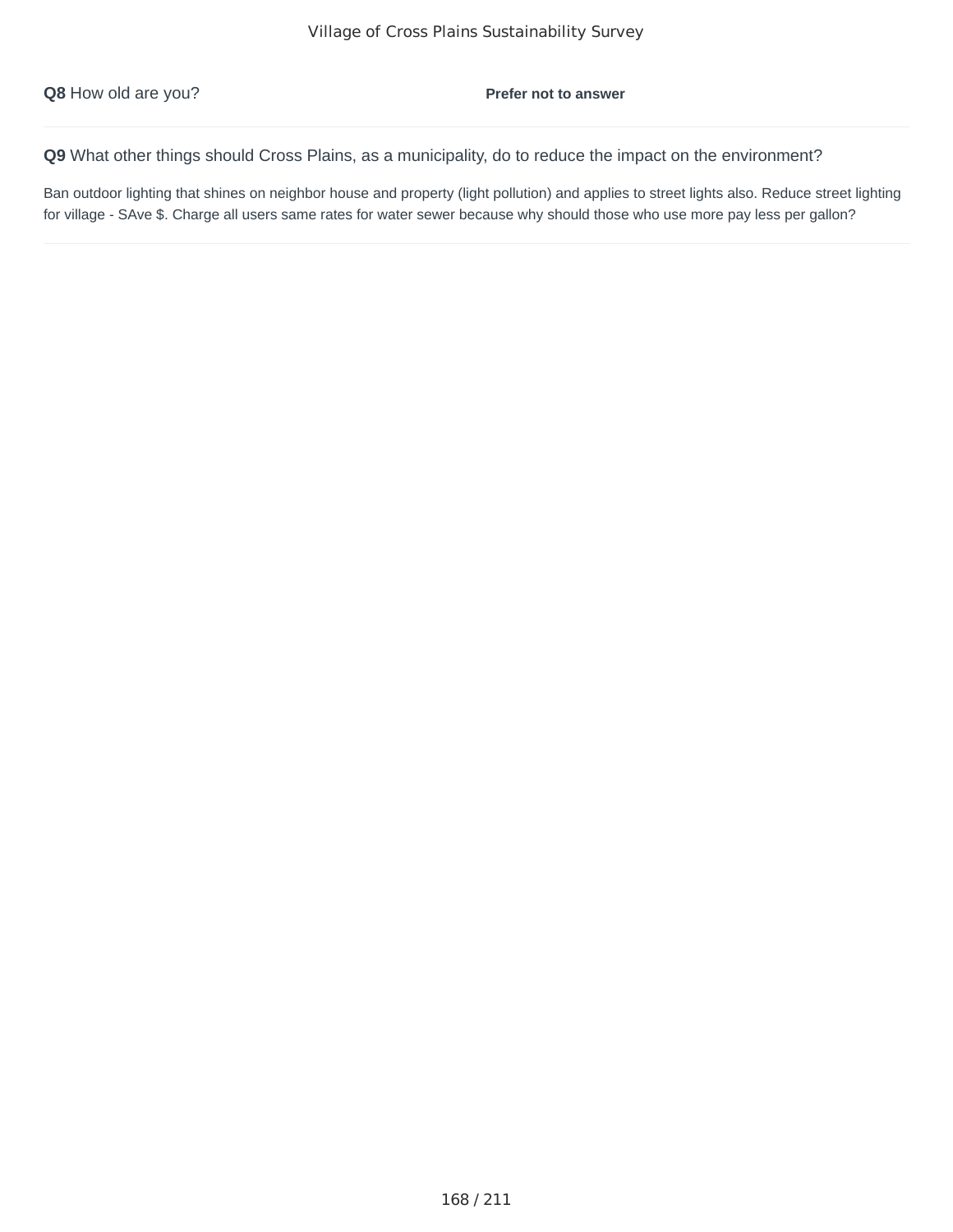**Q8** How old are you? **Prefer not to answer**

**Q9** What other things should Cross Plains, as a municipality, do to reduce the impact on the environment?

Ban outdoor lighting that shines on neighbor house and property (light pollution) and applies to street lights also. Reduce street lighting for village - SAve $. Charge all users same rates for water sewer because why should those who use more pay less per gallon?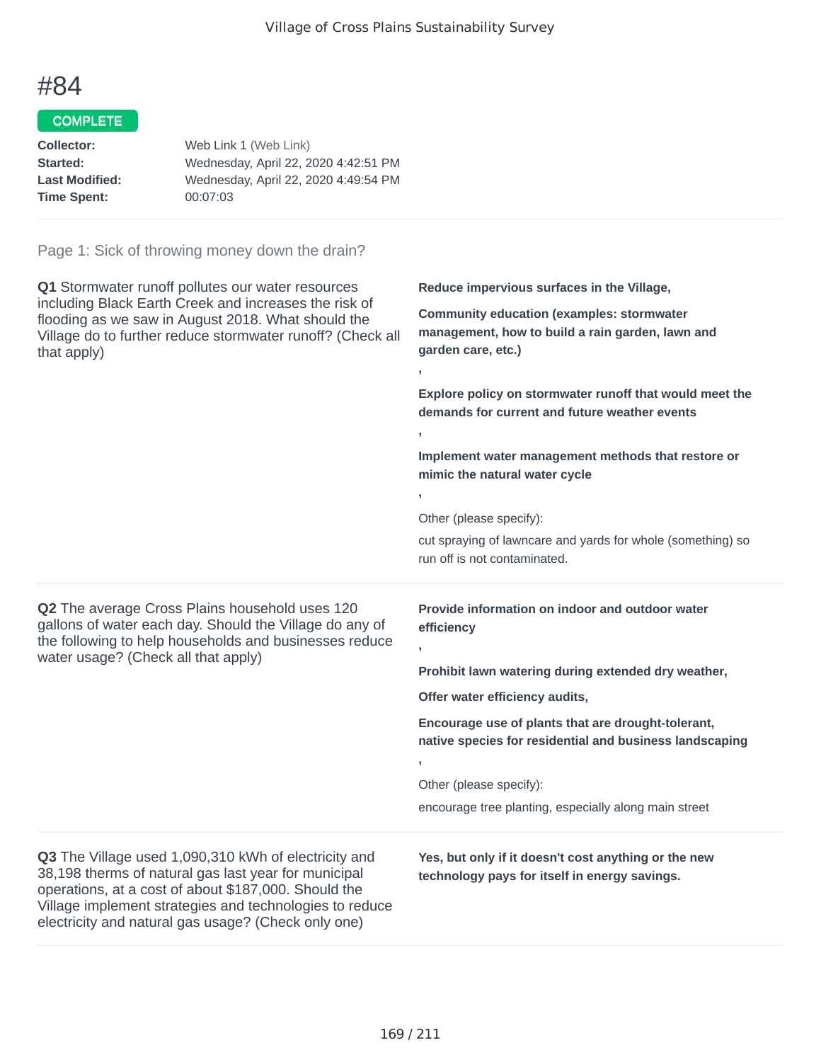# #84

**COMPLETE**

**Collector:** Web Link 1 (Web Link)
**Started:** Wednesday, April 22, 2020 4:42:51 PM
**Last Modified:** Wednesday, April 22, 2020 4:49:54 PM
**Time Spent:** 00:07:03

---

Page 1: Sick of throwing money down the drain?

**Q1** Stormwater runoff pollutes our water resources including Black Earth Creek and increases the risk of flooding as we saw in August 2018. What should the Village do to further reduce stormwater runoff? (Check all that apply)

**Reduce impervious surfaces in the Village,**

**Community education (examples: stormwater management, how to build a rain garden, lawn and garden care, etc.)**

,

**Explore policy on stormwater runoff that would meet the demands for current and future weather events**

,

**Implement water management methods that restore or mimic the natural water cycle**

,

Other (please specify):

cut spraying of lawncare and yards for whole (something) so run off is not contaminated.

---

**Q2** The average Cross Plains household uses 120 gallons of water each day. Should the Village do any of the following to help households and businesses reduce water usage? (Check all that apply)

**Provide information on indoor and outdoor water efficiency**

,

**Prohibit lawn watering during extended dry weather,**

**Offer water efficiency audits,**

**Encourage use of plants that are drought-tolerant, native species for residential and business landscaping**

,

Other (please specify):

encourage tree planting, especially along main street

---

**Q3** The Village used 1,090,310 kWh of electricity and 38,198 therms of natural gas last year for municipal operations, at a cost of about $187,000. Should the Village implement strategies and technologies to reduce electricity and natural gas usage? (Check only one)

**Yes, but only if it doesn't cost anything or the new technology pays for itself in energy savings.**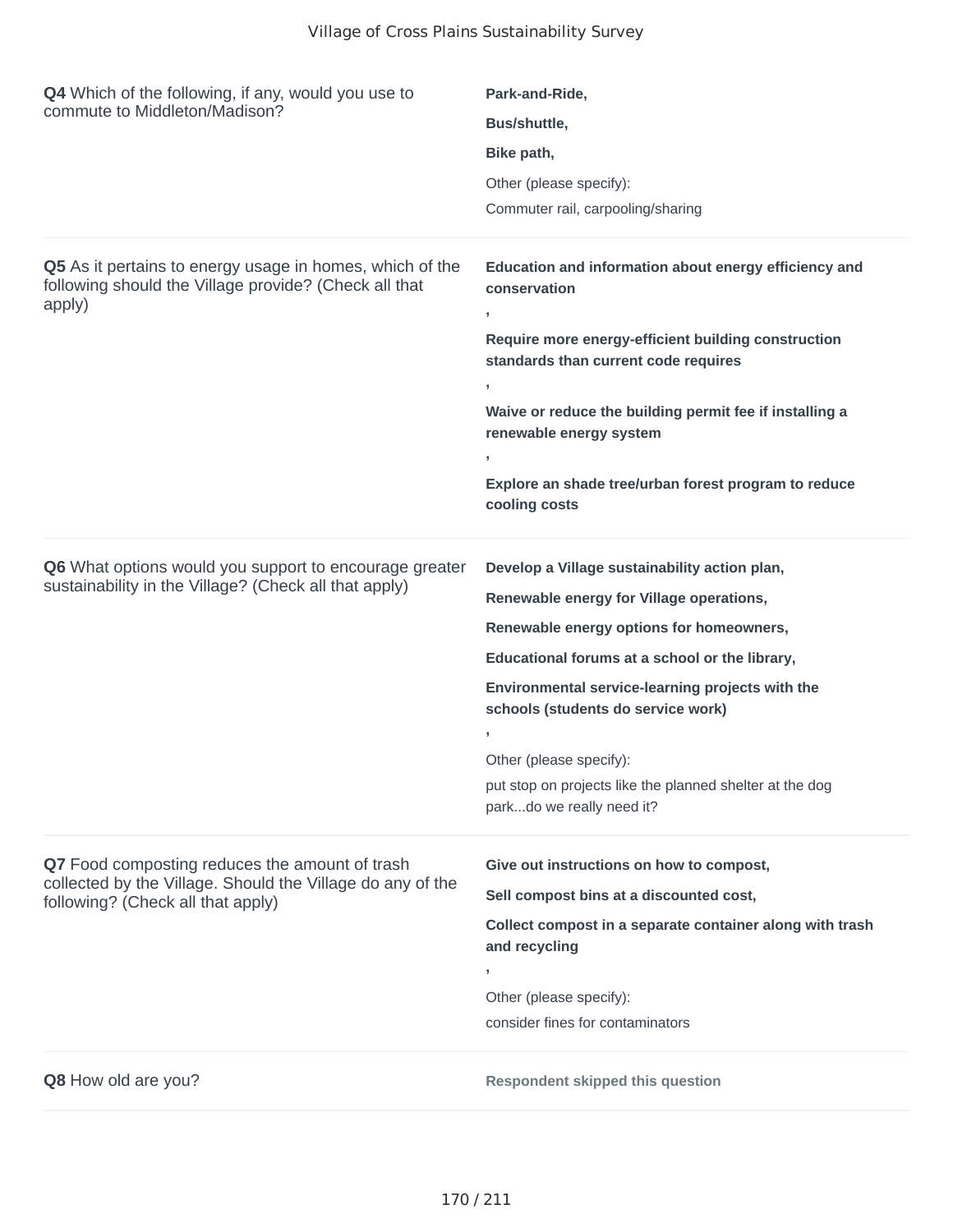**Q4** Which of the following, if any, would you use to commute to Middleton/Madison?

**Park-and-Ride,**

**Bus/shuttle,**

**Bike path,**

Other (please specify):

Commuter rail, carpooling/sharing

**Q5** As it pertains to energy usage in homes, which of the following should the Village provide? (Check all that apply)

**Education and information about energy efficiency and conservation**

**,**

**Require more energy-efficient building construction standards than current code requires**

**,**

**Waive or reduce the building permit fee if installing a renewable energy system**

**,**

**Explore an shade tree/urban forest program to reduce cooling costs**

**Q6** What options would you support to encourage greater sustainability in the Village? (Check all that apply)

**Develop a Village sustainability action plan,**

**Renewable energy for Village operations,**

**Renewable energy options for homeowners,**

**Educational forums at a school or the library,**

**Environmental service-learning projects with the schools (students do service work)**

**,**

Other (please specify):

put stop on projects like the planned shelter at the dog park...do we really need it?

**Q7** Food composting reduces the amount of trash collected by the Village. Should the Village do any of the following? (Check all that apply)

**Give out instructions on how to compost,**

**Sell compost bins at a discounted cost,**

**Collect compost in a separate container along with trash and recycling**

**,**

Other (please specify):

consider fines for contaminators

**Q8** How old are you?

**Respondent skipped this question**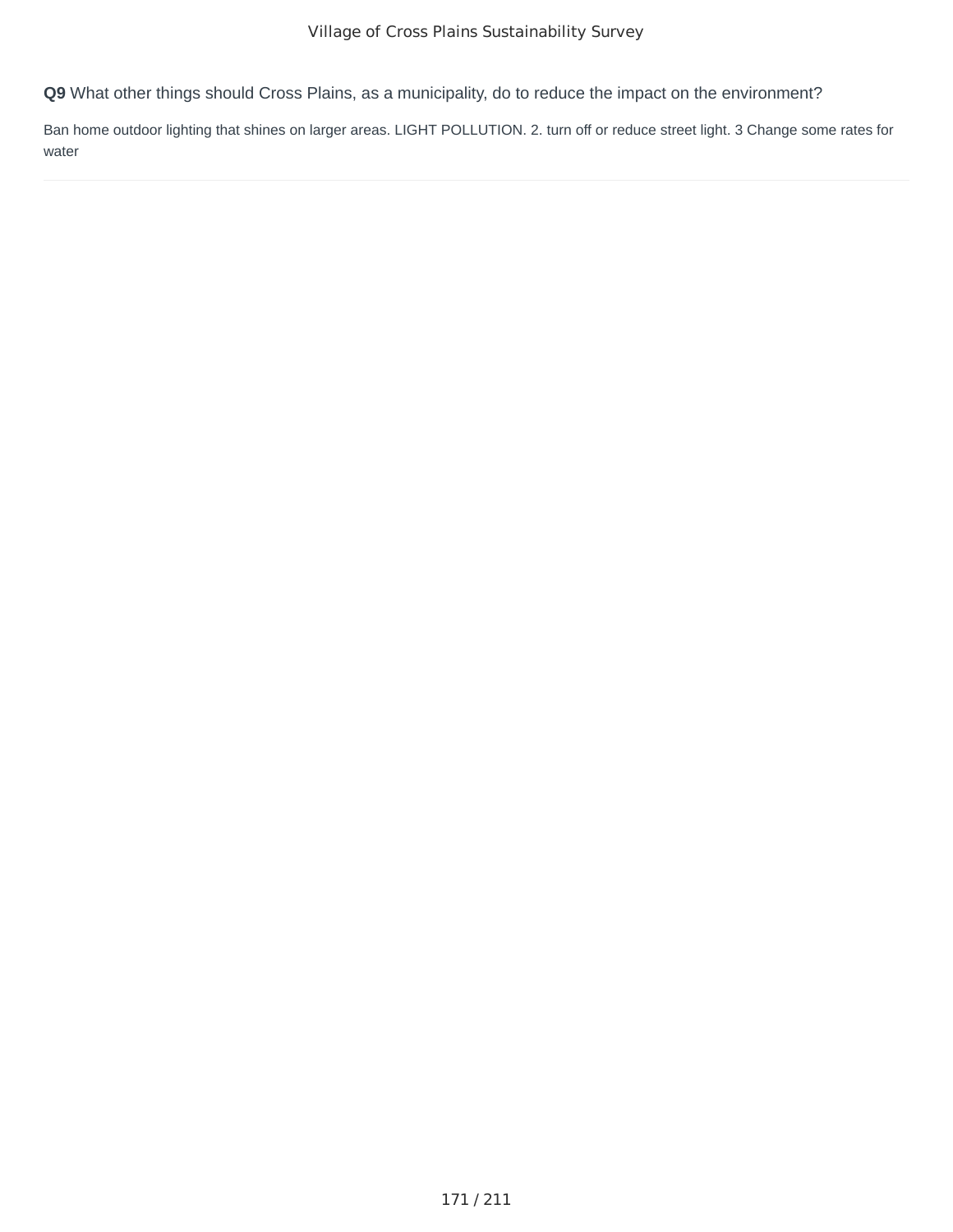**Q9** What other things should Cross Plains, as a municipality, do to reduce the impact on the environment?

Ban home outdoor lighting that shines on larger areas. LIGHT POLLUTION. 2. turn off or reduce street light. 3 Change some rates for water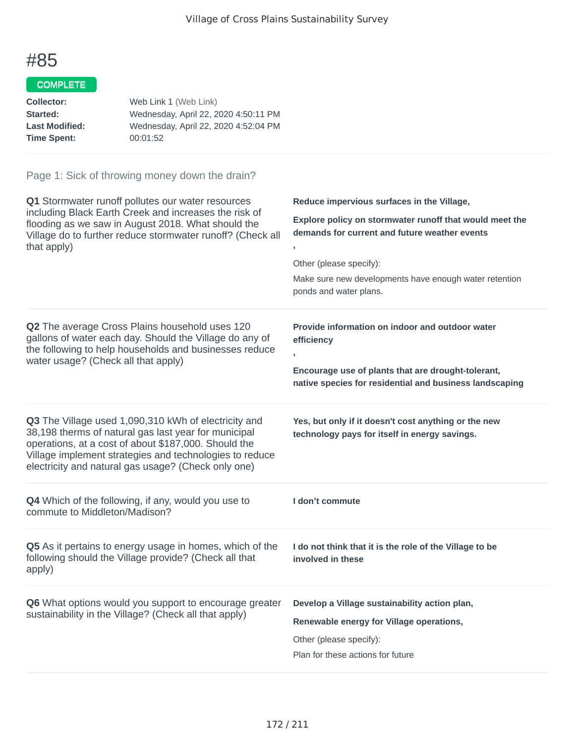# #85

COMPLETE

**Collector:** Web Link 1 (Web Link)
**Started:** Wednesday, April 22, 2020 4:50:11 PM
**Last Modified:** Wednesday, April 22, 2020 4:52:04 PM
**Time Spent:** 00:01:52

Page 1: Sick of throwing money down the drain?

**Q1** Stormwater runoff pollutes our water resources including Black Earth Creek and increases the risk of flooding as we saw in August 2018. What should the Village do to further reduce stormwater runoff? (Check all that apply)

**Reduce impervious surfaces in the Village,**

**Explore policy on stormwater runoff that would meet the demands for current and future weather events**

**,**

Other (please specify):

Make sure new developments have enough water retention ponds and water plans.

**Q2** The average Cross Plains household uses 120 gallons of water each day. Should the Village do any of the following to help households and businesses reduce water usage? (Check all that apply)

**Provide information on indoor and outdoor water efficiency**

**,**

**Encourage use of plants that are drought-tolerant, native species for residential and business landscaping**

**Q3** The Village used 1,090,310 kWh of electricity and 38,198 therms of natural gas last year for municipal operations, at a cost of about $187,000. Should the Village implement strategies and technologies to reduce electricity and natural gas usage? (Check only one)

**Yes, but only if it doesn't cost anything or the new technology pays for itself in energy savings.**

**Q4** Which of the following, if any, would you use to commute to Middleton/Madison?

**I don't commute**

**Q5** As it pertains to energy usage in homes, which of the following should the Village provide? (Check all that apply)

**I do not think that it is the role of the Village to be involved in these**

**Q6** What options would you support to encourage greater sustainability in the Village? (Check all that apply)

**Develop a Village sustainability action plan,**

**Renewable energy for Village operations,**

Other (please specify):

Plan for these actions for future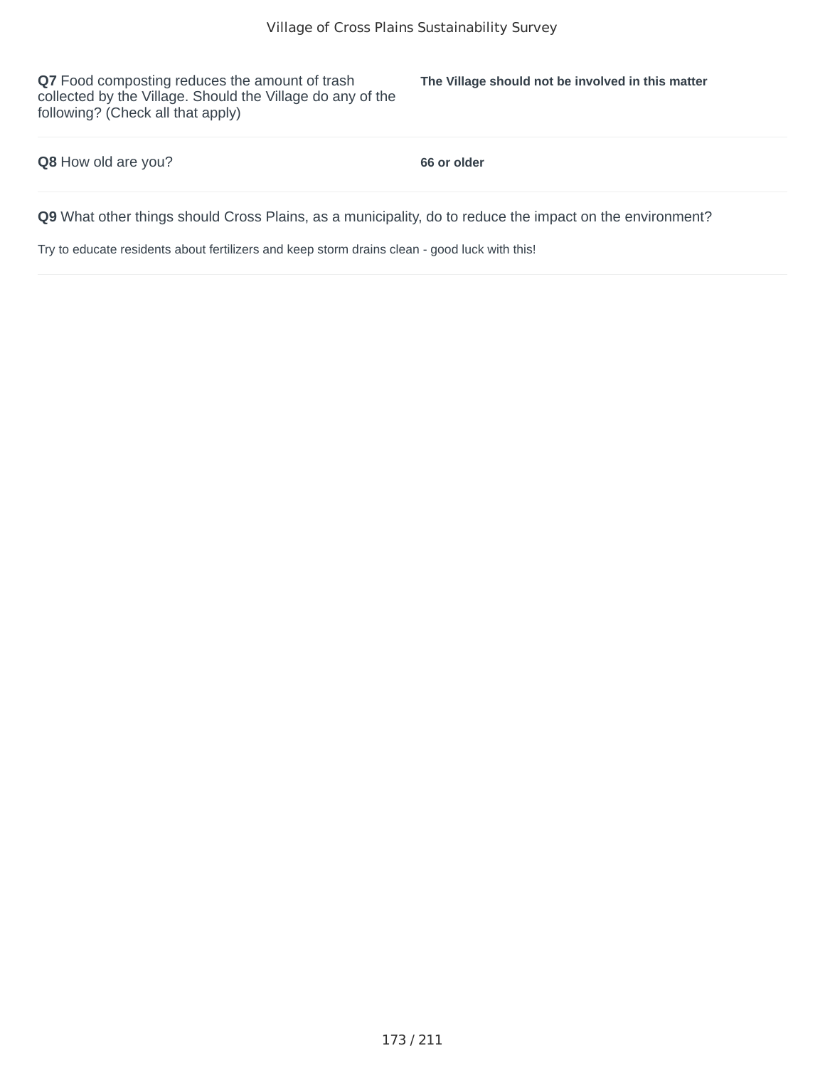**Q7** Food composting reduces the amount of trash collected by the Village. Should the Village do any of the following? (Check all that apply)

**The Village should not be involved in this matter**

**Q8** How old are you?

**66 or older**

**Q9** What other things should Cross Plains, as a municipality, do to reduce the impact on the environment?

Try to educate residents about fertilizers and keep storm drains clean - good luck with this!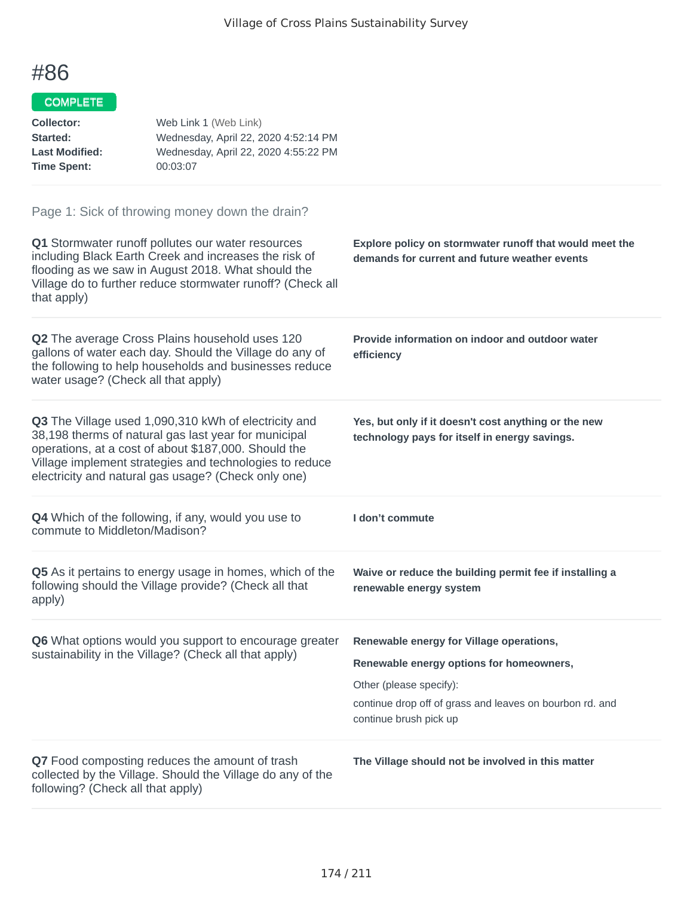# #86

COMPLETE

**Collector:** Web Link 1 (Web Link)
**Started:** Wednesday, April 22, 2020 4:52:14 PM
**Last Modified:** Wednesday, April 22, 2020 4:55:22 PM
**Time Spent:** 00:03:07

Page 1: Sick of throwing money down the drain?

**Q1** Stormwater runoff pollutes our water resources including Black Earth Creek and increases the risk of flooding as we saw in August 2018. What should the Village do to further reduce stormwater runoff? (Check all that apply)

**Explore policy on stormwater runoff that would meet the demands for current and future weather events**

**Q2** The average Cross Plains household uses 120 gallons of water each day. Should the Village do any of the following to help households and businesses reduce water usage? (Check all that apply)

**Provide information on indoor and outdoor water efficiency**

**Q3** The Village used 1,090,310 kWh of electricity and 38,198 therms of natural gas last year for municipal operations, at a cost of about $187,000. Should the Village implement strategies and technologies to reduce electricity and natural gas usage? (Check only one)

**Yes, but only if it doesn't cost anything or the new technology pays for itself in energy savings.**

**Q4** Which of the following, if any, would you use to commute to Middleton/Madison?

**I don't commute**

**Q5** As it pertains to energy usage in homes, which of the following should the Village provide? (Check all that apply)

**Waive or reduce the building permit fee if installing a renewable energy system**

**Q6** What options would you support to encourage greater sustainability in the Village? (Check all that apply)

**Renewable energy for Village operations,**

**Renewable energy options for homeowners,**

Other (please specify):

continue drop off of grass and leaves on bourbon rd. and continue brush pick up

**Q7** Food composting reduces the amount of trash collected by the Village. Should the Village do any of the following? (Check all that apply)

**The Village should not be involved in this matter**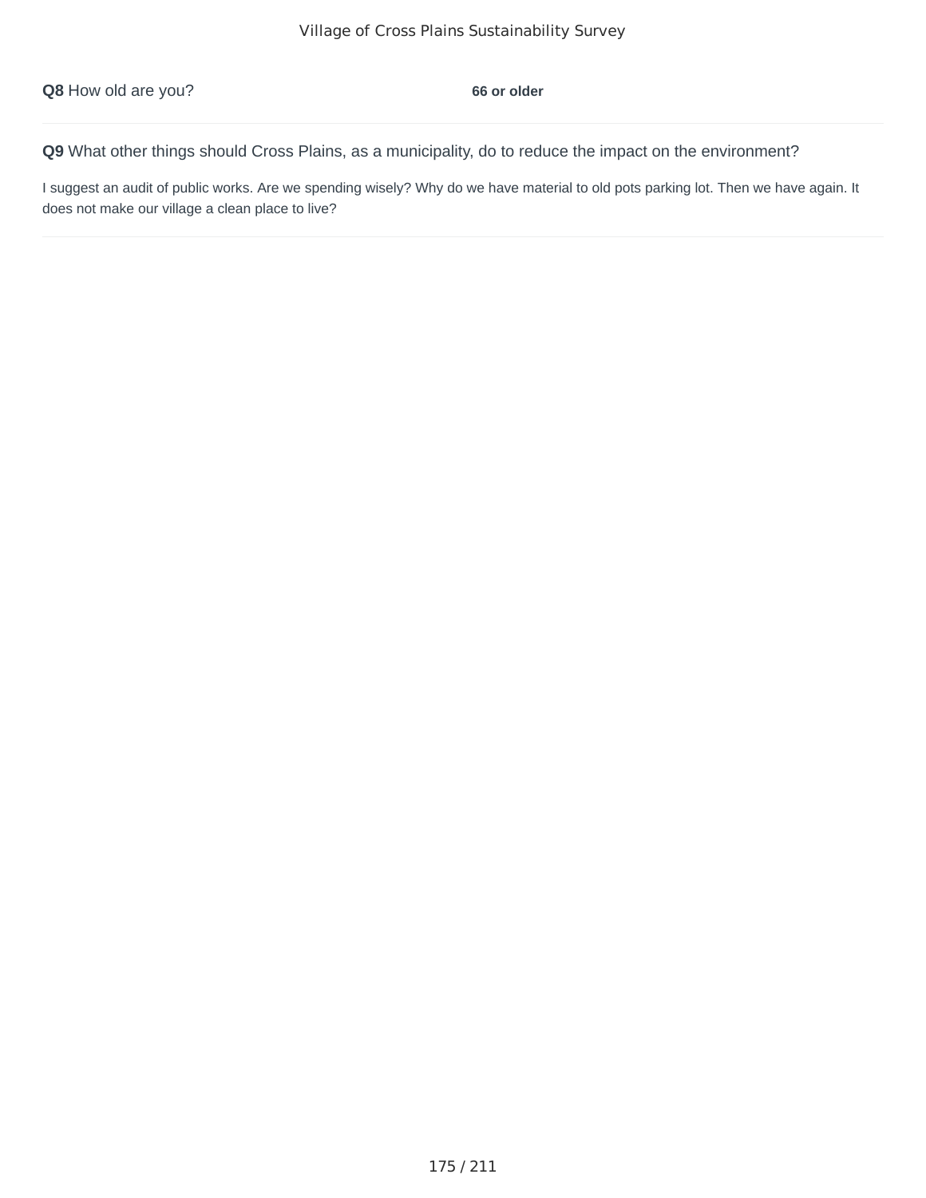**Q8** How old are you? **66 or older**

**Q9** What other things should Cross Plains, as a municipality, do to reduce the impact on the environment?

I suggest an audit of public works. Are we spending wisely? Why do we have material to old pots parking lot. Then we have again. It does not make our village a clean place to live?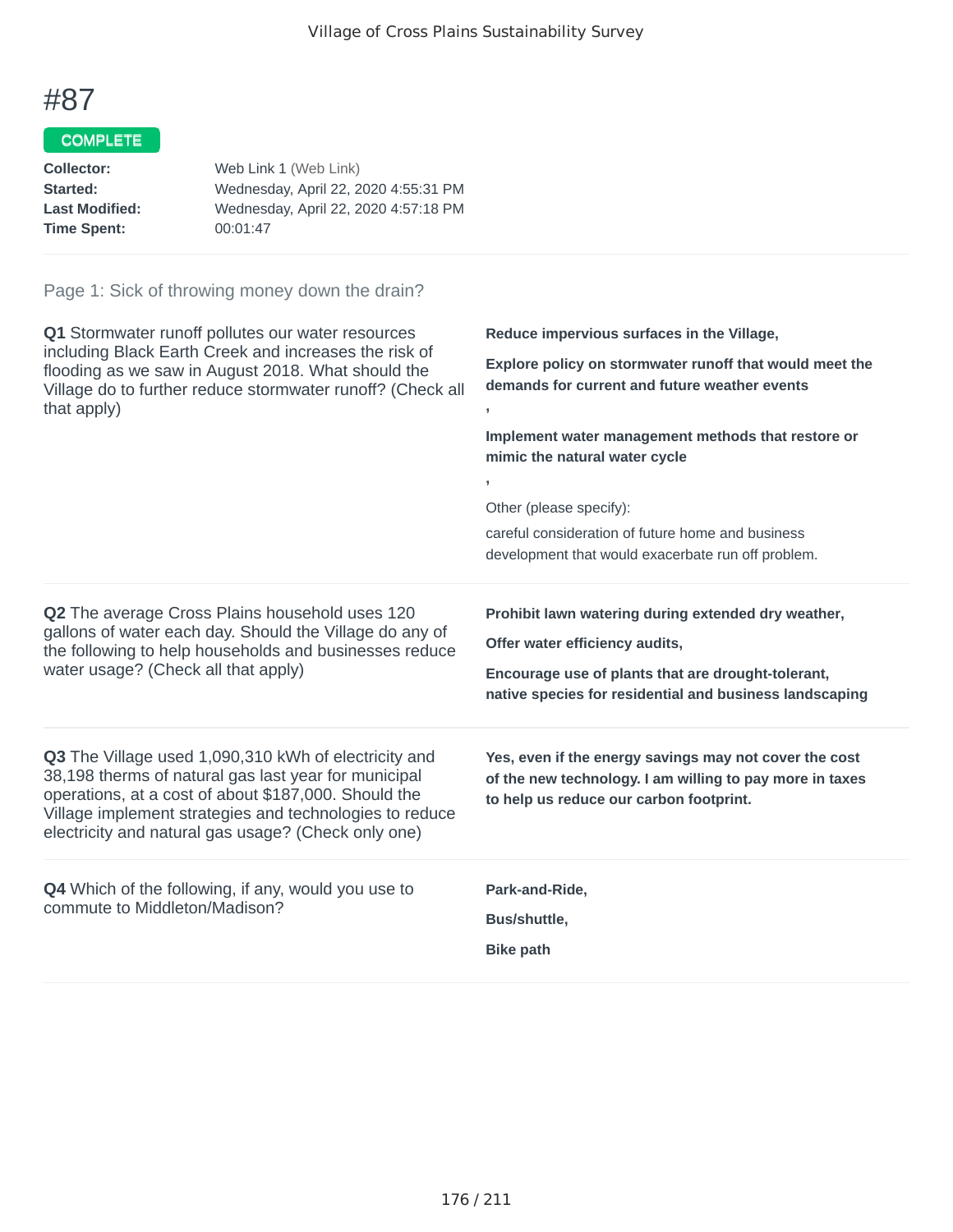# #87

COMPLETE

**Collector:** Web Link 1 (Web Link)
**Started:** Wednesday, April 22, 2020 4:55:31 PM
**Last Modified:** Wednesday, April 22, 2020 4:57:18 PM
**Time Spent:** 00:01:47

Page 1: Sick of throwing money down the drain?

**Q1** Stormwater runoff pollutes our water resources including Black Earth Creek and increases the risk of flooding as we saw in August 2018. What should the Village do to further reduce stormwater runoff? (Check all that apply)

**Reduce impervious surfaces in the Village,**

**Explore policy on stormwater runoff that would meet the demands for current and future weather events**

**,**

**Implement water management methods that restore or mimic the natural water cycle**

**,**

Other (please specify):

careful consideration of future home and business development that would exacerbate run off problem.

**Q2** The average Cross Plains household uses 120 gallons of water each day. Should the Village do any of the following to help households and businesses reduce water usage? (Check all that apply)

**Prohibit lawn watering during extended dry weather,**

**Offer water efficiency audits,**

**Encourage use of plants that are drought-tolerant, native species for residential and business landscaping**

**Q3** The Village used 1,090,310 kWh of electricity and 38,198 therms of natural gas last year for municipal operations, at a cost of about $187,000. Should the Village implement strategies and technologies to reduce electricity and natural gas usage? (Check only one)

**Yes, even if the energy savings may not cover the cost of the new technology. I am willing to pay more in taxes to help us reduce our carbon footprint.**

**Q4** Which of the following, if any, would you use to commute to Middleton/Madison?

**Park-and-Ride,**

**Bus/shuttle,**

**Bike path**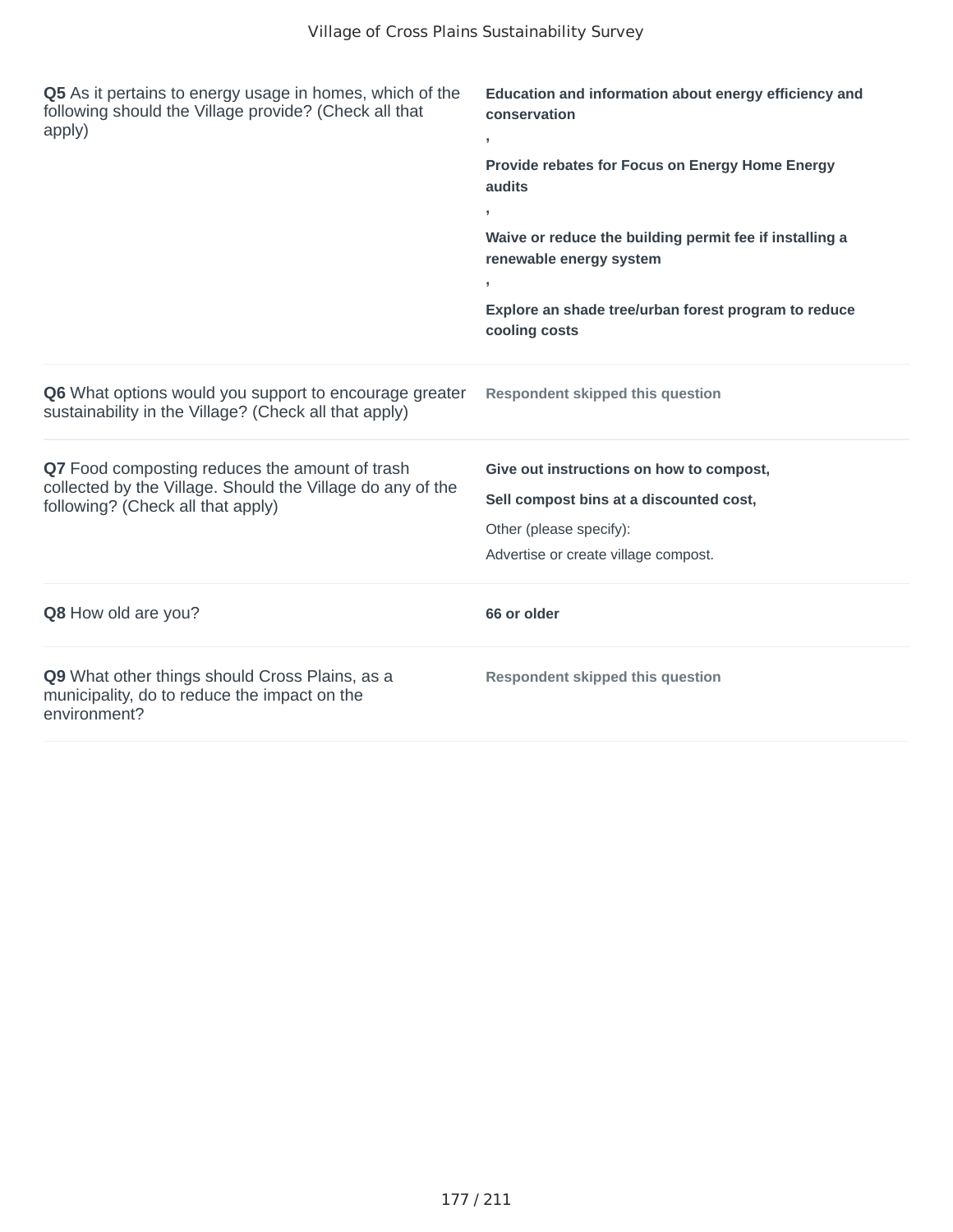**Q5** As it pertains to energy usage in homes, which of the following should the Village provide? (Check all that apply)

**Education and information about energy efficiency and conservation**

**,**

**Provide rebates for Focus on Energy Home Energy audits**

**,**

**Waive or reduce the building permit fee if installing a renewable energy system**

**,**

**Explore an shade tree/urban forest program to reduce cooling costs**

**Q6** What options would you support to encourage greater sustainability in the Village? (Check all that apply)

**Respondent skipped this question**

**Q7** Food composting reduces the amount of trash collected by the Village. Should the Village do any of the following? (Check all that apply)

**Give out instructions on how to compost,**

**Sell compost bins at a discounted cost,**

Other (please specify):

Advertise or create village compost.

**Q8** How old are you?

**66 or older**

**Q9** What other things should Cross Plains, as a municipality, do to reduce the impact on the environment?

**Respondent skipped this question**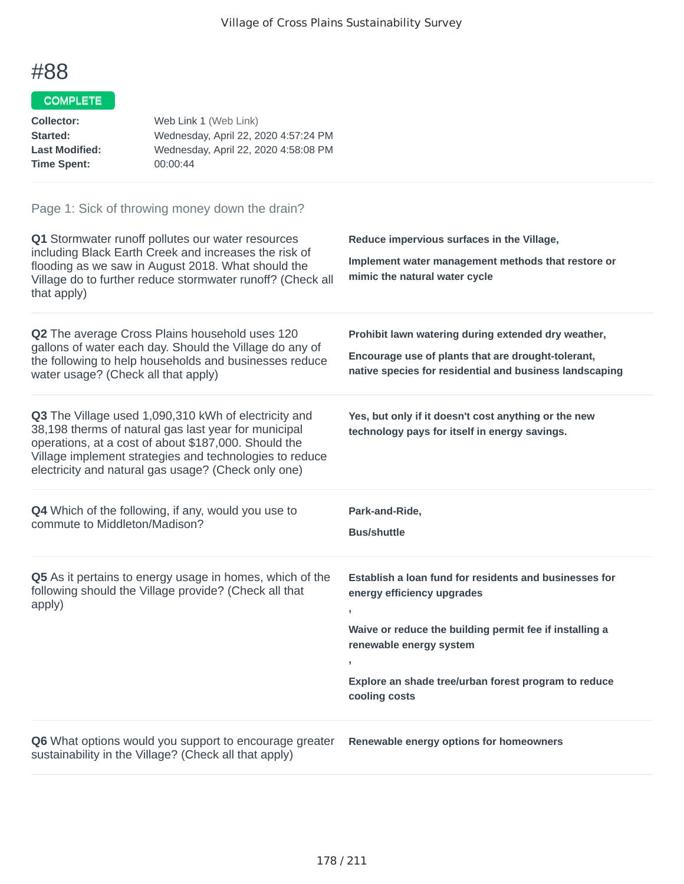# #88

**COMPLETE**

| | |
|---|---|
| **Collector:** | Web Link 1 (Web Link) |
| **Started:** | Wednesday, April 22, 2020 4:57:24 PM |
| **Last Modified:** | Wednesday, April 22, 2020 4:58:08 PM |
| **Time Spent:** | 00:00:44 |

## Page 1: Sick of throwing money down the drain?

**Q1** Stormwater runoff pollutes our water resources including Black Earth Creek and increases the risk of flooding as we saw in August 2018. What should the Village do to further reduce stormwater runoff? (Check all that apply)

**Reduce impervious surfaces in the Village,**

**Implement water management methods that restore or mimic the natural water cycle**

**Q2** The average Cross Plains household uses 120 gallons of water each day. Should the Village do any of the following to help households and businesses reduce water usage? (Check all that apply)

**Prohibit lawn watering during extended dry weather,**

**Encourage use of plants that are drought-tolerant, native species for residential and business landscaping**

**Q3** The Village used 1,090,310 kWh of electricity and 38,198 therms of natural gas last year for municipal operations, at a cost of about $187,000. Should the Village implement strategies and technologies to reduce electricity and natural gas usage? (Check only one)

**Yes, but only if it doesn't cost anything or the new technology pays for itself in energy savings.**

**Q4** Which of the following, if any, would you use to commute to Middleton/Madison?

**Park-and-Ride,**

**Bus/shuttle**

**Q5** As it pertains to energy usage in homes, which of the following should the Village provide? (Check all that apply)

**Establish a loan fund for residents and businesses for energy efficiency upgrades**

**,**

**Waive or reduce the building permit fee if installing a renewable energy system**

**,**

**Explore an shade tree/urban forest program to reduce cooling costs**

**Q6** What options would you support to encourage greater sustainability in the Village? (Check all that apply)

**Renewable energy options for homeowners**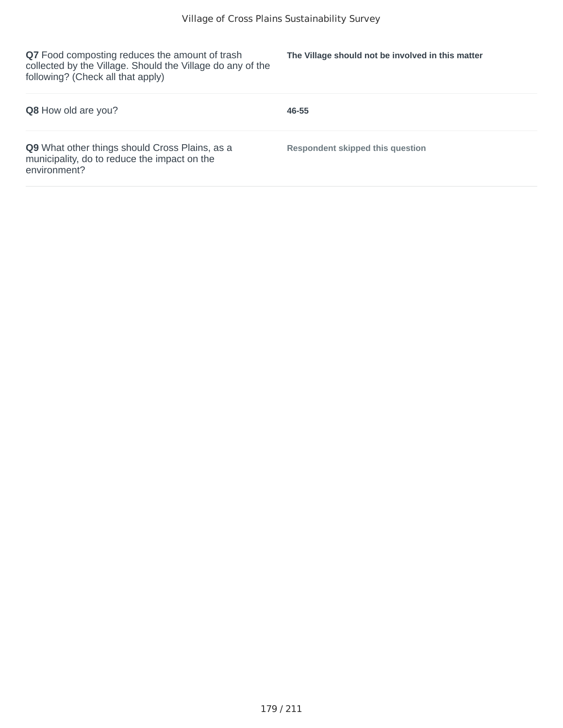| | |
|---|---|
| **Q7** Food composting reduces the amount of trash collected by the Village. Should the Village do any of the following? (Check all that apply) | **The Village should not be involved in this matter** |
| **Q8** How old are you? | **46-55** |
| **Q9** What other things should Cross Plains, as a municipality, do to reduce the impact on the environment? | **Respondent skipped this question** |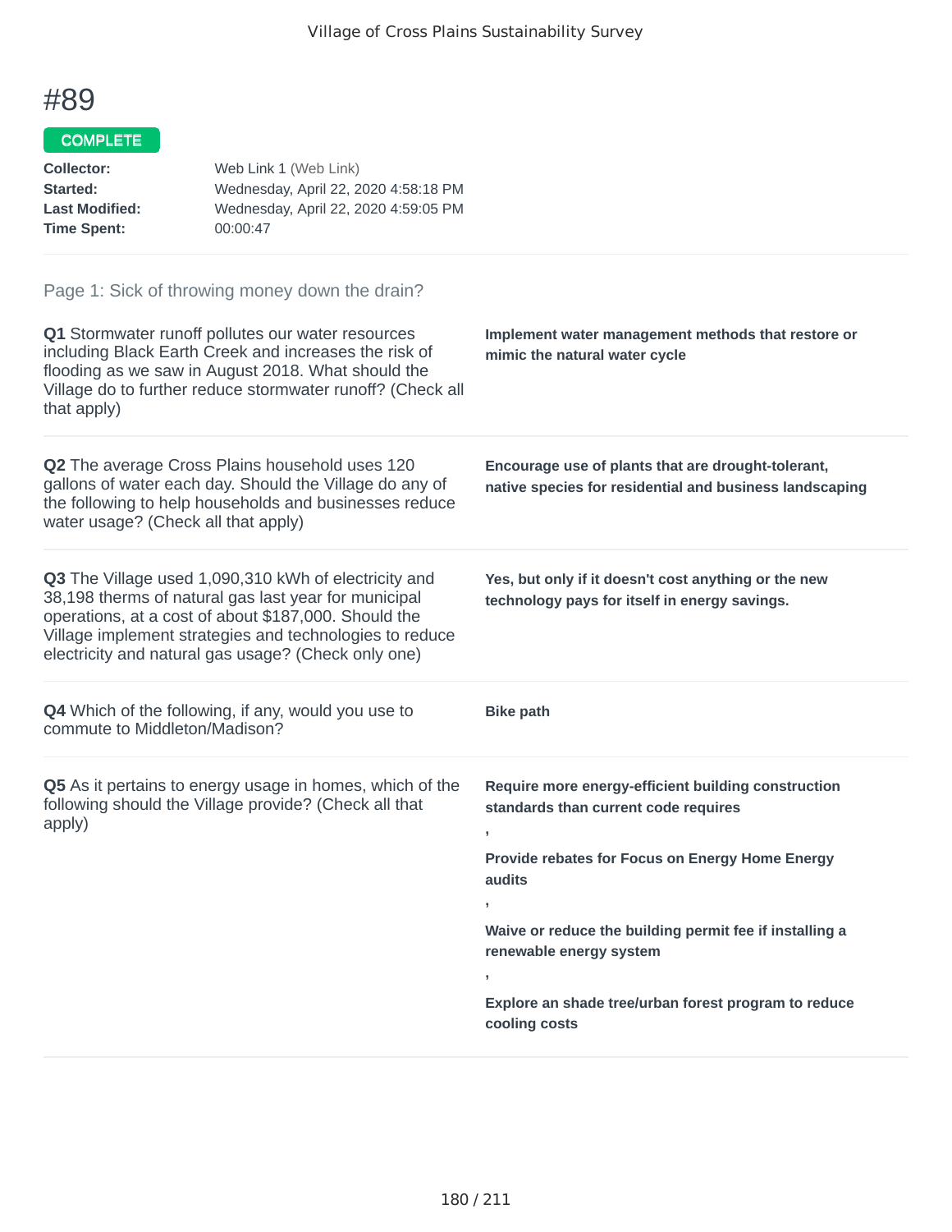# #89

**COMPLETE**

**Collector:** Web Link 1 (Web Link)
**Started:** Wednesday, April 22, 2020 4:58:18 PM
**Last Modified:** Wednesday, April 22, 2020 4:59:05 PM
**Time Spent:** 00:00:47

## Page 1: Sick of throwing money down the drain?

**Q1** Stormwater runoff pollutes our water resources including Black Earth Creek and increases the risk of flooding as we saw in August 2018. What should the Village do to further reduce stormwater runoff? (Check all that apply)

**Implement water management methods that restore or mimic the natural water cycle**

**Q2** The average Cross Plains household uses 120 gallons of water each day. Should the Village do any of the following to help households and businesses reduce water usage? (Check all that apply)

**Encourage use of plants that are drought-tolerant, native species for residential and business landscaping**

**Q3** The Village used 1,090,310 kWh of electricity and 38,198 therms of natural gas last year for municipal operations, at a cost of about $187,000. Should the Village implement strategies and technologies to reduce electricity and natural gas usage? (Check only one)

**Yes, but only if it doesn't cost anything or the new technology pays for itself in energy savings.**

**Q4** Which of the following, if any, would you use to commute to Middleton/Madison?

**Bike path**

**Q5** As it pertains to energy usage in homes, which of the following should the Village provide? (Check all that apply)

**Require more energy-efficient building construction standards than current code requires**

**,**

**Provide rebates for Focus on Energy Home Energy audits**

**,**

**Waive or reduce the building permit fee if installing a renewable energy system**

**,**

**Explore an shade tree/urban forest program to reduce cooling costs**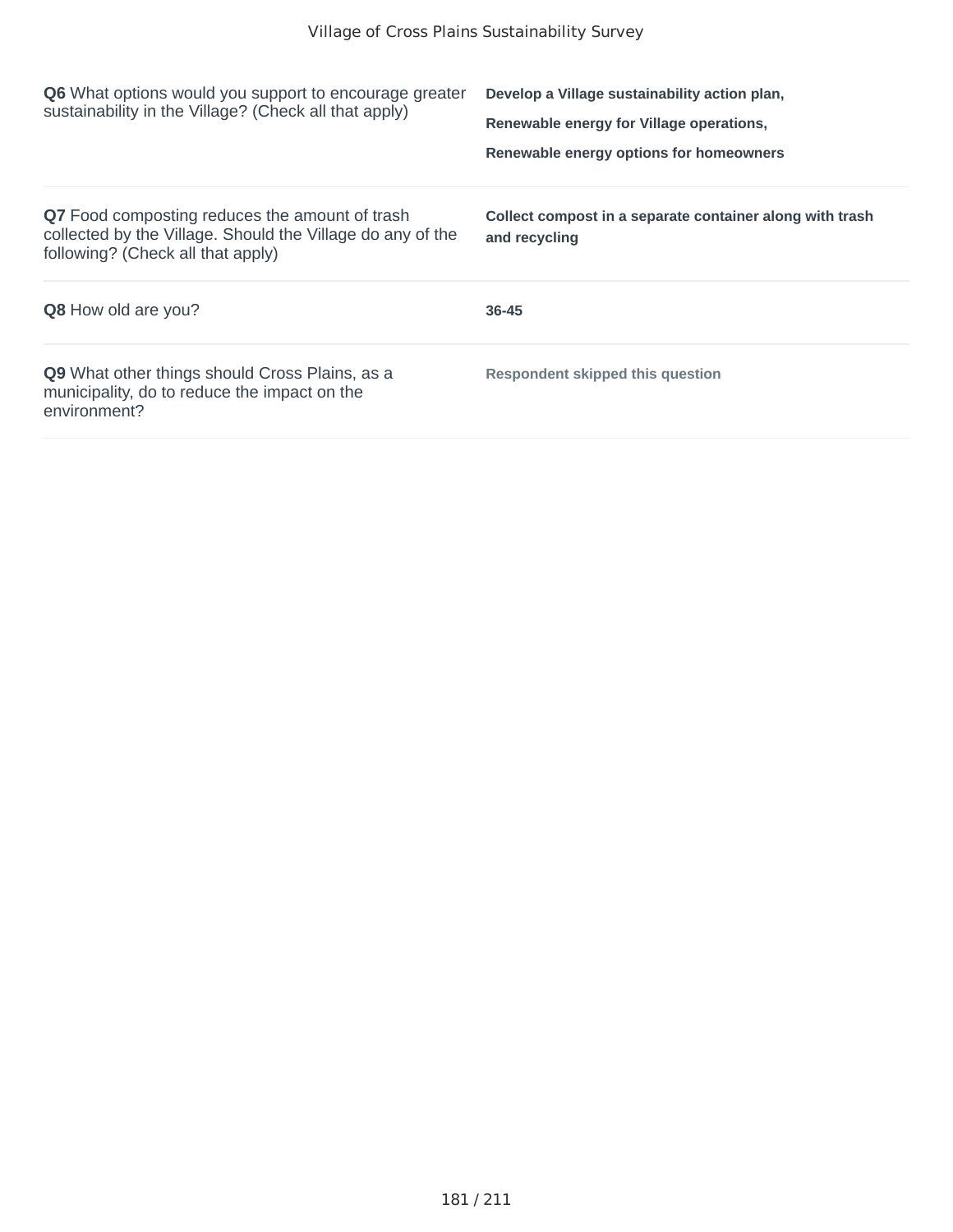**Q6** What options would you support to encourage greater sustainability in the Village? (Check all that apply)

**Develop a Village sustainability action plan,**

**Renewable energy for Village operations,**

**Renewable energy options for homeowners**

**Q7** Food composting reduces the amount of trash collected by the Village. Should the Village do any of the following? (Check all that apply)

**Collect compost in a separate container along with trash and recycling**

**Q8** How old are you?

**36-45**

**Q9** What other things should Cross Plains, as a municipality, do to reduce the impact on the environment?

**Respondent skipped this question**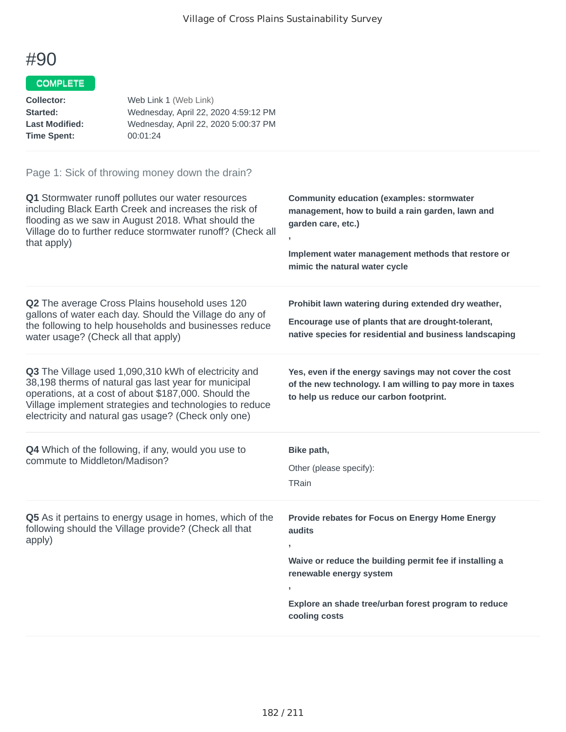# #90

COMPLETE

**Collector:** Web Link 1 (Web Link)
**Started:** Wednesday, April 22, 2020 4:59:12 PM
**Last Modified:** Wednesday, April 22, 2020 5:00:37 PM
**Time Spent:** 00:01:24

Page 1: Sick of throwing money down the drain?

**Q1** Stormwater runoff pollutes our water resources including Black Earth Creek and increases the risk of flooding as we saw in August 2018. What should the Village do to further reduce stormwater runoff? (Check all that apply)

**Community education (examples: stormwater management, how to build a rain garden, lawn and garden care, etc.)**

**,**

**Implement water management methods that restore or mimic the natural water cycle**

**Q2** The average Cross Plains household uses 120 gallons of water each day. Should the Village do any of the following to help households and businesses reduce water usage? (Check all that apply)

**Prohibit lawn watering during extended dry weather,**

**Encourage use of plants that are drought-tolerant, native species for residential and business landscaping**

**Q3** The Village used 1,090,310 kWh of electricity and 38,198 therms of natural gas last year for municipal operations, at a cost of about $187,000. Should the Village implement strategies and technologies to reduce electricity and natural gas usage? (Check only one)

**Yes, even if the energy savings may not cover the cost of the new technology. I am willing to pay more in taxes to help us reduce our carbon footprint.**

**Q4** Which of the following, if any, would you use to commute to Middleton/Madison?

**Bike path,**

Other (please specify):

TRain

**Q5** As it pertains to energy usage in homes, which of the following should the Village provide? (Check all that apply)

**Provide rebates for Focus on Energy Home Energy audits**

**,**

**Waive or reduce the building permit fee if installing a renewable energy system**

**,**

**Explore an shade tree/urban forest program to reduce cooling costs**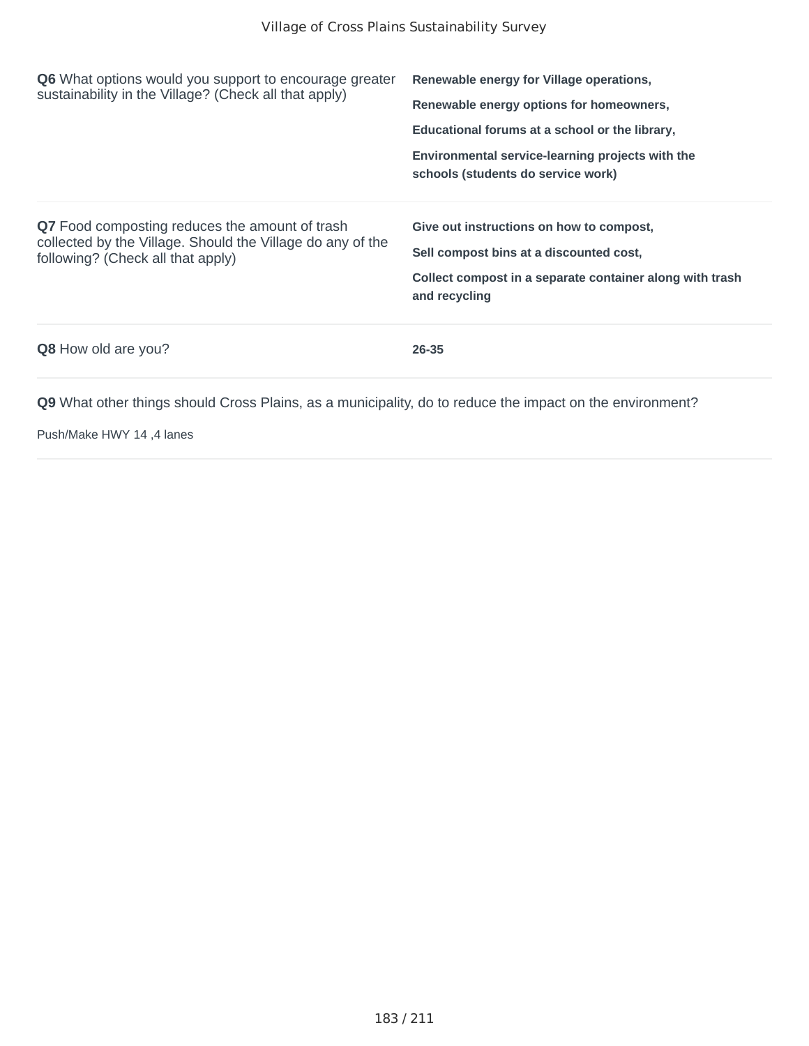**Q6** What options would you support to encourage greater sustainability in the Village? (Check all that apply)

**Renewable energy for Village operations,**

**Renewable energy options for homeowners,**

**Educational forums at a school or the library,**

**Environmental service-learning projects with the schools (students do service work)**

**Q7** Food composting reduces the amount of trash collected by the Village. Should the Village do any of the following? (Check all that apply)

**Give out instructions on how to compost,**

**Sell compost bins at a discounted cost,**

**Collect compost in a separate container along with trash and recycling**

**Q8** How old are you?

**26-35**

**Q9** What other things should Cross Plains, as a municipality, do to reduce the impact on the environment?

Push/Make HWY 14 ,4 lanes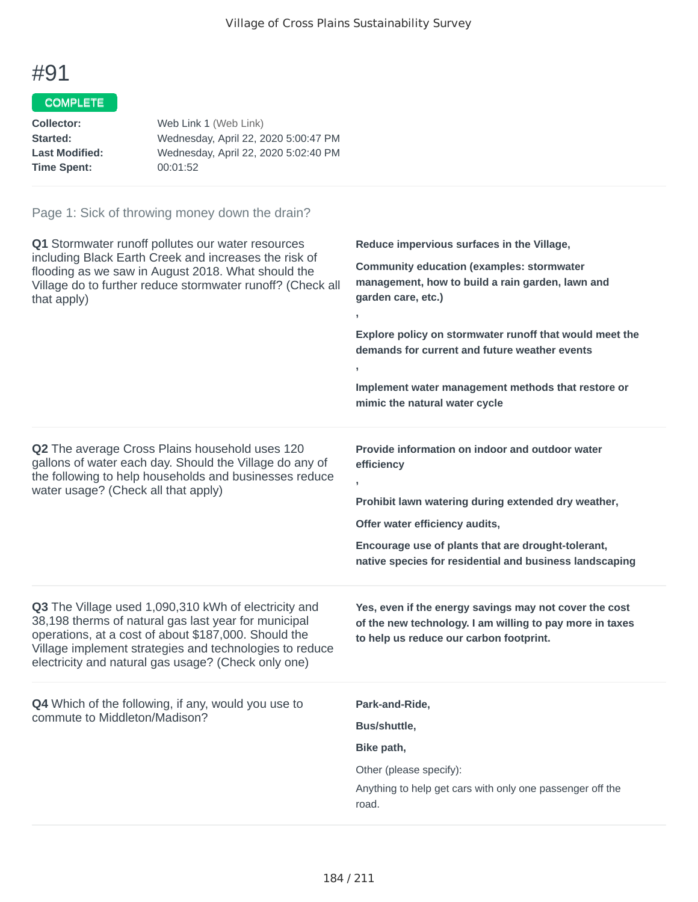# #91

**COMPLETE**

**Collector:** Web Link 1 (Web Link)
**Started:** Wednesday, April 22, 2020 5:00:47 PM
**Last Modified:** Wednesday, April 22, 2020 5:02:40 PM
**Time Spent:** 00:01:52

## Page 1: Sick of throwing money down the drain?

**Q1** Stormwater runoff pollutes our water resources including Black Earth Creek and increases the risk of flooding as we saw in August 2018. What should the Village do to further reduce stormwater runoff? (Check all that apply)

**Reduce impervious surfaces in the Village,**

**Community education (examples: stormwater management, how to build a rain garden, lawn and garden care, etc.)**

**,**

**Explore policy on stormwater runoff that would meet the demands for current and future weather events**

**,**

**Implement water management methods that restore or mimic the natural water cycle**

**Q2** The average Cross Plains household uses 120 gallons of water each day. Should the Village do any of the following to help households and businesses reduce water usage? (Check all that apply)

**Provide information on indoor and outdoor water efficiency**

**,**

**Prohibit lawn watering during extended dry weather,**

**Offer water efficiency audits,**

**Encourage use of plants that are drought-tolerant, native species for residential and business landscaping**

**Q3** The Village used 1,090,310 kWh of electricity and 38,198 therms of natural gas last year for municipal operations, at a cost of about $187,000. Should the Village implement strategies and technologies to reduce electricity and natural gas usage? (Check only one)

**Yes, even if the energy savings may not cover the cost of the new technology. I am willing to pay more in taxes to help us reduce our carbon footprint.**

**Q4** Which of the following, if any, would you use to commute to Middleton/Madison?

**Park-and-Ride,**

**Bus/shuttle,**

**Bike path,**

Other (please specify):

Anything to help get cars with only one passenger off the road.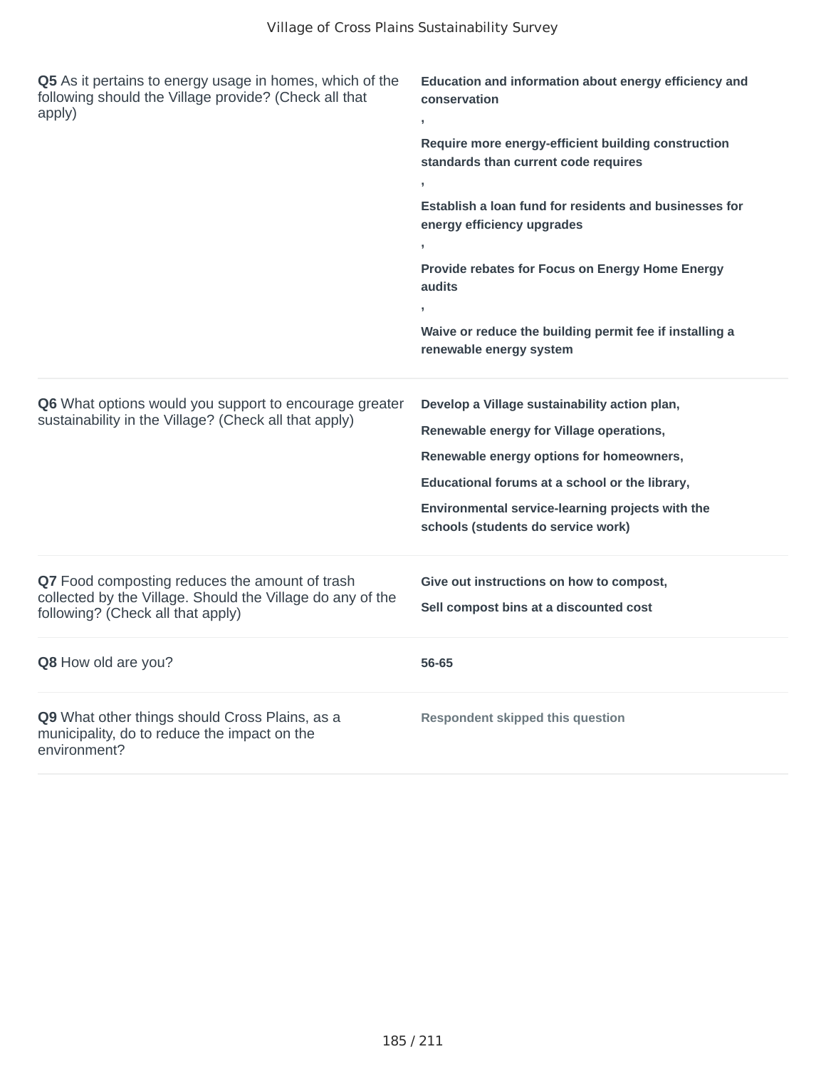| Question | Response |
|---|---|
| **Q5** As it pertains to energy usage in homes, which of the following should the Village provide? (Check all that apply) | **Education and information about energy efficiency and conservation** , **Require more energy-efficient building construction standards than current code requires** , **Establish a loan fund for residents and businesses for energy efficiency upgrades** , **Provide rebates for Focus on Energy Home Energy audits** , **Waive or reduce the building permit fee if installing a renewable energy system** |
| **Q6** What options would you support to encourage greater sustainability in the Village? (Check all that apply) | **Develop a Village sustainability action plan,** **Renewable energy for Village operations,** **Renewable energy options for homeowners,** **Educational forums at a school or the library,** **Environmental service-learning projects with the schools (students do service work)** |
| **Q7** Food composting reduces the amount of trash collected by the Village. Should the Village do any of the following? (Check all that apply) | **Give out instructions on how to compost,** **Sell compost bins at a discounted cost** |
| **Q8** How old are you? | **56-65** |
| **Q9** What other things should Cross Plains, as a municipality, do to reduce the impact on the environment? | **Respondent skipped this question** |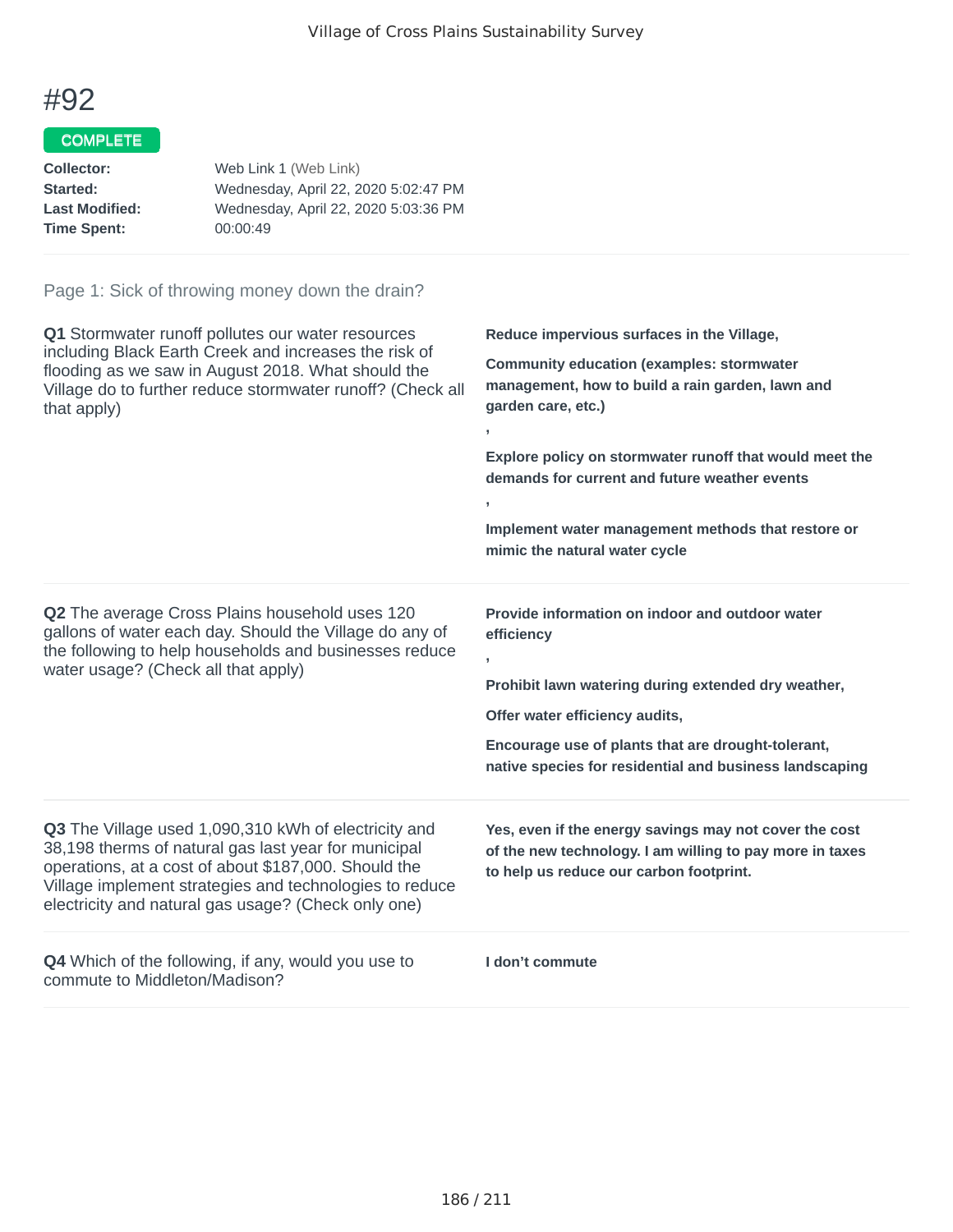# #92

**COMPLETE**

**Collector:** Web Link 1 (Web Link)
**Started:** Wednesday, April 22, 2020 5:02:47 PM
**Last Modified:** Wednesday, April 22, 2020 5:03:36 PM
**Time Spent:** 00:00:49

## Page 1: Sick of throwing money down the drain?

**Q1** Stormwater runoff pollutes our water resources including Black Earth Creek and increases the risk of flooding as we saw in August 2018. What should the Village do to further reduce stormwater runoff? (Check all that apply)

**Reduce impervious surfaces in the Village,**

**Community education (examples: stormwater management, how to build a rain garden, lawn and garden care, etc.)**

**,**

**Explore policy on stormwater runoff that would meet the demands for current and future weather events**

**,**

**Implement water management methods that restore or mimic the natural water cycle**

**Q2** The average Cross Plains household uses 120 gallons of water each day. Should the Village do any of the following to help households and businesses reduce water usage? (Check all that apply)

**Provide information on indoor and outdoor water efficiency**

**,**

**Prohibit lawn watering during extended dry weather,**

**Offer water efficiency audits,**

**Encourage use of plants that are drought-tolerant, native species for residential and business landscaping**

**Q3** The Village used 1,090,310 kWh of electricity and 38,198 therms of natural gas last year for municipal operations, at a cost of about $187,000. Should the Village implement strategies and technologies to reduce electricity and natural gas usage? (Check only one)

**Yes, even if the energy savings may not cover the cost of the new technology. I am willing to pay more in taxes to help us reduce our carbon footprint.**

**Q4** Which of the following, if any, would you use to commute to Middleton/Madison?

**I don't commute**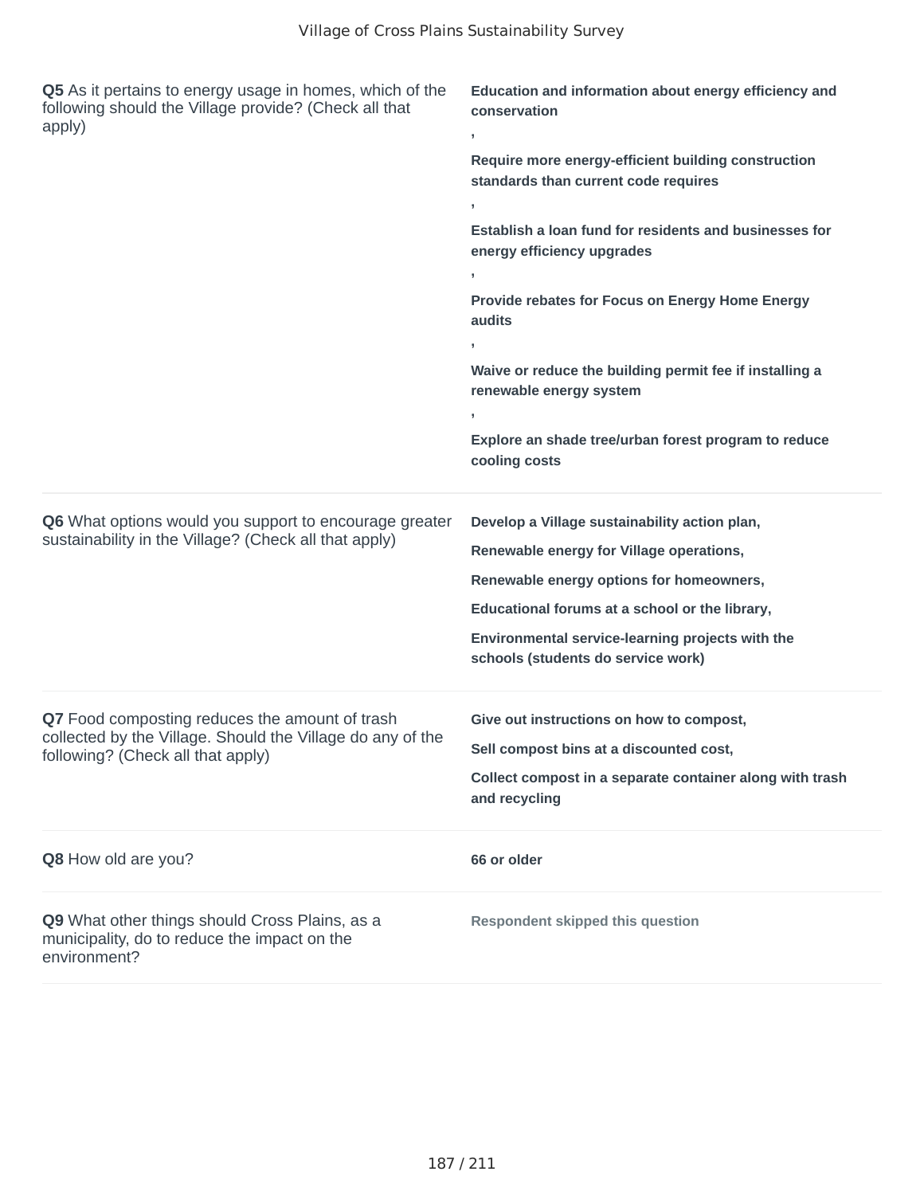| Question | Response |
| --- | --- |
| **Q5** As it pertains to energy usage in homes, which of the following should the Village provide? (Check all that apply) | **Education and information about energy efficiency and conservation** , **Require more energy-efficient building construction standards than current code requires** , **Establish a loan fund for residents and businesses for energy efficiency upgrades** , **Provide rebates for Focus on Energy Home Energy audits** , **Waive or reduce the building permit fee if installing a renewable energy system** , **Explore an shade tree/urban forest program to reduce cooling costs** |
| **Q6** What options would you support to encourage greater sustainability in the Village? (Check all that apply) | **Develop a Village sustainability action plan,** **Renewable energy for Village operations,** **Renewable energy options for homeowners,** **Educational forums at a school or the library,** **Environmental service-learning projects with the schools (students do service work)** |
| **Q7** Food composting reduces the amount of trash collected by the Village. Should the Village do any of the following? (Check all that apply) | **Give out instructions on how to compost,** **Sell compost bins at a discounted cost,** **Collect compost in a separate container along with trash and recycling** |
| **Q8** How old are you? | **66 or older** |
| **Q9** What other things should Cross Plains, as a municipality, do to reduce the impact on the environment? | **Respondent skipped this question** |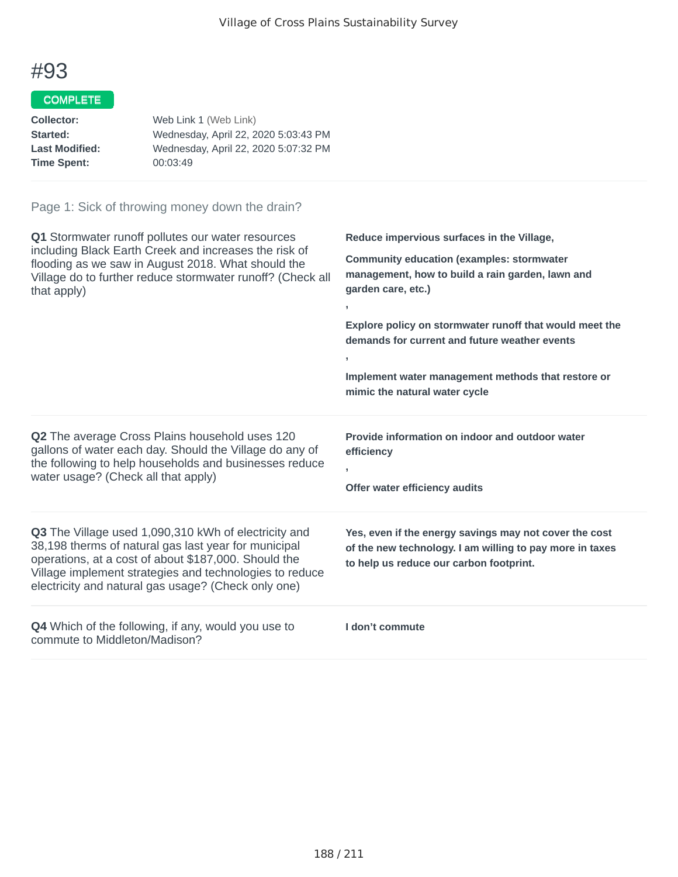# #93

COMPLETE

**Collector:** Web Link 1 (Web Link)
**Started:** Wednesday, April 22, 2020 5:03:43 PM
**Last Modified:** Wednesday, April 22, 2020 5:07:32 PM
**Time Spent:** 00:03:49

Page 1: Sick of throwing money down the drain?

**Q1** Stormwater runoff pollutes our water resources including Black Earth Creek and increases the risk of flooding as we saw in August 2018. What should the Village do to further reduce stormwater runoff? (Check all that apply)

**Reduce impervious surfaces in the Village,**

**Community education (examples: stormwater management, how to build a rain garden, lawn and garden care, etc.)**

**,**

**Explore policy on stormwater runoff that would meet the demands for current and future weather events**

**,**

**Implement water management methods that restore or mimic the natural water cycle**

**Q2** The average Cross Plains household uses 120 gallons of water each day. Should the Village do any of the following to help households and businesses reduce water usage? (Check all that apply)

**Provide information on indoor and outdoor water efficiency**

**,**

**Offer water efficiency audits**

**Q3** The Village used 1,090,310 kWh of electricity and 38,198 therms of natural gas last year for municipal operations, at a cost of about $187,000. Should the Village implement strategies and technologies to reduce electricity and natural gas usage? (Check only one)

**Yes, even if the energy savings may not cover the cost of the new technology. I am willing to pay more in taxes to help us reduce our carbon footprint.**

**Q4** Which of the following, if any, would you use to commute to Middleton/Madison?

**I don’t commute**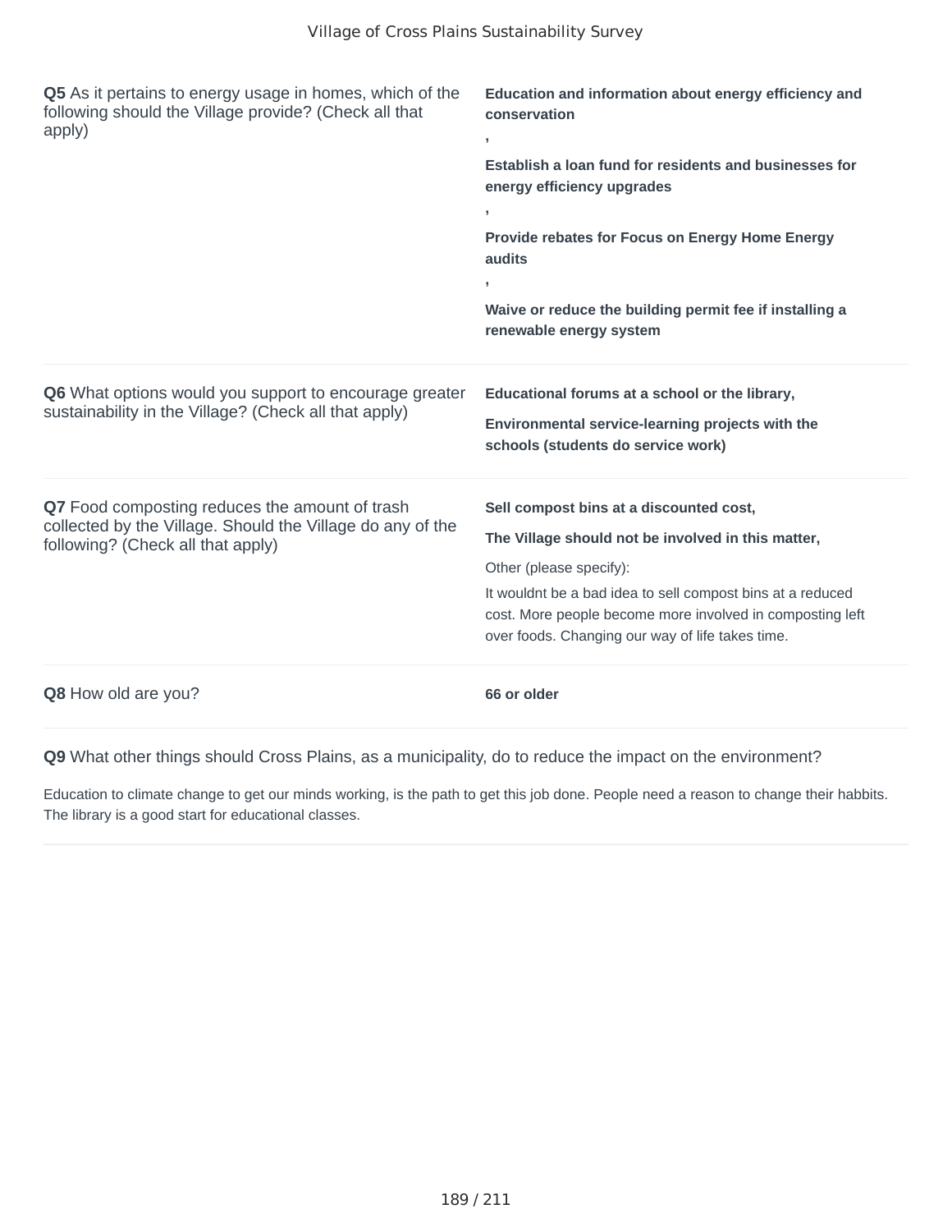**Q5** As it pertains to energy usage in homes, which of the following should the Village provide? (Check all that apply)

**Education and information about energy efficiency and conservation**

**,**

**Establish a loan fund for residents and businesses for energy efficiency upgrades**

**,**

**Provide rebates for Focus on Energy Home Energy audits**

**,**

**Waive or reduce the building permit fee if installing a renewable energy system**

---

**Q6** What options would you support to encourage greater sustainability in the Village? (Check all that apply)

**Educational forums at a school or the library,**

**Environmental service-learning projects with the schools (students do service work)**

---

**Q7** Food composting reduces the amount of trash collected by the Village. Should the Village do any of the following? (Check all that apply)

**Sell compost bins at a discounted cost,**

**The Village should not be involved in this matter,**

Other (please specify):

It wouldnt be a bad idea to sell compost bins at a reduced cost. More people become more involved in composting left over foods. Changing our way of life takes time.

---

**Q8** How old are you?

**66 or older**

---

**Q9** What other things should Cross Plains, as a municipality, do to reduce the impact on the environment?

Education to climate change to get our minds working, is the path to get this job done. People need a reason to change their habbits. The library is a good start for educational classes.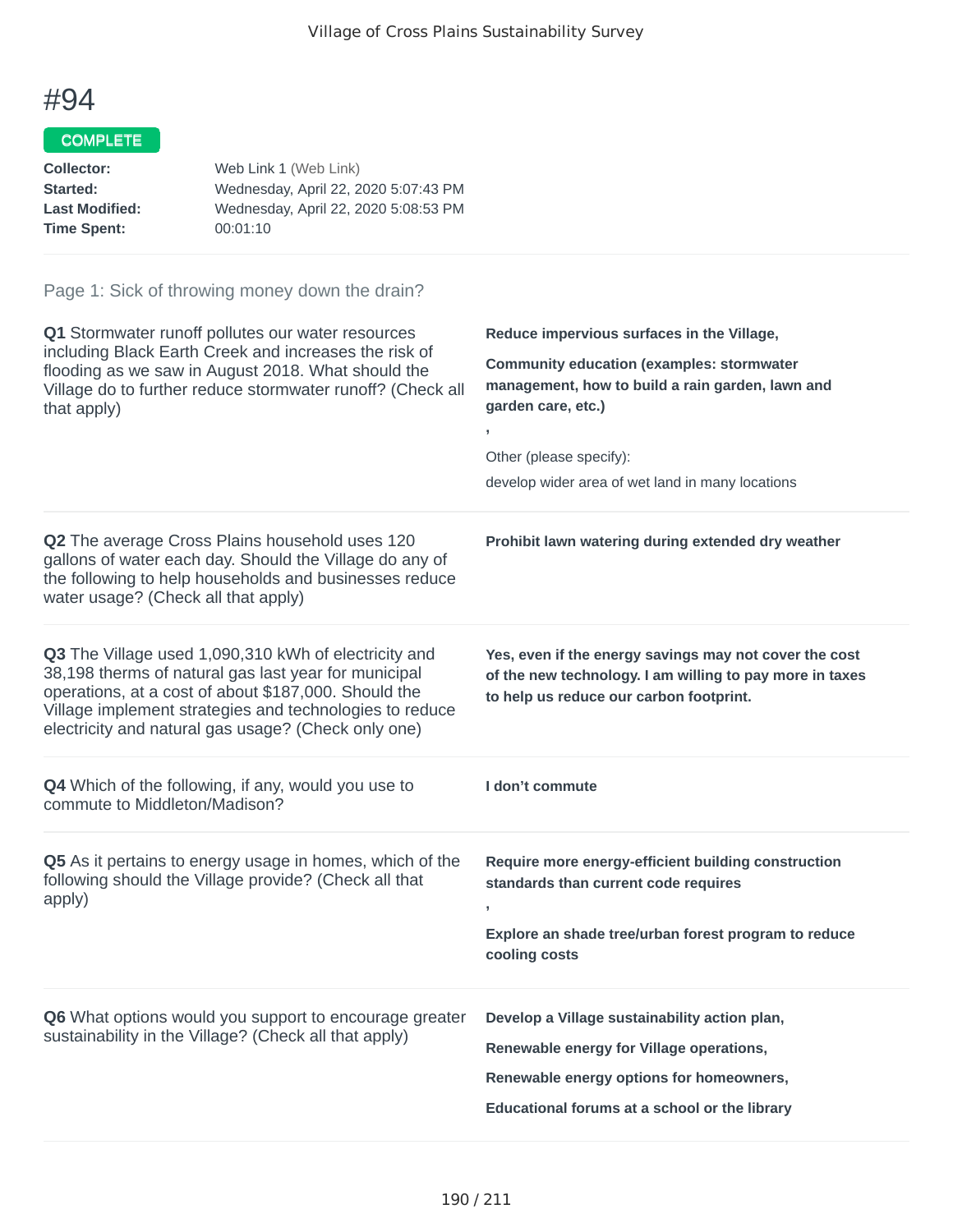# #94

**COMPLETE**

**Collector:** Web Link 1 (Web Link)
**Started:** Wednesday, April 22, 2020 5:07:43 PM
**Last Modified:** Wednesday, April 22, 2020 5:08:53 PM
**Time Spent:** 00:01:10

Page 1: Sick of throwing money down the drain?

**Q1** Stormwater runoff pollutes our water resources including Black Earth Creek and increases the risk of flooding as we saw in August 2018. What should the Village do to further reduce stormwater runoff? (Check all that apply)

**Reduce impervious surfaces in the Village,**

**Community education (examples: stormwater management, how to build a rain garden, lawn and garden care, etc.)**

**,**

Other (please specify):

develop wider area of wet land in many locations

**Q2** The average Cross Plains household uses 120 gallons of water each day. Should the Village do any of the following to help households and businesses reduce water usage? (Check all that apply)

**Prohibit lawn watering during extended dry weather**

**Q3** The Village used 1,090,310 kWh of electricity and 38,198 therms of natural gas last year for municipal operations, at a cost of about $187,000. Should the Village implement strategies and technologies to reduce electricity and natural gas usage? (Check only one)

**Yes, even if the energy savings may not cover the cost of the new technology. I am willing to pay more in taxes to help us reduce our carbon footprint.**

**Q4** Which of the following, if any, would you use to commute to Middleton/Madison?

**I don't commute**

**Q5** As it pertains to energy usage in homes, which of the following should the Village provide? (Check all that apply)

**Require more energy-efficient building construction standards than current code requires**

**,**

**Explore an shade tree/urban forest program to reduce cooling costs**

**Q6** What options would you support to encourage greater sustainability in the Village? (Check all that apply)

**Develop a Village sustainability action plan,**

**Renewable energy for Village operations,**

**Renewable energy options for homeowners,**

**Educational forums at a school or the library**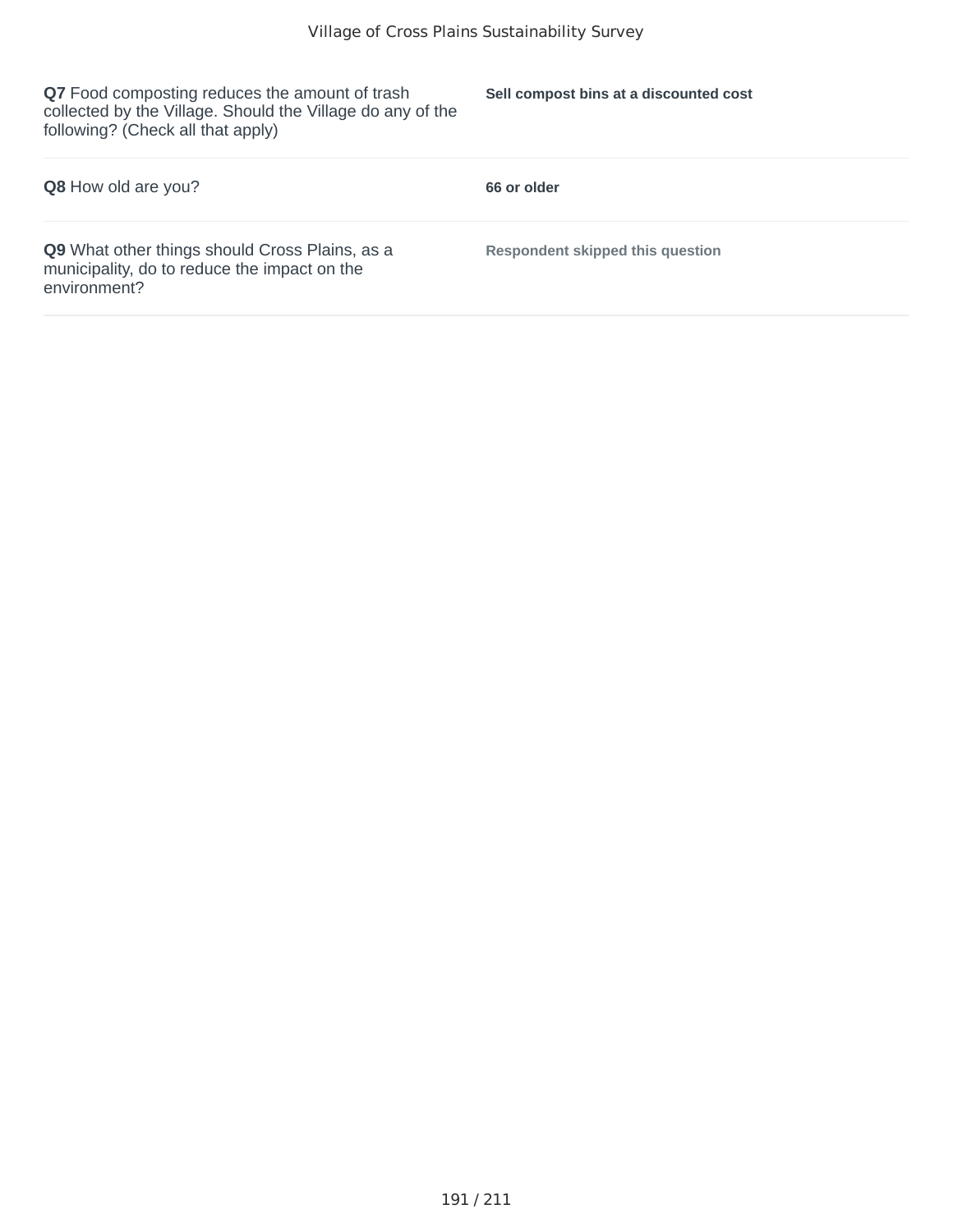| Question | Response |
| --- | --- |
| **Q7** Food composting reduces the amount of trash collected by the Village. Should the Village do any of the following? (Check all that apply) | **Sell compost bins at a discounted cost** |
| **Q8** How old are you? | **66 or older** |
| **Q9** What other things should Cross Plains, as a municipality, do to reduce the impact on the environment? | **Respondent skipped this question** |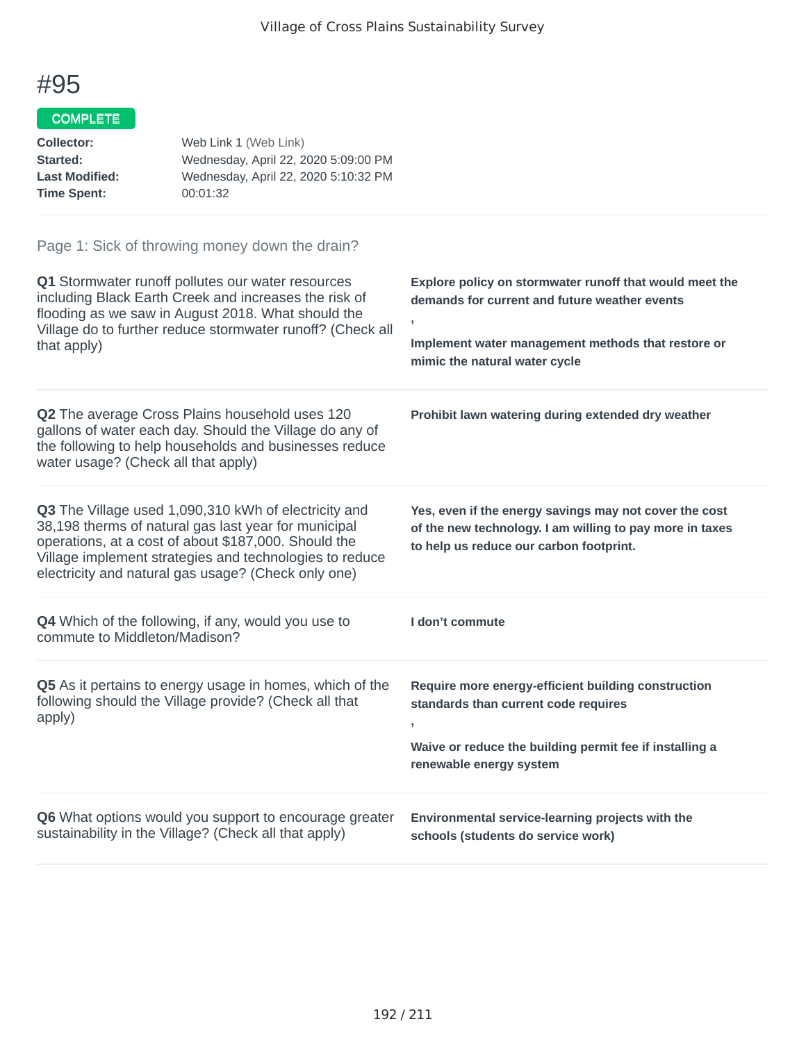# #95

COMPLETE

**Collector:** Web Link 1 (Web Link)
**Started:** Wednesday, April 22, 2020 5:09:00 PM
**Last Modified:** Wednesday, April 22, 2020 5:10:32 PM
**Time Spent:** 00:01:32

Page 1: Sick of throwing money down the drain?

**Q1** Stormwater runoff pollutes our water resources including Black Earth Creek and increases the risk of flooding as we saw in August 2018. What should the Village do to further reduce stormwater runoff? (Check all that apply)

**Explore policy on stormwater runoff that would meet the demands for current and future weather events**

**,**

**Implement water management methods that restore or mimic the natural water cycle**

**Q2** The average Cross Plains household uses 120 gallons of water each day. Should the Village do any of the following to help households and businesses reduce water usage? (Check all that apply)

**Prohibit lawn watering during extended dry weather**

**Q3** The Village used 1,090,310 kWh of electricity and 38,198 therms of natural gas last year for municipal operations, at a cost of about $187,000. Should the Village implement strategies and technologies to reduce electricity and natural gas usage? (Check only one)

**Yes, even if the energy savings may not cover the cost of the new technology. I am willing to pay more in taxes to help us reduce our carbon footprint.**

**Q4** Which of the following, if any, would you use to commute to Middleton/Madison?

**I don't commute**

**Q5** As it pertains to energy usage in homes, which of the following should the Village provide? (Check all that apply)

**Require more energy-efficient building construction standards than current code requires**

**,**

**Waive or reduce the building permit fee if installing a renewable energy system**

**Q6** What options would you support to encourage greater sustainability in the Village? (Check all that apply)

**Environmental service-learning projects with the schools (students do service work)**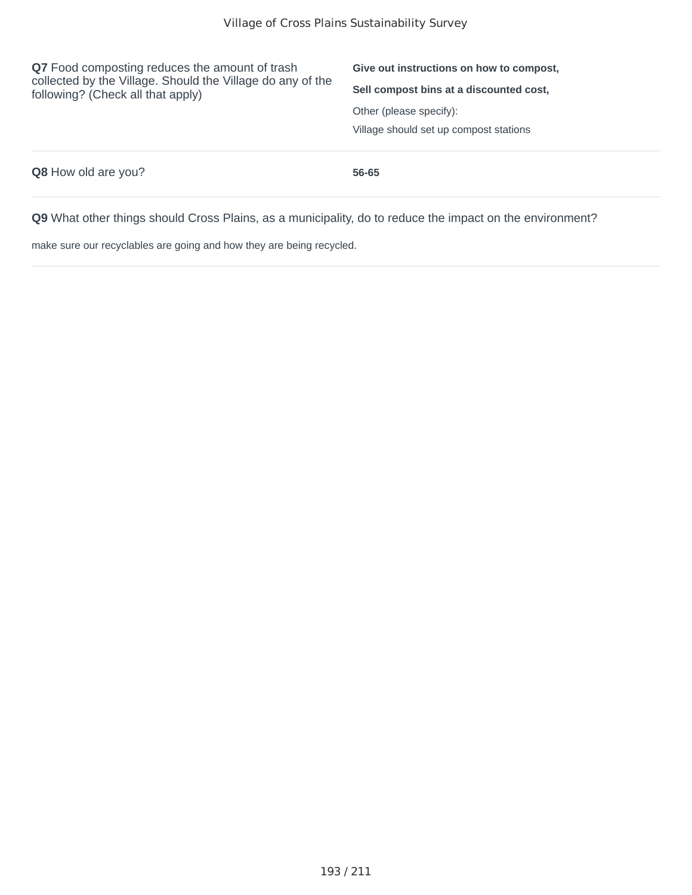**Q7** Food composting reduces the amount of trash collected by the Village. Should the Village do any of the following? (Check all that apply)

**Give out instructions on how to compost,**

**Sell compost bins at a discounted cost,**

Other (please specify):

Village should set up compost stations

**Q8** How old are you?

**56-65**

**Q9** What other things should Cross Plains, as a municipality, do to reduce the impact on the environment?

make sure our recyclables are going and how they are being recycled.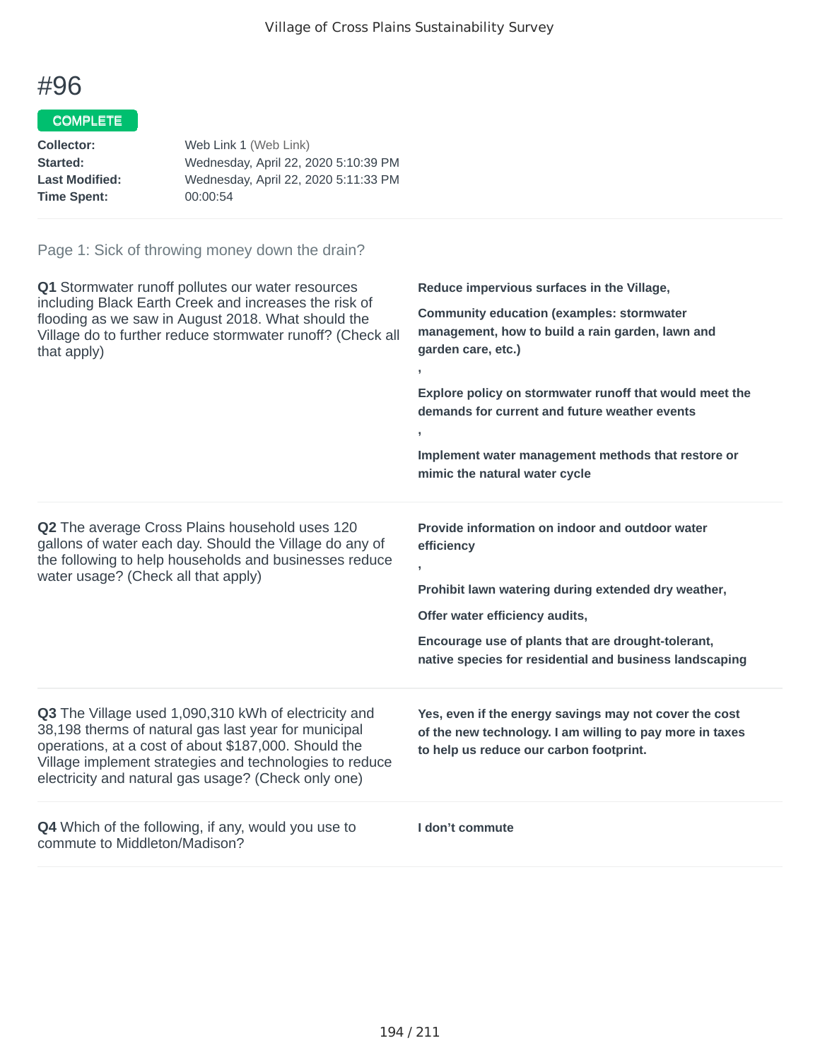# #96

COMPLETE

**Collector:** Web Link 1 (Web Link)
**Started:** Wednesday, April 22, 2020 5:10:39 PM
**Last Modified:** Wednesday, April 22, 2020 5:11:33 PM
**Time Spent:** 00:00:54

Page 1: Sick of throwing money down the drain?

**Q1** Stormwater runoff pollutes our water resources including Black Earth Creek and increases the risk of flooding as we saw in August 2018. What should the Village do to further reduce stormwater runoff? (Check all that apply)

**Reduce impervious surfaces in the Village,**

**Community education (examples: stormwater management, how to build a rain garden, lawn and garden care, etc.)**

**,**

**Explore policy on stormwater runoff that would meet the demands for current and future weather events**

**,**

**Implement water management methods that restore or mimic the natural water cycle**

**Q2** The average Cross Plains household uses 120 gallons of water each day. Should the Village do any of the following to help households and businesses reduce water usage? (Check all that apply)

**Provide information on indoor and outdoor water efficiency**

**,**

**Prohibit lawn watering during extended dry weather,**

**Offer water efficiency audits,**

**Encourage use of plants that are drought-tolerant, native species for residential and business landscaping**

**Q3** The Village used 1,090,310 kWh of electricity and 38,198 therms of natural gas last year for municipal operations, at a cost of about $187,000. Should the Village implement strategies and technologies to reduce electricity and natural gas usage? (Check only one)

**Yes, even if the energy savings may not cover the cost of the new technology. I am willing to pay more in taxes to help us reduce our carbon footprint.**

**Q4** Which of the following, if any, would you use to commute to Middleton/Madison?

**I don't commute**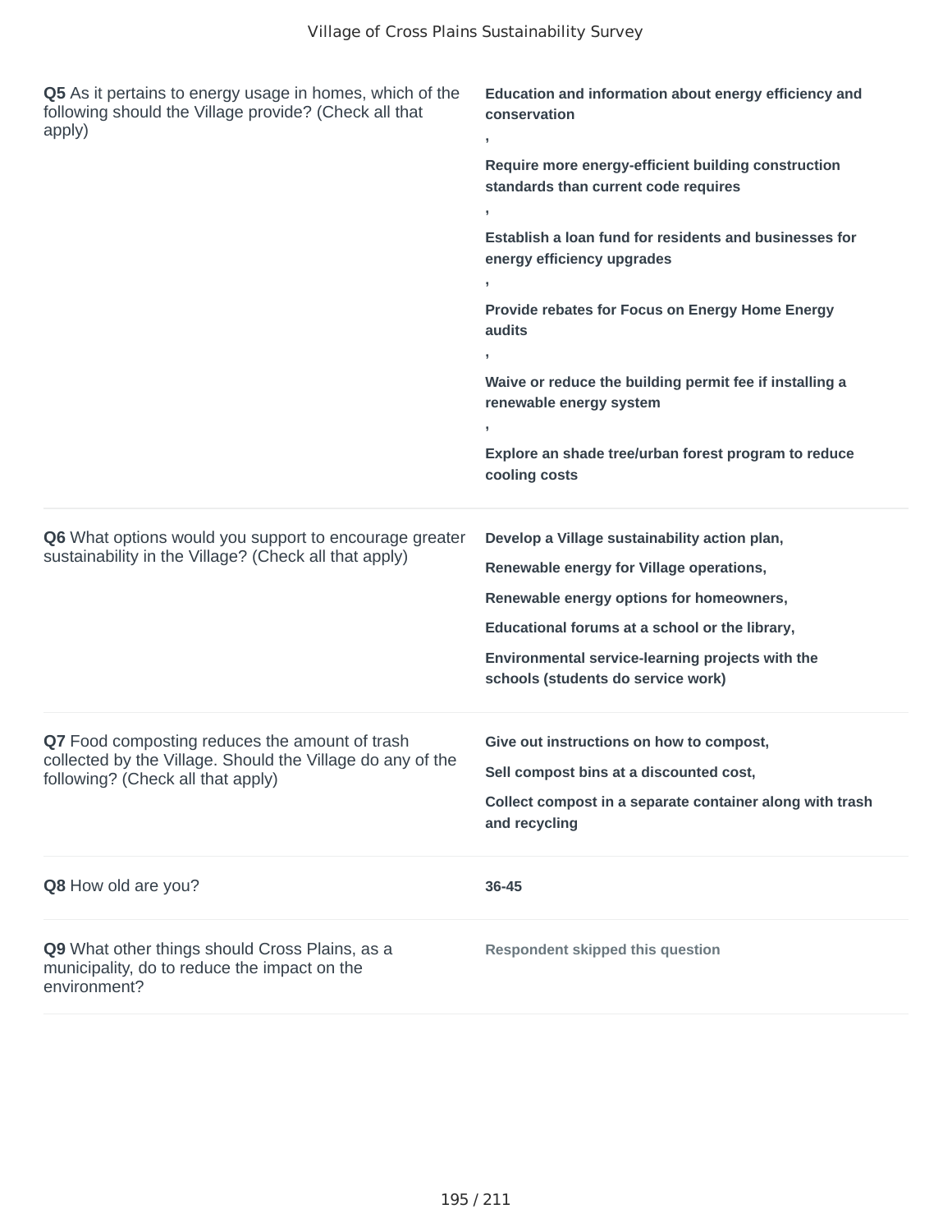**Q5** As it pertains to energy usage in homes, which of the following should the Village provide? (Check all that apply)

**Education and information about energy efficiency and conservation**
**,**
**Require more energy-efficient building construction standards than current code requires**
**,**
**Establish a loan fund for residents and businesses for energy efficiency upgrades**
**,**
**Provide rebates for Focus on Energy Home Energy audits**
**,**
**Waive or reduce the building permit fee if installing a renewable energy system**
**,**
**Explore an shade tree/urban forest program to reduce cooling costs**

---

**Q6** What options would you support to encourage greater sustainability in the Village? (Check all that apply)

**Develop a Village sustainability action plan,**
**Renewable energy for Village operations,**
**Renewable energy options for homeowners,**
**Educational forums at a school or the library,**
**Environmental service-learning projects with the schools (students do service work)**

---

**Q7** Food composting reduces the amount of trash collected by the Village. Should the Village do any of the following? (Check all that apply)

**Give out instructions on how to compost,**
**Sell compost bins at a discounted cost,**
**Collect compost in a separate container along with trash and recycling**

---

**Q8** How old are you?

**36-45**

---

**Q9** What other things should Cross Plains, as a municipality, do to reduce the impact on the environment?

**Respondent skipped this question**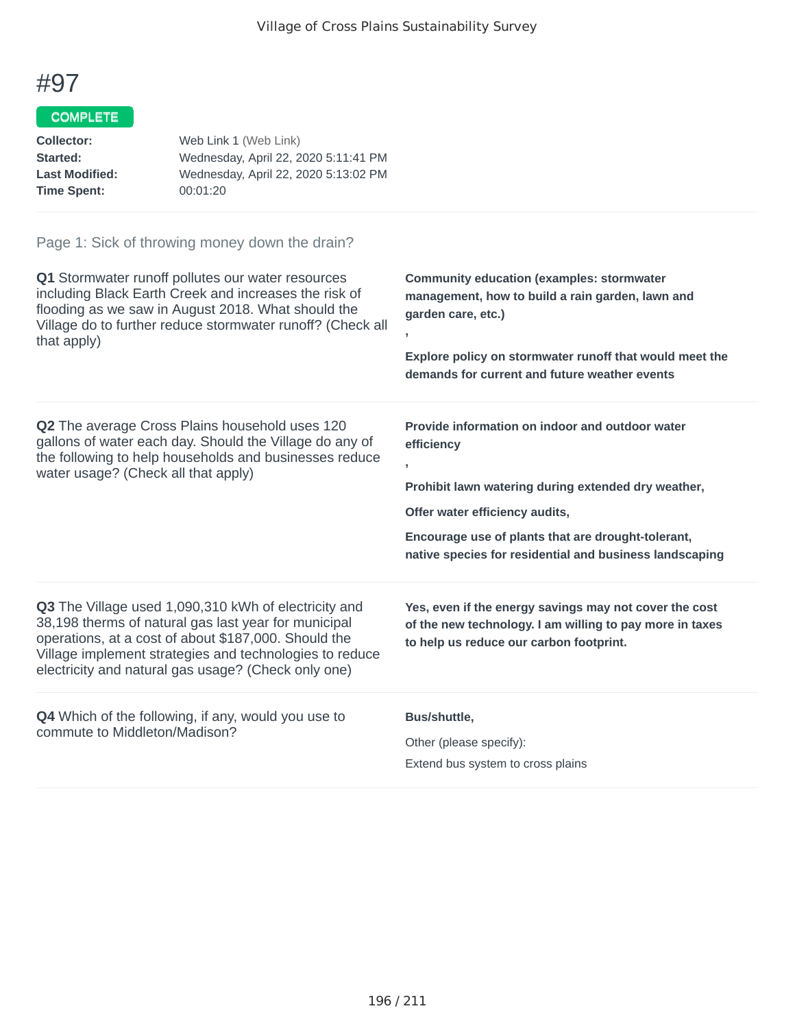# #97

COMPLETE

**Collector:** Web Link 1 (Web Link)
**Started:** Wednesday, April 22, 2020 5:11:41 PM
**Last Modified:** Wednesday, April 22, 2020 5:13:02 PM
**Time Spent:** 00:01:20

## Page 1: Sick of throwing money down the drain?

**Q1** Stormwater runoff pollutes our water resources including Black Earth Creek and increases the risk of flooding as we saw in August 2018. What should the Village do to further reduce stormwater runoff? (Check all that apply)

**Community education (examples: stormwater management, how to build a rain garden, lawn and garden care, etc.)**

**,**

**Explore policy on stormwater runoff that would meet the demands for current and future weather events**

**Q2** The average Cross Plains household uses 120 gallons of water each day. Should the Village do any of the following to help households and businesses reduce water usage? (Check all that apply)

**Provide information on indoor and outdoor water efficiency**

**,**

**Prohibit lawn watering during extended dry weather,**

**Offer water efficiency audits,**

**Encourage use of plants that are drought-tolerant, native species for residential and business landscaping**

**Q3** The Village used 1,090,310 kWh of electricity and 38,198 therms of natural gas last year for municipal operations, at a cost of about $187,000. Should the Village implement strategies and technologies to reduce electricity and natural gas usage? (Check only one)

**Yes, even if the energy savings may not cover the cost of the new technology. I am willing to pay more in taxes to help us reduce our carbon footprint.**

**Q4** Which of the following, if any, would you use to commute to Middleton/Madison?

**Bus/shuttle,**

Other (please specify):

Extend bus system to cross plains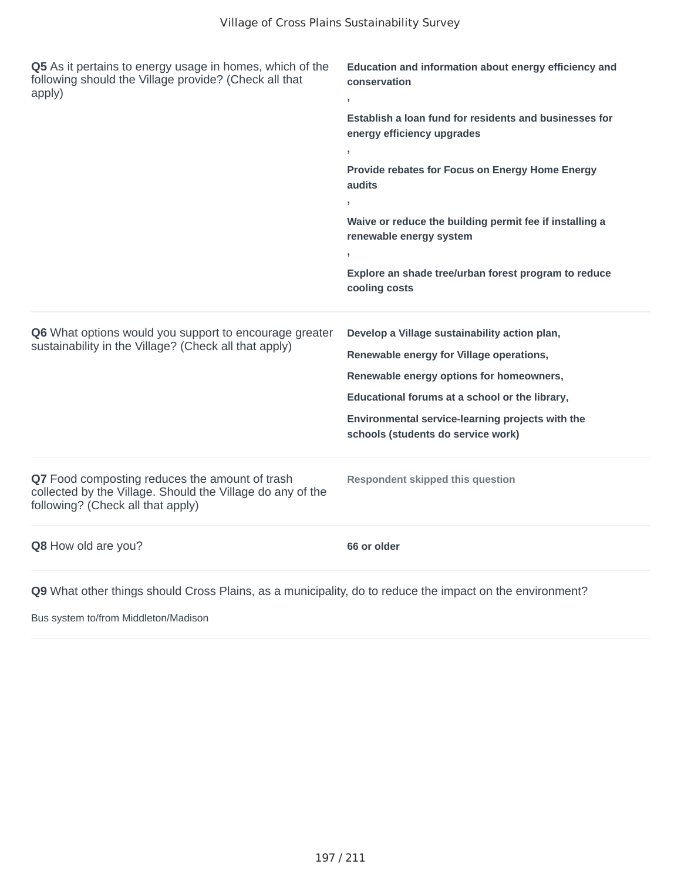**Q5** As it pertains to energy usage in homes, which of the following should the Village provide? (Check all that apply)

**Education and information about energy efficiency and conservation**
**,**
**Establish a loan fund for residents and businesses for energy efficiency upgrades**
**,**
**Provide rebates for Focus on Energy Home Energy audits**
**,**
**Waive or reduce the building permit fee if installing a renewable energy system**
**,**
**Explore an shade tree/urban forest program to reduce cooling costs**

**Q6** What options would you support to encourage greater sustainability in the Village? (Check all that apply)

**Develop a Village sustainability action plan,**
**Renewable energy for Village operations,**
**Renewable energy options for homeowners,**
**Educational forums at a school or the library,**
**Environmental service-learning projects with the schools (students do service work)**

**Q7** Food composting reduces the amount of trash collected by the Village. Should the Village do any of the following? (Check all that apply)

**Respondent skipped this question**

**Q8** How old are you?

**66 or older**

**Q9** What other things should Cross Plains, as a municipality, do to reduce the impact on the environment?

Bus system to/from Middleton/Madison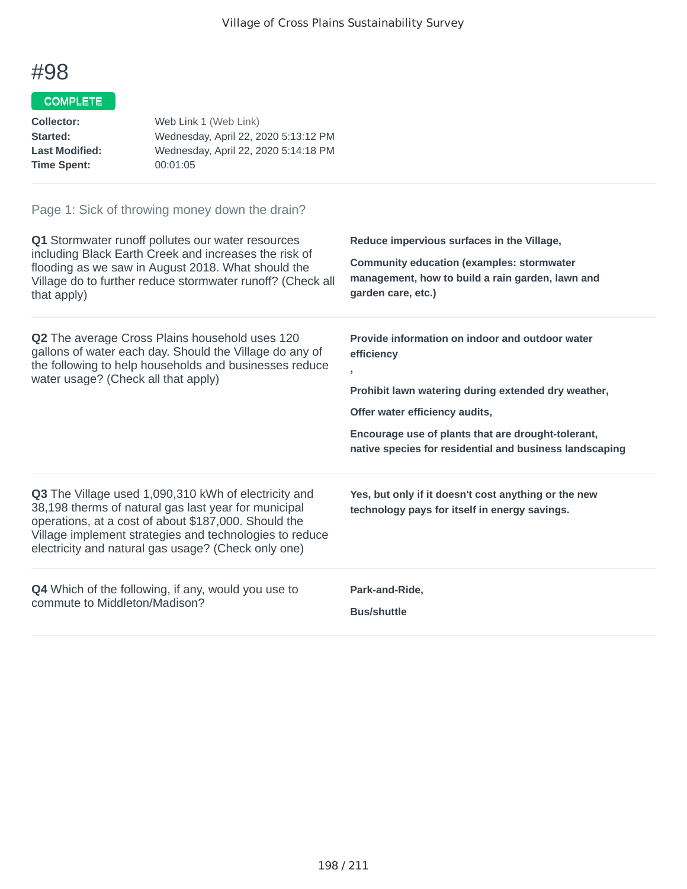# #98

COMPLETE

**Collector:** Web Link 1 (Web Link)
**Started:** Wednesday, April 22, 2020 5:13:12 PM
**Last Modified:** Wednesday, April 22, 2020 5:14:18 PM
**Time Spent:** 00:01:05

Page 1: Sick of throwing money down the drain?

**Q1** Stormwater runoff pollutes our water resources including Black Earth Creek and increases the risk of flooding as we saw in August 2018. What should the Village do to further reduce stormwater runoff? (Check all that apply)

**Reduce impervious surfaces in the Village,**

**Community education (examples: stormwater management, how to build a rain garden, lawn and garden care, etc.)**

**Q2** The average Cross Plains household uses 120 gallons of water each day. Should the Village do any of the following to help households and businesses reduce water usage? (Check all that apply)

**Provide information on indoor and outdoor water efficiency**

**,**

**Prohibit lawn watering during extended dry weather,**

**Offer water efficiency audits,**

**Encourage use of plants that are drought-tolerant, native species for residential and business landscaping**

**Q3** The Village used 1,090,310 kWh of electricity and 38,198 therms of natural gas last year for municipal operations, at a cost of about $187,000. Should the Village implement strategies and technologies to reduce electricity and natural gas usage? (Check only one)

**Yes, but only if it doesn't cost anything or the new technology pays for itself in energy savings.**

**Q4** Which of the following, if any, would you use to commute to Middleton/Madison?

**Park-and-Ride,**

**Bus/shuttle**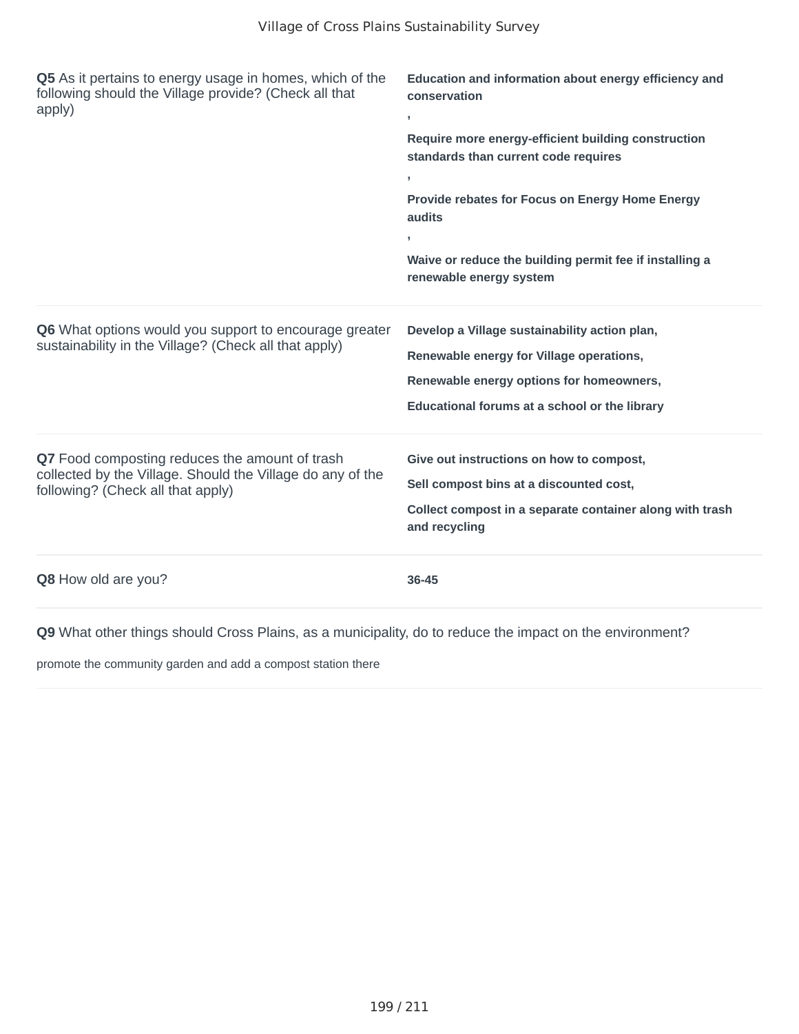**Q5** As it pertains to energy usage in homes, which of the following should the Village provide? (Check all that apply)

**Education and information about energy efficiency and conservation**
**,**
**Require more energy-efficient building construction standards than current code requires**
**,**
**Provide rebates for Focus on Energy Home Energy audits**
**,**
**Waive or reduce the building permit fee if installing a renewable energy system**

**Q6** What options would you support to encourage greater sustainability in the Village? (Check all that apply)

**Develop a Village sustainability action plan,**
**Renewable energy for Village operations,**
**Renewable energy options for homeowners,**
**Educational forums at a school or the library**

**Q7** Food composting reduces the amount of trash collected by the Village. Should the Village do any of the following? (Check all that apply)

**Give out instructions on how to compost,**
**Sell compost bins at a discounted cost,**
**Collect compost in a separate container along with trash and recycling**

**Q8** How old are you?

**36-45**

**Q9** What other things should Cross Plains, as a municipality, do to reduce the impact on the environment?

promote the community garden and add a compost station there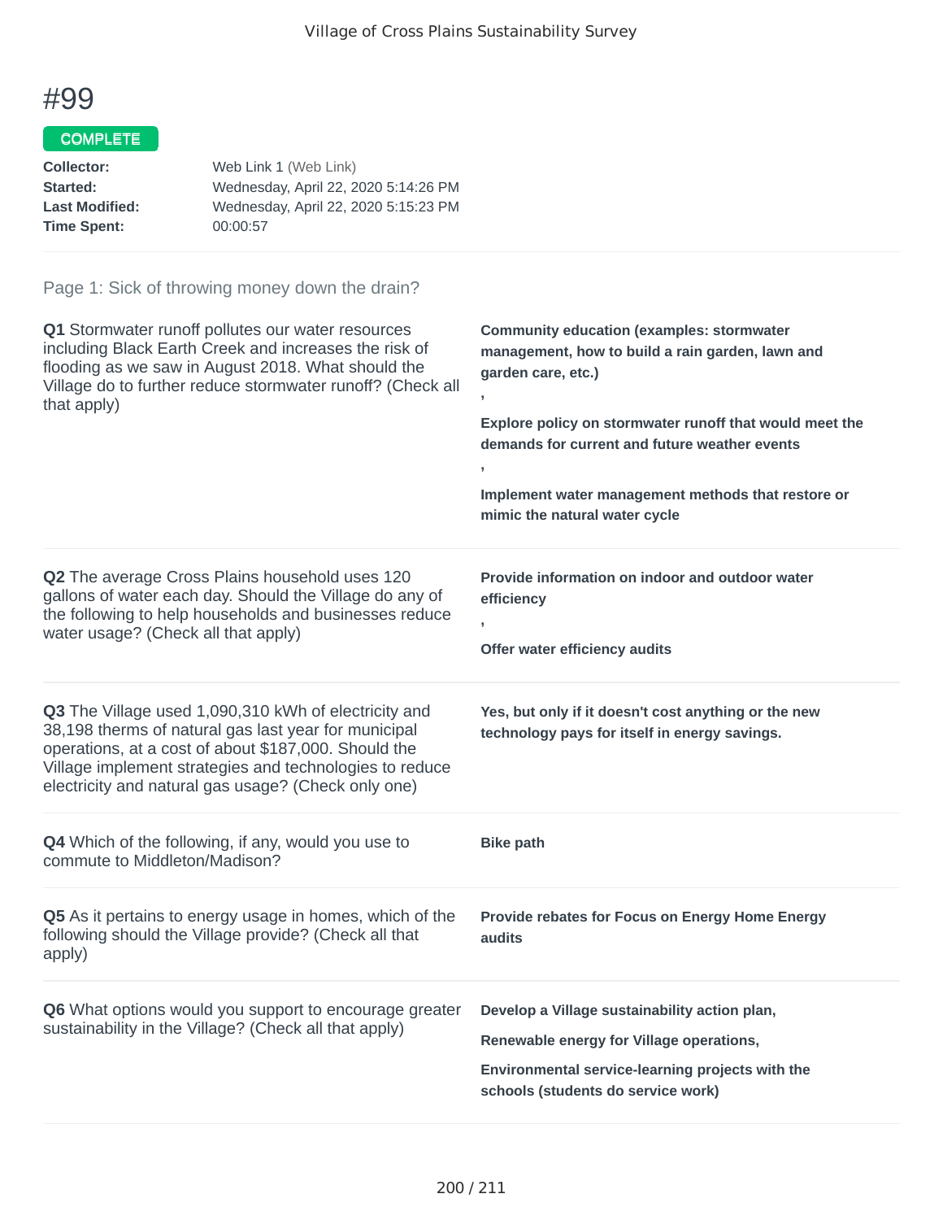Village of Cross Plains Sustainability Survey

# #99

**COMPLETE**

| | |
|---|---|
| **Collector:** | Web Link 1 (Web Link) |
| **Started:** | Wednesday, April 22, 2020 5:14:26 PM |
| **Last Modified:** | Wednesday, April 22, 2020 5:15:23 PM |
| **Time Spent:** | 00:00:57 |

## Page 1: Sick of throwing money down the drain?

**Q1** Stormwater runoff pollutes our water resources including Black Earth Creek and increases the risk of flooding as we saw in August 2018. What should the Village do to further reduce stormwater runoff? (Check all that apply)

**Community education (examples: stormwater management, how to build a rain garden, lawn and garden care, etc.)**

**,**

**Explore policy on stormwater runoff that would meet the demands for current and future weather events**

**,**

**Implement water management methods that restore or mimic the natural water cycle**

**Q2** The average Cross Plains household uses 120 gallons of water each day. Should the Village do any of the following to help households and businesses reduce water usage? (Check all that apply)

**Provide information on indoor and outdoor water efficiency**

**,**

**Offer water efficiency audits**

**Q3** The Village used 1,090,310 kWh of electricity and 38,198 therms of natural gas last year for municipal operations, at a cost of about $187,000. Should the Village implement strategies and technologies to reduce electricity and natural gas usage? (Check only one)

**Yes, but only if it doesn't cost anything or the new technology pays for itself in energy savings.**

**Q4** Which of the following, if any, would you use to commute to Middleton/Madison?

**Bike path**

**Q5** As it pertains to energy usage in homes, which of the following should the Village provide? (Check all that apply)

**Provide rebates for Focus on Energy Home Energy audits**

**Q6** What options would you support to encourage greater sustainability in the Village? (Check all that apply)

**Develop a Village sustainability action plan,**

**Renewable energy for Village operations,**

**Environmental service-learning projects with the schools (students do service work)**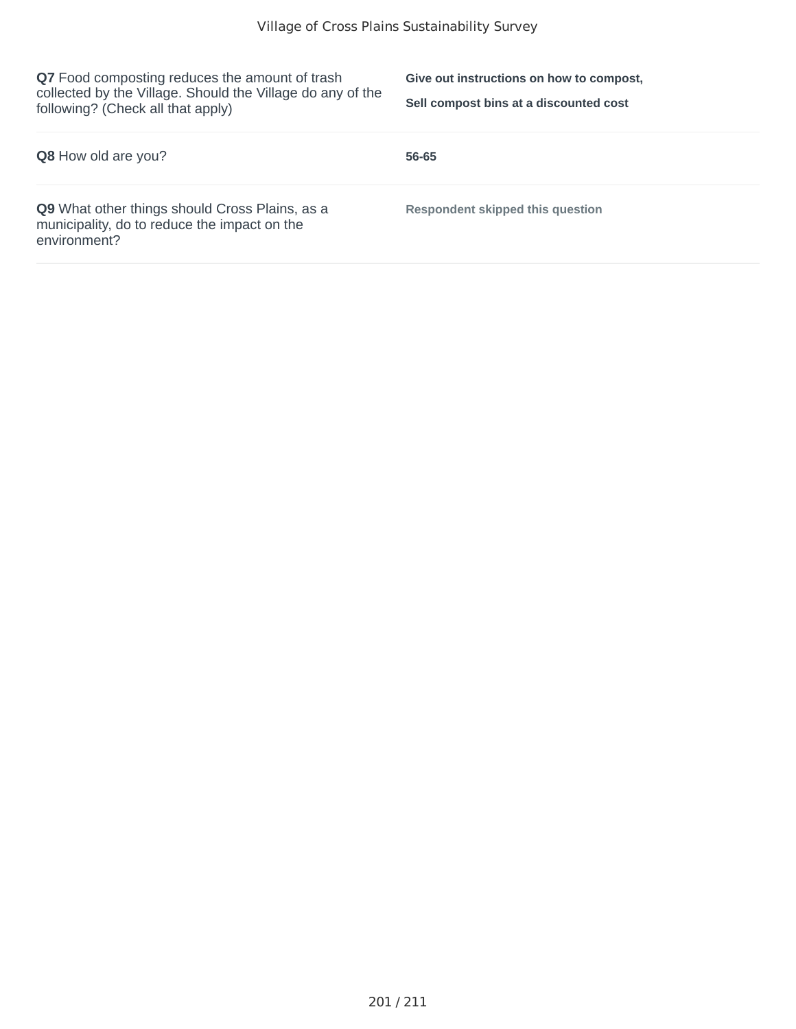**Q7** Food composting reduces the amount of trash collected by the Village. Should the Village do any of the following? (Check all that apply)

**Give out instructions on how to compost,**

**Sell compost bins at a discounted cost**

**Q8** How old are you?

**56-65**

**Q9** What other things should Cross Plains, as a municipality, do to reduce the impact on the environment?

**Respondent skipped this question**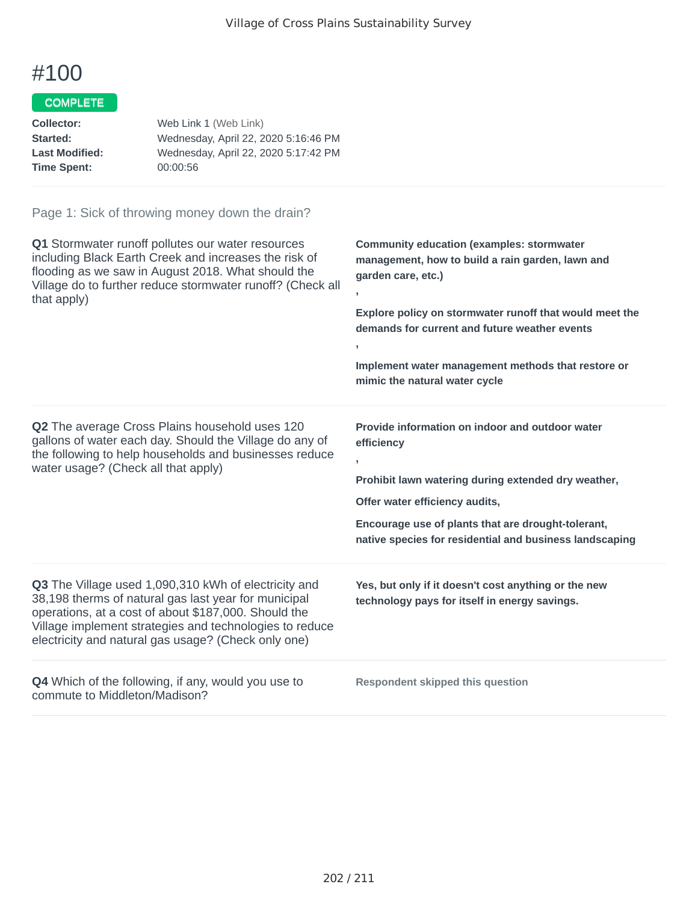# #100

COMPLETE

**Collector:** Web Link 1 (Web Link)
**Started:** Wednesday, April 22, 2020 5:16:46 PM
**Last Modified:** Wednesday, April 22, 2020 5:17:42 PM
**Time Spent:** 00:00:56

Page 1: Sick of throwing money down the drain?

**Q1** Stormwater runoff pollutes our water resources including Black Earth Creek and increases the risk of flooding as we saw in August 2018. What should the Village do to further reduce stormwater runoff? (Check all that apply)

**Community education (examples: stormwater management, how to build a rain garden, lawn and garden care, etc.)**

**,**

**Explore policy on stormwater runoff that would meet the demands for current and future weather events**

**,**

**Implement water management methods that restore or mimic the natural water cycle**

**Q2** The average Cross Plains household uses 120 gallons of water each day. Should the Village do any of the following to help households and businesses reduce water usage? (Check all that apply)

**Provide information on indoor and outdoor water efficiency**

**,**

**Prohibit lawn watering during extended dry weather,**

**Offer water efficiency audits,**

**Encourage use of plants that are drought-tolerant, native species for residential and business landscaping**

**Q3** The Village used 1,090,310 kWh of electricity and 38,198 therms of natural gas last year for municipal operations, at a cost of about $187,000. Should the Village implement strategies and technologies to reduce electricity and natural gas usage? (Check only one)

**Yes, but only if it doesn't cost anything or the new technology pays for itself in energy savings.**

**Q4** Which of the following, if any, would you use to commute to Middleton/Madison?

**Respondent skipped this question**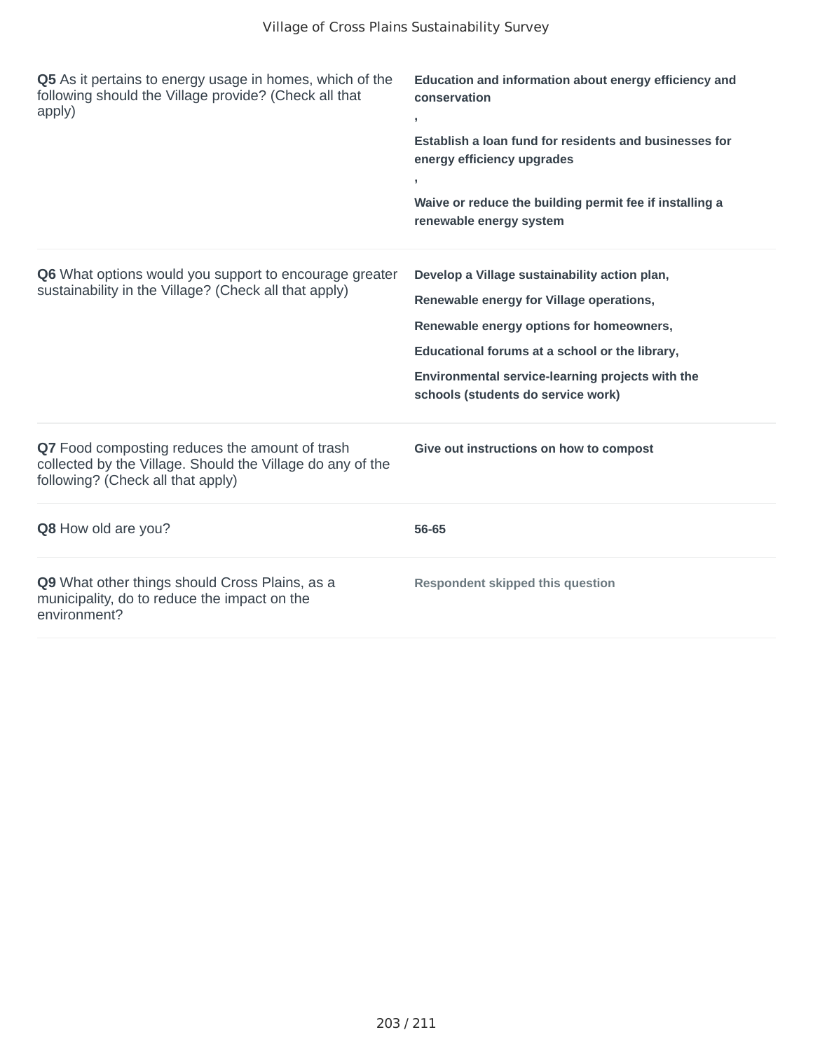**Q5** As it pertains to energy usage in homes, which of the following should the Village provide? (Check all that apply)

**Education and information about energy efficiency and conservation**
,
**Establish a loan fund for residents and businesses for energy efficiency upgrades**
,
**Waive or reduce the building permit fee if installing a renewable energy system**

**Q6** What options would you support to encourage greater sustainability in the Village? (Check all that apply)

**Develop a Village sustainability action plan,**

**Renewable energy for Village operations,**

**Renewable energy options for homeowners,**

**Educational forums at a school or the library,**

**Environmental service-learning projects with the schools (students do service work)**

**Q7** Food composting reduces the amount of trash collected by the Village. Should the Village do any of the following? (Check all that apply)

**Give out instructions on how to compost**

**Q8** How old are you?

**56-65**

**Q9** What other things should Cross Plains, as a municipality, do to reduce the impact on the environment?

**Respondent skipped this question**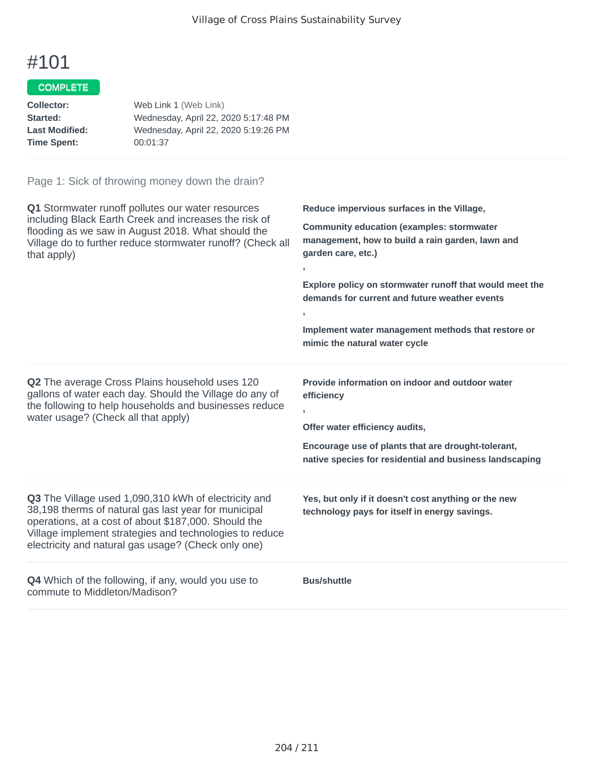# #101

COMPLETE

**Collector:** Web Link 1 (Web Link)
**Started:** Wednesday, April 22, 2020 5:17:48 PM
**Last Modified:** Wednesday, April 22, 2020 5:19:26 PM
**Time Spent:** 00:01:37

Page 1: Sick of throwing money down the drain?

**Q1** Stormwater runoff pollutes our water resources including Black Earth Creek and increases the risk of flooding as we saw in August 2018. What should the Village do to further reduce stormwater runoff? (Check all that apply)

**Reduce impervious surfaces in the Village,**

**Community education (examples: stormwater management, how to build a rain garden, lawn and garden care, etc.)**

**,**

**Explore policy on stormwater runoff that would meet the demands for current and future weather events**

**,**

**Implement water management methods that restore or mimic the natural water cycle**

**Q2** The average Cross Plains household uses 120 gallons of water each day. Should the Village do any of the following to help households and businesses reduce water usage? (Check all that apply)

**Provide information on indoor and outdoor water efficiency**

**,**

**Offer water efficiency audits,**

**Encourage use of plants that are drought-tolerant, native species for residential and business landscaping**

**Q3** The Village used 1,090,310 kWh of electricity and 38,198 therms of natural gas last year for municipal operations, at a cost of about $187,000. Should the Village implement strategies and technologies to reduce electricity and natural gas usage? (Check only one)

**Yes, but only if it doesn't cost anything or the new technology pays for itself in energy savings.**

**Q4** Which of the following, if any, would you use to commute to Middleton/Madison?

**Bus/shuttle**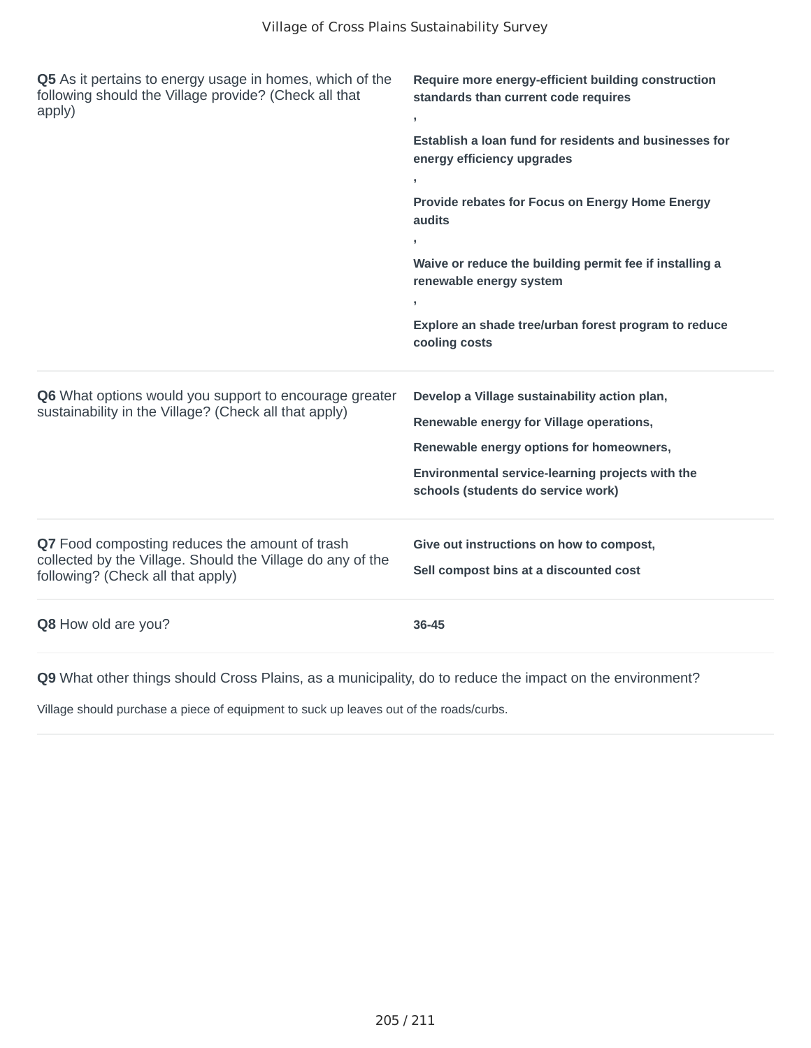**Q5** As it pertains to energy usage in homes, which of the following should the Village provide? (Check all that apply)

**Require more energy-efficient building construction standards than current code requires**
**,**
**Establish a loan fund for residents and businesses for energy efficiency upgrades**
**,**
**Provide rebates for Focus on Energy Home Energy audits**
**,**
**Waive or reduce the building permit fee if installing a renewable energy system**
**,**
**Explore an shade tree/urban forest program to reduce cooling costs**

---

**Q6** What options would you support to encourage greater sustainability in the Village? (Check all that apply)

**Develop a Village sustainability action plan,**
**Renewable energy for Village operations,**
**Renewable energy options for homeowners,**
**Environmental service-learning projects with the schools (students do service work)**

---

**Q7** Food composting reduces the amount of trash collected by the Village. Should the Village do any of the following? (Check all that apply)

**Give out instructions on how to compost,**
**Sell compost bins at a discounted cost**

---

**Q8** How old are you?

**36-45**

---

**Q9** What other things should Cross Plains, as a municipality, do to reduce the impact on the environment?

Village should purchase a piece of equipment to suck up leaves out of the roads/curbs.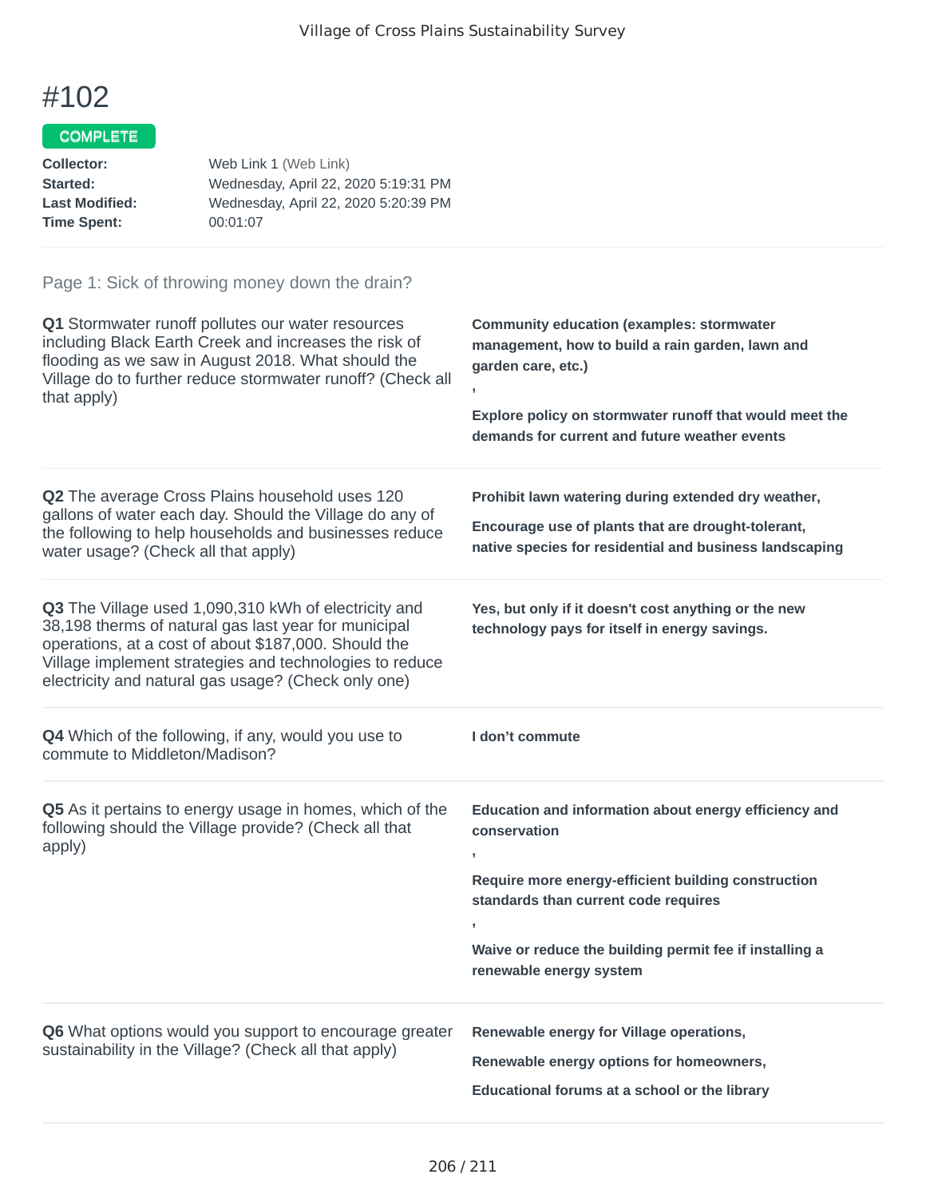# #102

COMPLETE

**Collector:** Web Link 1 (Web Link)
**Started:** Wednesday, April 22, 2020 5:19:31 PM
**Last Modified:** Wednesday, April 22, 2020 5:20:39 PM
**Time Spent:** 00:01:07

## Page 1: Sick of throwing money down the drain?

**Q1** Stormwater runoff pollutes our water resources including Black Earth Creek and increases the risk of flooding as we saw in August 2018. What should the Village do to further reduce stormwater runoff? (Check all that apply)

**Community education (examples: stormwater management, how to build a rain garden, lawn and garden care, etc.)**

**,**

**Explore policy on stormwater runoff that would meet the demands for current and future weather events**

**Q2** The average Cross Plains household uses 120 gallons of water each day. Should the Village do any of the following to help households and businesses reduce water usage? (Check all that apply)

**Prohibit lawn watering during extended dry weather,**

**Encourage use of plants that are drought-tolerant, native species for residential and business landscaping**

**Q3** The Village used 1,090,310 kWh of electricity and 38,198 therms of natural gas last year for municipal operations, at a cost of about $187,000. Should the Village implement strategies and technologies to reduce electricity and natural gas usage? (Check only one)

**Yes, but only if it doesn't cost anything or the new technology pays for itself in energy savings.**

**Q4** Which of the following, if any, would you use to commute to Middleton/Madison?

**I don't commute**

**Q5** As it pertains to energy usage in homes, which of the following should the Village provide? (Check all that apply)

**Education and information about energy efficiency and conservation**

**,**

**Require more energy-efficient building construction standards than current code requires**

**,**

**Waive or reduce the building permit fee if installing a renewable energy system**

**Q6** What options would you support to encourage greater sustainability in the Village? (Check all that apply)

**Renewable energy for Village operations,**

**Renewable energy options for homeowners,**

**Educational forums at a school or the library**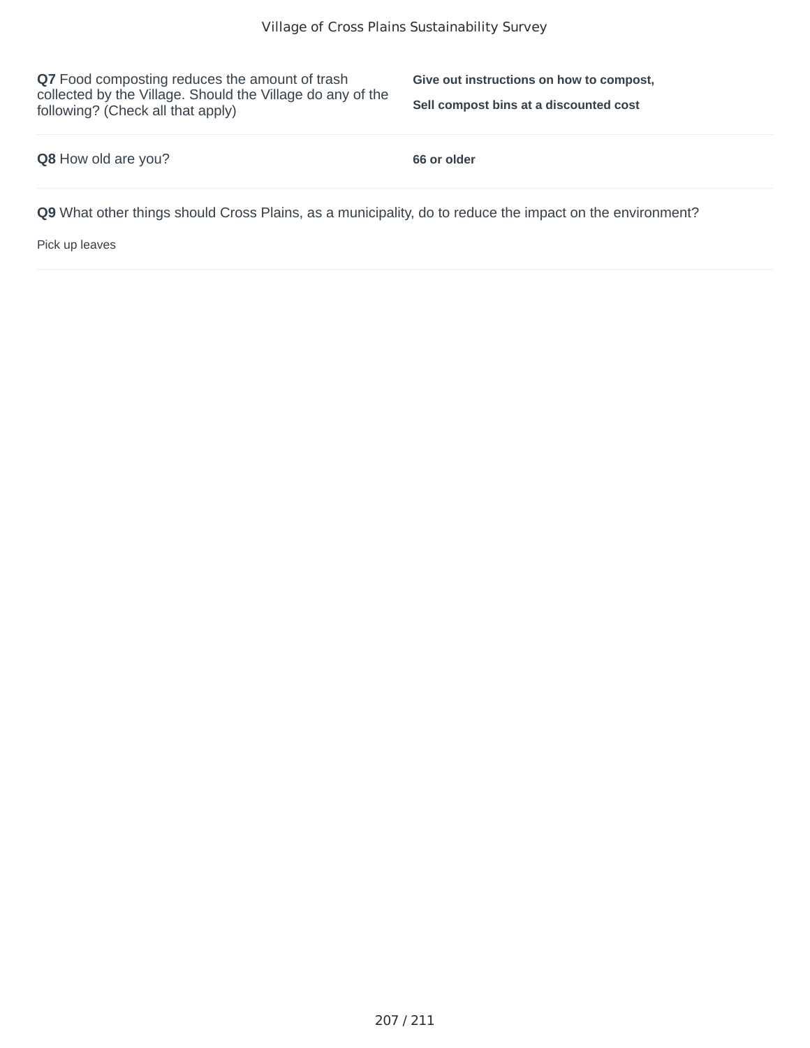**Q7** Food composting reduces the amount of trash collected by the Village. Should the Village do any of the following? (Check all that apply)

**Give out instructions on how to compost,**

**Sell compost bins at a discounted cost**

**Q8** How old are you?

**66 or older**

**Q9** What other things should Cross Plains, as a municipality, do to reduce the impact on the environment?

Pick up leaves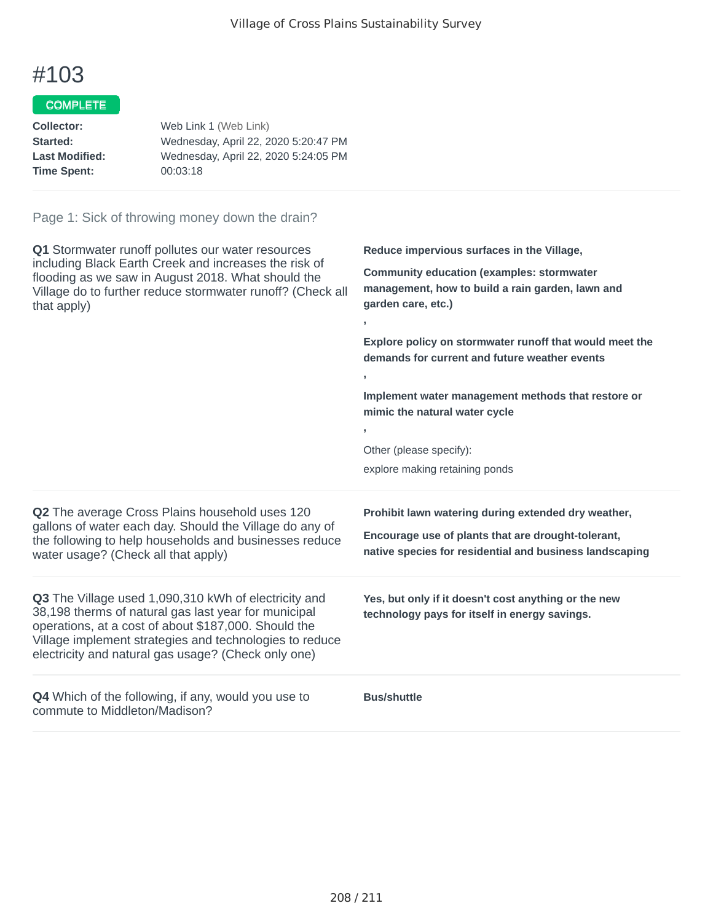# #103

COMPLETE

**Collector:** Web Link 1 (Web Link)
**Started:** Wednesday, April 22, 2020 5:20:47 PM
**Last Modified:** Wednesday, April 22, 2020 5:24:05 PM
**Time Spent:** 00:03:18

Page 1: Sick of throwing money down the drain?

**Q1** Stormwater runoff pollutes our water resources including Black Earth Creek and increases the risk of flooding as we saw in August 2018. What should the Village do to further reduce stormwater runoff? (Check all that apply)

**Reduce impervious surfaces in the Village,**

**Community education (examples: stormwater management, how to build a rain garden, lawn and garden care, etc.)**

**,**

**Explore policy on stormwater runoff that would meet the demands for current and future weather events**

**,**

**Implement water management methods that restore or mimic the natural water cycle**

**,**

Other (please specify):
explore making retaining ponds

**Q2** The average Cross Plains household uses 120 gallons of water each day. Should the Village do any of the following to help households and businesses reduce water usage? (Check all that apply)

**Prohibit lawn watering during extended dry weather,**

**Encourage use of plants that are drought-tolerant, native species for residential and business landscaping**

**Q3** The Village used 1,090,310 kWh of electricity and 38,198 therms of natural gas last year for municipal operations, at a cost of about $187,000. Should the Village implement strategies and technologies to reduce electricity and natural gas usage? (Check only one)

**Yes, but only if it doesn't cost anything or the new technology pays for itself in energy savings.**

**Q4** Which of the following, if any, would you use to commute to Middleton/Madison?

**Bus/shuttle**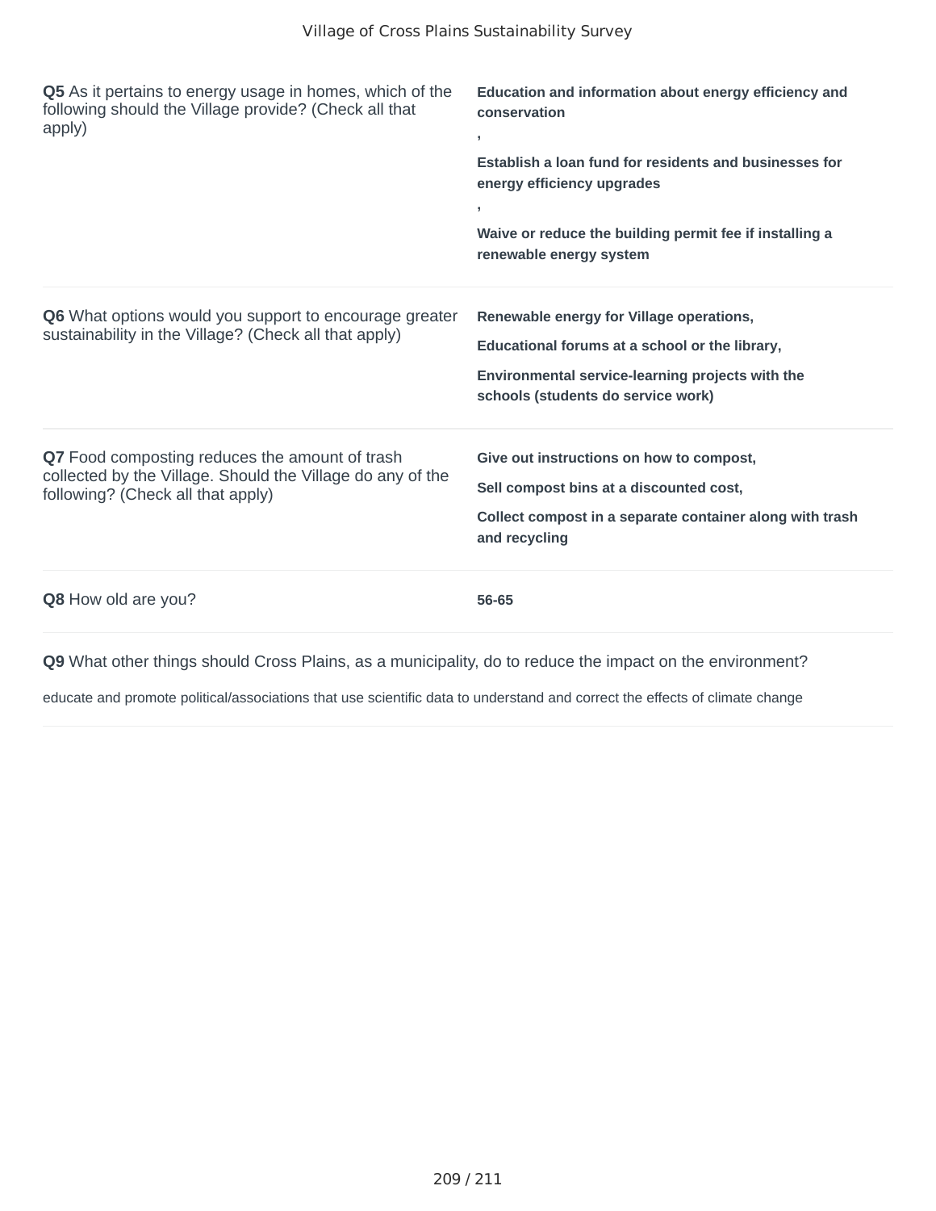**Q5** As it pertains to energy usage in homes, which of the following should the Village provide? (Check all that apply)

**Education and information about energy efficiency and conservation**
**,**
**Establish a loan fund for residents and businesses for energy efficiency upgrades**
**,**
**Waive or reduce the building permit fee if installing a renewable energy system**

**Q6** What options would you support to encourage greater sustainability in the Village? (Check all that apply)

**Renewable energy for Village operations,**

**Educational forums at a school or the library,**

**Environmental service-learning projects with the schools (students do service work)**

**Q7** Food composting reduces the amount of trash collected by the Village. Should the Village do any of the following? (Check all that apply)

**Give out instructions on how to compost,**

**Sell compost bins at a discounted cost,**

**Collect compost in a separate container along with trash and recycling**

**Q8** How old are you?

**56-65**

**Q9** What other things should Cross Plains, as a municipality, do to reduce the impact on the environment?

educate and promote political/associations that use scientific data to understand and correct the effects of climate change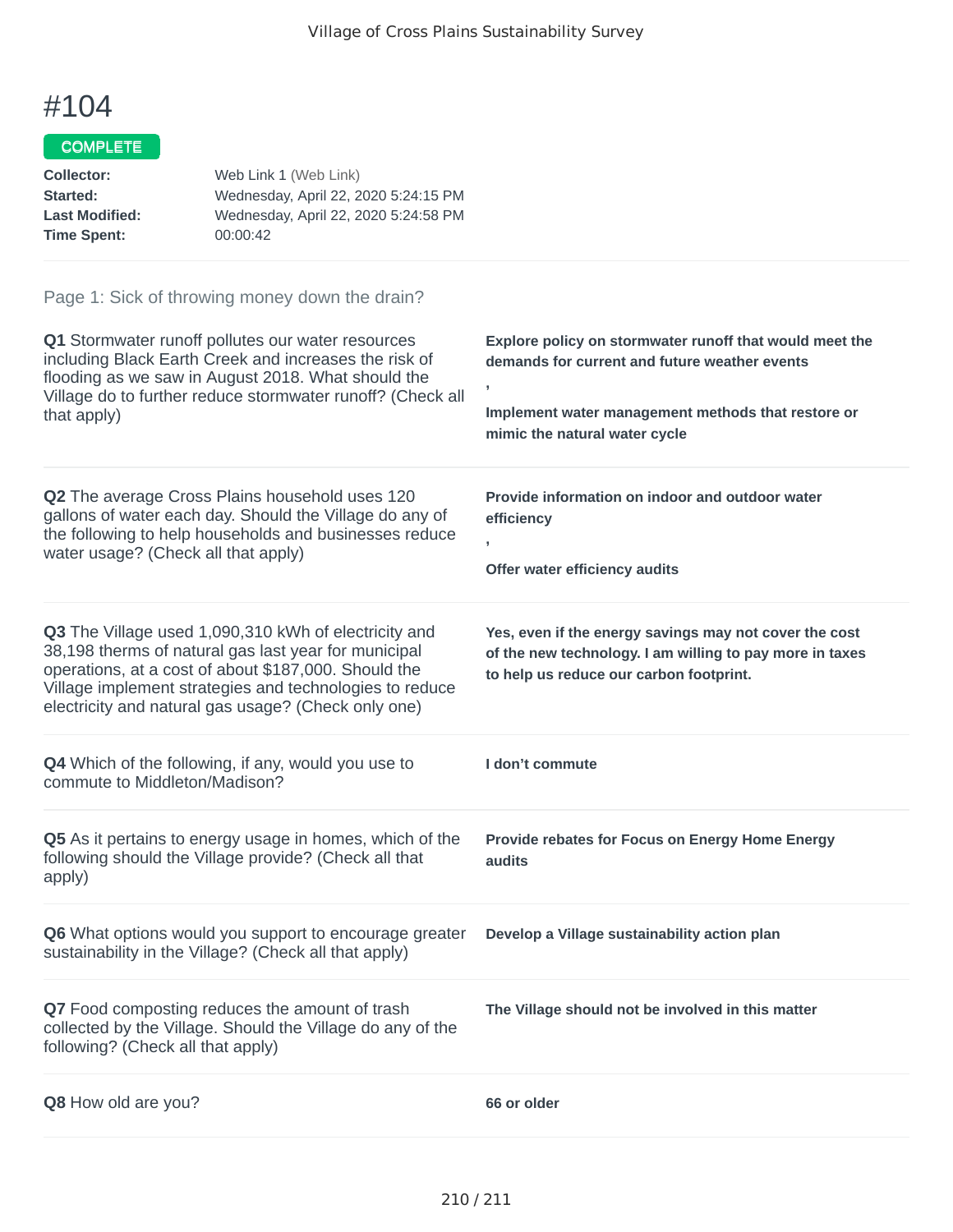Village of Cross Plains Sustainability Survey

# #104

COMPLETE

| | |
|---|---|
| **Collector:** | Web Link 1 (Web Link) |
| **Started:** | Wednesday, April 22, 2020 5:24:15 PM |
| **Last Modified:** | Wednesday, April 22, 2020 5:24:58 PM |
| **Time Spent:** | 00:00:42 |

## Page 1: Sick of throwing money down the drain?

**Q1** Stormwater runoff pollutes our water resources including Black Earth Creek and increases the risk of flooding as we saw in August 2018. What should the Village do to further reduce stormwater runoff? (Check all that apply)

**Explore policy on stormwater runoff that would meet the demands for current and future weather events**

,

**Implement water management methods that restore or mimic the natural water cycle**

**Q2** The average Cross Plains household uses 120 gallons of water each day. Should the Village do any of the following to help households and businesses reduce water usage? (Check all that apply)

**Provide information on indoor and outdoor water efficiency**

,

**Offer water efficiency audits**

**Q3** The Village used 1,090,310 kWh of electricity and 38,198 therms of natural gas last year for municipal operations, at a cost of about $187,000. Should the Village implement strategies and technologies to reduce electricity and natural gas usage? (Check only one)

**Yes, even if the energy savings may not cover the cost of the new technology. I am willing to pay more in taxes to help us reduce our carbon footprint.**

**Q4** Which of the following, if any, would you use to commute to Middleton/Madison?

**I don’t commute**

**Q5** As it pertains to energy usage in homes, which of the following should the Village provide? (Check all that apply)

**Provide rebates for Focus on Energy Home Energy audits**

**Q6** What options would you support to encourage greater sustainability in the Village? (Check all that apply)

**Develop a Village sustainability action plan**

**Q7** Food composting reduces the amount of trash collected by the Village. Should the Village do any of the following? (Check all that apply)

**The Village should not be involved in this matter**

**Q8** How old are you?

**66 or older**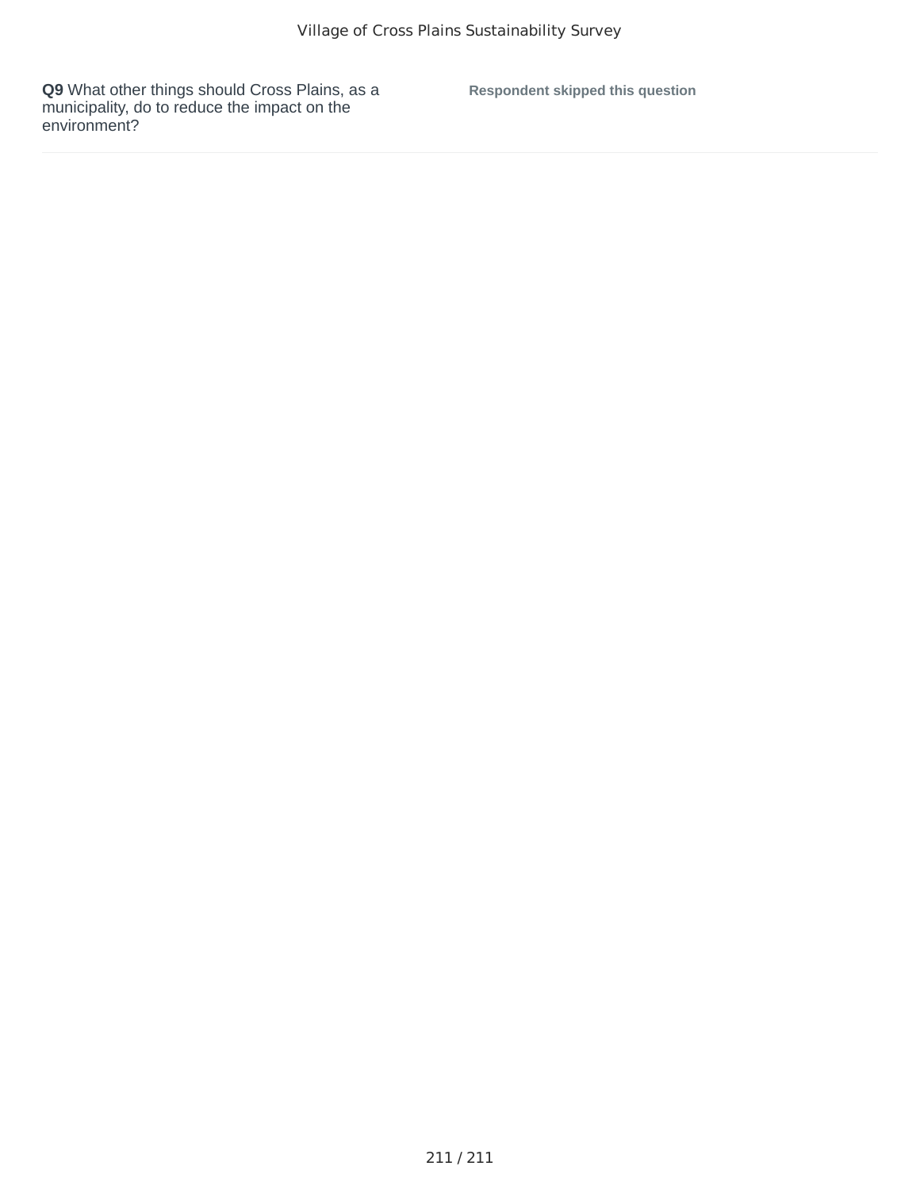**Q9** What other things should Cross Plains, as a municipality, do to reduce the impact on the environment?

**Respondent skipped this question**